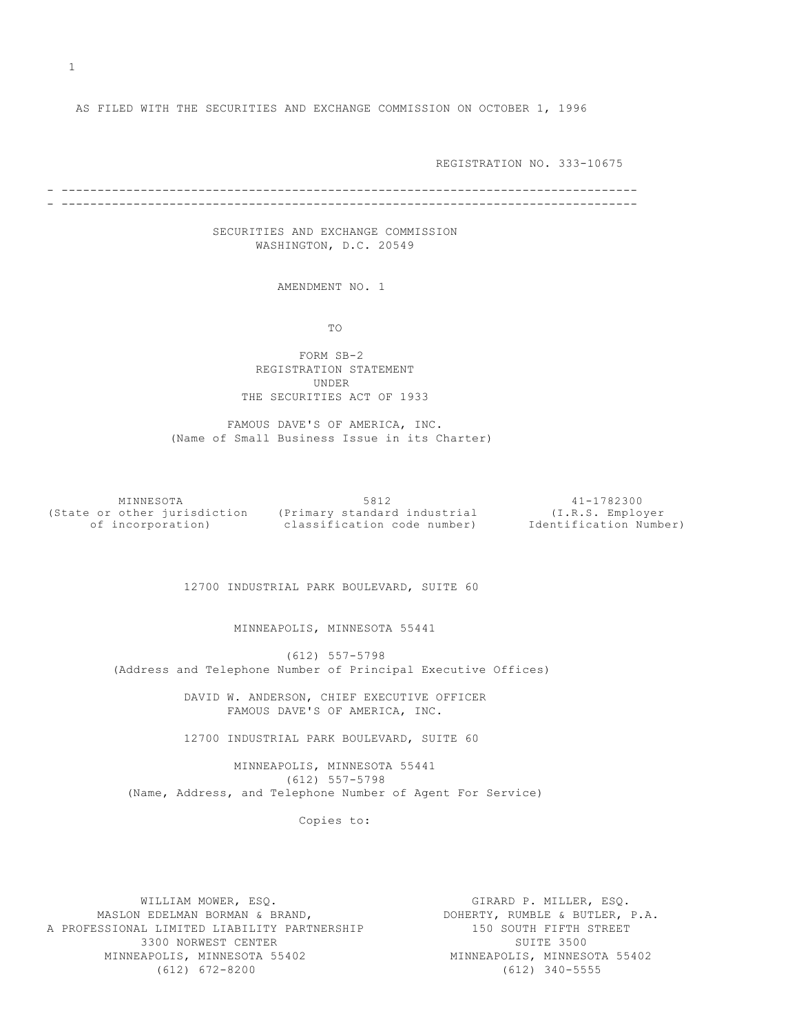AS FILED WITH THE SECURITIES AND EXCHANGE COMMISSION ON OCTOBER 1, 1996

REGISTRATION NO. 333-10675

---

SECURITIES AND EXCHANGE COMMISSION
WASHINGTON, D.C. 20549

AMENDMENT NO. 1

TO

FORM SB-2
REGISTRATION STATEMENT
UNDER
THE SECURITIES ACT OF 1933

FAMOUS DAVE'S OF AMERICA, INC.
(Name of Small Business Issue in its Charter)

| MINNESOTA | 5812 | 41-1782300 |
|---|---|---|
| (State or other jurisdiction of incorporation) | (Primary standard industrial classification code number) | (I.R.S. Employer Identification Number) |

12700 INDUSTRIAL PARK BOULEVARD, SUITE 60

MINNEAPOLIS, MINNESOTA 55441

(612) 557-5798
(Address and Telephone Number of Principal Executive Offices)

DAVID W. ANDERSON, CHIEF EXECUTIVE OFFICER
FAMOUS DAVE'S OF AMERICA, INC.

12700 INDUSTRIAL PARK BOULEVARD, SUITE 60

MINNEAPOLIS, MINNESOTA 55441
(612) 557-5798
(Name, Address, and Telephone Number of Agent For Service)

Copies to:

| | |
|---|---|
| WILLIAM MOWER, ESQ. | GIRARD P. MILLER, ESQ. |
| MASLON EDELMAN BORMAN & BRAND, | DOHERTY, RUMBLE & BUTLER, P.A. |
| A PROFESSIONAL LIMITED LIABILITY PARTNERSHIP | 150 SOUTH FIFTH STREET |
| 3300 NORWEST CENTER | SUITE 3500 |
| MINNEAPOLIS, MINNESOTA 55402 | MINNEAPOLIS, MINNESOTA 55402 |
| (612) 672-8200 | (612) 340-5555 |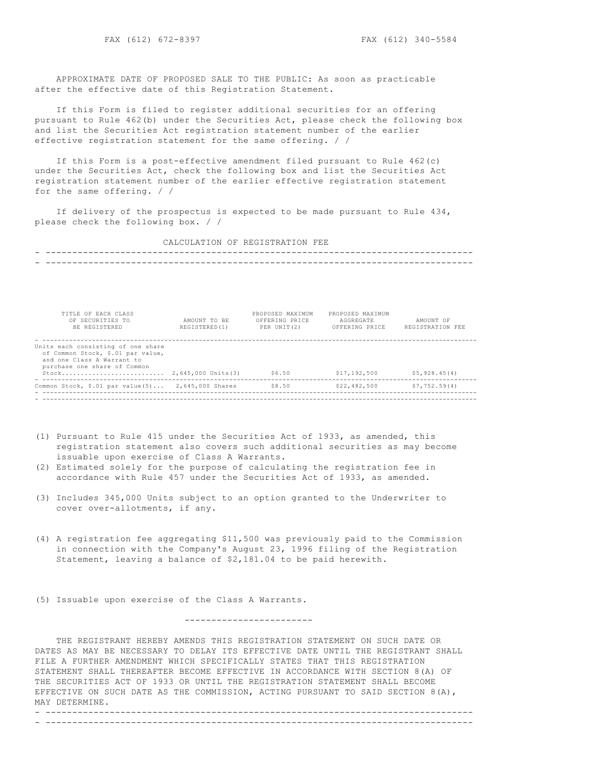FAX (612) 672-8397 FAX (612) 340-5584

APPROXIMATE DATE OF PROPOSED SALE TO THE PUBLIC: As soon as practicable after the effective date of this Registration Statement.

If this Form is filed to register additional securities for an offering pursuant to Rule 462(b) under the Securities Act, please check the following box and list the Securities Act registration statement number of the earlier effective registration statement for the same offering. / /

If this Form is a post-effective amendment filed pursuant to Rule 462(c) under the Securities Act, check the following box and list the Securities Act registration statement number of the earlier effective registration statement for the same offering. / /

If delivery of the prospectus is expected to be made pursuant to Rule 434, please check the following box. / /

CALCULATION OF REGISTRATION FEE

| TITLE OF EACH CLASS OF SECURITIES TO BE REGISTERED | AMOUNT TO BE REGISTERED(1) | PROPOSED MAXIMUM OFFERING PRICE PER UNIT(2) | PROPOSED MAXIMUM AGGREGATE OFFERING PRICE | AMOUNT OF REGISTRATION FEE |
|---|---|---|---|---|
| Units each consisting of one share of Common Stock, $.01 par value, and one Class A Warrant to purchase one share of Common Stock | 2,645,000 Units(3) | $6.50 | $17,192,500 | $5,928.45(4) |
| Common Stock, $.01 par value(5) | 2,645,000 Shares | $8.50 | $22,482,500 | $7,752.59(4) |

(1) Pursuant to Rule 415 under the Securities Act of 1933, as amended, this registration statement also covers such additional securities as may become issuable upon exercise of Class A Warrants.

(2) Estimated solely for the purpose of calculating the registration fee in accordance with Rule 457 under the Securities Act of 1933, as amended.

(3) Includes 345,000 Units subject to an option granted to the Underwriter to cover over-allotments, if any.

(4) A registration fee aggregating $11,500 was previously paid to the Commission in connection with the Company's August 23, 1996 filing of the Registration Statement, leaving a balance of $2,181.04 to be paid herewith.

(5) Issuable upon exercise of the Class A Warrants.

---

THE REGISTRANT HEREBY AMENDS THIS REGISTRATION STATEMENT ON SUCH DATE OR DATES AS MAY BE NECESSARY TO DELAY ITS EFFECTIVE DATE UNTIL THE REGISTRANT SHALL FILE A FURTHER AMENDMENT WHICH SPECIFICALLY STATES THAT THIS REGISTRATION STATEMENT SHALL THEREAFTER BECOME EFFECTIVE IN ACCORDANCE WITH SECTION 8(A) OF THE SECURITIES ACT OF 1933 OR UNTIL THE REGISTRATION STATEMENT SHALL BECOME EFFECTIVE ON SUCH DATE AS THE COMMISSION, ACTING PURSUANT TO SAID SECTION 8(A), MAY DETERMINE.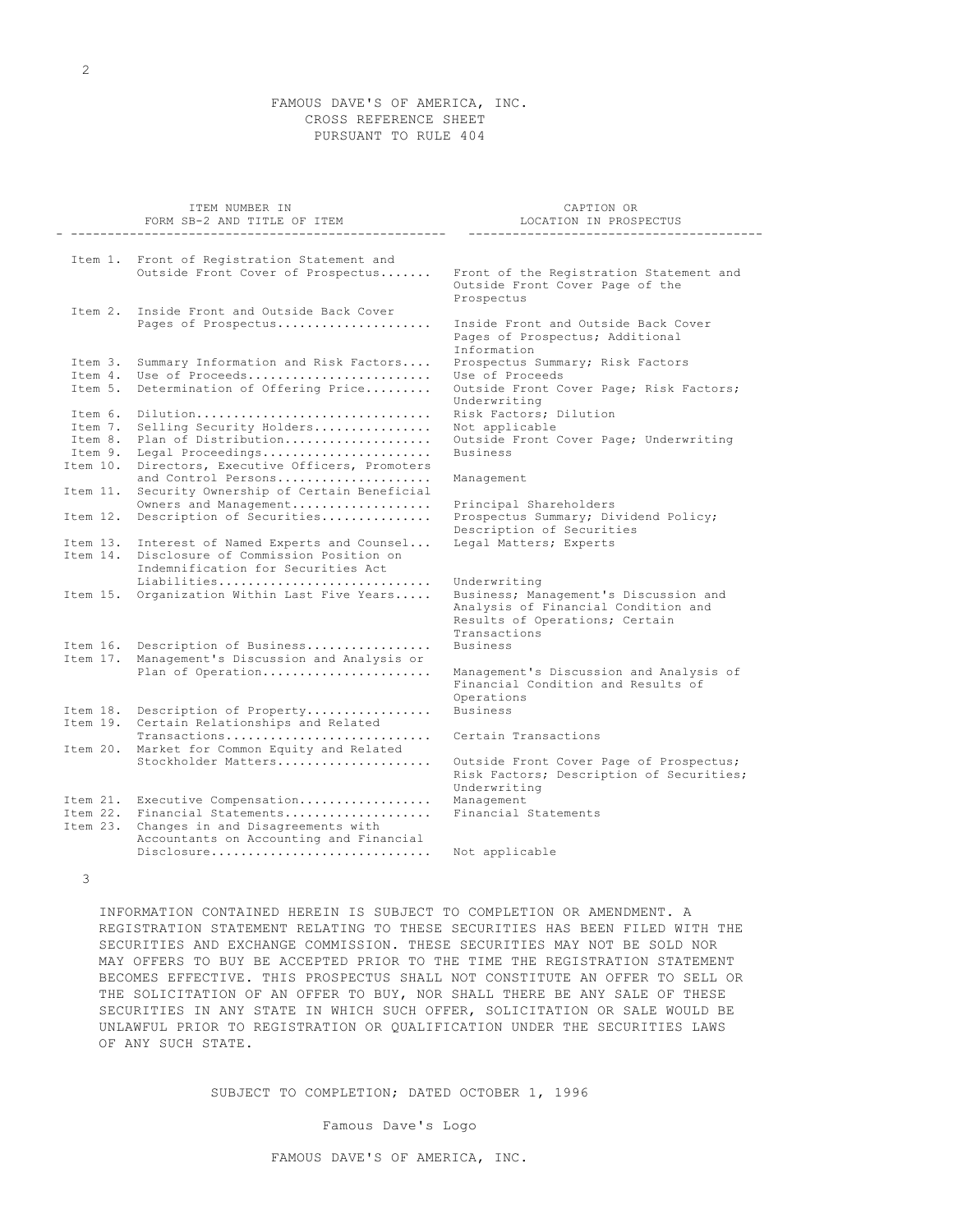FAMOUS DAVE'S OF AMERICA, INC.
CROSS REFERENCE SHEET
PURSUANT TO RULE 404

| ITEM NUMBER IN FORM SB-2 AND TITLE OF ITEM | CAPTION OR LOCATION IN PROSPECTUS |
|---|---|
| Item 1. Front of Registration Statement and Outside Front Cover of Prospectus | Front of the Registration Statement and Outside Front Cover Page of the Prospectus |
| Item 2. Inside Front and Outside Back Cover Pages of Prospectus | Inside Front and Outside Back Cover Pages of Prospectus; Additional Information |
| Item 3. Summary Information and Risk Factors | Prospectus Summary; Risk Factors |
| Item 4. Use of Proceeds | Use of Proceeds |
| Item 5. Determination of Offering Price | Outside Front Cover Page; Risk Factors; Underwriting |
| Item 6. Dilution | Risk Factors; Dilution |
| Item 7. Selling Security Holders | Not applicable |
| Item 8. Plan of Distribution | Outside Front Cover Page; Underwriting |
| Item 9. Legal Proceedings | Business |
| Item 10. Directors, Executive Officers, Promoters and Control Persons | Management |
| Item 11. Security Ownership of Certain Beneficial Owners and Management | Principal Shareholders |
| Item 12. Description of Securities | Prospectus Summary; Dividend Policy; Description of Securities |
| Item 13. Interest of Named Experts and Counsel | Legal Matters; Experts |
| Item 14. Disclosure of Commission Position on Indemnification for Securities Act Liabilities | Underwriting |
| Item 15. Organization Within Last Five Years | Business; Management's Discussion and Analysis of Financial Condition and Results of Operations; Certain Transactions |
| Item 16. Description of Business | Business |
| Item 17. Management's Discussion and Analysis or Plan of Operation | Management's Discussion and Analysis of Financial Condition and Results of Operations |
| Item 18. Description of Property | Business |
| Item 19. Certain Relationships and Related Transactions | Certain Transactions |
| Item 20. Market for Common Equity and Related Stockholder Matters | Outside Front Cover Page of Prospectus; Risk Factors; Description of Securities; Underwriting |
| Item 21. Executive Compensation | Management |
| Item 22. Financial Statements | Financial Statements |
| Item 23. Changes in and Disagreements with Accountants on Accounting and Financial Disclosure | Not applicable |

INFORMATION CONTAINED HEREIN IS SUBJECT TO COMPLETION OR AMENDMENT. A REGISTRATION STATEMENT RELATING TO THESE SECURITIES HAS BEEN FILED WITH THE SECURITIES AND EXCHANGE COMMISSION. THESE SECURITIES MAY NOT BE SOLD NOR MAY OFFERS TO BUY BE ACCEPTED PRIOR TO THE TIME THE REGISTRATION STATEMENT BECOMES EFFECTIVE. THIS PROSPECTUS SHALL NOT CONSTITUTE AN OFFER TO SELL OR THE SOLICITATION OF AN OFFER TO BUY, NOR SHALL THERE BE ANY SALE OF THESE SECURITIES IN ANY STATE IN WHICH SUCH OFFER, SOLICITATION OR SALE WOULD BE UNLAWFUL PRIOR TO REGISTRATION OR QUALIFICATION UNDER THE SECURITIES LAWS OF ANY SUCH STATE.

SUBJECT TO COMPLETION; DATED OCTOBER 1, 1996

Famous Dave's Logo

FAMOUS DAVE'S OF AMERICA, INC.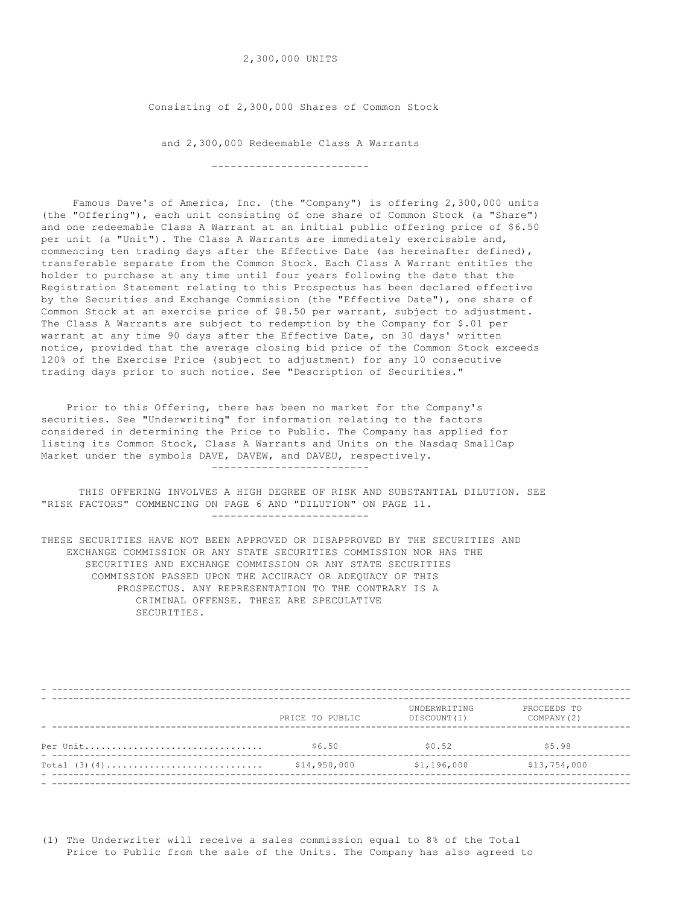2,300,000 UNITS

Consisting of 2,300,000 Shares of Common Stock

and 2,300,000 Redeemable Class A Warrants

---

Famous Dave's of America, Inc. (the "Company") is offering 2,300,000 units (the "Offering"), each unit consisting of one share of Common Stock (a "Share") and one redeemable Class A Warrant at an initial public offering price of $6.50 per unit (a "Unit"). The Class A Warrants are immediately exercisable and, commencing ten trading days after the Effective Date (as hereinafter defined), transferable separate from the Common Stock. Each Class A Warrant entitles the holder to purchase at any time until four years following the date that the Registration Statement relating to this Prospectus has been declared effective by the Securities and Exchange Commission (the "Effective Date"), one share of Common Stock at an exercise price of $8.50 per warrant, subject to adjustment. The Class A Warrants are subject to redemption by the Company for $.01 per warrant at any time 90 days after the Effective Date, on 30 days' written notice, provided that the average closing bid price of the Common Stock exceeds 120% of the Exercise Price (subject to adjustment) for any 10 consecutive trading days prior to such notice. See "Description of Securities."

Prior to this Offering, there has been no market for the Company's securities. See "Underwriting" for information relating to the factors considered in determining the Price to Public. The Company has applied for listing its Common Stock, Class A Warrants and Units on the Nasdaq SmallCap Market under the symbols DAVE, DAVEW, and DAVEU, respectively.

---

THIS OFFERING INVOLVES A HIGH DEGREE OF RISK AND SUBSTANTIAL DILUTION. SEE "RISK FACTORS" COMMENCING ON PAGE 6 AND "DILUTION" ON PAGE 11.

---

THESE SECURITIES HAVE NOT BEEN APPROVED OR DISAPPROVED BY THE SECURITIES AND EXCHANGE COMMISSION OR ANY STATE SECURITIES COMMISSION NOR HAS THE SECURITIES AND EXCHANGE COMMISSION OR ANY STATE SECURITIES COMMISSION PASSED UPON THE ACCURACY OR ADEQUACY OF THIS PROSPECTUS. ANY REPRESENTATION TO THE CONTRARY IS A CRIMINAL OFFENSE. THESE ARE SPECULATIVE SECURITIES.

| | PRICE TO PUBLIC | UNDERWRITING DISCOUNT(1) | PROCEEDS TO COMPANY(2) |
|---|---|---|---|
| Per Unit | $6.50 | $0.52 | $5.98 |
| Total (3)(4) | $14,950,000 | $1,196,000 | $13,754,000 |

(1) The Underwriter will receive a sales commission equal to 8% of the Total Price to Public from the sale of the Units. The Company has also agreed to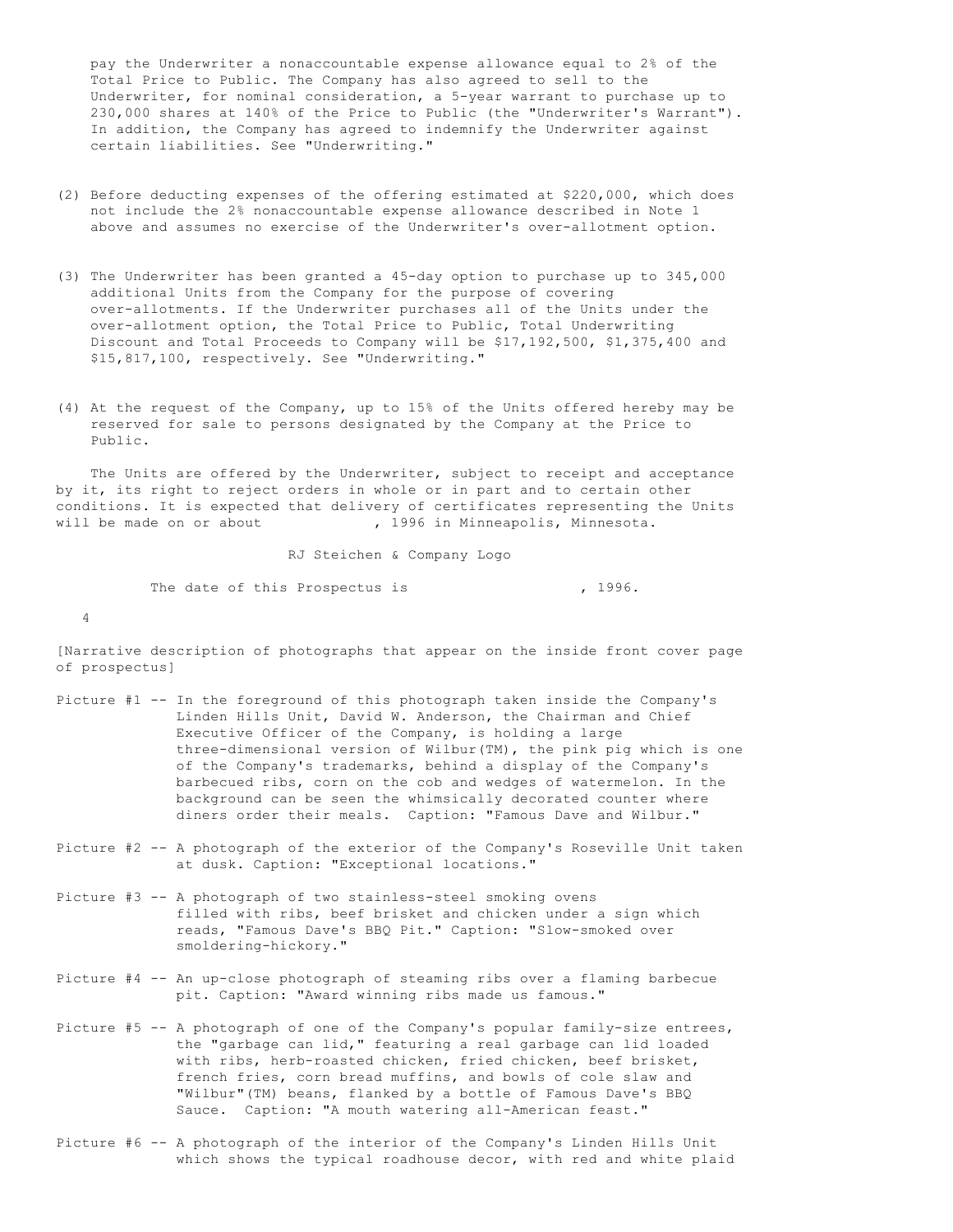pay the Underwriter a nonaccountable expense allowance equal to 2% of the Total Price to Public. The Company has also agreed to sell to the Underwriter, for nominal consideration, a 5-year warrant to purchase up to 230,000 shares at 140% of the Price to Public (the "Underwriter's Warrant"). In addition, the Company has agreed to indemnify the Underwriter against certain liabilities. See "Underwriting."

(2) Before deducting expenses of the offering estimated at $220,000, which does not include the 2% nonaccountable expense allowance described in Note 1 above and assumes no exercise of the Underwriter's over-allotment option.

(3) The Underwriter has been granted a 45-day option to purchase up to 345,000 additional Units from the Company for the purpose of covering over-allotments. If the Underwriter purchases all of the Units under the over-allotment option, the Total Price to Public, Total Underwriting Discount and Total Proceeds to Company will be $17,192,500, $1,375,400 and $15,817,100, respectively. See "Underwriting."

(4) At the request of the Company, up to 15% of the Units offered hereby may be reserved for sale to persons designated by the Company at the Price to Public.

The Units are offered by the Underwriter, subject to receipt and acceptance by it, its right to reject orders in whole or in part and to certain other conditions. It is expected that delivery of certificates representing the Units will be made on or about              , 1996 in Minneapolis, Minnesota.

RJ Steichen & Company Logo

The date of this Prospectus is                    , 1996.

[Narrative description of photographs that appear on the inside front cover page of prospectus]

Picture #1 -- In the foreground of this photograph taken inside the Company's Linden Hills Unit, David W. Anderson, the Chairman and Chief Executive Officer of the Company, is holding a large three-dimensional version of Wilbur(TM), the pink pig which is one of the Company's trademarks, behind a display of the Company's barbecued ribs, corn on the cob and wedges of watermelon. In the background can be seen the whimsically decorated counter where diners order their meals. Caption: "Famous Dave and Wilbur."

Picture #2 -- A photograph of the exterior of the Company's Roseville Unit taken at dusk. Caption: "Exceptional locations."

Picture #3 -- A photograph of two stainless-steel smoking ovens filled with ribs, beef brisket and chicken under a sign which reads, "Famous Dave's BBQ Pit." Caption: "Slow-smoked over smoldering-hickory."

Picture #4 -- An up-close photograph of steaming ribs over a flaming barbecue pit. Caption: "Award winning ribs made us famous."

Picture #5 -- A photograph of one of the Company's popular family-size entrees, the "garbage can lid," featuring a real garbage can lid loaded with ribs, herb-roasted chicken, fried chicken, beef brisket, french fries, corn bread muffins, and bowls of cole slaw and "Wilbur"(TM) beans, flanked by a bottle of Famous Dave's BBQ Sauce. Caption: "A mouth watering all-American feast."

Picture #6 -- A photograph of the interior of the Company's Linden Hills Unit which shows the typical roadhouse decor, with red and white plaid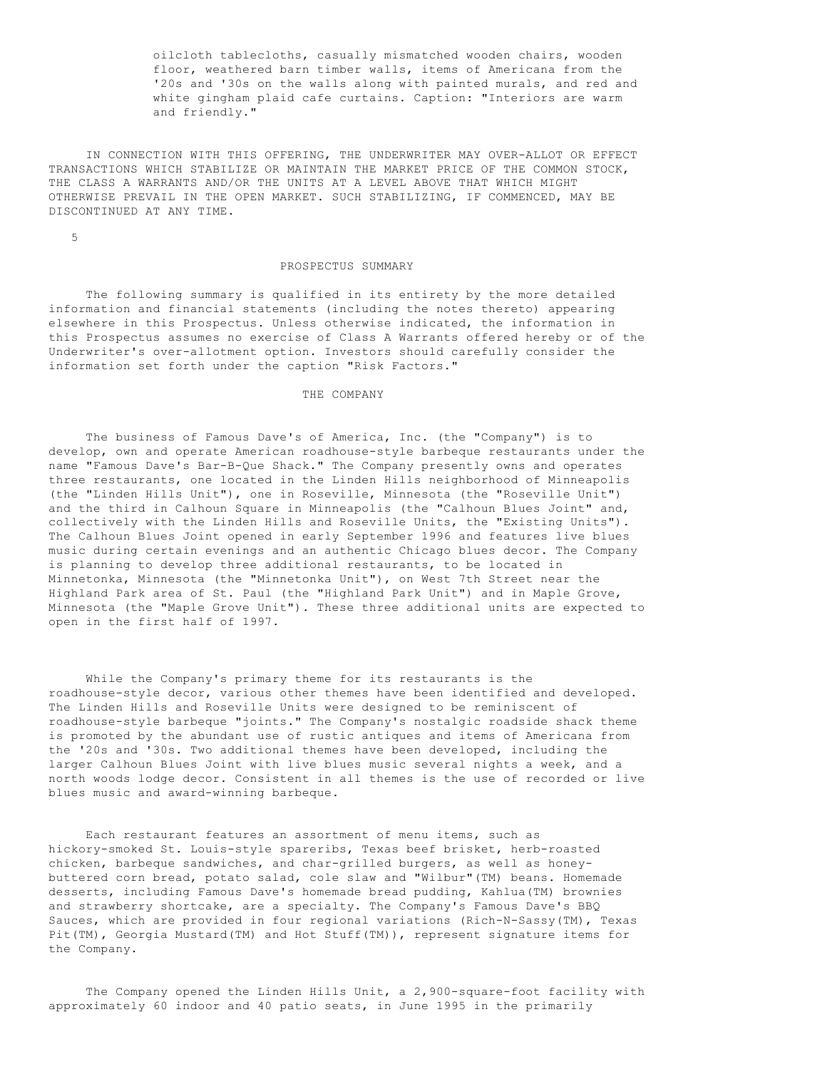oilcloth tablecloths, casually mismatched wooden chairs, wooden floor, weathered barn timber walls, items of Americana from the '20s and '30s on the walls along with painted murals, and red and white gingham plaid cafe curtains. Caption: "Interiors are warm and friendly."

IN CONNECTION WITH THIS OFFERING, THE UNDERWRITER MAY OVER-ALLOT OR EFFECT TRANSACTIONS WHICH STABILIZE OR MAINTAIN THE MARKET PRICE OF THE COMMON STOCK, THE CLASS A WARRANTS AND/OR THE UNITS AT A LEVEL ABOVE THAT WHICH MIGHT OTHERWISE PREVAIL IN THE OPEN MARKET. SUCH STABILIZING, IF COMMENCED, MAY BE DISCONTINUED AT ANY TIME.

## PROSPECTUS SUMMARY

The following summary is qualified in its entirety by the more detailed information and financial statements (including the notes thereto) appearing elsewhere in this Prospectus. Unless otherwise indicated, the information in this Prospectus assumes no exercise of Class A Warrants offered hereby or of the Underwriter's over-allotment option. Investors should carefully consider the information set forth under the caption "Risk Factors."

### THE COMPANY

The business of Famous Dave's of America, Inc. (the "Company") is to develop, own and operate American roadhouse-style barbeque restaurants under the name "Famous Dave's Bar-B-Que Shack." The Company presently owns and operates three restaurants, one located in the Linden Hills neighborhood of Minneapolis (the "Linden Hills Unit"), one in Roseville, Minnesota (the "Roseville Unit") and the third in Calhoun Square in Minneapolis (the "Calhoun Blues Joint" and, collectively with the Linden Hills and Roseville Units, the "Existing Units"). The Calhoun Blues Joint opened in early September 1996 and features live blues music during certain evenings and an authentic Chicago blues decor. The Company is planning to develop three additional restaurants, to be located in Minnetonka, Minnesota (the "Minnetonka Unit"), on West 7th Street near the Highland Park area of St. Paul (the "Highland Park Unit") and in Maple Grove, Minnesota (the "Maple Grove Unit"). These three additional units are expected to open in the first half of 1997.

While the Company's primary theme for its restaurants is the roadhouse-style decor, various other themes have been identified and developed. The Linden Hills and Roseville Units were designed to be reminiscent of roadhouse-style barbeque "joints." The Company's nostalgic roadside shack theme is promoted by the abundant use of rustic antiques and items of Americana from the '20s and '30s. Two additional themes have been developed, including the larger Calhoun Blues Joint with live blues music several nights a week, and a north woods lodge decor. Consistent in all themes is the use of recorded or live blues music and award-winning barbeque.

Each restaurant features an assortment of menu items, such as hickory-smoked St. Louis-style spareribs, Texas beef brisket, herb-roasted chicken, barbeque sandwiches, and char-grilled burgers, as well as honey-buttered corn bread, potato salad, cole slaw and "Wilbur"(TM) beans. Homemade desserts, including Famous Dave's homemade bread pudding, Kahlua(TM) brownies and strawberry shortcake, are a specialty. The Company's Famous Dave's BBQ Sauces, which are provided in four regional variations (Rich-N-Sassy(TM), Texas Pit(TM), Georgia Mustard(TM) and Hot Stuff(TM)), represent signature items for the Company.

The Company opened the Linden Hills Unit, a 2,900-square-foot facility with approximately 60 indoor and 40 patio seats, in June 1995 in the primarily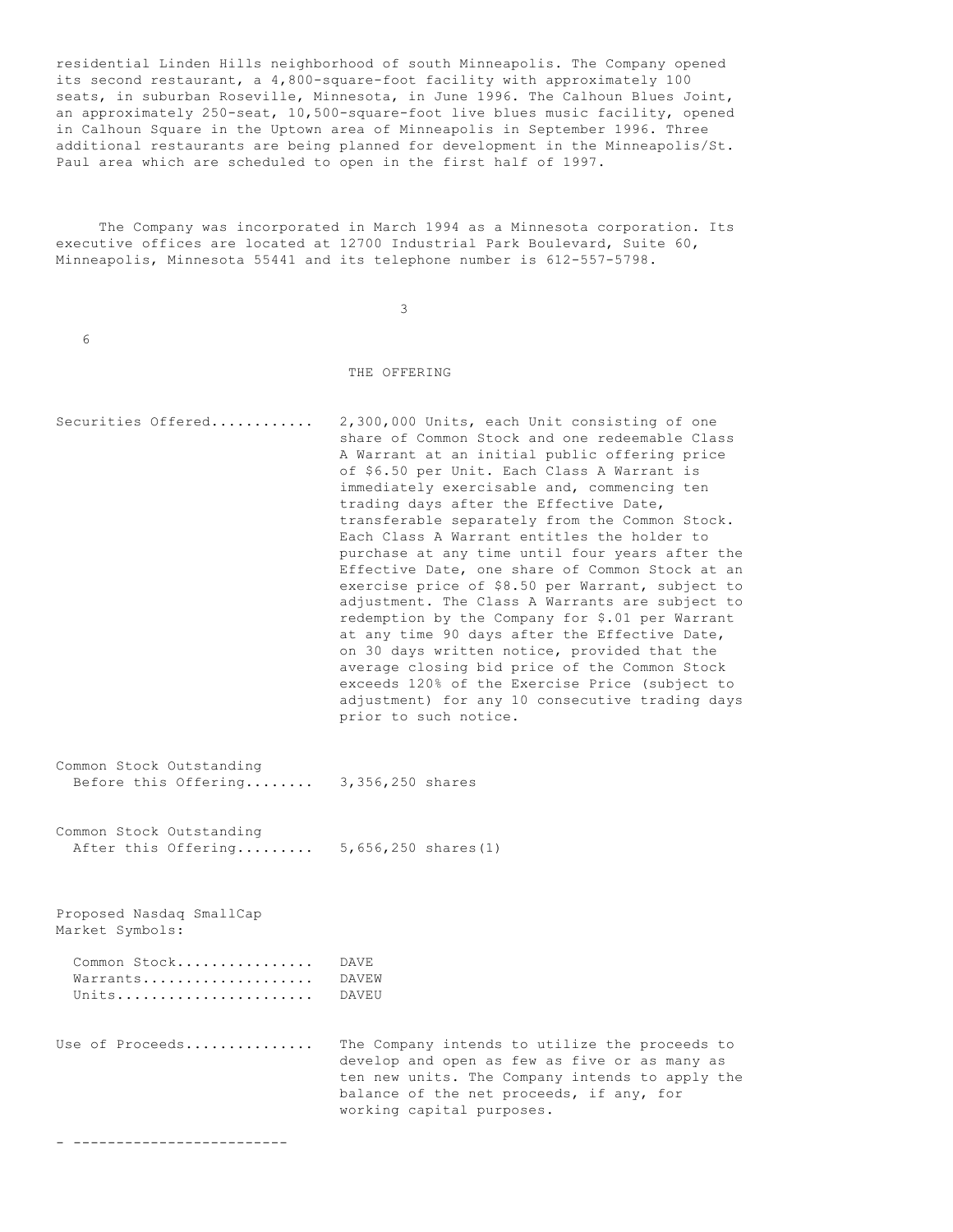residential Linden Hills neighborhood of south Minneapolis. The Company opened its second restaurant, a 4,800-square-foot facility with approximately 100 seats, in suburban Roseville, Minnesota, in June 1996. The Calhoun Blues Joint, an approximately 250-seat, 10,500-square-foot live blues music facility, opened in Calhoun Square in the Uptown area of Minneapolis in September 1996. Three additional restaurants are being planned for development in the Minneapolis/St. Paul area which are scheduled to open in the first half of 1997.

The Company was incorporated in March 1994 as a Minnesota corporation. Its executive offices are located at 12700 Industrial Park Boulevard, Suite 60, Minneapolis, Minnesota 55441 and its telephone number is 612-557-5798.

## THE OFFERING

| | |
|---|---|
| Securities Offered | 2,300,000 Units, each Unit consisting of one share of Common Stock and one redeemable Class A Warrant at an initial public offering price of $6.50 per Unit. Each Class A Warrant is immediately exercisable and, commencing ten trading days after the Effective Date, transferable separately from the Common Stock. Each Class A Warrant entitles the holder to purchase at any time until four years after the Effective Date, one share of Common Stock at an exercise price of $8.50 per Warrant, subject to adjustment. The Class A Warrants are subject to redemption by the Company for $.01 per Warrant at any time 90 days after the Effective Date, on 30 days written notice, provided that the average closing bid price of the Common Stock exceeds 120% of the Exercise Price (subject to adjustment) for any 10 consecutive trading days prior to such notice. |
| Common Stock Outstanding Before this Offering | 3,356,250 shares |
| Common Stock Outstanding After this Offering | 5,656,250 shares(1) |
| Proposed Nasdaq SmallCap Market Symbols: | |
| Common Stock | DAVE |
| Warrants | DAVEW |
| Units | DAVEU |
| Use of Proceeds | The Company intends to utilize the proceeds to develop and open as few as five or as many as ten new units. The Company intends to apply the balance of the net proceeds, if any, for working capital purposes. |

---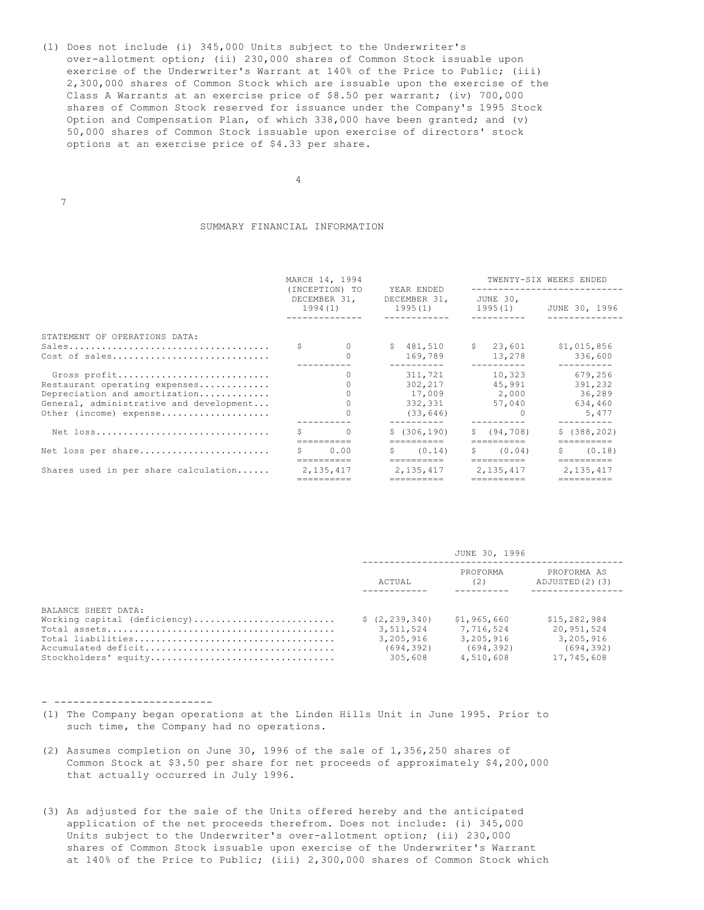(1) Does not include (i) 345,000 Units subject to the Underwriter's over-allotment option; (ii) 230,000 shares of Common Stock issuable upon exercise of the Underwriter's Warrant at 140% of the Price to Public; (iii) 2,300,000 shares of Common Stock which are issuable upon the exercise of the Class A Warrants at an exercise price of $8.50 per warrant; (iv) 700,000 shares of Common Stock reserved for issuance under the Company's 1995 Stock Option and Compensation Plan, of which 338,000 have been granted; and (v) 50,000 shares of Common Stock issuable upon exercise of directors' stock options at an exercise price of $4.33 per share.

## SUMMARY FINANCIAL INFORMATION

| | MARCH 14, 1994 (INCEPTION) TO DECEMBER 31, 1994(1) | YEAR ENDED DECEMBER 31, 1995(1) | TWENTY-SIX WEEKS ENDED | |
|---|---|---|---|---|
| | | | JUNE 30, 1995(1) | JUNE 30, 1996 |
| STATEMENT OF OPERATIONS DATA: | | | | |
| Sales | $ 0 | $ 481,510 | $ 23,601 | $1,015,856 |
| Cost of sales | 0 | 169,789 | 13,278 | 336,600 |
| Gross profit | 0 | 311,721 | 10,323 | 679,256 |
| Restaurant operating expenses | 0 | 302,217 | 45,991 | 391,232 |
| Depreciation and amortization | 0 | 17,009 | 2,000 | 36,289 |
| General, administrative and development | 0 | 332,331 | 57,040 | 634,460 |
| Other (income) expense | 0 | (33,646) | 0 | 5,477 |
| Net loss | $ 0 | $ (306,190) | $ (94,708) | $ (388,202) |
| Net loss per share | $ 0.00 | $ (0.14) | $ (0.04) | $ (0.18) |
| Shares used in per share calculation | 2,135,417 | 2,135,417 | 2,135,417 | 2,135,417 |

| | JUNE 30, 1996 | | |
|---|---|---|---|
| | ACTUAL | PROFORMA (2) | PROFORMA AS ADJUSTED(2)(3) |
| BALANCE SHEET DATA: | | | |
| Working capital (deficiency) | $ (2,239,340) | $1,965,660 | $15,282,984 |
| Total assets | 3,511,524 | 7,716,524 | 20,951,524 |
| Total liabilities | 3,205,916 | 3,205,916 | 3,205,916 |
| Accumulated deficit | (694,392) | (694,392) | (694,392) |
| Stockholders' equity | 305,608 | 4,510,608 | 17,745,608 |

---

(1) The Company began operations at the Linden Hills Unit in June 1995. Prior to such time, the Company had no operations.

(2) Assumes completion on June 30, 1996 of the sale of 1,356,250 shares of Common Stock at $3.50 per share for net proceeds of approximately $4,200,000 that actually occurred in July 1996.

(3) As adjusted for the sale of the Units offered hereby and the anticipated application of the net proceeds therefrom. Does not include: (i) 345,000 Units subject to the Underwriter's over-allotment option; (ii) 230,000 shares of Common Stock issuable upon exercise of the Underwriter's Warrant at 140% of the Price to Public; (iii) 2,300,000 shares of Common Stock which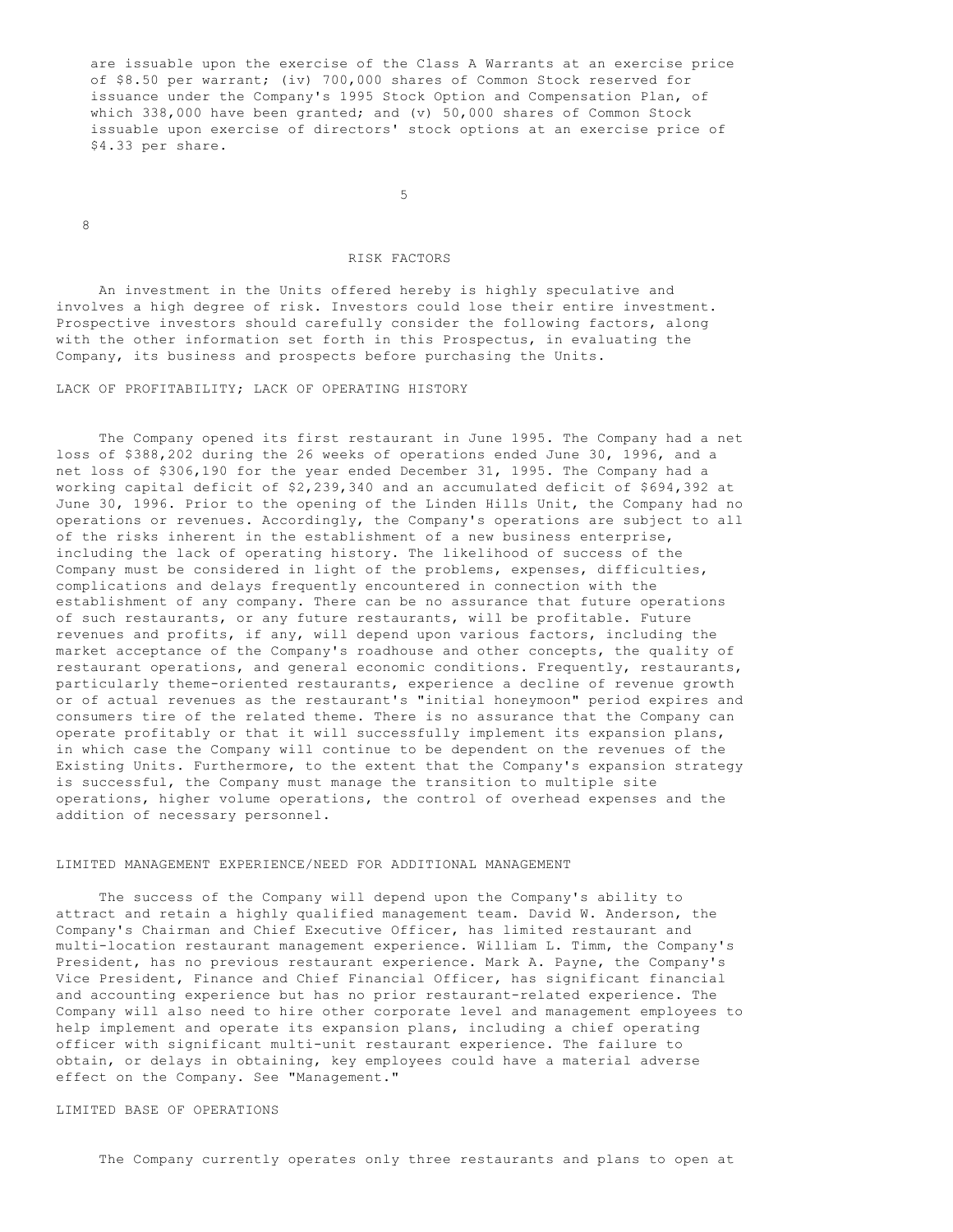are issuable upon the exercise of the Class A Warrants at an exercise price of $8.50 per warrant; (iv) 700,000 shares of Common Stock reserved for issuance under the Company's 1995 Stock Option and Compensation Plan, of which 338,000 have been granted; and (v) 50,000 shares of Common Stock issuable upon exercise of directors' stock options at an exercise price of $4.33 per share.

## RISK FACTORS

An investment in the Units offered hereby is highly speculative and involves a high degree of risk. Investors could lose their entire investment. Prospective investors should carefully consider the following factors, along with the other information set forth in this Prospectus, in evaluating the Company, its business and prospects before purchasing the Units.

### LACK OF PROFITABILITY; LACK OF OPERATING HISTORY

The Company opened its first restaurant in June 1995. The Company had a net loss of $388,202 during the 26 weeks of operations ended June 30, 1996, and a net loss of $306,190 for the year ended December 31, 1995. The Company had a working capital deficit of $2,239,340 and an accumulated deficit of $694,392 at June 30, 1996. Prior to the opening of the Linden Hills Unit, the Company had no operations or revenues. Accordingly, the Company's operations are subject to all of the risks inherent in the establishment of a new business enterprise, including the lack of operating history. The likelihood of success of the Company must be considered in light of the problems, expenses, difficulties, complications and delays frequently encountered in connection with the establishment of any company. There can be no assurance that future operations of such restaurants, or any future restaurants, will be profitable. Future revenues and profits, if any, will depend upon various factors, including the market acceptance of the Company's roadhouse and other concepts, the quality of restaurant operations, and general economic conditions. Frequently, restaurants, particularly theme-oriented restaurants, experience a decline of revenue growth or of actual revenues as the restaurant's "initial honeymoon" period expires and consumers tire of the related theme. There is no assurance that the Company can operate profitably or that it will successfully implement its expansion plans, in which case the Company will continue to be dependent on the revenues of the Existing Units. Furthermore, to the extent that the Company's expansion strategy is successful, the Company must manage the transition to multiple site operations, higher volume operations, the control of overhead expenses and the addition of necessary personnel.

### LIMITED MANAGEMENT EXPERIENCE/NEED FOR ADDITIONAL MANAGEMENT

The success of the Company will depend upon the Company's ability to attract and retain a highly qualified management team. David W. Anderson, the Company's Chairman and Chief Executive Officer, has limited restaurant and multi-location restaurant management experience. William L. Timm, the Company's President, has no previous restaurant experience. Mark A. Payne, the Company's Vice President, Finance and Chief Financial Officer, has significant financial and accounting experience but has no prior restaurant-related experience. The Company will also need to hire other corporate level and management employees to help implement and operate its expansion plans, including a chief operating officer with significant multi-unit restaurant experience. The failure to obtain, or delays in obtaining, key employees could have a material adverse effect on the Company. See "Management."

### LIMITED BASE OF OPERATIONS

The Company currently operates only three restaurants and plans to open at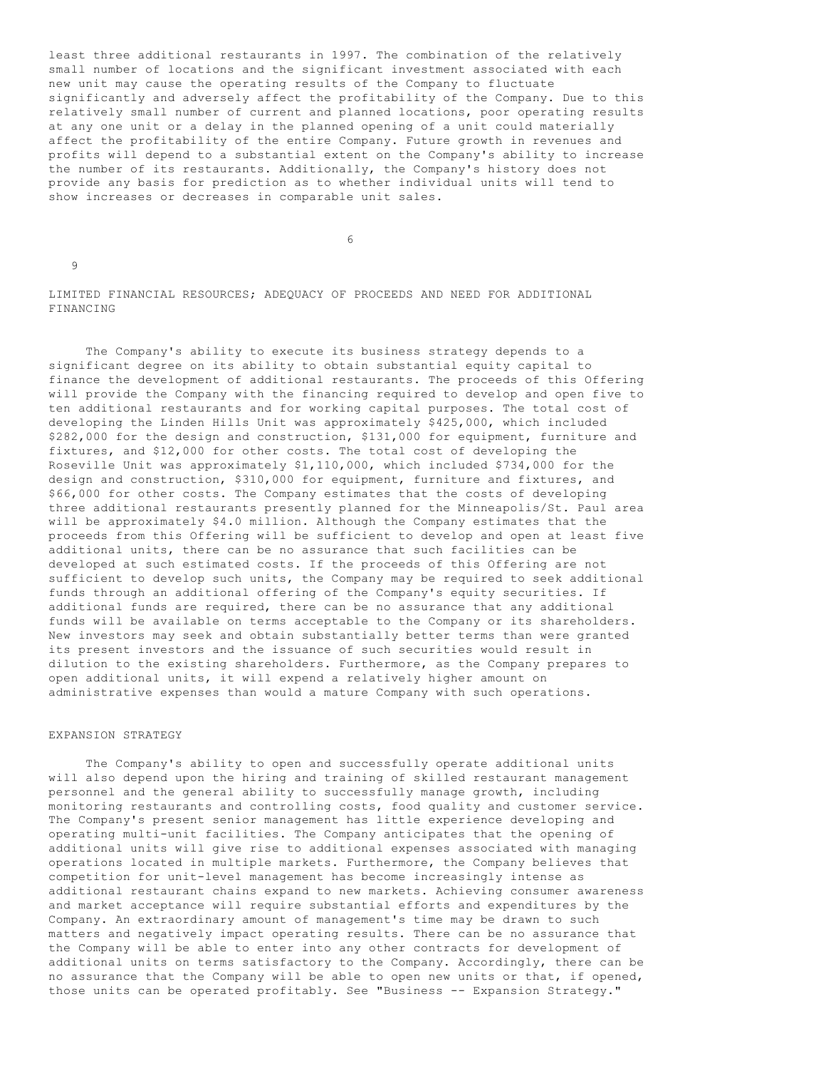least three additional restaurants in 1997. The combination of the relatively small number of locations and the significant investment associated with each new unit may cause the operating results of the Company to fluctuate significantly and adversely affect the profitability of the Company. Due to this relatively small number of current and planned locations, poor operating results at any one unit or a delay in the planned opening of a unit could materially affect the profitability of the entire Company. Future growth in revenues and profits will depend to a substantial extent on the Company's ability to increase the number of its restaurants. Additionally, the Company's history does not provide any basis for prediction as to whether individual units will tend to show increases or decreases in comparable unit sales.

## LIMITED FINANCIAL RESOURCES; ADEQUACY OF PROCEEDS AND NEED FOR ADDITIONAL FINANCING

The Company's ability to execute its business strategy depends to a significant degree on its ability to obtain substantial equity capital to finance the development of additional restaurants. The proceeds of this Offering will provide the Company with the financing required to develop and open five to ten additional restaurants and for working capital purposes. The total cost of developing the Linden Hills Unit was approximately $425,000, which included $282,000 for the design and construction, $131,000 for equipment, furniture and fixtures, and $12,000 for other costs. The total cost of developing the Roseville Unit was approximately $1,110,000, which included $734,000 for the design and construction, $310,000 for equipment, furniture and fixtures, and $66,000 for other costs. The Company estimates that the costs of developing three additional restaurants presently planned for the Minneapolis/St. Paul area will be approximately $4.0 million. Although the Company estimates that the proceeds from this Offering will be sufficient to develop and open at least five additional units, there can be no assurance that such facilities can be developed at such estimated costs. If the proceeds of this Offering are not sufficient to develop such units, the Company may be required to seek additional funds through an additional offering of the Company's equity securities. If additional funds are required, there can be no assurance that any additional funds will be available on terms acceptable to the Company or its shareholders. New investors may seek and obtain substantially better terms than were granted its present investors and the issuance of such securities would result in dilution to the existing shareholders. Furthermore, as the Company prepares to open additional units, it will expend a relatively higher amount on administrative expenses than would a mature Company with such operations.

## EXPANSION STRATEGY

The Company's ability to open and successfully operate additional units will also depend upon the hiring and training of skilled restaurant management personnel and the general ability to successfully manage growth, including monitoring restaurants and controlling costs, food quality and customer service. The Company's present senior management has little experience developing and operating multi-unit facilities. The Company anticipates that the opening of additional units will give rise to additional expenses associated with managing operations located in multiple markets. Furthermore, the Company believes that competition for unit-level management has become increasingly intense as additional restaurant chains expand to new markets. Achieving consumer awareness and market acceptance will require substantial efforts and expenditures by the Company. An extraordinary amount of management's time may be drawn to such matters and negatively impact operating results. There can be no assurance that the Company will be able to enter into any other contracts for development of additional units on terms satisfactory to the Company. Accordingly, there can be no assurance that the Company will be able to open new units or that, if opened, those units can be operated profitably. See "Business -- Expansion Strategy."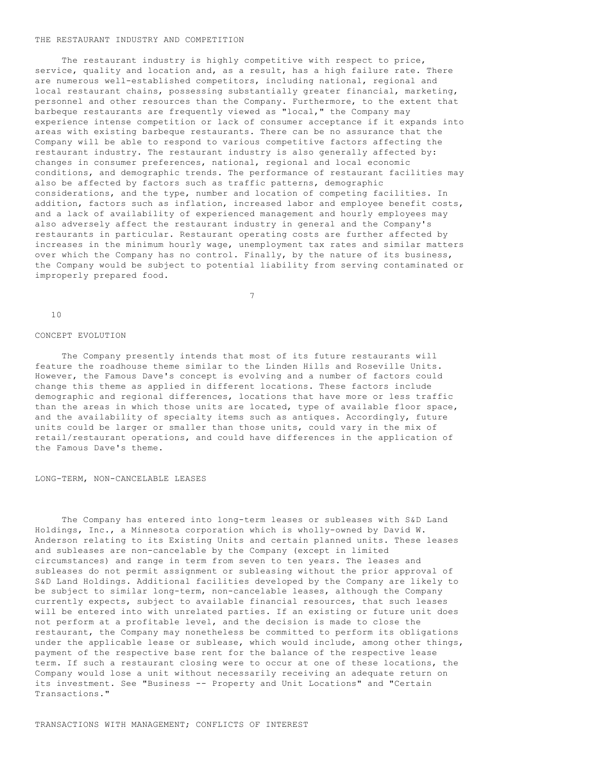### THE RESTAURANT INDUSTRY AND COMPETITION

The restaurant industry is highly competitive with respect to price, service, quality and location and, as a result, has a high failure rate. There are numerous well-established competitors, including national, regional and local restaurant chains, possessing substantially greater financial, marketing, personnel and other resources than the Company. Furthermore, to the extent that barbeque restaurants are frequently viewed as "local," the Company may experience intense competition or lack of consumer acceptance if it expands into areas with existing barbeque restaurants. There can be no assurance that the Company will be able to respond to various competitive factors affecting the restaurant industry. The restaurant industry is also generally affected by: changes in consumer preferences, national, regional and local economic conditions, and demographic trends. The performance of restaurant facilities may also be affected by factors such as traffic patterns, demographic considerations, and the type, number and location of competing facilities. In addition, factors such as inflation, increased labor and employee benefit costs, and a lack of availability of experienced management and hourly employees may also adversely affect the restaurant industry in general and the Company's restaurants in particular. Restaurant operating costs are further affected by increases in the minimum hourly wage, unemployment tax rates and similar matters over which the Company has no control. Finally, by the nature of its business, the Company would be subject to potential liability from serving contaminated or improperly prepared food.

### CONCEPT EVOLUTION

The Company presently intends that most of its future restaurants will feature the roadhouse theme similar to the Linden Hills and Roseville Units. However, the Famous Dave's concept is evolving and a number of factors could change this theme as applied in different locations. These factors include demographic and regional differences, locations that have more or less traffic than the areas in which those units are located, type of available floor space, and the availability of specialty items such as antiques. Accordingly, future units could be larger or smaller than those units, could vary in the mix of retail/restaurant operations, and could have differences in the application of the Famous Dave's theme.

### LONG-TERM, NON-CANCELABLE LEASES

The Company has entered into long-term leases or subleases with S&D Land Holdings, Inc., a Minnesota corporation which is wholly-owned by David W. Anderson relating to its Existing Units and certain planned units. These leases and subleases are non-cancelable by the Company (except in limited circumstances) and range in term from seven to ten years. The leases and subleases do not permit assignment or subleasing without the prior approval of S&D Land Holdings. Additional facilities developed by the Company are likely to be subject to similar long-term, non-cancelable leases, although the Company currently expects, subject to available financial resources, that such leases will be entered into with unrelated parties. If an existing or future unit does not perform at a profitable level, and the decision is made to close the restaurant, the Company may nonetheless be committed to perform its obligations under the applicable lease or sublease, which would include, among other things, payment of the respective base rent for the balance of the respective lease term. If such a restaurant closing were to occur at one of these locations, the Company would lose a unit without necessarily receiving an adequate return on its investment. See "Business -- Property and Unit Locations" and "Certain Transactions."

### TRANSACTIONS WITH MANAGEMENT; CONFLICTS OF INTEREST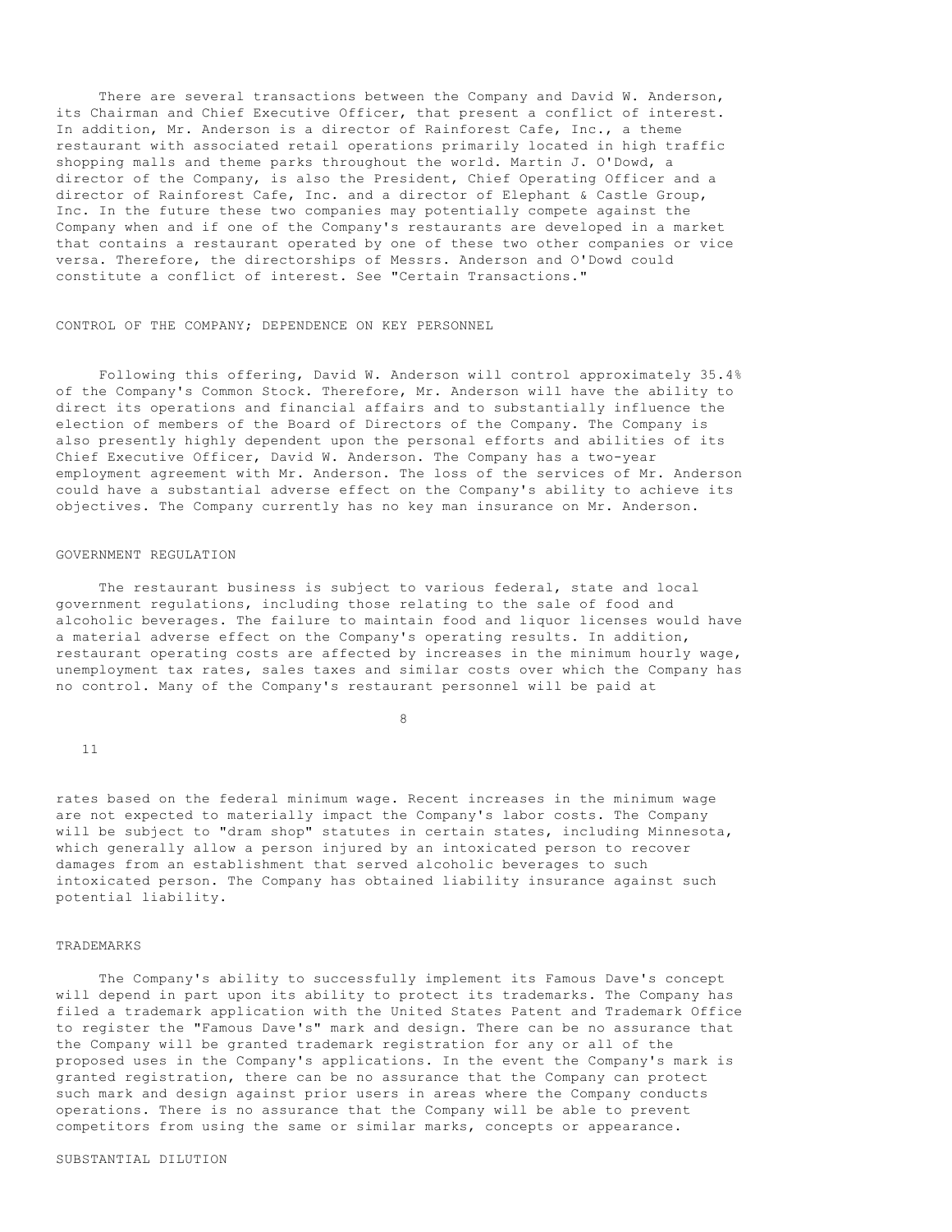There are several transactions between the Company and David W. Anderson, its Chairman and Chief Executive Officer, that present a conflict of interest. In addition, Mr. Anderson is a director of Rainforest Cafe, Inc., a theme restaurant with associated retail operations primarily located in high traffic shopping malls and theme parks throughout the world. Martin J. O'Dowd, a director of the Company, is also the President, Chief Operating Officer and a director of Rainforest Cafe, Inc. and a director of Elephant & Castle Group, Inc. In the future these two companies may potentially compete against the Company when and if one of the Company's restaurants are developed in a market that contains a restaurant operated by one of these two other companies or vice versa. Therefore, the directorships of Messrs. Anderson and O'Dowd could constitute a conflict of interest. See "Certain Transactions."

## CONTROL OF THE COMPANY; DEPENDENCE ON KEY PERSONNEL

Following this offering, David W. Anderson will control approximately 35.4% of the Company's Common Stock. Therefore, Mr. Anderson will have the ability to direct its operations and financial affairs and to substantially influence the election of members of the Board of Directors of the Company. The Company is also presently highly dependent upon the personal efforts and abilities of its Chief Executive Officer, David W. Anderson. The Company has a two-year employment agreement with Mr. Anderson. The loss of the services of Mr. Anderson could have a substantial adverse effect on the Company's ability to achieve its objectives. The Company currently has no key man insurance on Mr. Anderson.

## GOVERNMENT REGULATION

The restaurant business is subject to various federal, state and local government regulations, including those relating to the sale of food and alcoholic beverages. The failure to maintain food and liquor licenses would have a material adverse effect on the Company's operating results. In addition, restaurant operating costs are affected by increases in the minimum hourly wage, unemployment tax rates, sales taxes and similar costs over which the Company has no control. Many of the Company's restaurant personnel will be paid at rates based on the federal minimum wage. Recent increases in the minimum wage are not expected to materially impact the Company's labor costs. The Company will be subject to "dram shop" statutes in certain states, including Minnesota, which generally allow a person injured by an intoxicated person to recover damages from an establishment that served alcoholic beverages to such intoxicated person. The Company has obtained liability insurance against such potential liability.

## TRADEMARKS

The Company's ability to successfully implement its Famous Dave's concept will depend in part upon its ability to protect its trademarks. The Company has filed a trademark application with the United States Patent and Trademark Office to register the "Famous Dave's" mark and design. There can be no assurance that the Company will be granted trademark registration for any or all of the proposed uses in the Company's applications. In the event the Company's mark is granted registration, there can be no assurance that the Company can protect such mark and design against prior users in areas where the Company conducts operations. There is no assurance that the Company will be able to prevent competitors from using the same or similar marks, concepts or appearance.

## SUBSTANTIAL DILUTION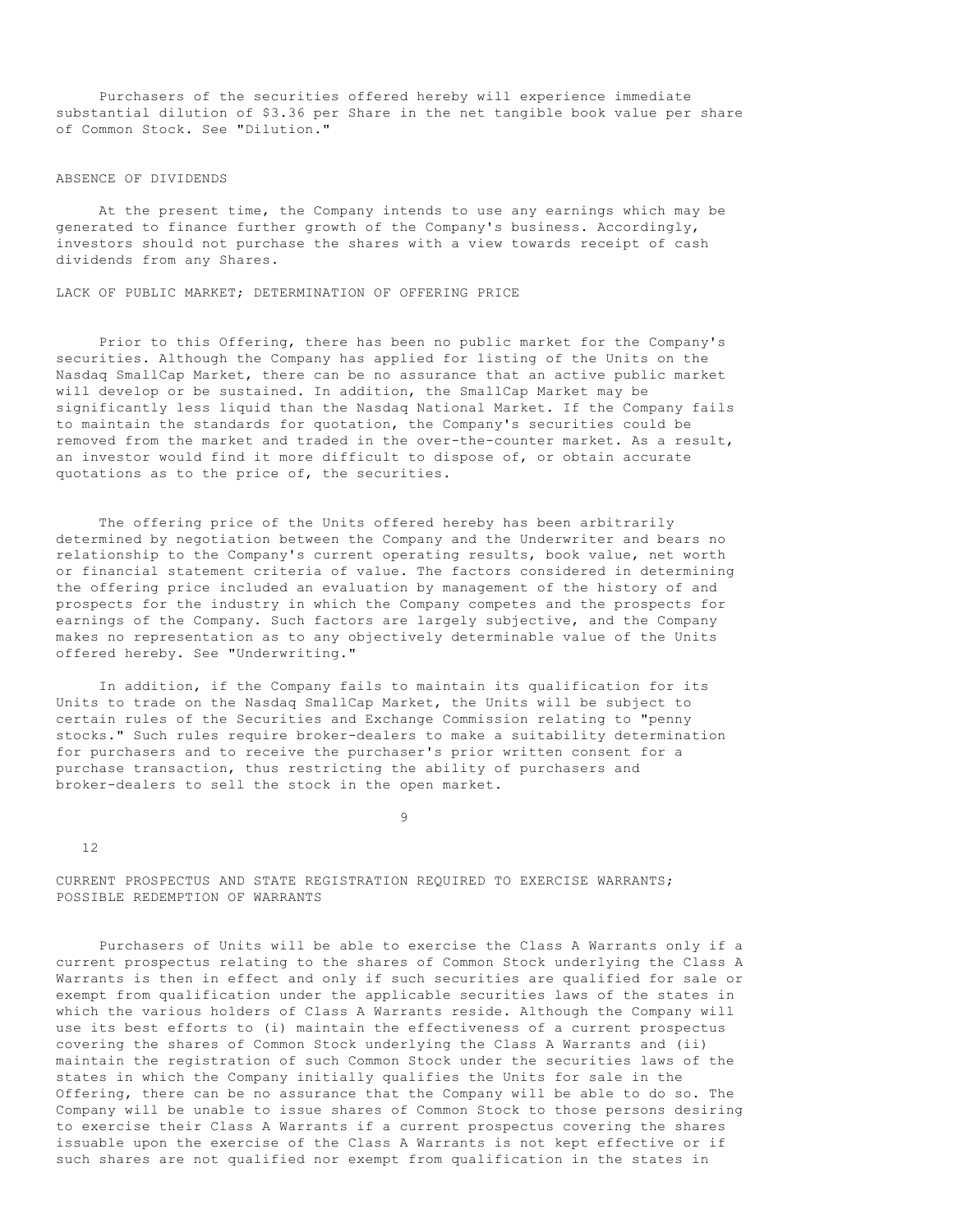Purchasers of the securities offered hereby will experience immediate substantial dilution of $3.36 per Share in the net tangible book value per share of Common Stock. See "Dilution."

## ABSENCE OF DIVIDENDS

At the present time, the Company intends to use any earnings which may be generated to finance further growth of the Company's business. Accordingly, investors should not purchase the shares with a view towards receipt of cash dividends from any Shares.

## LACK OF PUBLIC MARKET; DETERMINATION OF OFFERING PRICE

Prior to this Offering, there has been no public market for the Company's securities. Although the Company has applied for listing of the Units on the Nasdaq SmallCap Market, there can be no assurance that an active public market will develop or be sustained. In addition, the SmallCap Market may be significantly less liquid than the Nasdaq National Market. If the Company fails to maintain the standards for quotation, the Company's securities could be removed from the market and traded in the over-the-counter market. As a result, an investor would find it more difficult to dispose of, or obtain accurate quotations as to the price of, the securities.

The offering price of the Units offered hereby has been arbitrarily determined by negotiation between the Company and the Underwriter and bears no relationship to the Company's current operating results, book value, net worth or financial statement criteria of value. The factors considered in determining the offering price included an evaluation by management of the history of and prospects for the industry in which the Company competes and the prospects for earnings of the Company. Such factors are largely subjective, and the Company makes no representation as to any objectively determinable value of the Units offered hereby. See "Underwriting."

In addition, if the Company fails to maintain its qualification for its Units to trade on the Nasdaq SmallCap Market, the Units will be subject to certain rules of the Securities and Exchange Commission relating to "penny stocks." Such rules require broker-dealers to make a suitability determination for purchasers and to receive the purchaser's prior written consent for a purchase transaction, thus restricting the ability of purchasers and broker-dealers to sell the stock in the open market.

## CURRENT PROSPECTUS AND STATE REGISTRATION REQUIRED TO EXERCISE WARRANTS; POSSIBLE REDEMPTION OF WARRANTS

Purchasers of Units will be able to exercise the Class A Warrants only if a current prospectus relating to the shares of Common Stock underlying the Class A Warrants is then in effect and only if such securities are qualified for sale or exempt from qualification under the applicable securities laws of the states in which the various holders of Class A Warrants reside. Although the Company will use its best efforts to (i) maintain the effectiveness of a current prospectus covering the shares of Common Stock underlying the Class A Warrants and (ii) maintain the registration of such Common Stock under the securities laws of the states in which the Company initially qualifies the Units for sale in the Offering, there can be no assurance that the Company will be able to do so. The Company will be unable to issue shares of Common Stock to those persons desiring to exercise their Class A Warrants if a current prospectus covering the shares issuable upon the exercise of the Class A Warrants is not kept effective or if such shares are not qualified nor exempt from qualification in the states in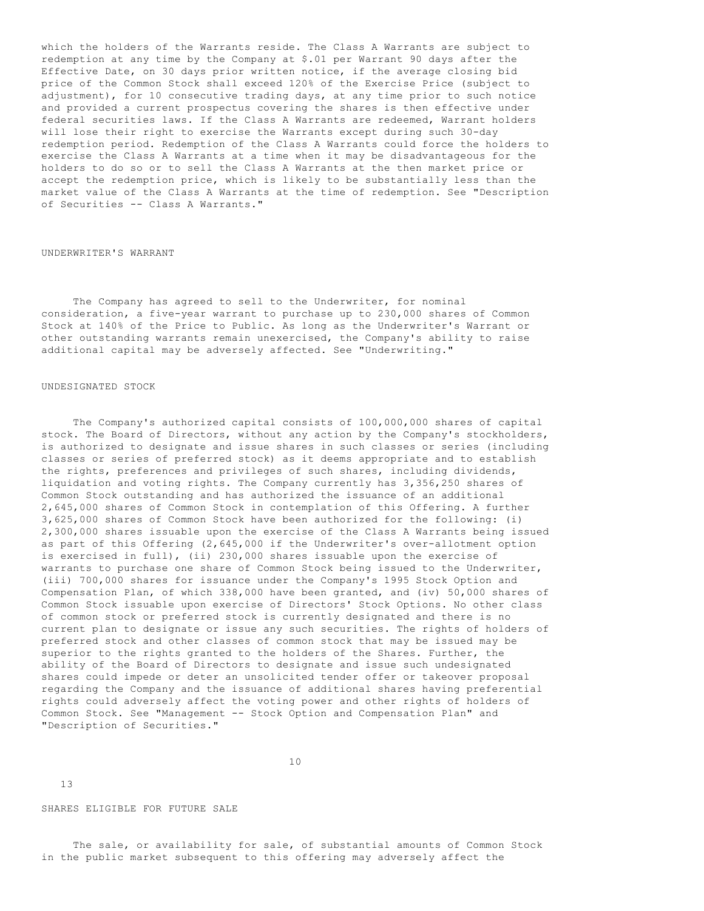which the holders of the Warrants reside. The Class A Warrants are subject to redemption at any time by the Company at $.01 per Warrant 90 days after the Effective Date, on 30 days prior written notice, if the average closing bid price of the Common Stock shall exceed 120% of the Exercise Price (subject to adjustment), for 10 consecutive trading days, at any time prior to such notice and provided a current prospectus covering the shares is then effective under federal securities laws. If the Class A Warrants are redeemed, Warrant holders will lose their right to exercise the Warrants except during such 30-day redemption period. Redemption of the Class A Warrants could force the holders to exercise the Class A Warrants at a time when it may be disadvantageous for the holders to do so or to sell the Class A Warrants at the then market price or accept the redemption price, which is likely to be substantially less than the market value of the Class A Warrants at the time of redemption. See "Description of Securities -- Class A Warrants."

## UNDERWRITER'S WARRANT

The Company has agreed to sell to the Underwriter, for nominal consideration, a five-year warrant to purchase up to 230,000 shares of Common Stock at 140% of the Price to Public. As long as the Underwriter's Warrant or other outstanding warrants remain unexercised, the Company's ability to raise additional capital may be adversely affected. See "Underwriting."

## UNDESIGNATED STOCK

The Company's authorized capital consists of 100,000,000 shares of capital stock. The Board of Directors, without any action by the Company's stockholders, is authorized to designate and issue shares in such classes or series (including classes or series of preferred stock) as it deems appropriate and to establish the rights, preferences and privileges of such shares, including dividends, liquidation and voting rights. The Company currently has 3,356,250 shares of Common Stock outstanding and has authorized the issuance of an additional 2,645,000 shares of Common Stock in contemplation of this Offering. A further 3,625,000 shares of Common Stock have been authorized for the following: (i) 2,300,000 shares issuable upon the exercise of the Class A Warrants being issued as part of this Offering (2,645,000 if the Underwriter's over-allotment option is exercised in full), (ii) 230,000 shares issuable upon the exercise of warrants to purchase one share of Common Stock being issued to the Underwriter, (iii) 700,000 shares for issuance under the Company's 1995 Stock Option and Compensation Plan, of which 338,000 have been granted, and (iv) 50,000 shares of Common Stock issuable upon exercise of Directors' Stock Options. No other class of common stock or preferred stock is currently designated and there is no current plan to designate or issue any such securities. The rights of holders of preferred stock and other classes of common stock that may be issued may be superior to the rights granted to the holders of the Shares. Further, the ability of the Board of Directors to designate and issue such undesignated shares could impede or deter an unsolicited tender offer or takeover proposal regarding the Company and the issuance of additional shares having preferential rights could adversely affect the voting power and other rights of holders of Common Stock. See "Management -- Stock Option and Compensation Plan" and "Description of Securities."

## SHARES ELIGIBLE FOR FUTURE SALE

The sale, or availability for sale, of substantial amounts of Common Stock in the public market subsequent to this offering may adversely affect the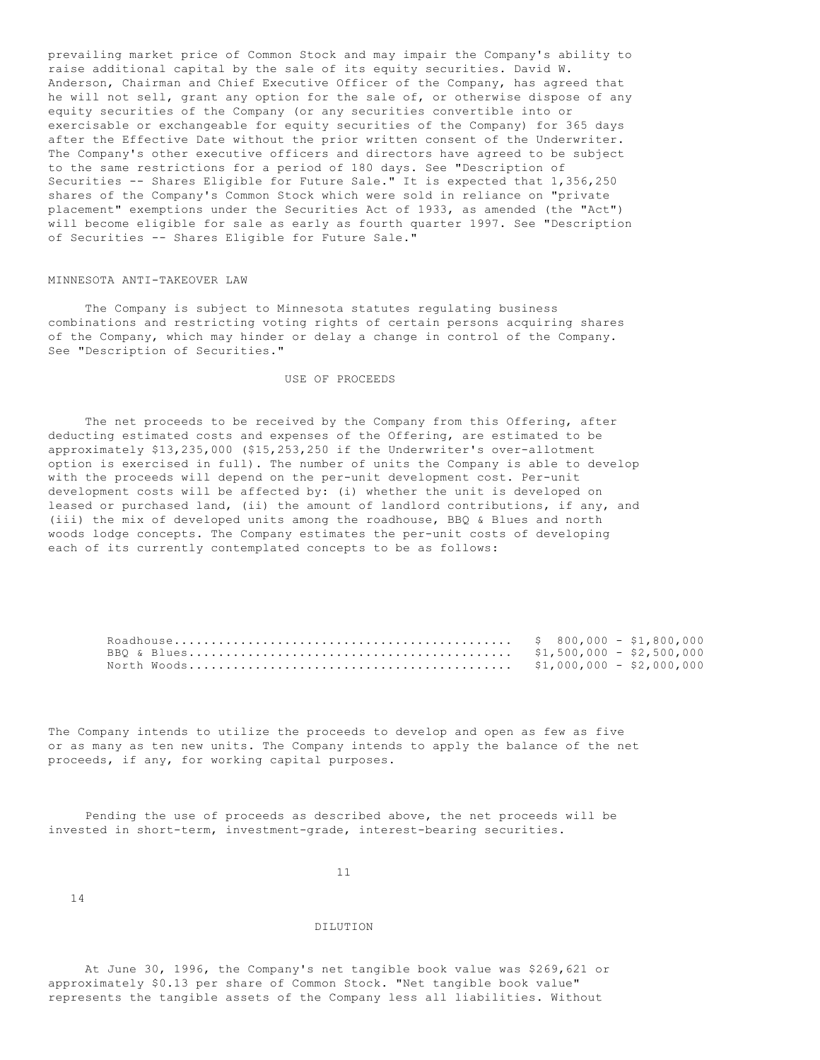prevailing market price of Common Stock and may impair the Company's ability to raise additional capital by the sale of its equity securities. David W. Anderson, Chairman and Chief Executive Officer of the Company, has agreed that he will not sell, grant any option for the sale of, or otherwise dispose of any equity securities of the Company (or any securities convertible into or exercisable or exchangeable for equity securities of the Company) for 365 days after the Effective Date without the prior written consent of the Underwriter. The Company's other executive officers and directors have agreed to be subject to the same restrictions for a period of 180 days. See "Description of Securities -- Shares Eligible for Future Sale." It is expected that 1,356,250 shares of the Company's Common Stock which were sold in reliance on "private placement" exemptions under the Securities Act of 1933, as amended (the "Act") will become eligible for sale as early as fourth quarter 1997. See "Description of Securities -- Shares Eligible for Future Sale."

### MINNESOTA ANTI-TAKEOVER LAW

The Company is subject to Minnesota statutes regulating business combinations and restricting voting rights of certain persons acquiring shares of the Company, which may hinder or delay a change in control of the Company. See "Description of Securities."

## USE OF PROCEEDS

The net proceeds to be received by the Company from this Offering, after deducting estimated costs and expenses of the Offering, are estimated to be approximately $13,235,000 ($15,253,250 if the Underwriter's over-allotment option is exercised in full). The number of units the Company is able to develop with the proceeds will depend on the per-unit development cost. Per-unit development costs will be affected by: (i) whether the unit is developed on leased or purchased land, (ii) the amount of landlord contributions, if any, and (iii) the mix of developed units among the roadhouse, BBQ & Blues and north woods lodge concepts. The Company estimates the per-unit costs of developing each of its currently contemplated concepts to be as follows:

| | |
|---|---|
| Roadhouse | $ 800,000 - $1,800,000 |
| BBQ & Blues | $1,500,000 - $2,500,000 |
| North Woods | $1,000,000 - $2,000,000 |

The Company intends to utilize the proceeds to develop and open as few as five or as many as ten new units. The Company intends to apply the balance of the net proceeds, if any, for working capital purposes.

Pending the use of proceeds as described above, the net proceeds will be invested in short-term, investment-grade, interest-bearing securities.

## DILUTION

At June 30, 1996, the Company's net tangible book value was $269,621 or approximately $0.13 per share of Common Stock. "Net tangible book value" represents the tangible assets of the Company less all liabilities. Without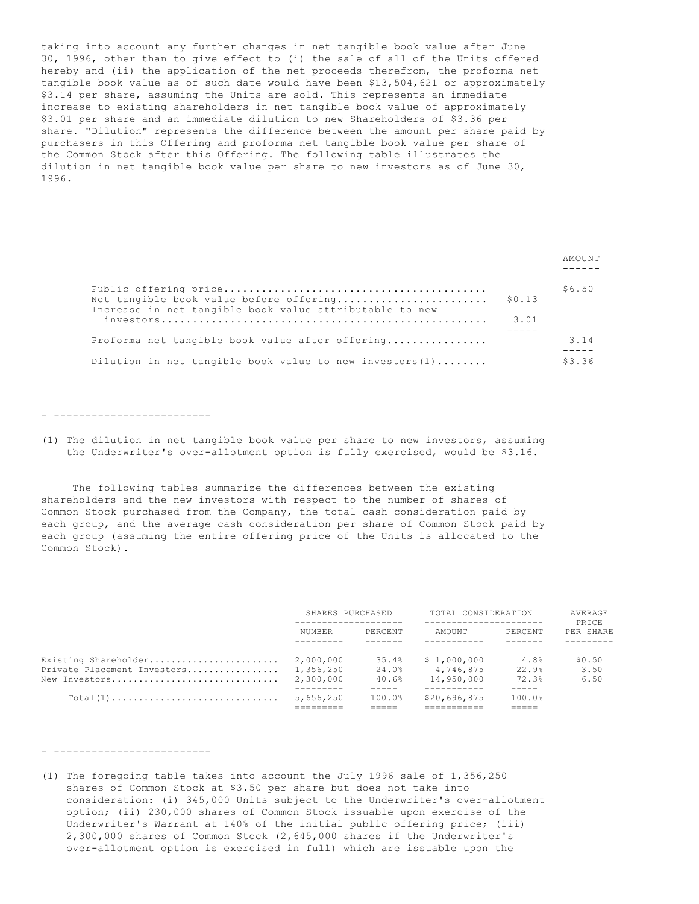taking into account any further changes in net tangible book value after June 30, 1996, other than to give effect to (i) the sale of all of the Units offered hereby and (ii) the application of the net proceeds therefrom, the proforma net tangible book value as of such date would have been $13,504,621 or approximately $3.14 per share, assuming the Units are sold. This represents an immediate increase to existing shareholders in net tangible book value of approximately $3.01 per share and an immediate dilution to new Shareholders of $3.36 per share. "Dilution" represents the difference between the amount per share paid by purchasers in this Offering and proforma net tangible book value per share of the Common Stock after this Offering. The following table illustrates the dilution in net tangible book value per share to new investors as of June 30, 1996.

| | | AMOUNT |
|---|---|---|
| Public offering price | | $6.50 |
| Net tangible book value before offering | $0.13 | |
| Increase in net tangible book value attributable to new investors | 3.01 | |
| Proforma net tangible book value after offering | | 3.14 |
| Dilution in net tangible book value to new investors(1) | | $3.36 |

- ------------------------

(1) The dilution in net tangible book value per share to new investors, assuming the Underwriter's over-allotment option is fully exercised, would be $3.16.

The following tables summarize the differences between the existing shareholders and the new investors with respect to the number of shares of Common Stock purchased from the Company, the total cash consideration paid by each group, and the average cash consideration per share of Common Stock paid by each group (assuming the entire offering price of the Units is allocated to the Common Stock).

| | SHARES PURCHASED | | TOTAL CONSIDERATION | | AVERAGE PRICE |
|---|---|---|---|---|---|
| | NUMBER | PERCENT | AMOUNT | PERCENT | PER SHARE |
| Existing Shareholder | 2,000,000 | 35.4% | $ 1,000,000 | 4.8% | $0.50 |
| Private Placement Investors | 1,356,250 | 24.0% | 4,746,875 | 22.9% | 3.50 |
| New Investors | 2,300,000 | 40.6% | 14,950,000 | 72.3% | 6.50 |
| Total(1) | 5,656,250 | 100.0% | $20,696,875 | 100.0% | |

- ------------------------

(1) The foregoing table takes into account the July 1996 sale of 1,356,250 shares of Common Stock at $3.50 per share but does not take into consideration: (i) 345,000 Units subject to the Underwriter's over-allotment option; (ii) 230,000 shares of Common Stock issuable upon exercise of the Underwriter's Warrant at 140% of the initial public offering price; (iii) 2,300,000 shares of Common Stock (2,645,000 shares if the Underwriter's over-allotment option is exercised in full) which are issuable upon the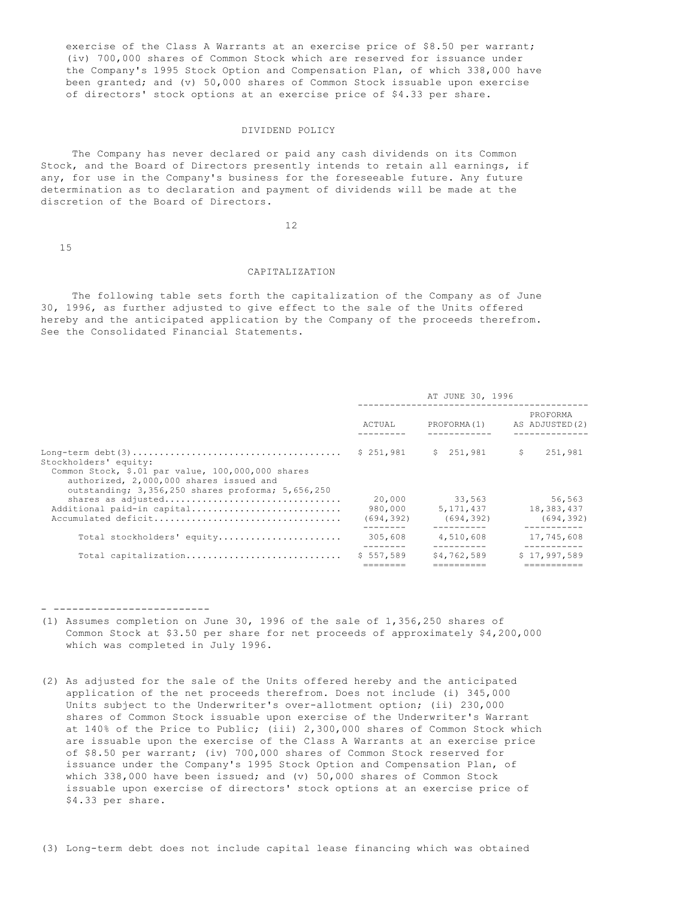exercise of the Class A Warrants at an exercise price of $8.50 per warrant; (iv) 700,000 shares of Common Stock which are reserved for issuance under the Company's 1995 Stock Option and Compensation Plan, of which 338,000 have been granted; and (v) 50,000 shares of Common Stock issuable upon exercise of directors' stock options at an exercise price of $4.33 per share.

## DIVIDEND POLICY

The Company has never declared or paid any cash dividends on its Common Stock, and the Board of Directors presently intends to retain all earnings, if any, for use in the Company's business for the foreseeable future. Any future determination as to declaration and payment of dividends will be made at the discretion of the Board of Directors.

## CAPITALIZATION

The following table sets forth the capitalization of the Company as of June 30, 1996, as further adjusted to give effect to the sale of the Units offered hereby and the anticipated application by the Company of the proceeds therefrom. See the Consolidated Financial Statements.

| | AT JUNE 30, 1996 | | |
|---|---|---|---|
| | ACTUAL | PROFORMA(1) | PROFORMA AS ADJUSTED(2) |
| Long-term debt(3) | $ 251,981 | $ 251,981 | $ 251,981 |
| Stockholders' equity: | | | |
| Common Stock, $.01 par value, 100,000,000 shares authorized, 2,000,000 shares issued and outstanding; 3,356,250 shares proforma; 5,656,250 shares as adjusted | 20,000 | 33,563 | 56,563 |
| Additional paid-in capital | 980,000 | 5,171,437 | 18,383,437 |
| Accumulated deficit | (694,392) | (694,392) | (694,392) |
| Total stockholders' equity | 305,608 | 4,510,608 | 17,745,608 |
| Total capitalization | $ 557,589 | $4,762,589 | $ 17,997,589 |

- ------------------------

(1) Assumes completion on June 30, 1996 of the sale of 1,356,250 shares of Common Stock at $3.50 per share for net proceeds of approximately $4,200,000 which was completed in July 1996.

(2) As adjusted for the sale of the Units offered hereby and the anticipated application of the net proceeds therefrom. Does not include (i) 345,000 Units subject to the Underwriter's over-allotment option; (ii) 230,000 shares of Common Stock issuable upon exercise of the Underwriter's Warrant at 140% of the Price to Public; (iii) 2,300,000 shares of Common Stock which are issuable upon the exercise of the Class A Warrants at an exercise price of $8.50 per warrant; (iv) 700,000 shares of Common Stock reserved for issuance under the Company's 1995 Stock Option and Compensation Plan, of which 338,000 have been issued; and (v) 50,000 shares of Common Stock issuable upon exercise of directors' stock options at an exercise price of $4.33 per share.

(3) Long-term debt does not include capital lease financing which was obtained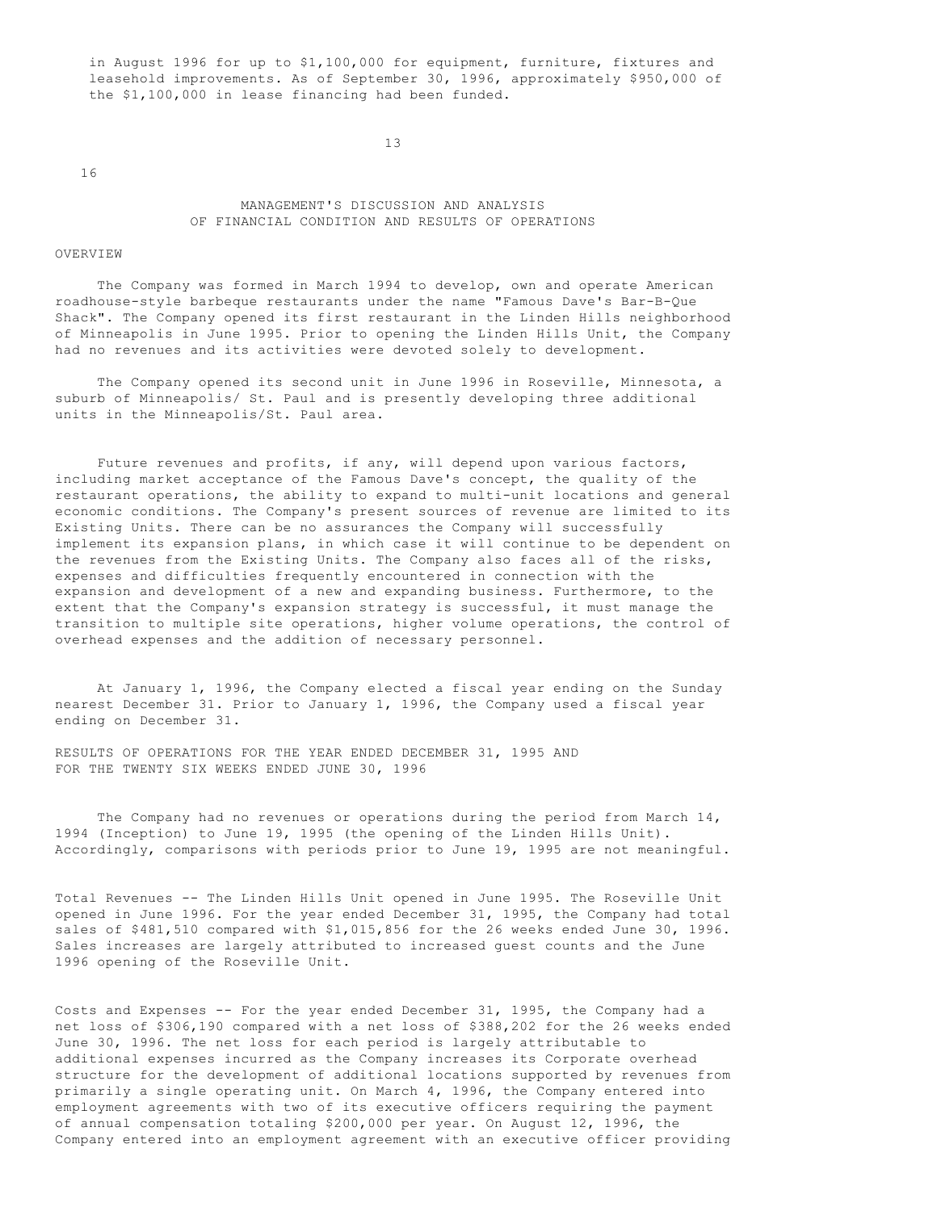in August 1996 for up to $1,100,000 for equipment, furniture, fixtures and leasehold improvements. As of September 30, 1996, approximately $950,000 of the $1,100,000 in lease financing had been funded.

## MANAGEMENT'S DISCUSSION AND ANALYSIS OF FINANCIAL CONDITION AND RESULTS OF OPERATIONS

### OVERVIEW

The Company was formed in March 1994 to develop, own and operate American roadhouse-style barbeque restaurants under the name "Famous Dave's Bar-B-Que Shack". The Company opened its first restaurant in the Linden Hills neighborhood of Minneapolis in June 1995. Prior to opening the Linden Hills Unit, the Company had no revenues and its activities were devoted solely to development.

The Company opened its second unit in June 1996 in Roseville, Minnesota, a suburb of Minneapolis/ St. Paul and is presently developing three additional units in the Minneapolis/St. Paul area.

Future revenues and profits, if any, will depend upon various factors, including market acceptance of the Famous Dave's concept, the quality of the restaurant operations, the ability to expand to multi-unit locations and general economic conditions. The Company's present sources of revenue are limited to its Existing Units. There can be no assurances the Company will successfully implement its expansion plans, in which case it will continue to be dependent on the revenues from the Existing Units. The Company also faces all of the risks, expenses and difficulties frequently encountered in connection with the expansion and development of a new and expanding business. Furthermore, to the extent that the Company's expansion strategy is successful, it must manage the transition to multiple site operations, higher volume operations, the control of overhead expenses and the addition of necessary personnel.

At January 1, 1996, the Company elected a fiscal year ending on the Sunday nearest December 31. Prior to January 1, 1996, the Company used a fiscal year ending on December 31.

### RESULTS OF OPERATIONS FOR THE YEAR ENDED DECEMBER 31, 1995 AND FOR THE TWENTY SIX WEEKS ENDED JUNE 30, 1996

The Company had no revenues or operations during the period from March 14, 1994 (Inception) to June 19, 1995 (the opening of the Linden Hills Unit). Accordingly, comparisons with periods prior to June 19, 1995 are not meaningful.

Total Revenues -- The Linden Hills Unit opened in June 1995. The Roseville Unit opened in June 1996. For the year ended December 31, 1995, the Company had total sales of $481,510 compared with $1,015,856 for the 26 weeks ended June 30, 1996. Sales increases are largely attributed to increased guest counts and the June 1996 opening of the Roseville Unit.

Costs and Expenses -- For the year ended December 31, 1995, the Company had a net loss of $306,190 compared with a net loss of $388,202 for the 26 weeks ended June 30, 1996. The net loss for each period is largely attributable to additional expenses incurred as the Company increases its Corporate overhead structure for the development of additional locations supported by revenues from primarily a single operating unit. On March 4, 1996, the Company entered into employment agreements with two of its executive officers requiring the payment of annual compensation totaling $200,000 per year. On August 12, 1996, the Company entered into an employment agreement with an executive officer providing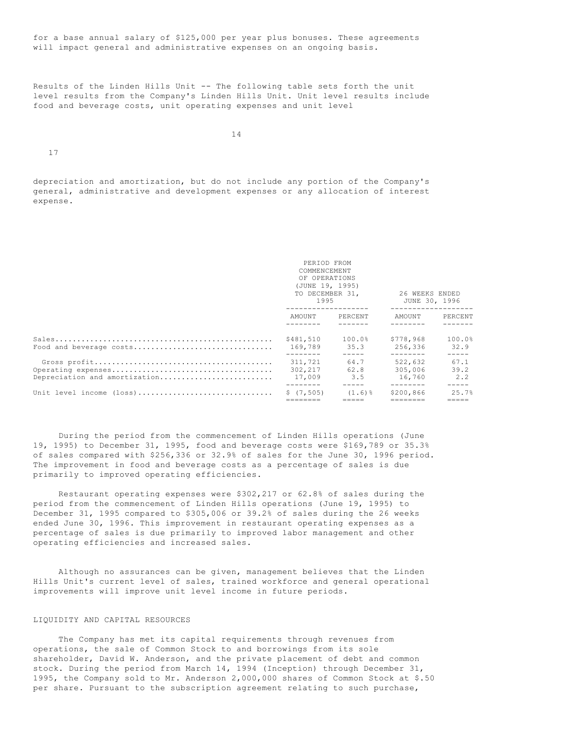for a base annual salary of $125,000 per year plus bonuses. These agreements will impact general and administrative expenses on an ongoing basis.

Results of the Linden Hills Unit -- The following table sets forth the unit level results from the Company's Linden Hills Unit. Unit level results include food and beverage costs, unit operating expenses and unit level depreciation and amortization, but do not include any portion of the Company's general, administrative and development expenses or any allocation of interest expense.

| | PERIOD FROM COMMENCEMENT OF OPERATIONS (JUNE 19, 1995) TO DECEMBER 31, 1995 | | 26 WEEKS ENDED JUNE 30, 1996 | |
|---|---|---|---|---|
| | AMOUNT | PERCENT | AMOUNT | PERCENT |
| Sales | $481,510 | 100.0% | $778,968 | 100.0% |
| Food and beverage costs | 169,789 | 35.3 | 256,336 | 32.9 |
| Gross profit | 311,721 | 64.7 | 522,632 | 67.1 |
| Operating expenses | 302,217 | 62.8 | 305,006 | 39.2 |
| Depreciation and amortization | 17,009 | 3.5 | 16,760 | 2.2 |
| Unit level income (loss) | $ (7,505) | (1.6)% | $200,866 | 25.7% |

During the period from the commencement of Linden Hills operations (June 19, 1995) to December 31, 1995, food and beverage costs were $169,789 or 35.3% of sales compared with $256,336 or 32.9% of sales for the June 30, 1996 period. The improvement in food and beverage costs as a percentage of sales is due primarily to improved operating efficiencies.

Restaurant operating expenses were $302,217 or 62.8% of sales during the period from the commencement of Linden Hills operations (June 19, 1995) to December 31, 1995 compared to $305,006 or 39.2% of sales during the 26 weeks ended June 30, 1996. This improvement in restaurant operating expenses as a percentage of sales is due primarily to improved labor management and other operating efficiencies and increased sales.

Although no assurances can be given, management believes that the Linden Hills Unit's current level of sales, trained workforce and general operational improvements will improve unit level income in future periods.

## LIQUIDITY AND CAPITAL RESOURCES

The Company has met its capital requirements through revenues from operations, the sale of Common Stock to and borrowings from its sole shareholder, David W. Anderson, and the private placement of debt and common stock. During the period from March 14, 1994 (Inception) through December 31, 1995, the Company sold to Mr. Anderson 2,000,000 shares of Common Stock at $.50 per share. Pursuant to the subscription agreement relating to such purchase,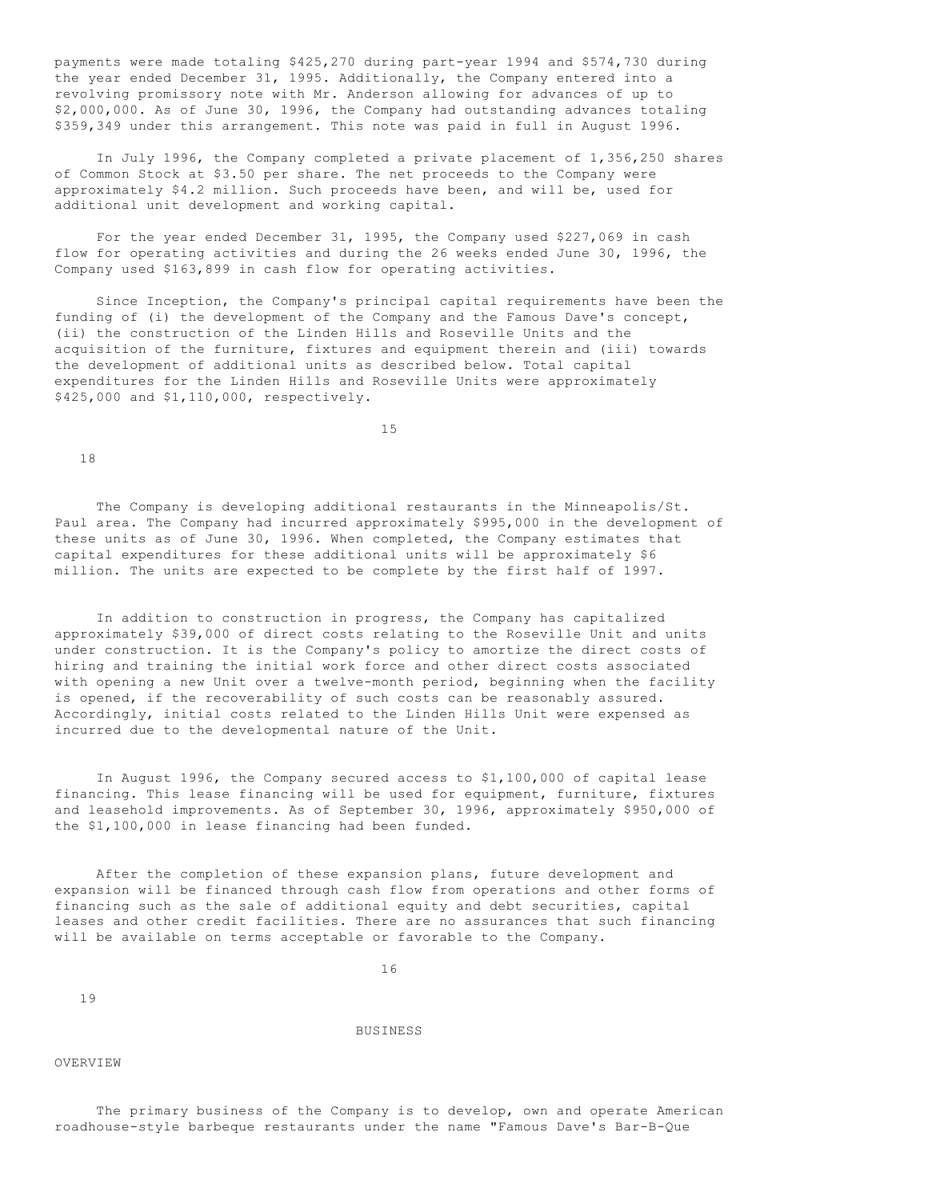payments were made totaling $425,270 during part-year 1994 and $574,730 during the year ended December 31, 1995. Additionally, the Company entered into a revolving promissory note with Mr. Anderson allowing for advances of up to $2,000,000. As of June 30, 1996, the Company had outstanding advances totaling $359,349 under this arrangement. This note was paid in full in August 1996.

In July 1996, the Company completed a private placement of 1,356,250 shares of Common Stock at $3.50 per share. The net proceeds to the Company were approximately $4.2 million. Such proceeds have been, and will be, used for additional unit development and working capital.

For the year ended December 31, 1995, the Company used $227,069 in cash flow for operating activities and during the 26 weeks ended June 30, 1996, the Company used $163,899 in cash flow for operating activities.

Since Inception, the Company's principal capital requirements have been the funding of (i) the development of the Company and the Famous Dave's concept, (ii) the construction of the Linden Hills and Roseville Units and the acquisition of the furniture, fixtures and equipment therein and (iii) towards the development of additional units as described below. Total capital expenditures for the Linden Hills and Roseville Units were approximately $425,000 and $1,110,000, respectively.

The Company is developing additional restaurants in the Minneapolis/St. Paul area. The Company had incurred approximately $995,000 in the development of these units as of June 30, 1996. When completed, the Company estimates that capital expenditures for these additional units will be approximately $6 million. The units are expected to be complete by the first half of 1997.

In addition to construction in progress, the Company has capitalized approximately $39,000 of direct costs relating to the Roseville Unit and units under construction. It is the Company's policy to amortize the direct costs of hiring and training the initial work force and other direct costs associated with opening a new Unit over a twelve-month period, beginning when the facility is opened, if the recoverability of such costs can be reasonably assured. Accordingly, initial costs related to the Linden Hills Unit were expensed as incurred due to the developmental nature of the Unit.

In August 1996, the Company secured access to $1,100,000 of capital lease financing. This lease financing will be used for equipment, furniture, fixtures and leasehold improvements. As of September 30, 1996, approximately $950,000 of the $1,100,000 in lease financing had been funded.

After the completion of these expansion plans, future development and expansion will be financed through cash flow from operations and other forms of financing such as the sale of additional equity and debt securities, capital leases and other credit facilities. There are no assurances that such financing will be available on terms acceptable or favorable to the Company.

# BUSINESS

## OVERVIEW

The primary business of the Company is to develop, own and operate American roadhouse-style barbeque restaurants under the name "Famous Dave's Bar-B-Que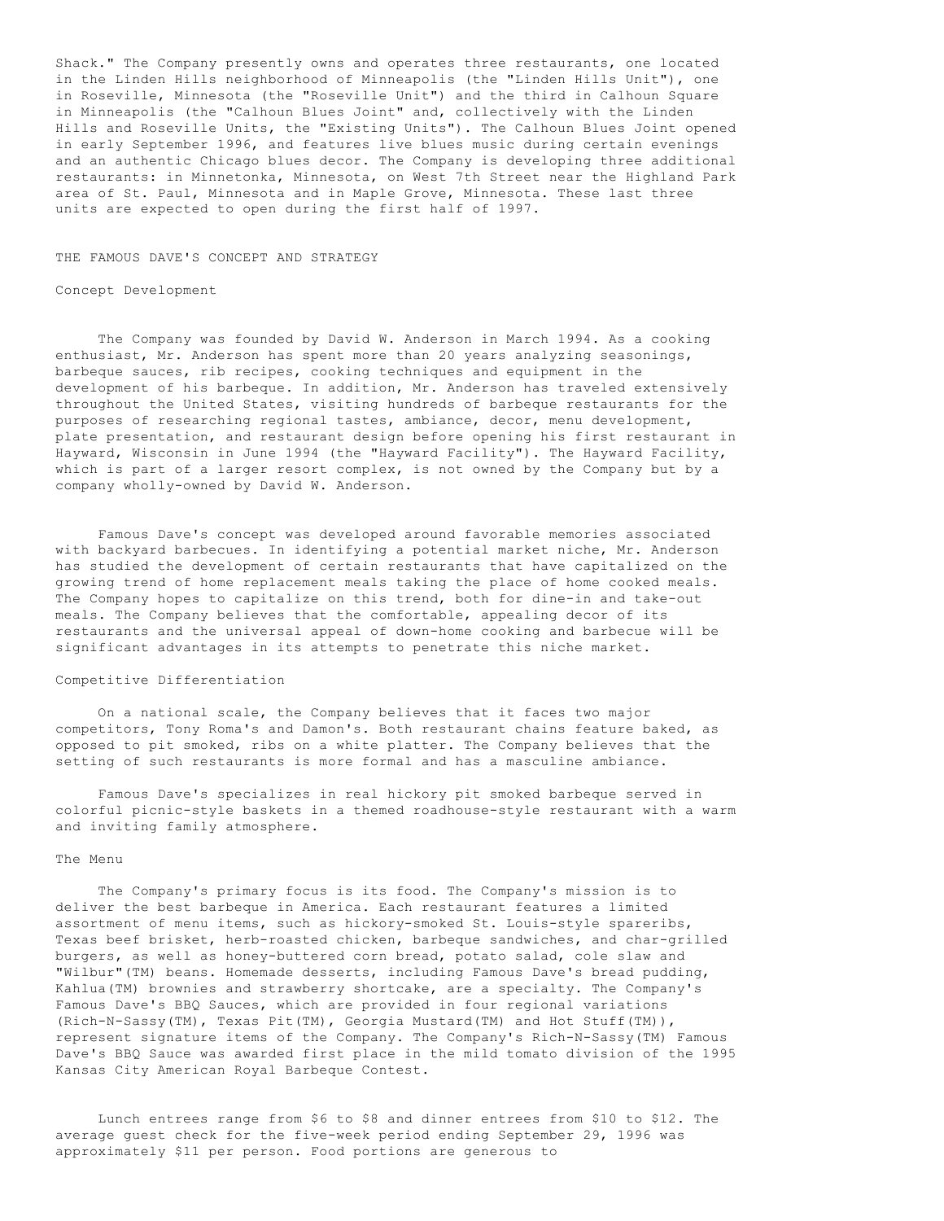Shack." The Company presently owns and operates three restaurants, one located in the Linden Hills neighborhood of Minneapolis (the "Linden Hills Unit"), one in Roseville, Minnesota (the "Roseville Unit") and the third in Calhoun Square in Minneapolis (the "Calhoun Blues Joint" and, collectively with the Linden Hills and Roseville Units, the "Existing Units"). The Calhoun Blues Joint opened in early September 1996, and features live blues music during certain evenings and an authentic Chicago blues decor. The Company is developing three additional restaurants: in Minnetonka, Minnesota, on West 7th Street near the Highland Park area of St. Paul, Minnesota and in Maple Grove, Minnesota. These last three units are expected to open during the first half of 1997.

## THE FAMOUS DAVE'S CONCEPT AND STRATEGY

### Concept Development

The Company was founded by David W. Anderson in March 1994. As a cooking enthusiast, Mr. Anderson has spent more than 20 years analyzing seasonings, barbeque sauces, rib recipes, cooking techniques and equipment in the development of his barbeque. In addition, Mr. Anderson has traveled extensively throughout the United States, visiting hundreds of barbeque restaurants for the purposes of researching regional tastes, ambiance, decor, menu development, plate presentation, and restaurant design before opening his first restaurant in Hayward, Wisconsin in June 1994 (the "Hayward Facility"). The Hayward Facility, which is part of a larger resort complex, is not owned by the Company but by a company wholly-owned by David W. Anderson.

Famous Dave's concept was developed around favorable memories associated with backyard barbecues. In identifying a potential market niche, Mr. Anderson has studied the development of certain restaurants that have capitalized on the growing trend of home replacement meals taking the place of home cooked meals. The Company hopes to capitalize on this trend, both for dine-in and take-out meals. The Company believes that the comfortable, appealing decor of its restaurants and the universal appeal of down-home cooking and barbecue will be significant advantages in its attempts to penetrate this niche market.

### Competitive Differentiation

On a national scale, the Company believes that it faces two major competitors, Tony Roma's and Damon's. Both restaurant chains feature baked, as opposed to pit smoked, ribs on a white platter. The Company believes that the setting of such restaurants is more formal and has a masculine ambiance.

Famous Dave's specializes in real hickory pit smoked barbeque served in colorful picnic-style baskets in a themed roadhouse-style restaurant with a warm and inviting family atmosphere.

### The Menu

The Company's primary focus is its food. The Company's mission is to deliver the best barbeque in America. Each restaurant features a limited assortment of menu items, such as hickory-smoked St. Louis-style spareribs, Texas beef brisket, herb-roasted chicken, barbeque sandwiches, and char-grilled burgers, as well as honey-buttered corn bread, potato salad, cole slaw and "Wilbur"(TM) beans. Homemade desserts, including Famous Dave's bread pudding, Kahlua(TM) brownies and strawberry shortcake, are a specialty. The Company's Famous Dave's BBQ Sauces, which are provided in four regional variations (Rich-N-Sassy(TM), Texas Pit(TM), Georgia Mustard(TM) and Hot Stuff(TM)), represent signature items of the Company. The Company's Rich-N-Sassy(TM) Famous Dave's BBQ Sauce was awarded first place in the mild tomato division of the 1995 Kansas City American Royal Barbeque Contest.

Lunch entrees range from $6 to $8 and dinner entrees from $10 to $12. The average guest check for the five-week period ending September 29, 1996 was approximately $11 per person. Food portions are generous to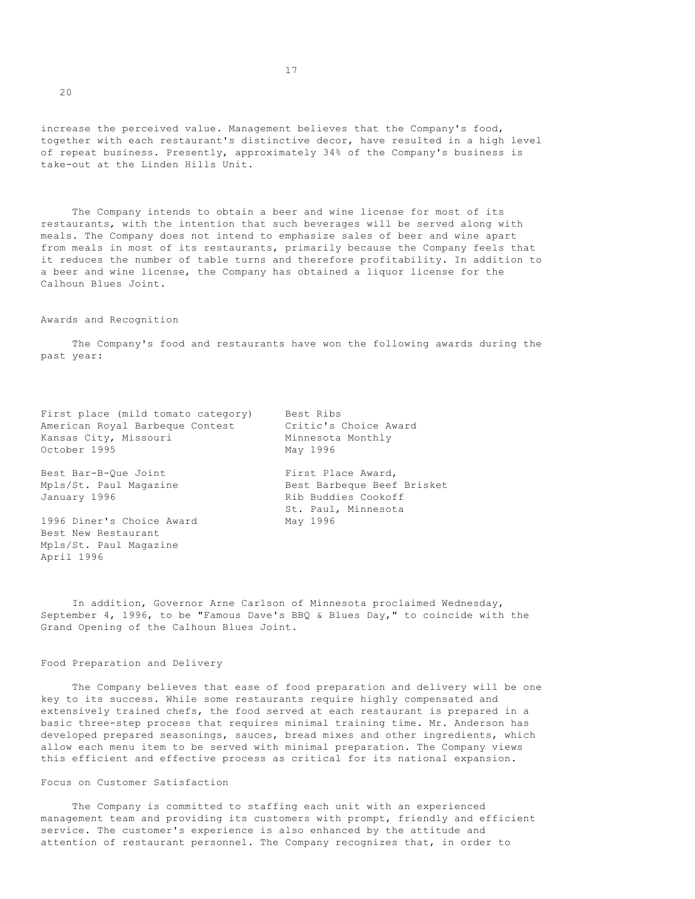increase the perceived value. Management believes that the Company's food, together with each restaurant's distinctive decor, have resulted in a high level of repeat business. Presently, approximately 34% of the Company's business is take-out at the Linden Hills Unit.

The Company intends to obtain a beer and wine license for most of its restaurants, with the intention that such beverages will be served along with meals. The Company does not intend to emphasize sales of beer and wine apart from meals in most of its restaurants, primarily because the Company feels that it reduces the number of table turns and therefore profitability. In addition to a beer and wine license, the Company has obtained a liquor license for the Calhoun Blues Joint.

## Awards and Recognition

The Company's food and restaurants have won the following awards during the past year:

First place (mild tomato category)
American Royal Barbeque Contest
Kansas City, Missouri
October 1995

Best Bar-B-Que Joint
Mpls/St. Paul Magazine
January 1996

1996 Diner's Choice Award
Best New Restaurant
Mpls/St. Paul Magazine
April 1996

Best Ribs
Critic's Choice Award
Minnesota Monthly
May 1996

First Place Award,
Best Barbeque Beef Brisket
Rib Buddies Cookoff
St. Paul, Minnesota
May 1996

In addition, Governor Arne Carlson of Minnesota proclaimed Wednesday, September 4, 1996, to be "Famous Dave's BBQ & Blues Day," to coincide with the Grand Opening of the Calhoun Blues Joint.

## Food Preparation and Delivery

The Company believes that ease of food preparation and delivery will be one key to its success. While some restaurants require highly compensated and extensively trained chefs, the food served at each restaurant is prepared in a basic three-step process that requires minimal training time. Mr. Anderson has developed prepared seasonings, sauces, bread mixes and other ingredients, which allow each menu item to be served with minimal preparation. The Company views this efficient and effective process as critical for its national expansion.

## Focus on Customer Satisfaction

The Company is committed to staffing each unit with an experienced management team and providing its customers with prompt, friendly and efficient service. The customer's experience is also enhanced by the attitude and attention of restaurant personnel. The Company recognizes that, in order to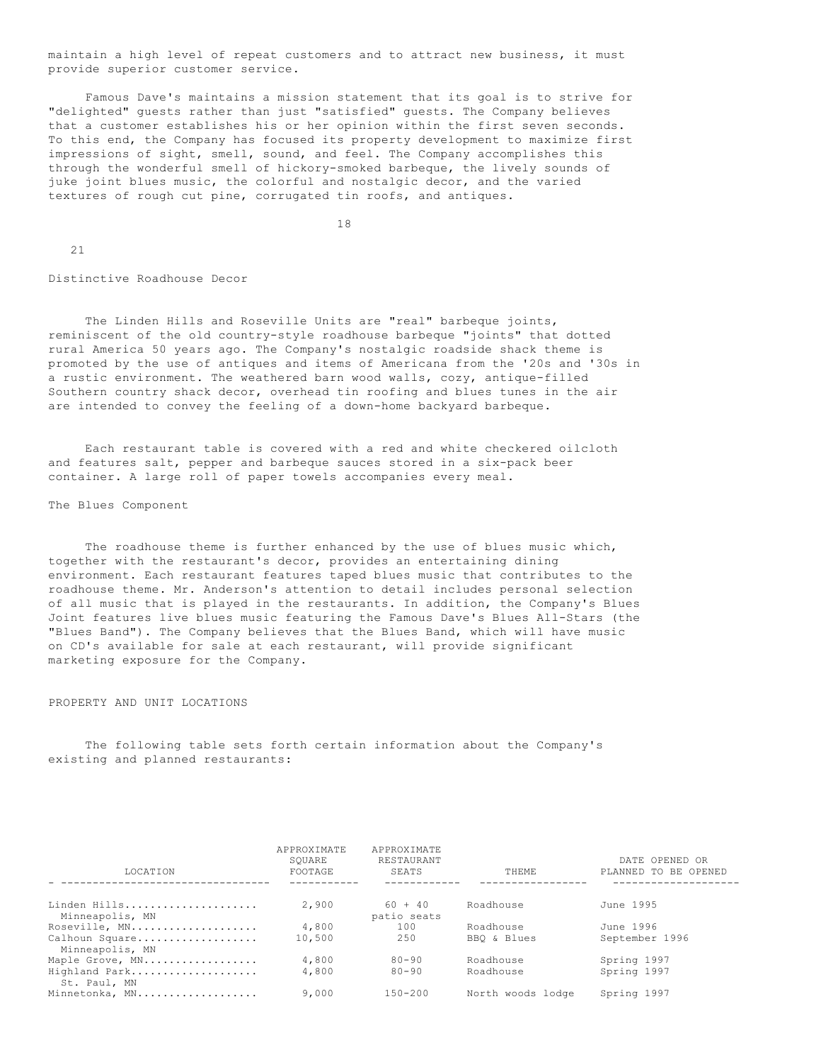maintain a high level of repeat customers and to attract new business, it must provide superior customer service.

Famous Dave's maintains a mission statement that its goal is to strive for "delighted" guests rather than just "satisfied" guests. The Company believes that a customer establishes his or her opinion within the first seven seconds. To this end, the Company has focused its property development to maximize first impressions of sight, smell, sound, and feel. The Company accomplishes this through the wonderful smell of hickory-smoked barbeque, the lively sounds of juke joint blues music, the colorful and nostalgic decor, and the varied textures of rough cut pine, corrugated tin roofs, and antiques.

Distinctive Roadhouse Decor

The Linden Hills and Roseville Units are "real" barbeque joints, reminiscent of the old country-style roadhouse barbeque "joints" that dotted rural America 50 years ago. The Company's nostalgic roadside shack theme is promoted by the use of antiques and items of Americana from the '20s and '30s in a rustic environment. The weathered barn wood walls, cozy, antique-filled Southern country shack decor, overhead tin roofing and blues tunes in the air are intended to convey the feeling of a down-home backyard barbeque.

Each restaurant table is covered with a red and white checkered oilcloth and features salt, pepper and barbeque sauces stored in a six-pack beer container. A large roll of paper towels accompanies every meal.

The Blues Component

The roadhouse theme is further enhanced by the use of blues music which, together with the restaurant's decor, provides an entertaining dining environment. Each restaurant features taped blues music that contributes to the roadhouse theme. Mr. Anderson's attention to detail includes personal selection of all music that is played in the restaurants. In addition, the Company's Blues Joint features live blues music featuring the Famous Dave's Blues All-Stars (the "Blues Band"). The Company believes that the Blues Band, which will have music on CD's available for sale at each restaurant, will provide significant marketing exposure for the Company.

PROPERTY AND UNIT LOCATIONS

The following table sets forth certain information about the Company's existing and planned restaurants:

| LOCATION | APPROXIMATE SQUARE FOOTAGE | APPROXIMATE RESTAURANT SEATS | THEME | DATE OPENED OR PLANNED TO BE OPENED |
|---|---|---|---|---|
| Linden Hills Minneapolis, MN | 2,900 | 60 + 40 patio seats | Roadhouse | June 1995 |
| Roseville, MN | 4,800 | 100 | Roadhouse | June 1996 |
| Calhoun Square Minneapolis, MN | 10,500 | 250 | BBQ & Blues | September 1996 |
| Maple Grove, MN | 4,800 | 80-90 | Roadhouse | Spring 1997 |
| Highland Park St. Paul, MN | 4,800 | 80-90 | Roadhouse | Spring 1997 |
| Minnetonka, MN | 9,000 | 150-200 | North woods lodge | Spring 1997 |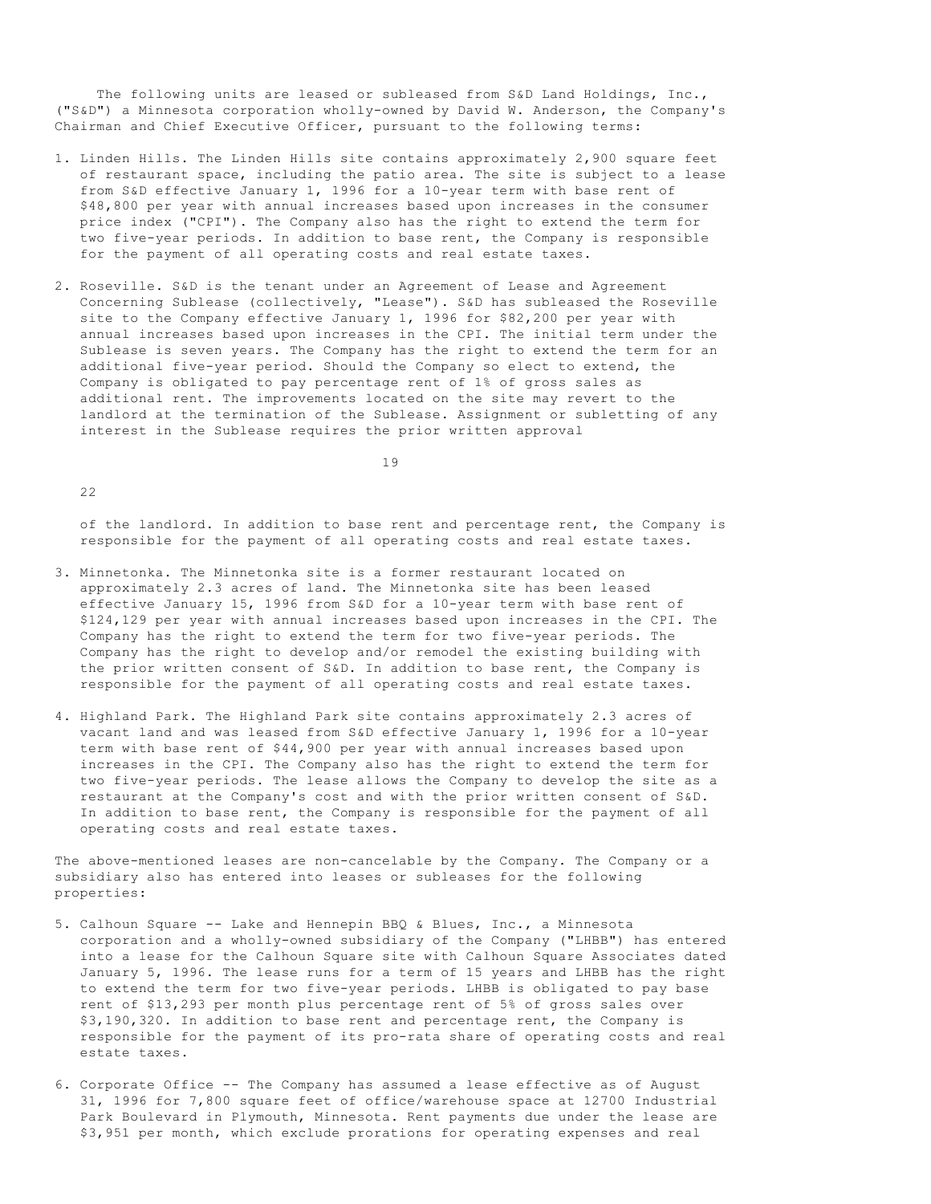The following units are leased or subleased from S&D Land Holdings, Inc., ("S&D") a Minnesota corporation wholly-owned by David W. Anderson, the Company's Chairman and Chief Executive Officer, pursuant to the following terms:

1. Linden Hills. The Linden Hills site contains approximately 2,900 square feet of restaurant space, including the patio area. The site is subject to a lease from S&D effective January 1, 1996 for a 10-year term with base rent of $48,800 per year with annual increases based upon increases in the consumer price index ("CPI"). The Company also has the right to extend the term for two five-year periods. In addition to base rent, the Company is responsible for the payment of all operating costs and real estate taxes.

2. Roseville. S&D is the tenant under an Agreement of Lease and Agreement Concerning Sublease (collectively, "Lease"). S&D has subleased the Roseville site to the Company effective January 1, 1996 for $82,200 per year with annual increases based upon increases in the CPI. The initial term under the Sublease is seven years. The Company has the right to extend the term for an additional five-year period. Should the Company so elect to extend, the Company is obligated to pay percentage rent of 1% of gross sales as additional rent. The improvements located on the site may revert to the landlord at the termination of the Sublease. Assignment or subletting of any interest in the Sublease requires the prior written approval of the landlord. In addition to base rent and percentage rent, the Company is responsible for the payment of all operating costs and real estate taxes.

3. Minnetonka. The Minnetonka site is a former restaurant located on approximately 2.3 acres of land. The Minnetonka site has been leased effective January 15, 1996 from S&D for a 10-year term with base rent of $124,129 per year with annual increases based upon increases in the CPI. The Company has the right to extend the term for two five-year periods. The Company has the right to develop and/or remodel the existing building with the prior written consent of S&D. In addition to base rent, the Company is responsible for the payment of all operating costs and real estate taxes.

4. Highland Park. The Highland Park site contains approximately 2.3 acres of vacant land and was leased from S&D effective January 1, 1996 for a 10-year term with base rent of $44,900 per year with annual increases based upon increases in the CPI. The Company also has the right to extend the term for two five-year periods. The lease allows the Company to develop the site as a restaurant at the Company's cost and with the prior written consent of S&D. In addition to base rent, the Company is responsible for the payment of all operating costs and real estate taxes.

The above-mentioned leases are non-cancelable by the Company. The Company or a subsidiary also has entered into leases or subleases for the following properties:

5. Calhoun Square -- Lake and Hennepin BBQ & Blues, Inc., a Minnesota corporation and a wholly-owned subsidiary of the Company ("LHBB") has entered into a lease for the Calhoun Square site with Calhoun Square Associates dated January 5, 1996. The lease runs for a term of 15 years and LHBB has the right to extend the term for two five-year periods. LHBB is obligated to pay base rent of $13,293 per month plus percentage rent of 5% of gross sales over $3,190,320. In addition to base rent and percentage rent, the Company is responsible for the payment of its pro-rata share of operating costs and real estate taxes.

6. Corporate Office -- The Company has assumed a lease effective as of August 31, 1996 for 7,800 square feet of office/warehouse space at 12700 Industrial Park Boulevard in Plymouth, Minnesota. Rent payments due under the lease are $3,951 per month, which exclude prorations for operating expenses and real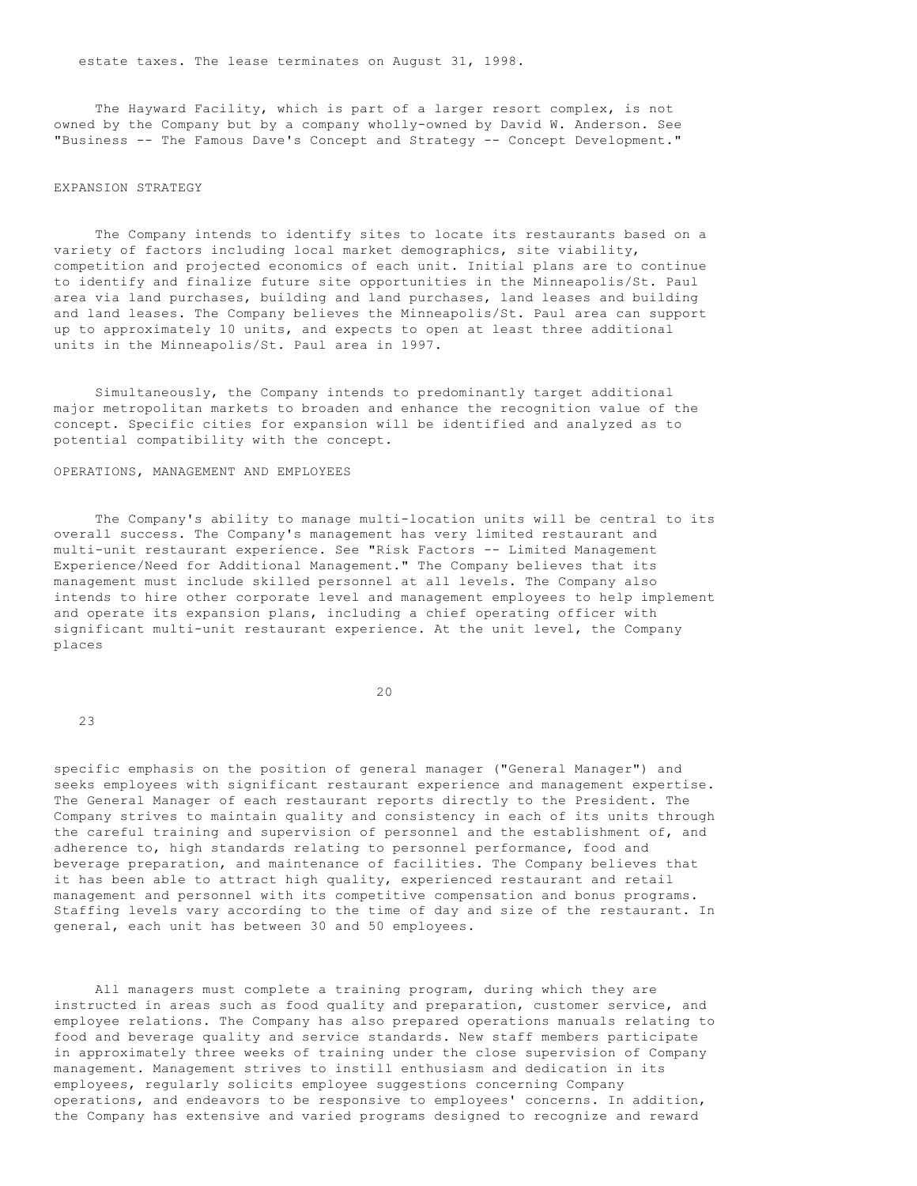estate taxes. The lease terminates on August 31, 1998.

The Hayward Facility, which is part of a larger resort complex, is not owned by the Company but by a company wholly-owned by David W. Anderson. See "Business -- The Famous Dave's Concept and Strategy -- Concept Development."

## EXPANSION STRATEGY

The Company intends to identify sites to locate its restaurants based on a variety of factors including local market demographics, site viability, competition and projected economics of each unit. Initial plans are to continue to identify and finalize future site opportunities in the Minneapolis/St. Paul area via land purchases, building and land purchases, land leases and building and land leases. The Company believes the Minneapolis/St. Paul area can support up to approximately 10 units, and expects to open at least three additional units in the Minneapolis/St. Paul area in 1997.

Simultaneously, the Company intends to predominantly target additional major metropolitan markets to broaden and enhance the recognition value of the concept. Specific cities for expansion will be identified and analyzed as to potential compatibility with the concept.

## OPERATIONS, MANAGEMENT AND EMPLOYEES

The Company's ability to manage multi-location units will be central to its overall success. The Company's management has very limited restaurant and multi-unit restaurant experience. See "Risk Factors -- Limited Management Experience/Need for Additional Management." The Company believes that its management must include skilled personnel at all levels. The Company also intends to hire other corporate level and management employees to help implement and operate its expansion plans, including a chief operating officer with significant multi-unit restaurant experience. At the unit level, the Company places specific emphasis on the position of general manager ("General Manager") and seeks employees with significant restaurant experience and management expertise. The General Manager of each restaurant reports directly to the President. The Company strives to maintain quality and consistency in each of its units through the careful training and supervision of personnel and the establishment of, and adherence to, high standards relating to personnel performance, food and beverage preparation, and maintenance of facilities. The Company believes that it has been able to attract high quality, experienced restaurant and retail management and personnel with its competitive compensation and bonus programs. Staffing levels vary according to the time of day and size of the restaurant. In general, each unit has between 30 and 50 employees.

All managers must complete a training program, during which they are instructed in areas such as food quality and preparation, customer service, and employee relations. The Company has also prepared operations manuals relating to food and beverage quality and service standards. New staff members participate in approximately three weeks of training under the close supervision of Company management. Management strives to instill enthusiasm and dedication in its employees, regularly solicits employee suggestions concerning Company operations, and endeavors to be responsive to employees' concerns. In addition, the Company has extensive and varied programs designed to recognize and reward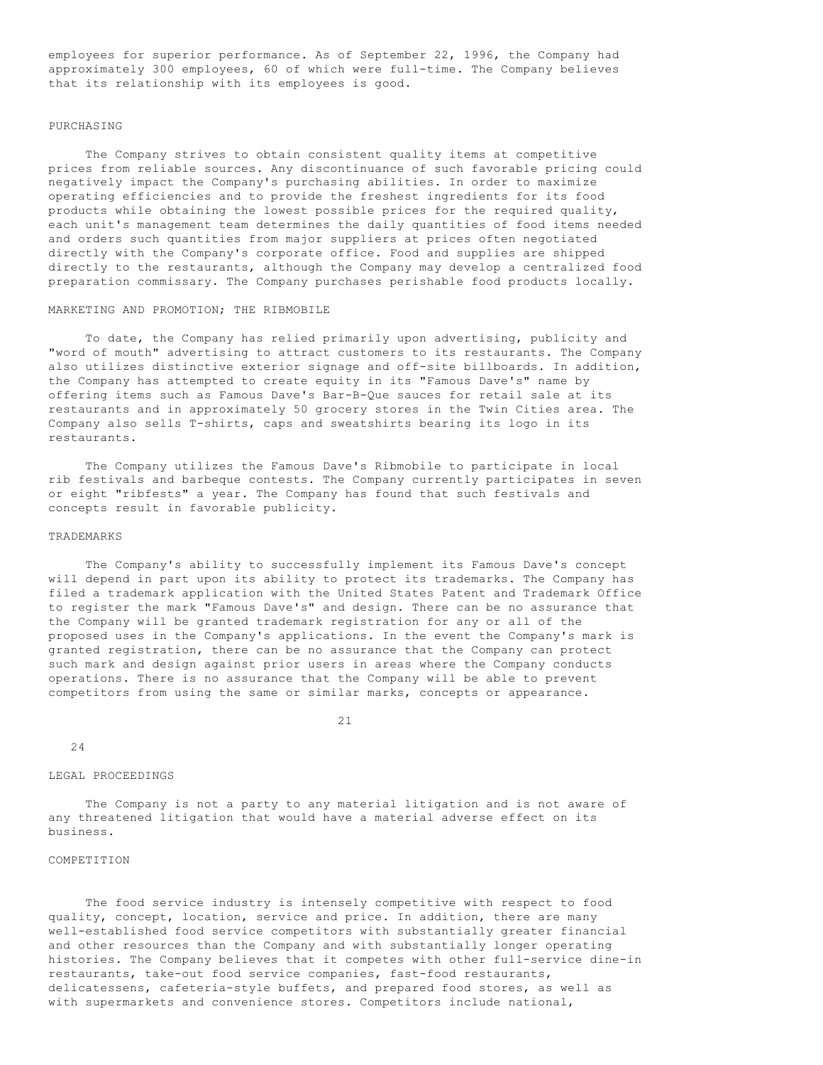employees for superior performance. As of September 22, 1996, the Company had approximately 300 employees, 60 of which were full-time. The Company believes that its relationship with its employees is good.

## PURCHASING

The Company strives to obtain consistent quality items at competitive prices from reliable sources. Any discontinuance of such favorable pricing could negatively impact the Company's purchasing abilities. In order to maximize operating efficiencies and to provide the freshest ingredients for its food products while obtaining the lowest possible prices for the required quality, each unit's management team determines the daily quantities of food items needed and orders such quantities from major suppliers at prices often negotiated directly with the Company's corporate office. Food and supplies are shipped directly to the restaurants, although the Company may develop a centralized food preparation commissary. The Company purchases perishable food products locally.

## MARKETING AND PROMOTION; THE RIBMOBILE

To date, the Company has relied primarily upon advertising, publicity and "word of mouth" advertising to attract customers to its restaurants. The Company also utilizes distinctive exterior signage and off-site billboards. In addition, the Company has attempted to create equity in its "Famous Dave's" name by offering items such as Famous Dave's Bar-B-Que sauces for retail sale at its restaurants and in approximately 50 grocery stores in the Twin Cities area. The Company also sells T-shirts, caps and sweatshirts bearing its logo in its restaurants.

The Company utilizes the Famous Dave's Ribmobile to participate in local rib festivals and barbeque contests. The Company currently participates in seven or eight "ribfests" a year. The Company has found that such festivals and concepts result in favorable publicity.

## TRADEMARKS

The Company's ability to successfully implement its Famous Dave's concept will depend in part upon its ability to protect its trademarks. The Company has filed a trademark application with the United States Patent and Trademark Office to register the mark "Famous Dave's" and design. There can be no assurance that the Company will be granted trademark registration for any or all of the proposed uses in the Company's applications. In the event the Company's mark is granted registration, there can be no assurance that the Company can protect such mark and design against prior users in areas where the Company conducts operations. There is no assurance that the Company will be able to prevent competitors from using the same or similar marks, concepts or appearance.

## LEGAL PROCEEDINGS

The Company is not a party to any material litigation and is not aware of any threatened litigation that would have a material adverse effect on its business.

## COMPETITION

The food service industry is intensely competitive with respect to food quality, concept, location, service and price. In addition, there are many well-established food service competitors with substantially greater financial and other resources than the Company and with substantially longer operating histories. The Company believes that it competes with other full-service dine-in restaurants, take-out food service companies, fast-food restaurants, delicatessens, cafeteria-style buffets, and prepared food stores, as well as with supermarkets and convenience stores. Competitors include national,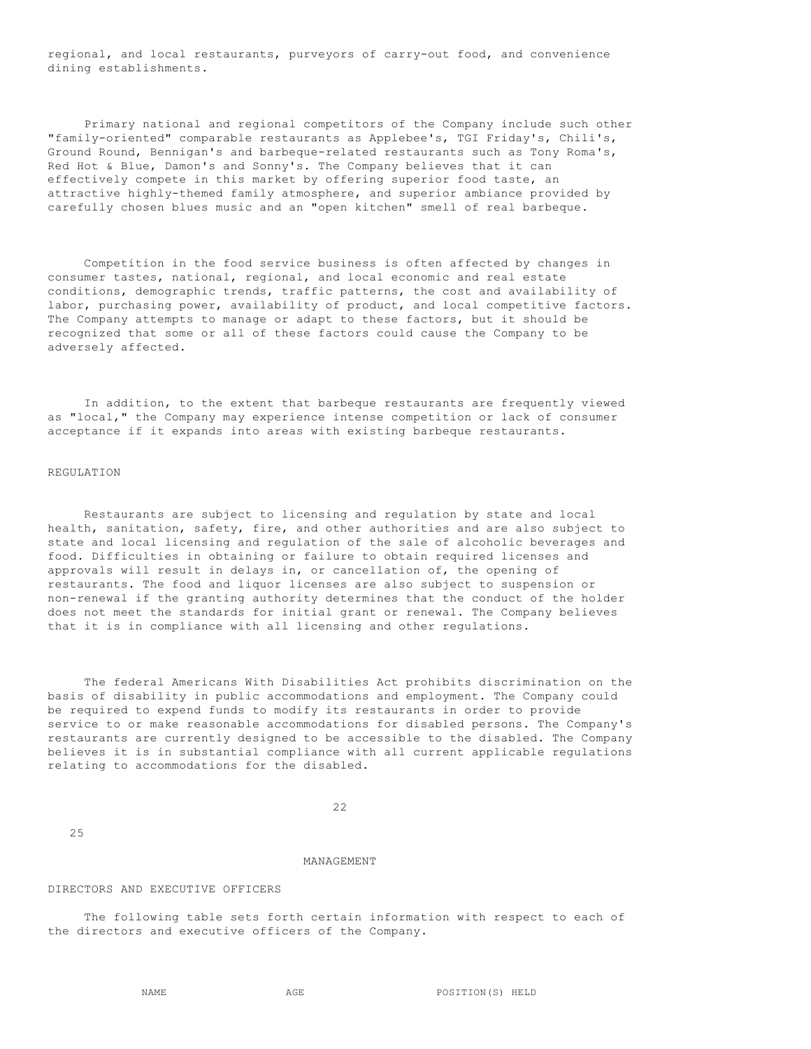regional, and local restaurants, purveyors of carry-out food, and convenience dining establishments.

Primary national and regional competitors of the Company include such other "family-oriented" comparable restaurants as Applebee's, TGI Friday's, Chili's, Ground Round, Bennigan's and barbeque-related restaurants such as Tony Roma's, Red Hot & Blue, Damon's and Sonny's. The Company believes that it can effectively compete in this market by offering superior food taste, an attractive highly-themed family atmosphere, and superior ambiance provided by carefully chosen blues music and an "open kitchen" smell of real barbeque.

Competition in the food service business is often affected by changes in consumer tastes, national, regional, and local economic and real estate conditions, demographic trends, traffic patterns, the cost and availability of labor, purchasing power, availability of product, and local competitive factors. The Company attempts to manage or adapt to these factors, but it should be recognized that some or all of these factors could cause the Company to be adversely affected.

In addition, to the extent that barbeque restaurants are frequently viewed as "local," the Company may experience intense competition or lack of consumer acceptance if it expands into areas with existing barbeque restaurants.

REGULATION

Restaurants are subject to licensing and regulation by state and local health, sanitation, safety, fire, and other authorities and are also subject to state and local licensing and regulation of the sale of alcoholic beverages and food. Difficulties in obtaining or failure to obtain required licenses and approvals will result in delays in, or cancellation of, the opening of restaurants. The food and liquor licenses are also subject to suspension or non-renewal if the granting authority determines that the conduct of the holder does not meet the standards for initial grant or renewal. The Company believes that it is in compliance with all licensing and other regulations.

The federal Americans With Disabilities Act prohibits discrimination on the basis of disability in public accommodations and employment. The Company could be required to expend funds to modify its restaurants in order to provide service to or make reasonable accommodations for disabled persons. The Company's restaurants are currently designed to be accessible to the disabled. The Company believes it is in substantial compliance with all current applicable regulations relating to accommodations for the disabled.

## MANAGEMENT

DIRECTORS AND EXECUTIVE OFFICERS

The following table sets forth certain information with respect to each of the directors and executive officers of the Company.

| NAME | AGE | POSITION(S) HELD |
| --- | --- | --- |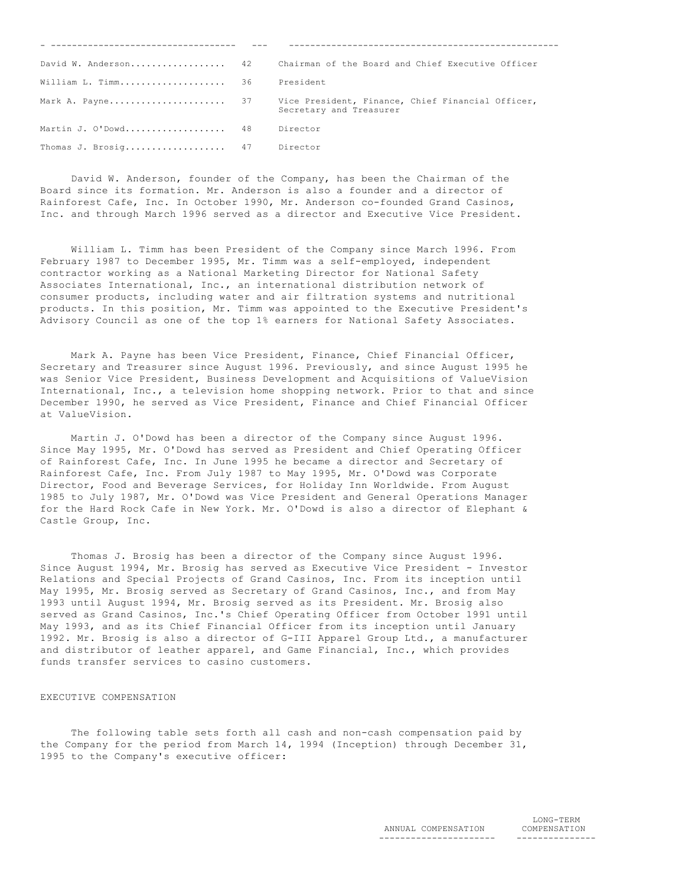| | | |
|---|---|---|
| David W. Anderson.................. | 42 | Chairman of the Board and Chief Executive Officer |
| William L. Timm.................... | 36 | President |
| Mark A. Payne...................... | 37 | Vice President, Finance, Chief Financial Officer, Secretary and Treasurer |
| Martin J. O'Dowd................... | 48 | Director |
| Thomas J. Brosig................... | 47 | Director |

David W. Anderson, founder of the Company, has been the Chairman of the Board since its formation. Mr. Anderson is also a founder and a director of Rainforest Cafe, Inc. In October 1990, Mr. Anderson co-founded Grand Casinos, Inc. and through March 1996 served as a director and Executive Vice President.

William L. Timm has been President of the Company since March 1996. From February 1987 to December 1995, Mr. Timm was a self-employed, independent contractor working as a National Marketing Director for National Safety Associates International, Inc., an international distribution network of consumer products, including water and air filtration systems and nutritional products. In this position, Mr. Timm was appointed to the Executive President's Advisory Council as one of the top 1% earners for National Safety Associates.

Mark A. Payne has been Vice President, Finance, Chief Financial Officer, Secretary and Treasurer since August 1996. Previously, and since August 1995 he was Senior Vice President, Business Development and Acquisitions of ValueVision International, Inc., a television home shopping network. Prior to that and since December 1990, he served as Vice President, Finance and Chief Financial Officer at ValueVision.

Martin J. O'Dowd has been a director of the Company since August 1996. Since May 1995, Mr. O'Dowd has served as President and Chief Operating Officer of Rainforest Cafe, Inc. In June 1995 he became a director and Secretary of Rainforest Cafe, Inc. From July 1987 to May 1995, Mr. O'Dowd was Corporate Director, Food and Beverage Services, for Holiday Inn Worldwide. From August 1985 to July 1987, Mr. O'Dowd was Vice President and General Operations Manager for the Hard Rock Cafe in New York. Mr. O'Dowd is also a director of Elephant & Castle Group, Inc.

Thomas J. Brosig has been a director of the Company since August 1996. Since August 1994, Mr. Brosig has served as Executive Vice President - Investor Relations and Special Projects of Grand Casinos, Inc. From its inception until May 1995, Mr. Brosig served as Secretary of Grand Casinos, Inc., and from May 1993 until August 1994, Mr. Brosig served as its President. Mr. Brosig also served as Grand Casinos, Inc.'s Chief Operating Officer from October 1991 until May 1993, and as its Chief Financial Officer from its inception until January 1992. Mr. Brosig is also a director of G-III Apparel Group Ltd., a manufacturer and distributor of leather apparel, and Game Financial, Inc., which provides funds transfer services to casino customers.

EXECUTIVE COMPENSATION

The following table sets forth all cash and non-cash compensation paid by the Company for the period from March 14, 1994 (Inception) through December 31, 1995 to the Company's executive officer:

| ANNUAL COMPENSATION | LONG-TERM COMPENSATION |
|---|---|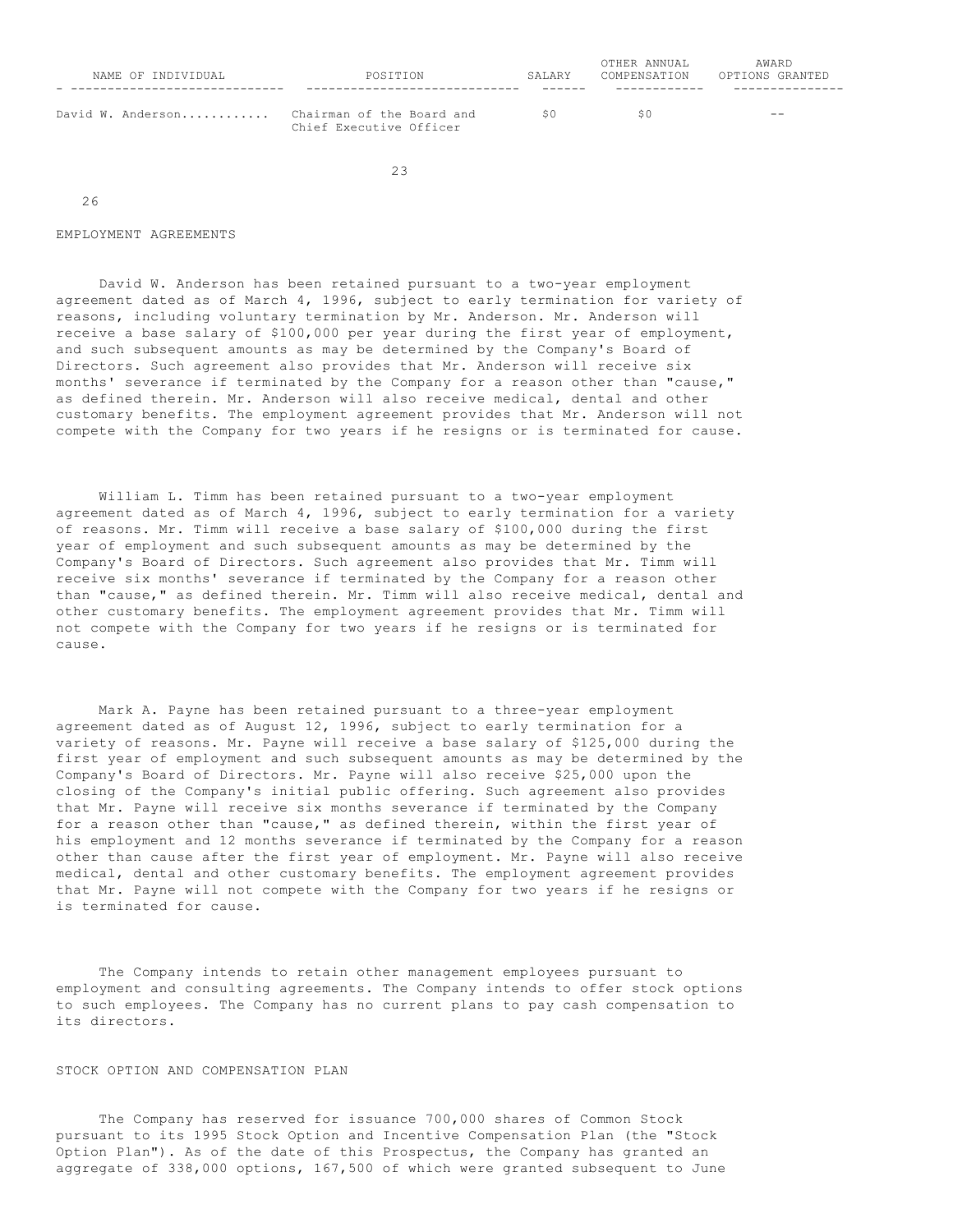| NAME OF INDIVIDUAL | POSITION | SALARY | OTHER ANNUAL COMPENSATION | AWARD OPTIONS GRANTED |
|---|---|---|---|---|
| David W. Anderson........... | Chairman of the Board and Chief Executive Officer | $0 | $0 | -- |

EMPLOYMENT AGREEMENTS

David W. Anderson has been retained pursuant to a two-year employment agreement dated as of March 4, 1996, subject to early termination for variety of reasons, including voluntary termination by Mr. Anderson. Mr. Anderson will receive a base salary of $100,000 per year during the first year of employment, and such subsequent amounts as may be determined by the Company's Board of Directors. Such agreement also provides that Mr. Anderson will receive six months' severance if terminated by the Company for a reason other than "cause," as defined therein. Mr. Anderson will also receive medical, dental and other customary benefits. The employment agreement provides that Mr. Anderson will not compete with the Company for two years if he resigns or is terminated for cause.

William L. Timm has been retained pursuant to a two-year employment agreement dated as of March 4, 1996, subject to early termination for a variety of reasons. Mr. Timm will receive a base salary of $100,000 during the first year of employment and such subsequent amounts as may be determined by the Company's Board of Directors. Such agreement also provides that Mr. Timm will receive six months' severance if terminated by the Company for a reason other than "cause," as defined therein. Mr. Timm will also receive medical, dental and other customary benefits. The employment agreement provides that Mr. Timm will not compete with the Company for two years if he resigns or is terminated for cause.

Mark A. Payne has been retained pursuant to a three-year employment agreement dated as of August 12, 1996, subject to early termination for a variety of reasons. Mr. Payne will receive a base salary of $125,000 during the first year of employment and such subsequent amounts as may be determined by the Company's Board of Directors. Mr. Payne will also receive $25,000 upon the closing of the Company's initial public offering. Such agreement also provides that Mr. Payne will receive six months severance if terminated by the Company for a reason other than "cause," as defined therein, within the first year of his employment and 12 months severance if terminated by the Company for a reason other than cause after the first year of employment. Mr. Payne will also receive medical, dental and other customary benefits. The employment agreement provides that Mr. Payne will not compete with the Company for two years if he resigns or is terminated for cause.

The Company intends to retain other management employees pursuant to employment and consulting agreements. The Company intends to offer stock options to such employees. The Company has no current plans to pay cash compensation to its directors.

STOCK OPTION AND COMPENSATION PLAN

The Company has reserved for issuance 700,000 shares of Common Stock pursuant to its 1995 Stock Option and Incentive Compensation Plan (the "Stock Option Plan"). As of the date of this Prospectus, the Company has granted an aggregate of 338,000 options, 167,500 of which were granted subsequent to June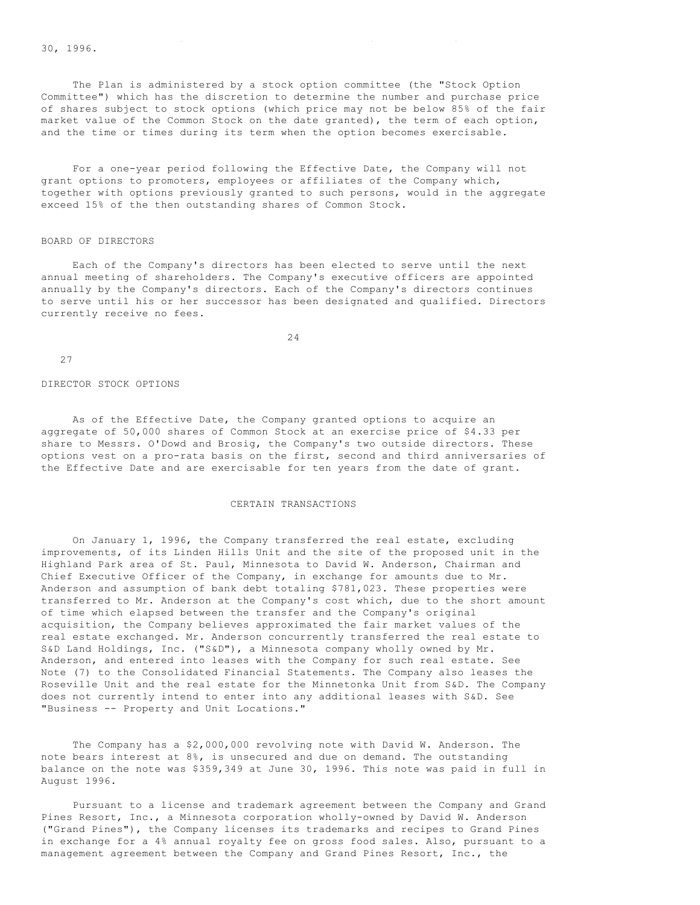30, 1996.

The Plan is administered by a stock option committee (the "Stock Option Committee") which has the discretion to determine the number and purchase price of shares subject to stock options (which price may not be below 85% of the fair market value of the Common Stock on the date granted), the term of each option, and the time or times during its term when the option becomes exercisable.

For a one-year period following the Effective Date, the Company will not grant options to promoters, employees or affiliates of the Company which, together with options previously granted to such persons, would in the aggregate exceed 15% of the then outstanding shares of Common Stock.

BOARD OF DIRECTORS

Each of the Company's directors has been elected to serve until the next annual meeting of shareholders. The Company's executive officers are appointed annually by the Company's directors. Each of the Company's directors continues to serve until his or her successor has been designated and qualified. Directors currently receive no fees.

DIRECTOR STOCK OPTIONS

As of the Effective Date, the Company granted options to acquire an aggregate of 50,000 shares of Common Stock at an exercise price of $4.33 per share to Messrs. O'Dowd and Brosig, the Company's two outside directors. These options vest on a pro-rata basis on the first, second and third anniversaries of the Effective Date and are exercisable for ten years from the date of grant.

## CERTAIN TRANSACTIONS

On January 1, 1996, the Company transferred the real estate, excluding improvements, of its Linden Hills Unit and the site of the proposed unit in the Highland Park area of St. Paul, Minnesota to David W. Anderson, Chairman and Chief Executive Officer of the Company, in exchange for amounts due to Mr. Anderson and assumption of bank debt totaling $781,023. These properties were transferred to Mr. Anderson at the Company's cost which, due to the short amount of time which elapsed between the transfer and the Company's original acquisition, the Company believes approximated the fair market values of the real estate exchanged. Mr. Anderson concurrently transferred the real estate to S&D Land Holdings, Inc. ("S&D"), a Minnesota company wholly owned by Mr. Anderson, and entered into leases with the Company for such real estate. See Note (7) to the Consolidated Financial Statements. The Company also leases the Roseville Unit and the real estate for the Minnetonka Unit from S&D. The Company does not currently intend to enter into any additional leases with S&D. See "Business -- Property and Unit Locations."

The Company has a $2,000,000 revolving note with David W. Anderson. The note bears interest at 8%, is unsecured and due on demand. The outstanding balance on the note was $359,349 at June 30, 1996. This note was paid in full in August 1996.

Pursuant to a license and trademark agreement between the Company and Grand Pines Resort, Inc., a Minnesota corporation wholly-owned by David W. Anderson ("Grand Pines"), the Company licenses its trademarks and recipes to Grand Pines in exchange for a 4% annual royalty fee on gross food sales. Also, pursuant to a management agreement between the Company and Grand Pines Resort, Inc., the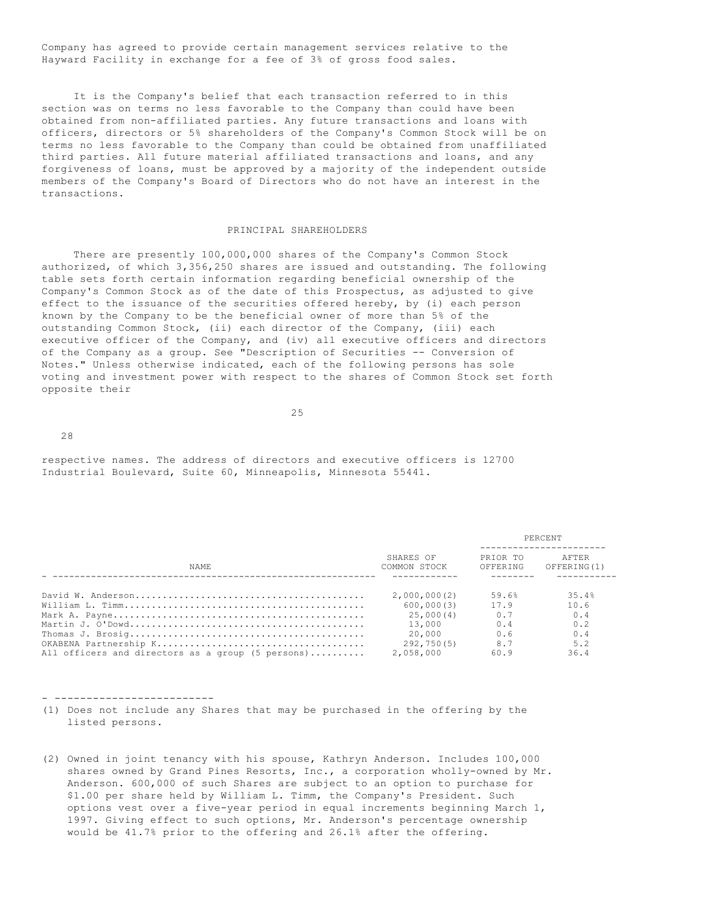Company has agreed to provide certain management services relative to the Hayward Facility in exchange for a fee of 3% of gross food sales.

It is the Company's belief that each transaction referred to in this section was on terms no less favorable to the Company than could have been obtained from non-affiliated parties. Any future transactions and loans with officers, directors or 5% shareholders of the Company's Common Stock will be on terms no less favorable to the Company than could be obtained from unaffiliated third parties. All future material affiliated transactions and loans, and any forgiveness of loans, must be approved by a majority of the independent outside members of the Company's Board of Directors who do not have an interest in the transactions.

## PRINCIPAL SHAREHOLDERS

There are presently 100,000,000 shares of the Company's Common Stock authorized, of which 3,356,250 shares are issued and outstanding. The following table sets forth certain information regarding beneficial ownership of the Company's Common Stock as of the date of this Prospectus, as adjusted to give effect to the issuance of the securities offered hereby, by (i) each person known by the Company to be the beneficial owner of more than 5% of the outstanding Common Stock, (ii) each director of the Company, (iii) each executive officer of the Company, and (iv) all executive officers and directors of the Company as a group. See "Description of Securities -- Conversion of Notes." Unless otherwise indicated, each of the following persons has sole voting and investment power with respect to the shares of Common Stock set forth opposite their respective names. The address of directors and executive officers is 12700 Industrial Boulevard, Suite 60, Minneapolis, Minnesota 55441.

| NAME | SHARES OF COMMON STOCK | PERCENT | |
|---|---|---|---|
| | | PRIOR TO OFFERING | AFTER OFFERING(1) |
| David W. Anderson | 2,000,000(2) | 59.6% | 35.4% |
| William L. Timm | 600,000(3) | 17.9 | 10.6 |
| Mark A. Payne | 25,000(4) | 0.7 | 0.4 |
| Martin J. O'Dowd | 13,000 | 0.4 | 0.2 |
| Thomas J. Brosig | 20,000 | 0.6 | 0.4 |
| OKABENA Partnership K | 292,750(5) | 8.7 | 5.2 |
| All officers and directors as a group (5 persons) | 2,058,000 | 60.9 | 36.4 |

- ------------------------

(1) Does not include any Shares that may be purchased in the offering by the listed persons.

(2) Owned in joint tenancy with his spouse, Kathryn Anderson. Includes 100,000 shares owned by Grand Pines Resorts, Inc., a corporation wholly-owned by Mr. Anderson. 600,000 of such Shares are subject to an option to purchase for $1.00 per share held by William L. Timm, the Company's President. Such options vest over a five-year period in equal increments beginning March 1, 1997. Giving effect to such options, Mr. Anderson's percentage ownership would be 41.7% prior to the offering and 26.1% after the offering.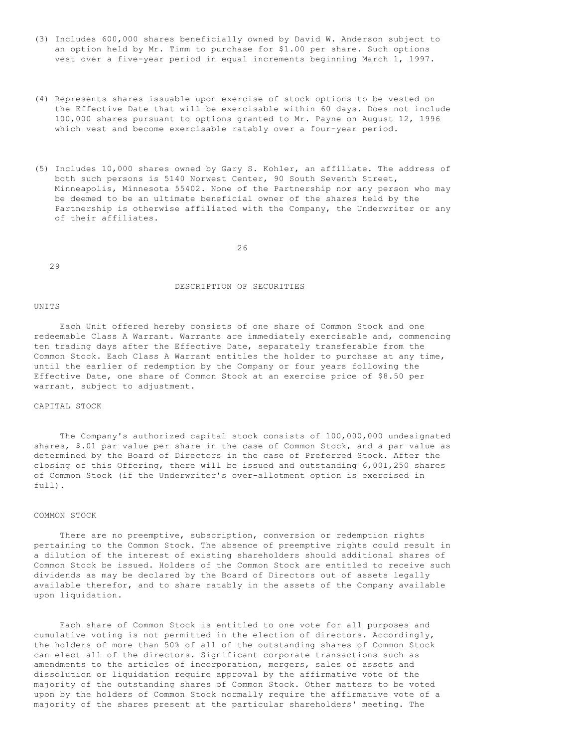(3) Includes 600,000 shares beneficially owned by David W. Anderson subject to an option held by Mr. Timm to purchase for $1.00 per share. Such options vest over a five-year period in equal increments beginning March 1, 1997.

(4) Represents shares issuable upon exercise of stock options to be vested on the Effective Date that will be exercisable within 60 days. Does not include 100,000 shares pursuant to options granted to Mr. Payne on August 12, 1996 which vest and become exercisable ratably over a four-year period.

(5) Includes 10,000 shares owned by Gary S. Kohler, an affiliate. The address of both such persons is 5140 Norwest Center, 90 South Seventh Street, Minneapolis, Minnesota 55402. None of the Partnership nor any person who may be deemed to be an ultimate beneficial owner of the shares held by the Partnership is otherwise affiliated with the Company, the Underwriter or any of their affiliates.

## DESCRIPTION OF SECURITIES

### UNITS

Each Unit offered hereby consists of one share of Common Stock and one redeemable Class A Warrant. Warrants are immediately exercisable and, commencing ten trading days after the Effective Date, separately transferable from the Common Stock. Each Class A Warrant entitles the holder to purchase at any time, until the earlier of redemption by the Company or four years following the Effective Date, one share of Common Stock at an exercise price of $8.50 per warrant, subject to adjustment.

### CAPITAL STOCK

The Company's authorized capital stock consists of 100,000,000 undesignated shares, $.01 par value per share in the case of Common Stock, and a par value as determined by the Board of Directors in the case of Preferred Stock. After the closing of this Offering, there will be issued and outstanding 6,001,250 shares of Common Stock (if the Underwriter's over-allotment option is exercised in full).

### COMMON STOCK

There are no preemptive, subscription, conversion or redemption rights pertaining to the Common Stock. The absence of preemptive rights could result in a dilution of the interest of existing shareholders should additional shares of Common Stock be issued. Holders of the Common Stock are entitled to receive such dividends as may be declared by the Board of Directors out of assets legally available therefor, and to share ratably in the assets of the Company available upon liquidation.

Each share of Common Stock is entitled to one vote for all purposes and cumulative voting is not permitted in the election of directors. Accordingly, the holders of more than 50% of all of the outstanding shares of Common Stock can elect all of the directors. Significant corporate transactions such as amendments to the articles of incorporation, mergers, sales of assets and dissolution or liquidation require approval by the affirmative vote of the majority of the outstanding shares of Common Stock. Other matters to be voted upon by the holders of Common Stock normally require the affirmative vote of a majority of the shares present at the particular shareholders' meeting. The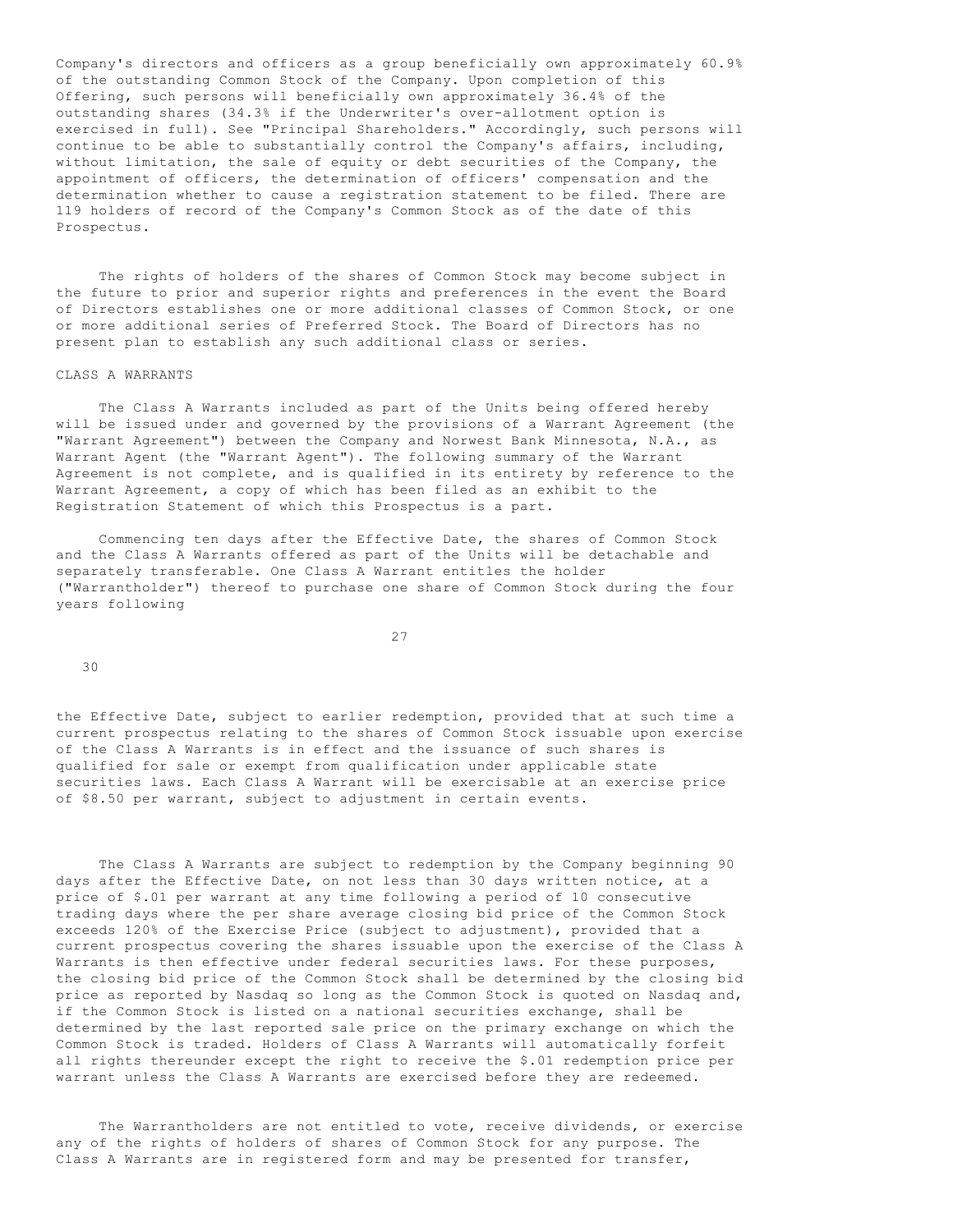Company's directors and officers as a group beneficially own approximately 60.9% of the outstanding Common Stock of the Company. Upon completion of this Offering, such persons will beneficially own approximately 36.4% of the outstanding shares (34.3% if the Underwriter's over-allotment option is exercised in full). See "Principal Shareholders." Accordingly, such persons will continue to be able to substantially control the Company's affairs, including, without limitation, the sale of equity or debt securities of the Company, the appointment of officers, the determination of officers' compensation and the determination whether to cause a registration statement to be filed. There are 119 holders of record of the Company's Common Stock as of the date of this Prospectus.

The rights of holders of the shares of Common Stock may become subject in the future to prior and superior rights and preferences in the event the Board of Directors establishes one or more additional classes of Common Stock, or one or more additional series of Preferred Stock. The Board of Directors has no present plan to establish any such additional class or series.

CLASS A WARRANTS

The Class A Warrants included as part of the Units being offered hereby will be issued under and governed by the provisions of a Warrant Agreement (the "Warrant Agreement") between the Company and Norwest Bank Minnesota, N.A., as Warrant Agent (the "Warrant Agent"). The following summary of the Warrant Agreement is not complete, and is qualified in its entirety by reference to the Warrant Agreement, a copy of which has been filed as an exhibit to the Registration Statement of which this Prospectus is a part.

Commencing ten days after the Effective Date, the shares of Common Stock and the Class A Warrants offered as part of the Units will be detachable and separately transferable. One Class A Warrant entitles the holder ("Warrantholder") thereof to purchase one share of Common Stock during the four years following the Effective Date, subject to earlier redemption, provided that at such time a current prospectus relating to the shares of Common Stock issuable upon exercise of the Class A Warrants is in effect and the issuance of such shares is qualified for sale or exempt from qualification under applicable state securities laws. Each Class A Warrant will be exercisable at an exercise price of $8.50 per warrant, subject to adjustment in certain events.

The Class A Warrants are subject to redemption by the Company beginning 90 days after the Effective Date, on not less than 30 days written notice, at a price of $.01 per warrant at any time following a period of 10 consecutive trading days where the per share average closing bid price of the Common Stock exceeds 120% of the Exercise Price (subject to adjustment), provided that a current prospectus covering the shares issuable upon the exercise of the Class A Warrants is then effective under federal securities laws. For these purposes, the closing bid price of the Common Stock shall be determined by the closing bid price as reported by Nasdaq so long as the Common Stock is quoted on Nasdaq and, if the Common Stock is listed on a national securities exchange, shall be determined by the last reported sale price on the primary exchange on which the Common Stock is traded. Holders of Class A Warrants will automatically forfeit all rights thereunder except the right to receive the $.01 redemption price per warrant unless the Class A Warrants are exercised before they are redeemed.

The Warrantholders are not entitled to vote, receive dividends, or exercise any of the rights of holders of shares of Common Stock for any purpose. The Class A Warrants are in registered form and may be presented for transfer,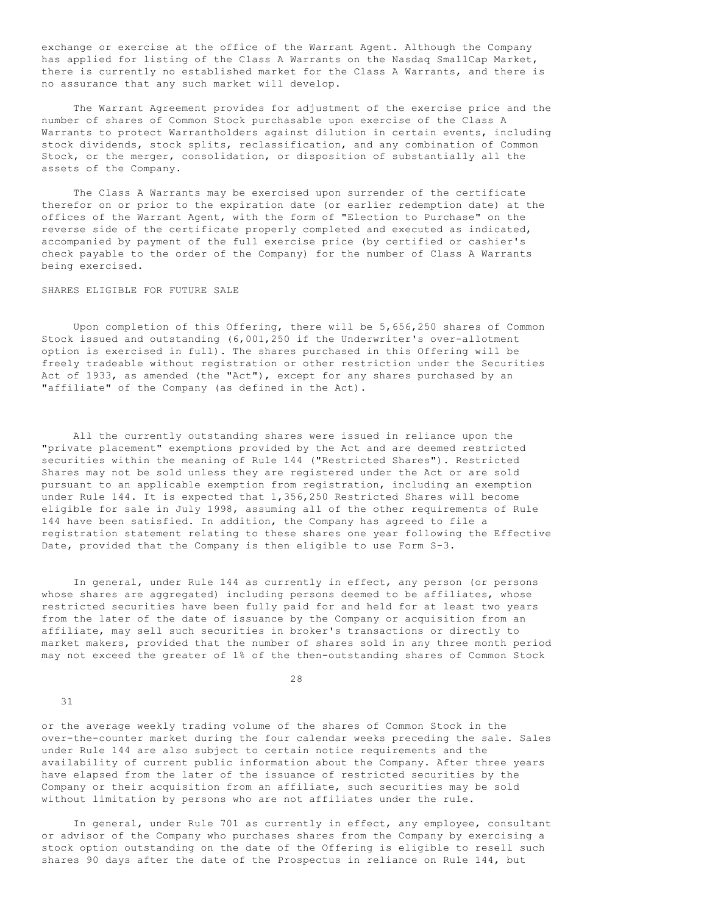exchange or exercise at the office of the Warrant Agent. Although the Company has applied for listing of the Class A Warrants on the Nasdaq SmallCap Market, there is currently no established market for the Class A Warrants, and there is no assurance that any such market will develop.

The Warrant Agreement provides for adjustment of the exercise price and the number of shares of Common Stock purchasable upon exercise of the Class A Warrants to protect Warrantholders against dilution in certain events, including stock dividends, stock splits, reclassification, and any combination of Common Stock, or the merger, consolidation, or disposition of substantially all the assets of the Company.

The Class A Warrants may be exercised upon surrender of the certificate therefor on or prior to the expiration date (or earlier redemption date) at the offices of the Warrant Agent, with the form of "Election to Purchase" on the reverse side of the certificate properly completed and executed as indicated, accompanied by payment of the full exercise price (by certified or cashier's check payable to the order of the Company) for the number of Class A Warrants being exercised.

## SHARES ELIGIBLE FOR FUTURE SALE

Upon completion of this Offering, there will be 5,656,250 shares of Common Stock issued and outstanding (6,001,250 if the Underwriter's over-allotment option is exercised in full). The shares purchased in this Offering will be freely tradeable without registration or other restriction under the Securities Act of 1933, as amended (the "Act"), except for any shares purchased by an "affiliate" of the Company (as defined in the Act).

All the currently outstanding shares were issued in reliance upon the "private placement" exemptions provided by the Act and are deemed restricted securities within the meaning of Rule 144 ("Restricted Shares"). Restricted Shares may not be sold unless they are registered under the Act or are sold pursuant to an applicable exemption from registration, including an exemption under Rule 144. It is expected that 1,356,250 Restricted Shares will become eligible for sale in July 1998, assuming all of the other requirements of Rule 144 have been satisfied. In addition, the Company has agreed to file a registration statement relating to these shares one year following the Effective Date, provided that the Company is then eligible to use Form S-3.

In general, under Rule 144 as currently in effect, any person (or persons whose shares are aggregated) including persons deemed to be affiliates, whose restricted securities have been fully paid for and held for at least two years from the later of the date of issuance by the Company or acquisition from an affiliate, may sell such securities in broker's transactions or directly to market makers, provided that the number of shares sold in any three month period may not exceed the greater of 1% of the then-outstanding shares of Common Stock or the average weekly trading volume of the shares of Common Stock in the over-the-counter market during the four calendar weeks preceding the sale. Sales under Rule 144 are also subject to certain notice requirements and the availability of current public information about the Company. After three years have elapsed from the later of the issuance of restricted securities by the Company or their acquisition from an affiliate, such securities may be sold without limitation by persons who are not affiliates under the rule.

In general, under Rule 701 as currently in effect, any employee, consultant or advisor of the Company who purchases shares from the Company by exercising a stock option outstanding on the date of the Offering is eligible to resell such shares 90 days after the date of the Prospectus in reliance on Rule 144, but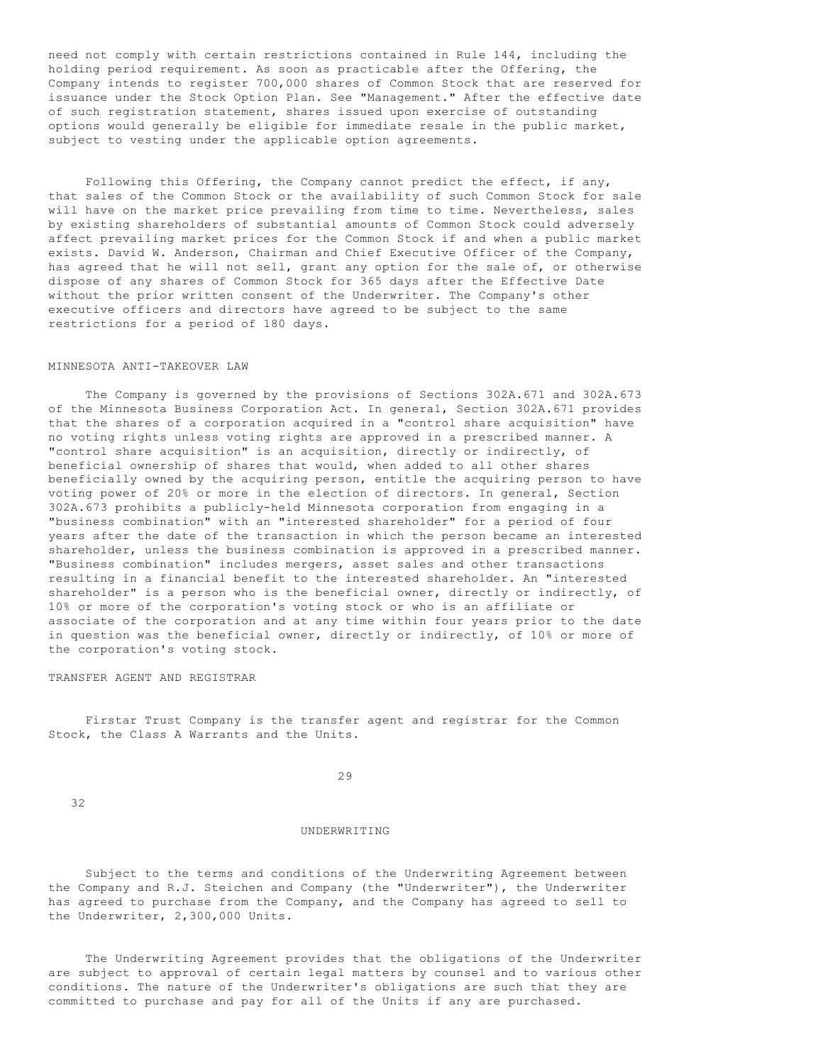need not comply with certain restrictions contained in Rule 144, including the holding period requirement. As soon as practicable after the Offering, the Company intends to register 700,000 shares of Common Stock that are reserved for issuance under the Stock Option Plan. See "Management." After the effective date of such registration statement, shares issued upon exercise of outstanding options would generally be eligible for immediate resale in the public market, subject to vesting under the applicable option agreements.

Following this Offering, the Company cannot predict the effect, if any, that sales of the Common Stock or the availability of such Common Stock for sale will have on the market price prevailing from time to time. Nevertheless, sales by existing shareholders of substantial amounts of Common Stock could adversely affect prevailing market prices for the Common Stock if and when a public market exists. David W. Anderson, Chairman and Chief Executive Officer of the Company, has agreed that he will not sell, grant any option for the sale of, or otherwise dispose of any shares of Common Stock for 365 days after the Effective Date without the prior written consent of the Underwriter. The Company's other executive officers and directors have agreed to be subject to the same restrictions for a period of 180 days.

## MINNESOTA ANTI-TAKEOVER LAW

The Company is governed by the provisions of Sections 302A.671 and 302A.673 of the Minnesota Business Corporation Act. In general, Section 302A.671 provides that the shares of a corporation acquired in a "control share acquisition" have no voting rights unless voting rights are approved in a prescribed manner. A "control share acquisition" is an acquisition, directly or indirectly, of beneficial ownership of shares that would, when added to all other shares beneficially owned by the acquiring person, entitle the acquiring person to have voting power of 20% or more in the election of directors. In general, Section 302A.673 prohibits a publicly-held Minnesota corporation from engaging in a "business combination" with an "interested shareholder" for a period of four years after the date of the transaction in which the person became an interested shareholder, unless the business combination is approved in a prescribed manner. "Business combination" includes mergers, asset sales and other transactions resulting in a financial benefit to the interested shareholder. An "interested shareholder" is a person who is the beneficial owner, directly or indirectly, of 10% or more of the corporation's voting stock or who is an affiliate or associate of the corporation and at any time within four years prior to the date in question was the beneficial owner, directly or indirectly, of 10% or more of the corporation's voting stock.

## TRANSFER AGENT AND REGISTRAR

Firstar Trust Company is the transfer agent and registrar for the Common Stock, the Class A Warrants and the Units.

# UNDERWRITING

Subject to the terms and conditions of the Underwriting Agreement between the Company and R.J. Steichen and Company (the "Underwriter"), the Underwriter has agreed to purchase from the Company, and the Company has agreed to sell to the Underwriter, 2,300,000 Units.

The Underwriting Agreement provides that the obligations of the Underwriter are subject to approval of certain legal matters by counsel and to various other conditions. The nature of the Underwriter's obligations are such that they are committed to purchase and pay for all of the Units if any are purchased.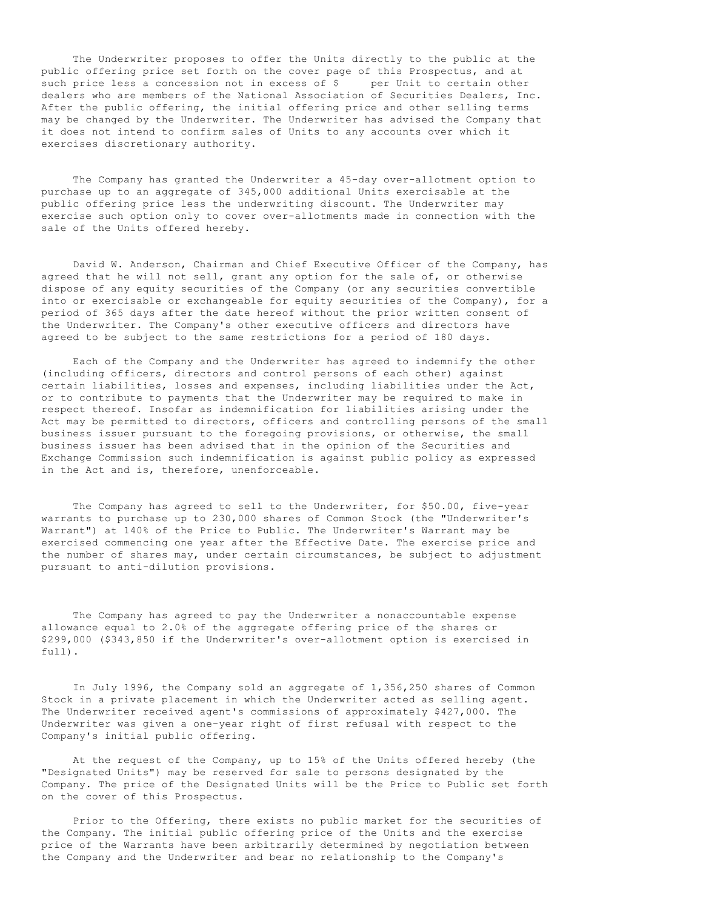The Underwriter proposes to offer the Units directly to the public at the public offering price set forth on the cover page of this Prospectus, and at such price less a concession not in excess of $      per Unit to certain other dealers who are members of the National Association of Securities Dealers, Inc. After the public offering, the initial offering price and other selling terms may be changed by the Underwriter. The Underwriter has advised the Company that it does not intend to confirm sales of Units to any accounts over which it exercises discretionary authority.

The Company has granted the Underwriter a 45-day over-allotment option to purchase up to an aggregate of 345,000 additional Units exercisable at the public offering price less the underwriting discount. The Underwriter may exercise such option only to cover over-allotments made in connection with the sale of the Units offered hereby.

David W. Anderson, Chairman and Chief Executive Officer of the Company, has agreed that he will not sell, grant any option for the sale of, or otherwise dispose of any equity securities of the Company (or any securities convertible into or exercisable or exchangeable for equity securities of the Company), for a period of 365 days after the date hereof without the prior written consent of the Underwriter. The Company's other executive officers and directors have agreed to be subject to the same restrictions for a period of 180 days.

Each of the Company and the Underwriter has agreed to indemnify the other (including officers, directors and control persons of each other) against certain liabilities, losses and expenses, including liabilities under the Act, or to contribute to payments that the Underwriter may be required to make in respect thereof. Insofar as indemnification for liabilities arising under the Act may be permitted to directors, officers and controlling persons of the small business issuer pursuant to the foregoing provisions, or otherwise, the small business issuer has been advised that in the opinion of the Securities and Exchange Commission such indemnification is against public policy as expressed in the Act and is, therefore, unenforceable.

The Company has agreed to sell to the Underwriter, for $50.00, five-year warrants to purchase up to 230,000 shares of Common Stock (the "Underwriter's Warrant") at 140% of the Price to Public. The Underwriter's Warrant may be exercised commencing one year after the Effective Date. The exercise price and the number of shares may, under certain circumstances, be subject to adjustment pursuant to anti-dilution provisions.

The Company has agreed to pay the Underwriter a nonaccountable expense allowance equal to 2.0% of the aggregate offering price of the shares or $299,000 ($343,850 if the Underwriter's over-allotment option is exercised in full).

In July 1996, the Company sold an aggregate of 1,356,250 shares of Common Stock in a private placement in which the Underwriter acted as selling agent. The Underwriter received agent's commissions of approximately $427,000. The Underwriter was given a one-year right of first refusal with respect to the Company's initial public offering.

At the request of the Company, up to 15% of the Units offered hereby (the "Designated Units") may be reserved for sale to persons designated by the Company. The price of the Designated Units will be the Price to Public set forth on the cover of this Prospectus.

Prior to the Offering, there exists no public market for the securities of the Company. The initial public offering price of the Units and the exercise price of the Warrants have been arbitrarily determined by negotiation between the Company and the Underwriter and bear no relationship to the Company's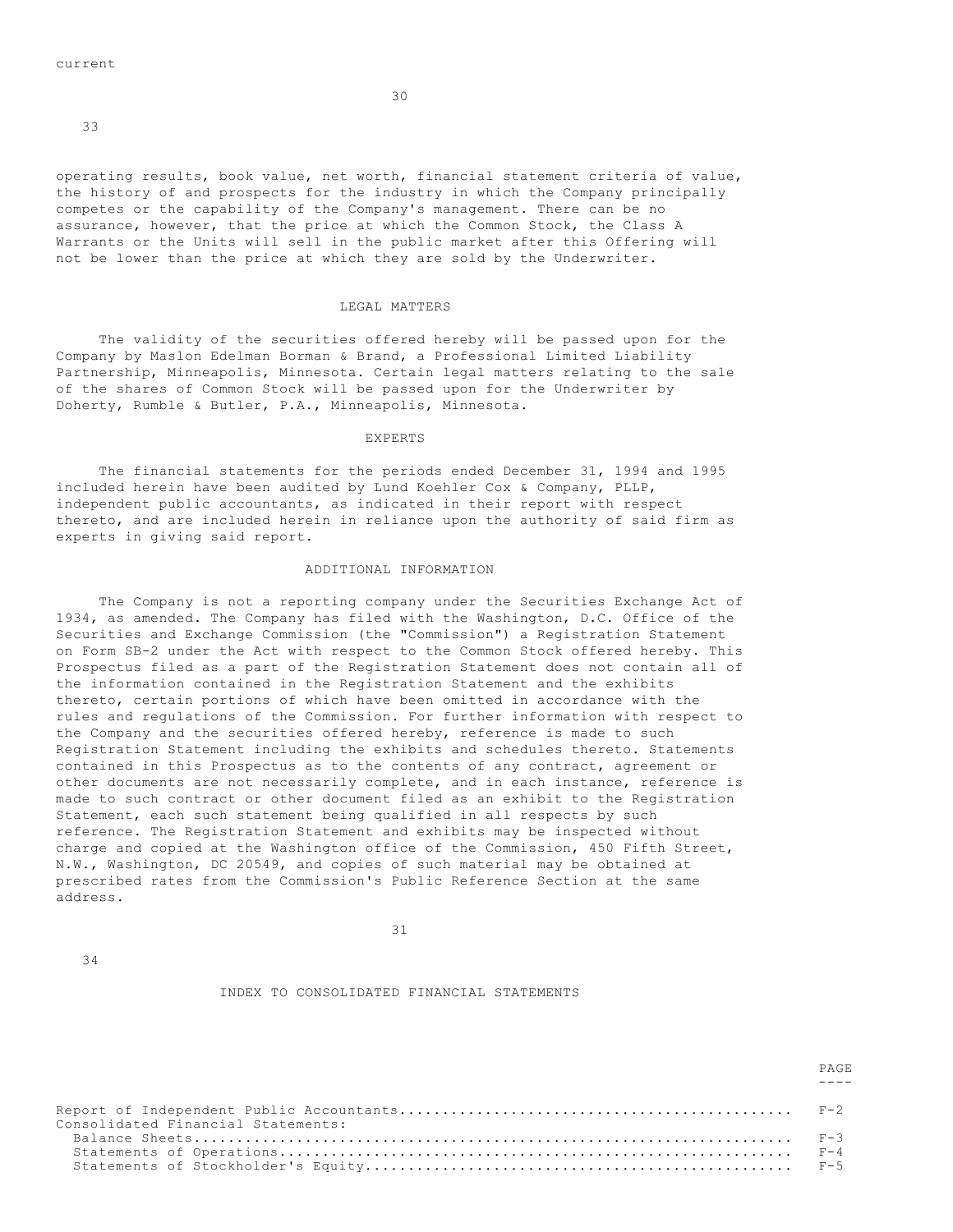current

operating results, book value, net worth, financial statement criteria of value, the history of and prospects for the industry in which the Company principally competes or the capability of the Company's management. There can be no assurance, however, that the price at which the Common Stock, the Class A Warrants or the Units will sell in the public market after this Offering will not be lower than the price at which they are sold by the Underwriter.

## LEGAL MATTERS

The validity of the securities offered hereby will be passed upon for the Company by Maslon Edelman Borman & Brand, a Professional Limited Liability Partnership, Minneapolis, Minnesota. Certain legal matters relating to the sale of the shares of Common Stock will be passed upon for the Underwriter by Doherty, Rumble & Butler, P.A., Minneapolis, Minnesota.

## EXPERTS

The financial statements for the periods ended December 31, 1994 and 1995 included herein have been audited by Lund Koehler Cox & Company, PLLP, independent public accountants, as indicated in their report with respect thereto, and are included herein in reliance upon the authority of said firm as experts in giving said report.

## ADDITIONAL INFORMATION

The Company is not a reporting company under the Securities Exchange Act of 1934, as amended. The Company has filed with the Washington, D.C. Office of the Securities and Exchange Commission (the "Commission") a Registration Statement on Form SB-2 under the Act with respect to the Common Stock offered hereby. This Prospectus filed as a part of the Registration Statement does not contain all of the information contained in the Registration Statement and the exhibits thereto, certain portions of which have been omitted in accordance with the rules and regulations of the Commission. For further information with respect to the Company and the securities offered hereby, reference is made to such Registration Statement including the exhibits and schedules thereto. Statements contained in this Prospectus as to the contents of any contract, agreement or other documents are not necessarily complete, and in each instance, reference is made to such contract or other document filed as an exhibit to the Registration Statement, each such statement being qualified in all respects by such reference. The Registration Statement and exhibits may be inspected without charge and copied at the Washington office of the Commission, 450 Fifth Street, N.W., Washington, DC 20549, and copies of such material may be obtained at prescribed rates from the Commission's Public Reference Section at the same address.

## INDEX TO CONSOLIDATED FINANCIAL STATEMENTS

| | PAGE |
|---|---|
| Report of Independent Public Accountants | F-2 |
| Consolidated Financial Statements: | |
| Balance Sheets | F-3 |
| Statements of Operations | F-4 |
| Statements of Stockholder's Equity | F-5 |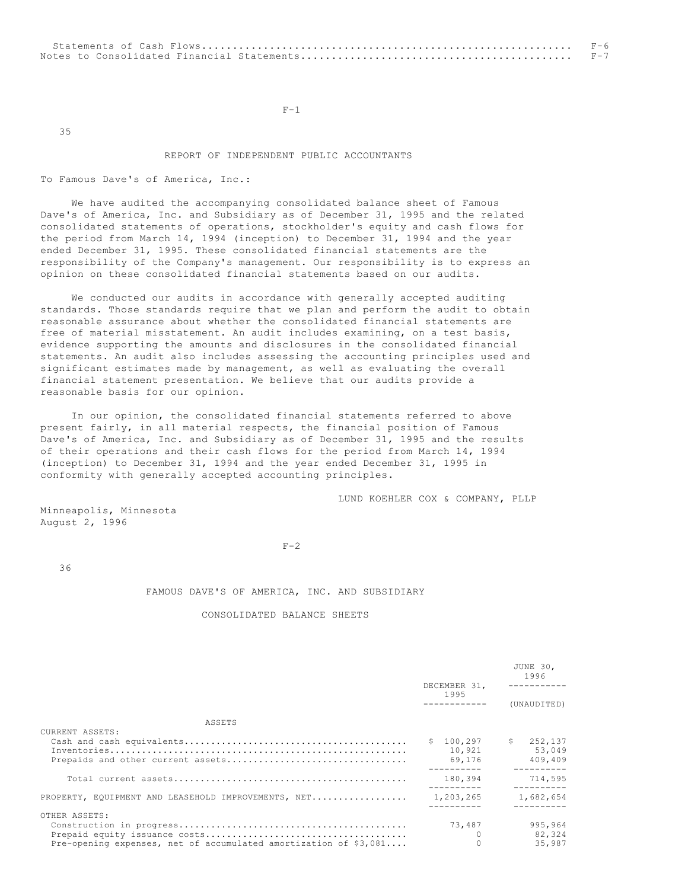| | |
|---|---|
| Statements of Cash Flows | F-6 |
| Notes to Consolidated Financial Statements | F-7 |

## REPORT OF INDEPENDENT PUBLIC ACCOUNTANTS

To Famous Dave's of America, Inc.:

We have audited the accompanying consolidated balance sheet of Famous Dave's of America, Inc. and Subsidiary as of December 31, 1995 and the related consolidated statements of operations, stockholder's equity and cash flows for the period from March 14, 1994 (inception) to December 31, 1994 and the year ended December 31, 1995. These consolidated financial statements are the responsibility of the Company's management. Our responsibility is to express an opinion on these consolidated financial statements based on our audits.

We conducted our audits in accordance with generally accepted auditing standards. Those standards require that we plan and perform the audit to obtain reasonable assurance about whether the consolidated financial statements are free of material misstatement. An audit includes examining, on a test basis, evidence supporting the amounts and disclosures in the consolidated financial statements. An audit also includes assessing the accounting principles used and significant estimates made by management, as well as evaluating the overall financial statement presentation. We believe that our audits provide a reasonable basis for our opinion.

In our opinion, the consolidated financial statements referred to above present fairly, in all material respects, the financial position of Famous Dave's of America, Inc. and Subsidiary as of December 31, 1995 and the results of their operations and their cash flows for the period from March 14, 1994 (inception) to December 31, 1994 and the year ended December 31, 1995 in conformity with generally accepted accounting principles.

LUND KOEHLER COX & COMPANY, PLLP

Minneapolis, Minnesota
August 2, 1996

## FAMOUS DAVE'S OF AMERICA, INC. AND SUBSIDIARY

## CONSOLIDATED BALANCE SHEETS

| | DECEMBER 31, 1995 | JUNE 30, 1996 (UNAUDITED) |
|---|---|---|
| **ASSETS** | | |
| CURRENT ASSETS: | | |
| Cash and cash equivalents | $ 100,297 | $ 252,137 |
| Inventories | 10,921 | 53,049 |
| Prepaids and other current assets | 69,176 | 409,409 |
| Total current assets | 180,394 | 714,595 |
| PROPERTY, EQUIPMENT AND LEASEHOLD IMPROVEMENTS, NET | 1,203,265 | 1,682,654 |
| OTHER ASSETS: | | |
| Construction in progress | 73,487 | 995,964 |
| Prepaid equity issuance costs | 0 | 82,324 |
| Pre-opening expenses, net of accumulated amortization of $3,081 | 0 | 35,987 |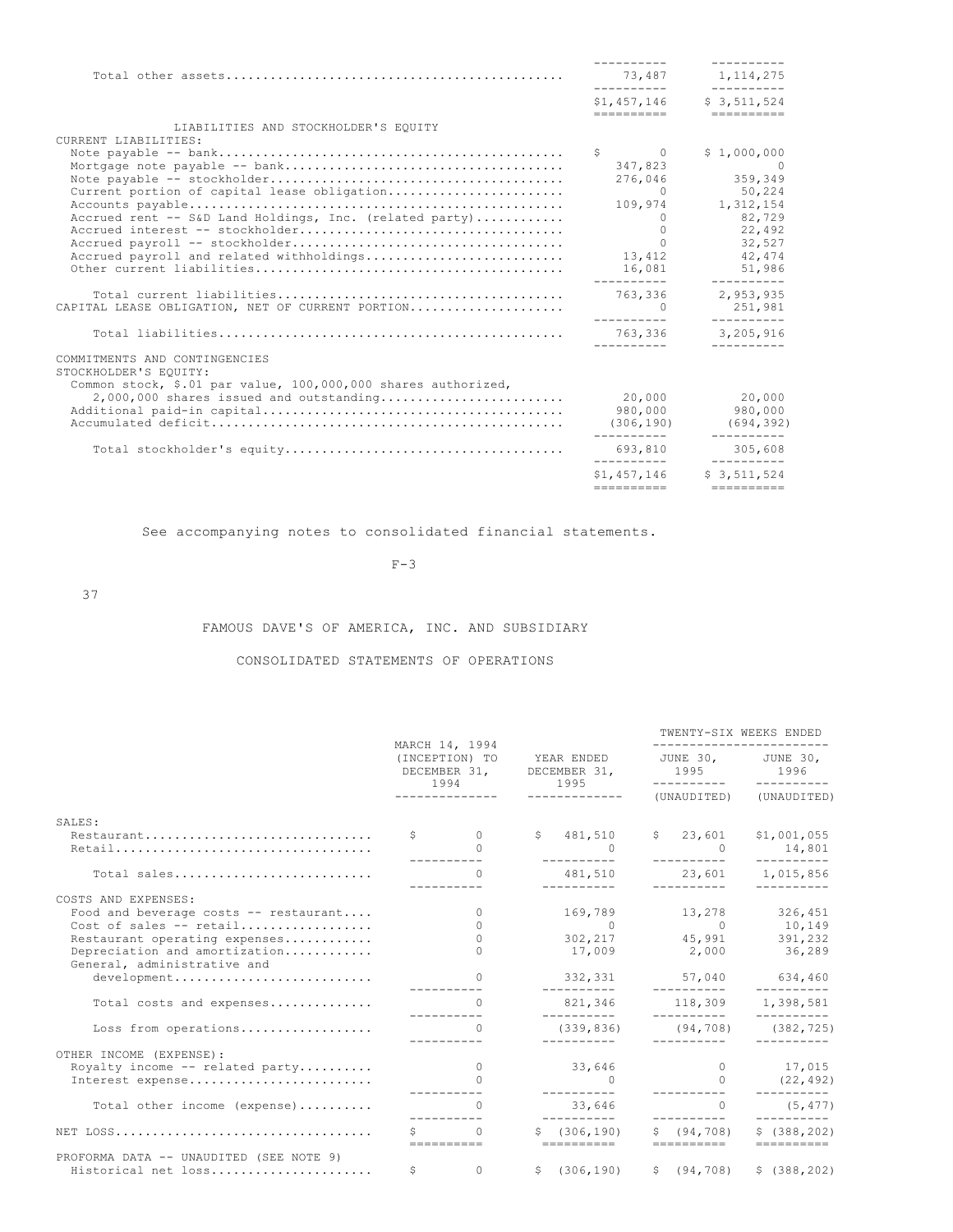| | | |
|---|---|---|
| Total other assets | 73,487 | 1,114,275 |
| | $1,457,146 | $ 3,511,524 |
| **LIABILITIES AND STOCKHOLDER'S EQUITY** | | |
| CURRENT LIABILITIES: | | |
| Note payable -- bank | $ 0 | $ 1,000,000 |
| Mortgage note payable -- bank | 347,823 | 0 |
| Note payable -- stockholder | 276,046 | 359,349 |
| Current portion of capital lease obligation | 0 | 50,224 |
| Accounts payable | 109,974 | 1,312,154 |
| Accrued rent -- S&D Land Holdings, Inc. (related party) | 0 | 82,729 |
| Accrued interest -- stockholder | 0 | 22,492 |
| Accrued payroll -- stockholder | 0 | 32,527 |
| Accrued payroll and related withholdings | 13,412 | 42,474 |
| Other current liabilities | 16,081 | 51,986 |
| Total current liabilities | 763,336 | 2,953,935 |
| CAPITAL LEASE OBLIGATION, NET OF CURRENT PORTION | 0 | 251,981 |
| Total liabilities | 763,336 | 3,205,916 |
| COMMITMENTS AND CONTINGENCIES | | |
| STOCKHOLDER'S EQUITY: | | |
| Common stock, $.01 par value, 100,000,000 shares authorized, 2,000,000 shares issued and outstanding | 20,000 | 20,000 |
| Additional paid-in capital | 980,000 | 980,000 |
| Accumulated deficit | (306,190) | (694,392) |
| Total stockholder's equity | 693,810 | 305,608 |
| | $1,457,146 | $ 3,511,524 |

See accompanying notes to consolidated financial statements.

F-3

# FAMOUS DAVE'S OF AMERICA, INC. AND SUBSIDIARY

## CONSOLIDATED STATEMENTS OF OPERATIONS

| | MARCH 14, 1994 (INCEPTION) TO DECEMBER 31, 1994 | YEAR ENDED DECEMBER 31, 1995 | TWENTY-SIX WEEKS ENDED | |
|---|---|---|---|---|
| | | | JUNE 30, 1995 (UNAUDITED) | JUNE 30, 1996 (UNAUDITED) |
| SALES: | | | | |
| Restaurant | $ 0 | $ 481,510 | $ 23,601 | $1,001,055 |
| Retail | 0 | 0 | 0 | 14,801 |
| Total sales | 0 | 481,510 | 23,601 | 1,015,856 |
| COSTS AND EXPENSES: | | | | |
| Food and beverage costs -- restaurant | 0 | 169,789 | 13,278 | 326,451 |
| Cost of sales -- retail | 0 | 0 | 0 | 10,149 |
| Restaurant operating expenses | 0 | 302,217 | 45,991 | 391,232 |
| Depreciation and amortization | 0 | 17,009 | 2,000 | 36,289 |
| General, administrative and development | 0 | 332,331 | 57,040 | 634,460 |
| Total costs and expenses | 0 | 821,346 | 118,309 | 1,398,581 |
| Loss from operations | 0 | (339,836) | (94,708) | (382,725) |
| OTHER INCOME (EXPENSE): | | | | |
| Royalty income -- related party | 0 | 33,646 | 0 | 17,015 |
| Interest expense | 0 | 0 | 0 | (22,492) |
| Total other income (expense) | 0 | 33,646 | 0 | (5,477) |
| NET LOSS | $ 0 | $ (306,190) | $ (94,708) | $ (388,202) |
| PROFORMA DATA -- UNAUDITED (SEE NOTE 9) | | | | |
| Historical net loss | $ 0 | $ (306,190) | $ (94,708) | $ (388,202) |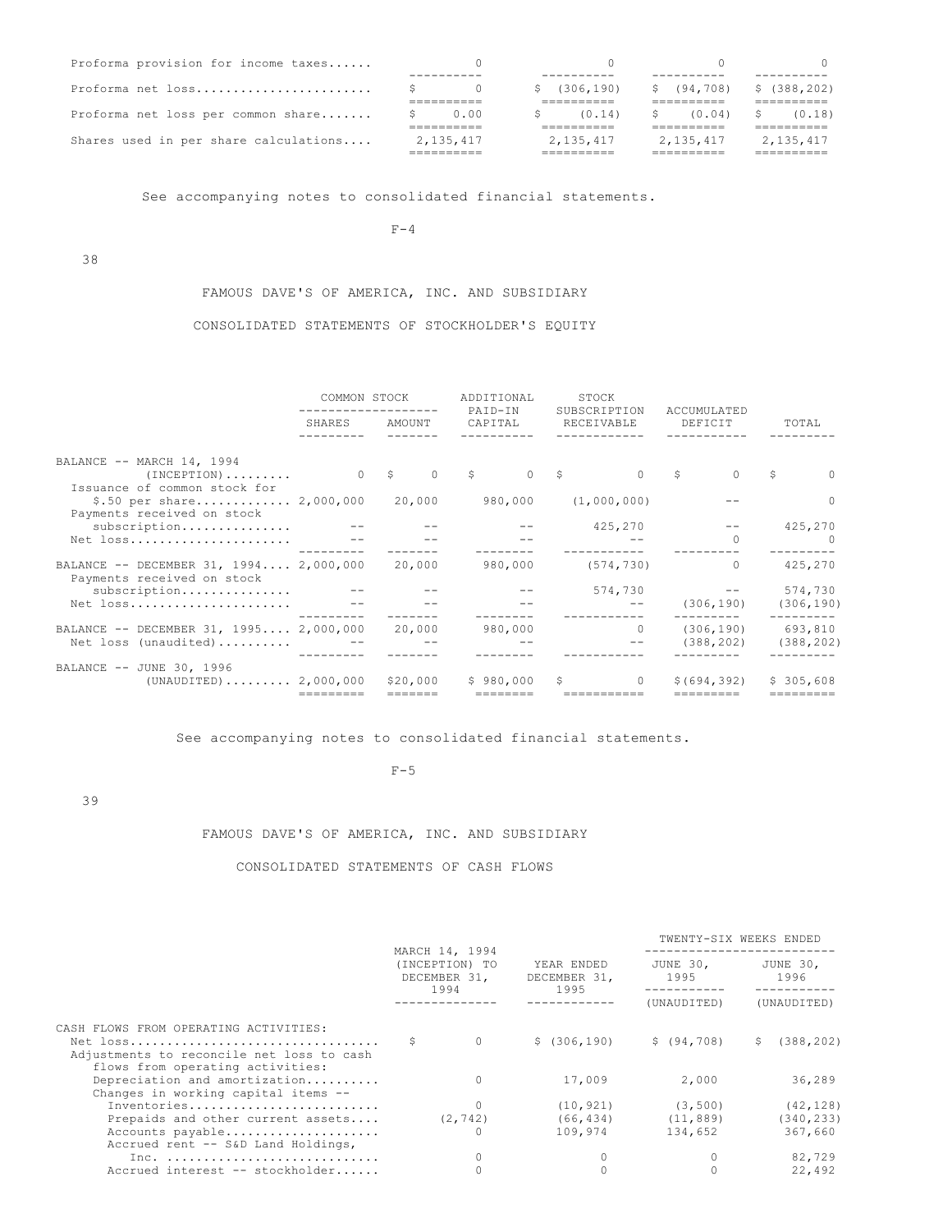| | | | | |
|---|---|---|---|---|
| Proforma provision for income taxes | 0 | 0 | 0 | 0 |
| Proforma net loss | $ 0 | $ (306,190) | $ (94,708) | $ (388,202) |
| Proforma net loss per common share | $ 0.00 | $ (0.14) | $ (0.04) | $ (0.18) |
| Shares used in per share calculations | 2,135,417 | 2,135,417 | 2,135,417 | 2,135,417 |

See accompanying notes to consolidated financial statements.

F-4

# FAMOUS DAVE'S OF AMERICA, INC. AND SUBSIDIARY

## CONSOLIDATED STATEMENTS OF STOCKHOLDER'S EQUITY

| | COMMON STOCK | | ADDITIONAL PAID-IN CAPITAL | STOCK SUBSCRIPTION RECEIVABLE | ACCUMULATED DEFICIT | TOTAL |
|---|---|---|---|---|---|---|
| | SHARES | AMOUNT | | | | |
| BALANCE -- MARCH 14, 1994 (INCEPTION) | 0 | $ 0 | $ 0 | $ 0 | $ 0 | $ 0 |
| Issuance of common stock for $.50 per share | 2,000,000 | 20,000 | 980,000 | (1,000,000) | -- | 0 |
| Payments received on stock subscription | -- | -- | -- | 425,270 | -- | 425,270 |
| Net loss | -- | -- | -- | -- | 0 | 0 |
| BALANCE -- DECEMBER 31, 1994 | 2,000,000 | 20,000 | 980,000 | (574,730) | 0 | 425,270 |
| Payments received on stock subscription | -- | -- | -- | 574,730 | -- | 574,730 |
| Net loss | -- | -- | -- | -- | (306,190) | (306,190) |
| BALANCE -- DECEMBER 31, 1995 | 2,000,000 | 20,000 | 980,000 | 0 | (306,190) | 693,810 |
| Net loss (unaudited) | -- | -- | -- | -- | (388,202) | (388,202) |
| BALANCE -- JUNE 30, 1996 (UNAUDITED) | 2,000,000 | $20,000 | $ 980,000 | $ 0 | $(694,392) | $ 305,608 |

See accompanying notes to consolidated financial statements.

F-5

# FAMOUS DAVE'S OF AMERICA, INC. AND SUBSIDIARY

## CONSOLIDATED STATEMENTS OF CASH FLOWS

| | MARCH 14, 1994 (INCEPTION) TO DECEMBER 31, 1994 | YEAR ENDED DECEMBER 31, 1995 | TWENTY-SIX WEEKS ENDED | |
|---|---|---|---|---|
| | | | JUNE 30, 1995 (UNAUDITED) | JUNE 30, 1996 (UNAUDITED) |
| CASH FLOWS FROM OPERATING ACTIVITIES: | | | | |
| Net loss | $ 0 | $ (306,190) | $ (94,708) | $ (388,202) |
| Adjustments to reconcile net loss to cash flows from operating activities: | | | | |
| Depreciation and amortization | 0 | 17,009 | 2,000 | 36,289 |
| Changes in working capital items -- | | | | |
| Inventories | 0 | (10,921) | (3,500) | (42,128) |
| Prepaids and other current assets | (2,742) | (66,434) | (11,889) | (340,233) |
| Accounts payable | 0 | 109,974 | 134,652 | 367,660 |
| Accrued rent -- S&D Land Holdings, Inc. | 0 | 0 | 0 | 82,729 |
| Accrued interest -- stockholder | 0 | 0 | 0 | 22,492 |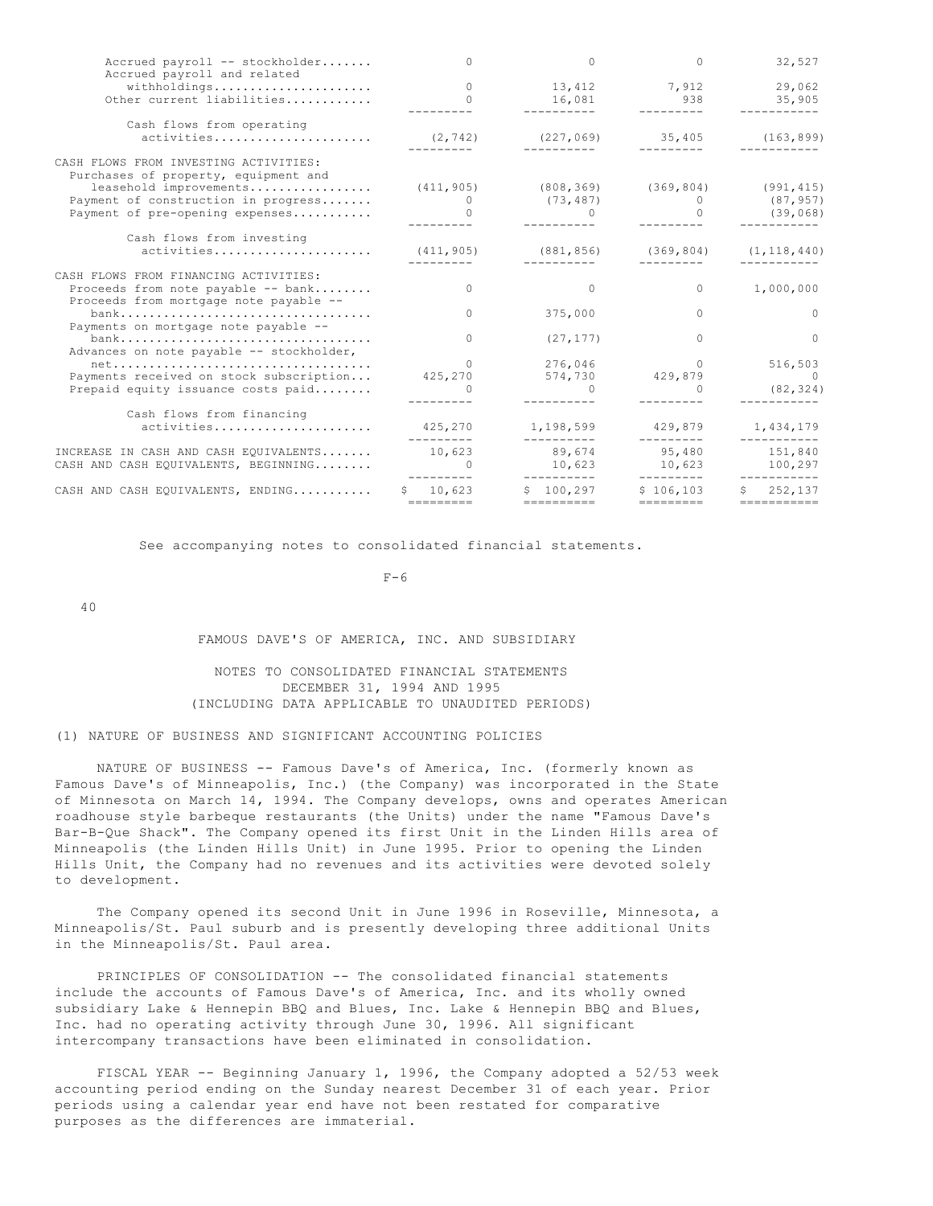| | | | | |
|---|---|---|---|---|
| Accrued payroll -- stockholder | 0 | 0 | 0 | 32,527 |
| Accrued payroll and related withholdings | 0 | 13,412 | 7,912 | 29,062 |
| Other current liabilities | 0 | 16,081 | 938 | 35,905 |
| Cash flows from operating activities | (2,742) | (227,069) | 35,405 | (163,899) |
| CASH FLOWS FROM INVESTING ACTIVITIES: | | | | |
| Purchases of property, equipment and leasehold improvements | (411,905) | (808,369) | (369,804) | (991,415) |
| Payment of construction in progress | 0 | (73,487) | 0 | (87,957) |
| Payment of pre-opening expenses | 0 | 0 | 0 | (39,068) |
| Cash flows from investing activities | (411,905) | (881,856) | (369,804) | (1,118,440) |
| CASH FLOWS FROM FINANCING ACTIVITIES: | | | | |
| Proceeds from note payable -- bank | 0 | 0 | 0 | 1,000,000 |
| Proceeds from mortgage note payable -- bank | 0 | 375,000 | 0 | 0 |
| Payments on mortgage note payable -- bank | 0 | (27,177) | 0 | 0 |
| Advances on note payable -- stockholder, net | 0 | 276,046 | 0 | 516,503 |
| Payments received on stock subscription | 425,270 | 574,730 | 429,879 | 0 |
| Prepaid equity issuance costs paid | 0 | 0 | 0 | (82,324) |
| Cash flows from financing activities | 425,270 | 1,198,599 | 429,879 | 1,434,179 |
| INCREASE IN CASH AND CASH EQUIVALENTS | 10,623 | 89,674 | 95,480 | 151,840 |
| CASH AND CASH EQUIVALENTS, BEGINNING | 0 | 10,623 | 10,623 | 100,297 |
| CASH AND CASH EQUIVALENTS, ENDING | $ 10,623 | $ 100,297 | $ 106,103 | $ 252,137 |

See accompanying notes to consolidated financial statements.

## FAMOUS DAVE'S OF AMERICA, INC. AND SUBSIDIARY

### NOTES TO CONSOLIDATED FINANCIAL STATEMENTS
### DECEMBER 31, 1994 AND 1995
### (INCLUDING DATA APPLICABLE TO UNAUDITED PERIODS)

(1) NATURE OF BUSINESS AND SIGNIFICANT ACCOUNTING POLICIES

NATURE OF BUSINESS -- Famous Dave's of America, Inc. (formerly known as Famous Dave's of Minneapolis, Inc.) (the Company) was incorporated in the State of Minnesota on March 14, 1994. The Company develops, owns and operates American roadhouse style barbeque restaurants (the Units) under the name "Famous Dave's Bar-B-Que Shack". The Company opened its first Unit in the Linden Hills area of Minneapolis (the Linden Hills Unit) in June 1995. Prior to opening the Linden Hills Unit, the Company had no revenues and its activities were devoted solely to development.

The Company opened its second Unit in June 1996 in Roseville, Minnesota, a Minneapolis/St. Paul suburb and is presently developing three additional Units in the Minneapolis/St. Paul area.

PRINCIPLES OF CONSOLIDATION -- The consolidated financial statements include the accounts of Famous Dave's of America, Inc. and its wholly owned subsidiary Lake & Hennepin BBQ and Blues, Inc. Lake & Hennepin BBQ and Blues, Inc. had no operating activity through June 30, 1996. All significant intercompany transactions have been eliminated in consolidation.

FISCAL YEAR -- Beginning January 1, 1996, the Company adopted a 52/53 week accounting period ending on the Sunday nearest December 31 of each year. Prior periods using a calendar year end have not been restated for comparative purposes as the differences are immaterial.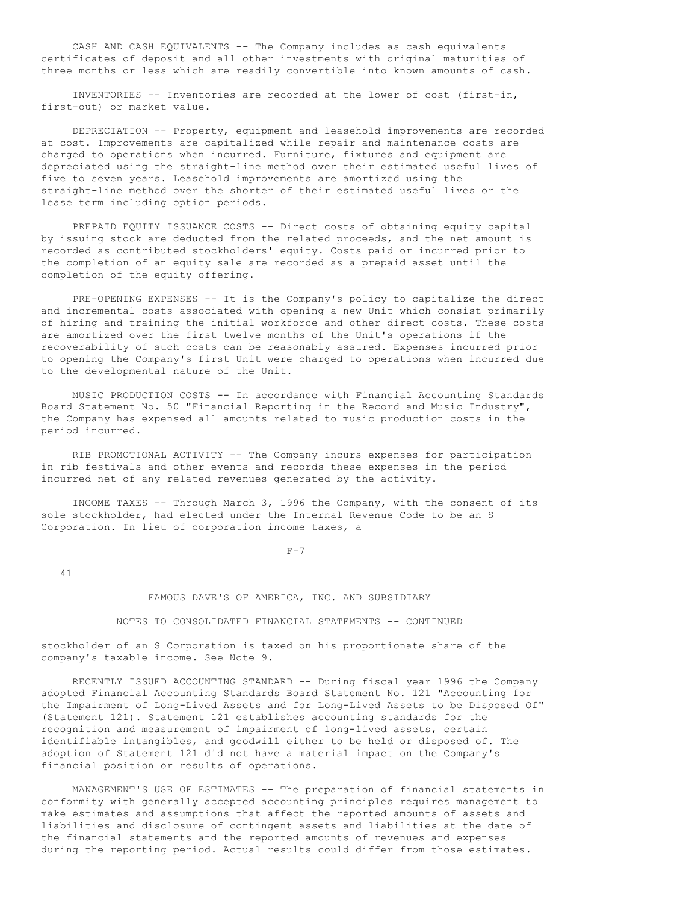CASH AND CASH EQUIVALENTS -- The Company includes as cash equivalents certificates of deposit and all other investments with original maturities of three months or less which are readily convertible into known amounts of cash.

INVENTORIES -- Inventories are recorded at the lower of cost (first-in, first-out) or market value.

DEPRECIATION -- Property, equipment and leasehold improvements are recorded at cost. Improvements are capitalized while repair and maintenance costs are charged to operations when incurred. Furniture, fixtures and equipment are depreciated using the straight-line method over their estimated useful lives of five to seven years. Leasehold improvements are amortized using the straight-line method over the shorter of their estimated useful lives or the lease term including option periods.

PREPAID EQUITY ISSUANCE COSTS -- Direct costs of obtaining equity capital by issuing stock are deducted from the related proceeds, and the net amount is recorded as contributed stockholders' equity. Costs paid or incurred prior to the completion of an equity sale are recorded as a prepaid asset until the completion of the equity offering.

PRE-OPENING EXPENSES -- It is the Company's policy to capitalize the direct and incremental costs associated with opening a new Unit which consist primarily of hiring and training the initial workforce and other direct costs. These costs are amortized over the first twelve months of the Unit's operations if the recoverability of such costs can be reasonably assured. Expenses incurred prior to opening the Company's first Unit were charged to operations when incurred due to the developmental nature of the Unit.

MUSIC PRODUCTION COSTS -- In accordance with Financial Accounting Standards Board Statement No. 50 "Financial Reporting in the Record and Music Industry", the Company has expensed all amounts related to music production costs in the period incurred.

RIB PROMOTIONAL ACTIVITY -- The Company incurs expenses for participation in rib festivals and other events and records these expenses in the period incurred net of any related revenues generated by the activity.

INCOME TAXES -- Through March 3, 1996 the Company, with the consent of its sole stockholder, had elected under the Internal Revenue Code to be an S Corporation. In lieu of corporation income taxes, a stockholder of an S Corporation is taxed on his proportionate share of the company's taxable income. See Note 9.

RECENTLY ISSUED ACCOUNTING STANDARD -- During fiscal year 1996 the Company adopted Financial Accounting Standards Board Statement No. 121 "Accounting for the Impairment of Long-Lived Assets and for Long-Lived Assets to be Disposed Of" (Statement 121). Statement 121 establishes accounting standards for the recognition and measurement of impairment of long-lived assets, certain identifiable intangibles, and goodwill either to be held or disposed of. The adoption of Statement 121 did not have a material impact on the Company's financial position or results of operations.

MANAGEMENT'S USE OF ESTIMATES -- The preparation of financial statements in conformity with generally accepted accounting principles requires management to make estimates and assumptions that affect the reported amounts of assets and liabilities and disclosure of contingent assets and liabilities at the date of the financial statements and the reported amounts of revenues and expenses during the reporting period. Actual results could differ from those estimates.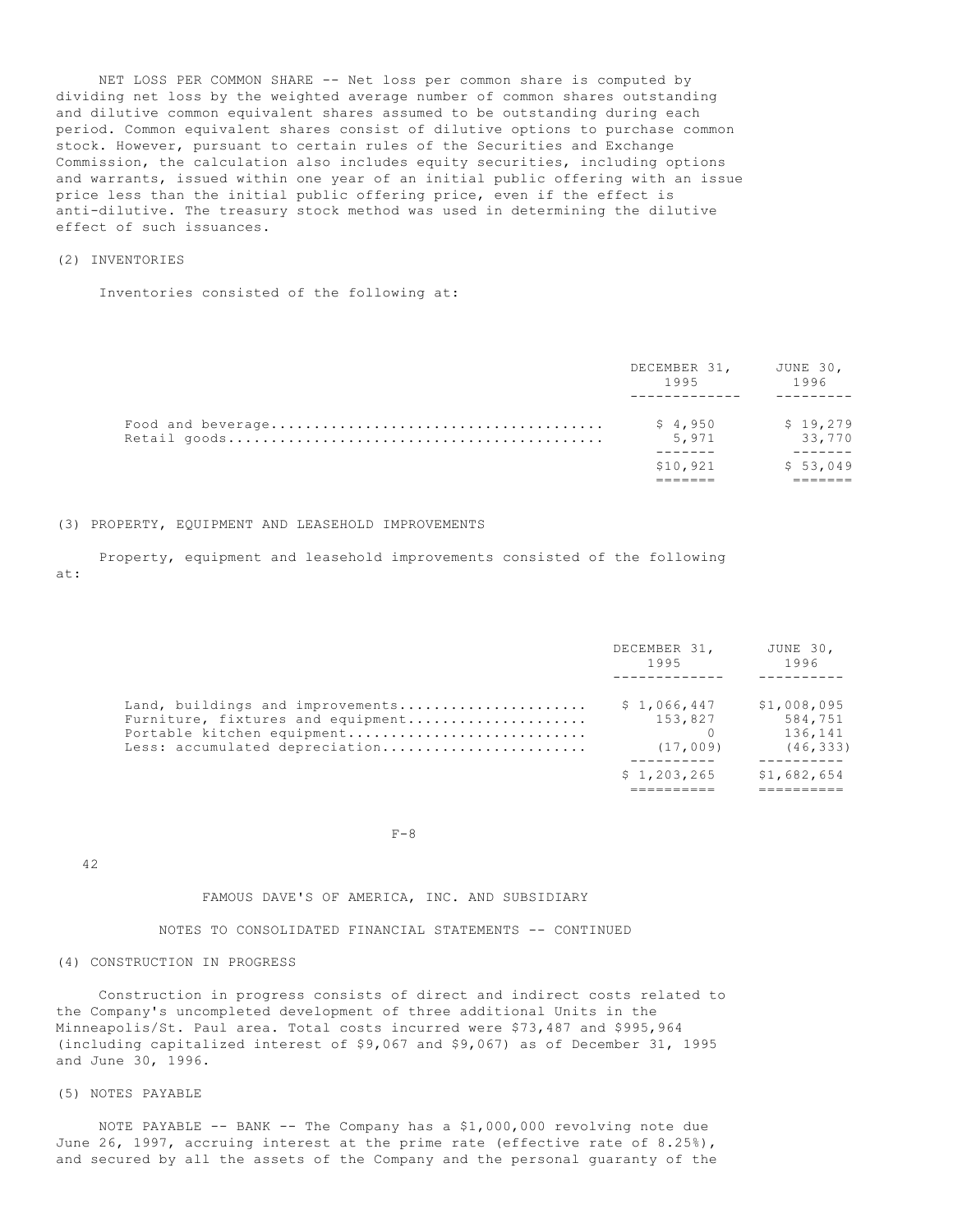NET LOSS PER COMMON SHARE -- Net loss per common share is computed by dividing net loss by the weighted average number of common shares outstanding and dilutive common equivalent shares assumed to be outstanding during each period. Common equivalent shares consist of dilutive options to purchase common stock. However, pursuant to certain rules of the Securities and Exchange Commission, the calculation also includes equity securities, including options and warrants, issued within one year of an initial public offering with an issue price less than the initial public offering price, even if the effect is anti-dilutive. The treasury stock method was used in determining the dilutive effect of such issuances.

(2) INVENTORIES

Inventories consisted of the following at:

| | DECEMBER 31, 1995 | JUNE 30, 1996 |
|---|---|---|
| Food and beverage | $ 4,950 | $ 19,279 |
| Retail goods | 5,971 | 33,770 |
| | $10,921 | $ 53,049 |

(3) PROPERTY, EQUIPMENT AND LEASEHOLD IMPROVEMENTS

Property, equipment and leasehold improvements consisted of the following at:

| | DECEMBER 31, 1995 | JUNE 30, 1996 |
|---|---|---|
| Land, buildings and improvements | $ 1,066,447 | $1,008,095 |
| Furniture, fixtures and equipment | 153,827 | 584,751 |
| Portable kitchen equipment | 0 | 136,141 |
| Less: accumulated depreciation | (17,009) | (46,333) |
| | $ 1,203,265 | $1,682,654 |

FAMOUS DAVE'S OF AMERICA, INC. AND SUBSIDIARY

NOTES TO CONSOLIDATED FINANCIAL STATEMENTS -- CONTINUED

(4) CONSTRUCTION IN PROGRESS

Construction in progress consists of direct and indirect costs related to the Company's uncompleted development of three additional Units in the Minneapolis/St. Paul area. Total costs incurred were $73,487 and $995,964 (including capitalized interest of $9,067 and $9,067) as of December 31, 1995 and June 30, 1996.

(5) NOTES PAYABLE

NOTE PAYABLE -- BANK -- The Company has a $1,000,000 revolving note due June 26, 1997, accruing interest at the prime rate (effective rate of 8.25%), and secured by all the assets of the Company and the personal guaranty of the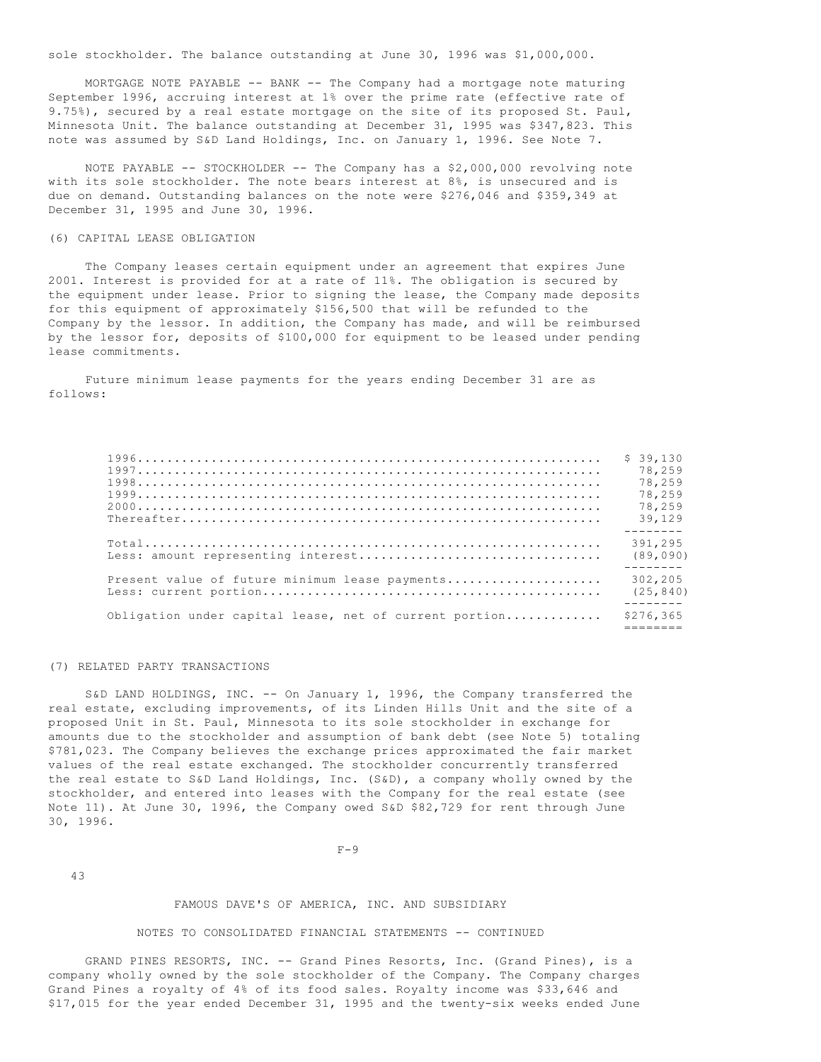sole stockholder. The balance outstanding at June 30, 1996 was $1,000,000.

MORTGAGE NOTE PAYABLE -- BANK -- The Company had a mortgage note maturing September 1996, accruing interest at 1% over the prime rate (effective rate of 9.75%), secured by a real estate mortgage on the site of its proposed St. Paul, Minnesota Unit. The balance outstanding at December 31, 1995 was $347,823. This note was assumed by S&D Land Holdings, Inc. on January 1, 1996. See Note 7.

NOTE PAYABLE -- STOCKHOLDER -- The Company has a $2,000,000 revolving note with its sole stockholder. The note bears interest at 8%, is unsecured and is due on demand. Outstanding balances on the note were $276,046 and $359,349 at December 31, 1995 and June 30, 1996.

(6) CAPITAL LEASE OBLIGATION

The Company leases certain equipment under an agreement that expires June 2001. Interest is provided for at a rate of 11%. The obligation is secured by the equipment under lease. Prior to signing the lease, the Company made deposits for this equipment of approximately $156,500 that will be refunded to the Company by the lessor. In addition, the Company has made, and will be reimbursed by the lessor for, deposits of $100,000 for equipment to be leased under pending lease commitments.

Future minimum lease payments for the years ending December 31 are as follows:

| | |
|---|---|
| 1996 | $ 39,130 |
| 1997 | 78,259 |
| 1998 | 78,259 |
| 1999 | 78,259 |
| 2000 | 78,259 |
| Thereafter | 39,129 |
| Total | 391,295 |
| Less: amount representing interest | (89,090) |
| Present value of future minimum lease payments | 302,205 |
| Less: current portion | (25,840) |
| Obligation under capital lease, net of current portion | $276,365 |

(7) RELATED PARTY TRANSACTIONS

S&D LAND HOLDINGS, INC. -- On January 1, 1996, the Company transferred the real estate, excluding improvements, of its Linden Hills Unit and the site of a proposed Unit in St. Paul, Minnesota to its sole stockholder in exchange for amounts due to the stockholder and assumption of bank debt (see Note 5) totaling $781,023. The Company believes the exchange prices approximated the fair market values of the real estate exchanged. The stockholder concurrently transferred the real estate to S&D Land Holdings, Inc. (S&D), a company wholly owned by the stockholder, and entered into leases with the Company for the real estate (see Note 11). At June 30, 1996, the Company owed S&D $82,729 for rent through June 30, 1996.

FAMOUS DAVE'S OF AMERICA, INC. AND SUBSIDIARY

NOTES TO CONSOLIDATED FINANCIAL STATEMENTS -- CONTINUED

GRAND PINES RESORTS, INC. -- Grand Pines Resorts, Inc. (Grand Pines), is a company wholly owned by the sole stockholder of the Company. The Company charges Grand Pines a royalty of 4% of its food sales. Royalty income was $33,646 and $17,015 for the year ended December 31, 1995 and the twenty-six weeks ended June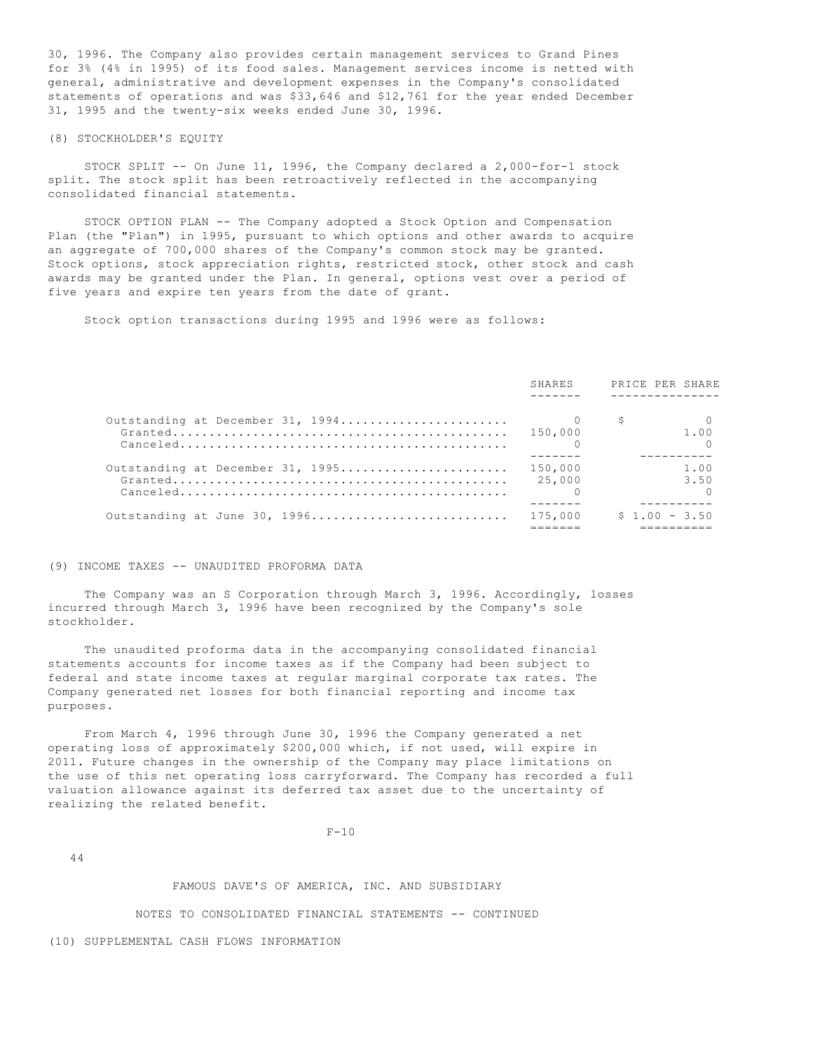30, 1996. The Company also provides certain management services to Grand Pines for 3% (4% in 1995) of its food sales. Management services income is netted with general, administrative and development expenses in the Company's consolidated statements of operations and was $33,646 and $12,761 for the year ended December 31, 1995 and the twenty-six weeks ended June 30, 1996.

(8) STOCKHOLDER'S EQUITY

STOCK SPLIT -- On June 11, 1996, the Company declared a 2,000-for-1 stock split. The stock split has been retroactively reflected in the accompanying consolidated financial statements.

STOCK OPTION PLAN -- The Company adopted a Stock Option and Compensation Plan (the "Plan") in 1995, pursuant to which options and other awards to acquire an aggregate of 700,000 shares of the Company's common stock may be granted. Stock options, stock appreciation rights, restricted stock, other stock and cash awards may be granted under the Plan. In general, options vest over a period of five years and expire ten years from the date of grant.

Stock option transactions during 1995 and 1996 were as follows:

| | SHARES | PRICE PER SHARE |
|---|---|---|
| Outstanding at December 31, 1994 | 0 | $ 0 |
| Granted | 150,000 | 1.00 |
| Canceled | 0 | 0 |
| Outstanding at December 31, 1995 | 150,000 | 1.00 |
| Granted | 25,000 | 3.50 |
| Canceled | 0 | 0 |
| Outstanding at June 30, 1996 | 175,000 | $ 1.00 - 3.50 |

(9) INCOME TAXES -- UNAUDITED PROFORMA DATA

The Company was an S Corporation through March 3, 1996. Accordingly, losses incurred through March 3, 1996 have been recognized by the Company's sole stockholder.

The unaudited proforma data in the accompanying consolidated financial statements accounts for income taxes as if the Company had been subject to federal and state income taxes at regular marginal corporate tax rates. The Company generated net losses for both financial reporting and income tax purposes.

From March 4, 1996 through June 30, 1996 the Company generated a net operating loss of approximately $200,000 which, if not used, will expire in 2011. Future changes in the ownership of the Company may place limitations on the use of this net operating loss carryforward. The Company has recorded a full valuation allowance against its deferred tax asset due to the uncertainty of realizing the related benefit.

FAMOUS DAVE'S OF AMERICA, INC. AND SUBSIDIARY

NOTES TO CONSOLIDATED FINANCIAL STATEMENTS -- CONTINUED

(10) SUPPLEMENTAL CASH FLOWS INFORMATION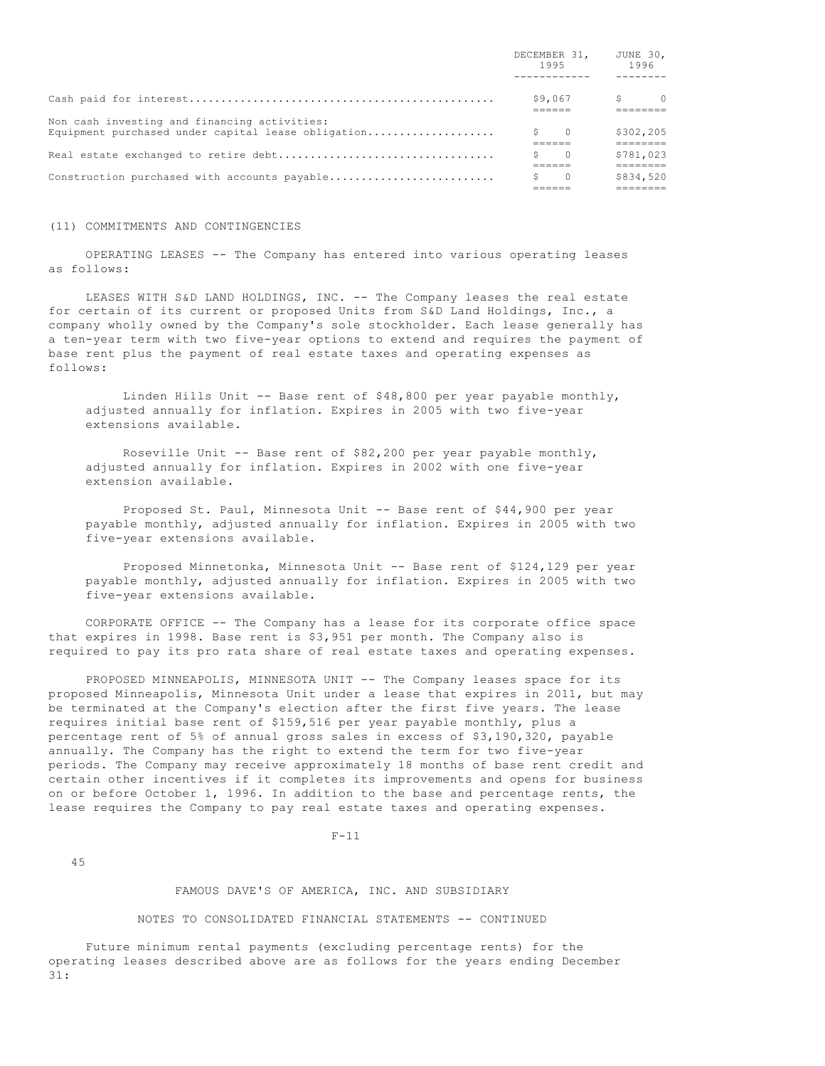| | DECEMBER 31, 1995 | JUNE 30, 1996 |
|---|---|---|
| Cash paid for interest | $9,067 | $ 0 |
| Non cash investing and financing activities: | | |
| Equipment purchased under capital lease obligation | $ 0 | $302,205 |
| Real estate exchanged to retire debt | $ 0 | $781,023 |
| Construction purchased with accounts payable | $ 0 | $834,520 |

(11) COMMITMENTS AND CONTINGENCIES

OPERATING LEASES -- The Company has entered into various operating leases as follows:

LEASES WITH S&D LAND HOLDINGS, INC. -- The Company leases the real estate for certain of its current or proposed Units from S&D Land Holdings, Inc., a company wholly owned by the Company's sole stockholder. Each lease generally has a ten-year term with two five-year options to extend and requires the payment of base rent plus the payment of real estate taxes and operating expenses as follows:

Linden Hills Unit -- Base rent of $48,800 per year payable monthly, adjusted annually for inflation. Expires in 2005 with two five-year extensions available.

Roseville Unit -- Base rent of $82,200 per year payable monthly, adjusted annually for inflation. Expires in 2002 with one five-year extension available.

Proposed St. Paul, Minnesota Unit -- Base rent of $44,900 per year payable monthly, adjusted annually for inflation. Expires in 2005 with two five-year extensions available.

Proposed Minnetonka, Minnesota Unit -- Base rent of $124,129 per year payable monthly, adjusted annually for inflation. Expires in 2005 with two five-year extensions available.

CORPORATE OFFICE -- The Company has a lease for its corporate office space that expires in 1998. Base rent is $3,951 per month. The Company also is required to pay its pro rata share of real estate taxes and operating expenses.

PROPOSED MINNEAPOLIS, MINNESOTA UNIT -- The Company leases space for its proposed Minneapolis, Minnesota Unit under a lease that expires in 2011, but may be terminated at the Company's election after the first five years. The lease requires initial base rent of $159,516 per year payable monthly, plus a percentage rent of 5% of annual gross sales in excess of $3,190,320, payable annually. The Company has the right to extend the term for two five-year periods. The Company may receive approximately 18 months of base rent credit and certain other incentives if it completes its improvements and opens for business on or before October 1, 1996. In addition to the base and percentage rents, the lease requires the Company to pay real estate taxes and operating expenses.

FAMOUS DAVE'S OF AMERICA, INC. AND SUBSIDIARY

NOTES TO CONSOLIDATED FINANCIAL STATEMENTS -- CONTINUED

Future minimum rental payments (excluding percentage rents) for the operating leases described above are as follows for the years ending December 31: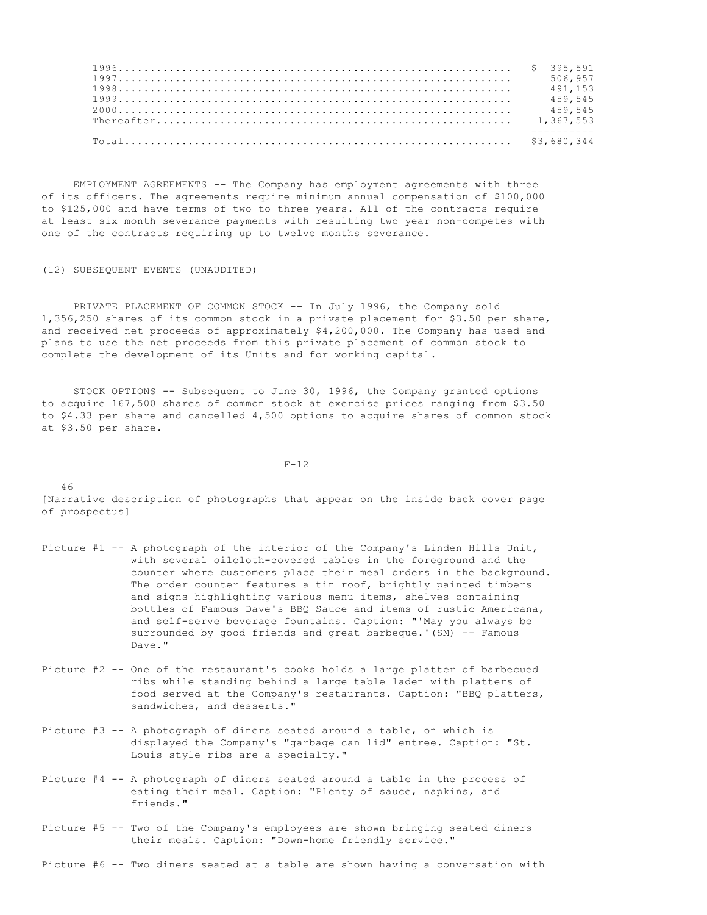| | |
|---|---|
| 1996 | $ 395,591 |
| 1997 | 506,957 |
| 1998 | 491,153 |
| 1999 | 459,545 |
| 2000 | 459,545 |
| Thereafter | 1,367,553 |
| Total | $3,680,344 |

EMPLOYMENT AGREEMENTS -- The Company has employment agreements with three of its officers. The agreements require minimum annual compensation of $100,000 to $125,000 and have terms of two to three years. All of the contracts require at least six month severance payments with resulting two year non-competes with one of the contracts requiring up to twelve months severance.

## (12) SUBSEQUENT EVENTS (UNAUDITED)

PRIVATE PLACEMENT OF COMMON STOCK -- In July 1996, the Company sold 1,356,250 shares of its common stock in a private placement for $3.50 per share, and received net proceeds of approximately $4,200,000. The Company has used and plans to use the net proceeds from this private placement of common stock to complete the development of its Units and for working capital.

STOCK OPTIONS -- Subsequent to June 30, 1996, the Company granted options to acquire 167,500 shares of common stock at exercise prices ranging from $3.50 to $4.33 per share and cancelled 4,500 options to acquire shares of common stock at $3.50 per share.

[Narrative description of photographs that appear on the inside back cover page of prospectus]

Picture #1 -- A photograph of the interior of the Company's Linden Hills Unit, with several oilcloth-covered tables in the foreground and the counter where customers place their meal orders in the background. The order counter features a tin roof, brightly painted timbers and signs highlighting various menu items, shelves containing bottles of Famous Dave's BBQ Sauce and items of rustic Americana, and self-serve beverage fountains. Caption: "'May you always be surrounded by good friends and great barbeque.'(SM) -- Famous Dave."

Picture #2 -- One of the restaurant's cooks holds a large platter of barbecued ribs while standing behind a large table laden with platters of food served at the Company's restaurants. Caption: "BBQ platters, sandwiches, and desserts."

Picture #3 -- A photograph of diners seated around a table, on which is displayed the Company's "garbage can lid" entree. Caption: "St. Louis style ribs are a specialty."

Picture #4 -- A photograph of diners seated around a table in the process of eating their meal. Caption: "Plenty of sauce, napkins, and friends."

Picture #5 -- Two of the Company's employees are shown bringing seated diners their meals. Caption: "Down-home friendly service."

Picture #6 -- Two diners seated at a table are shown having a conversation with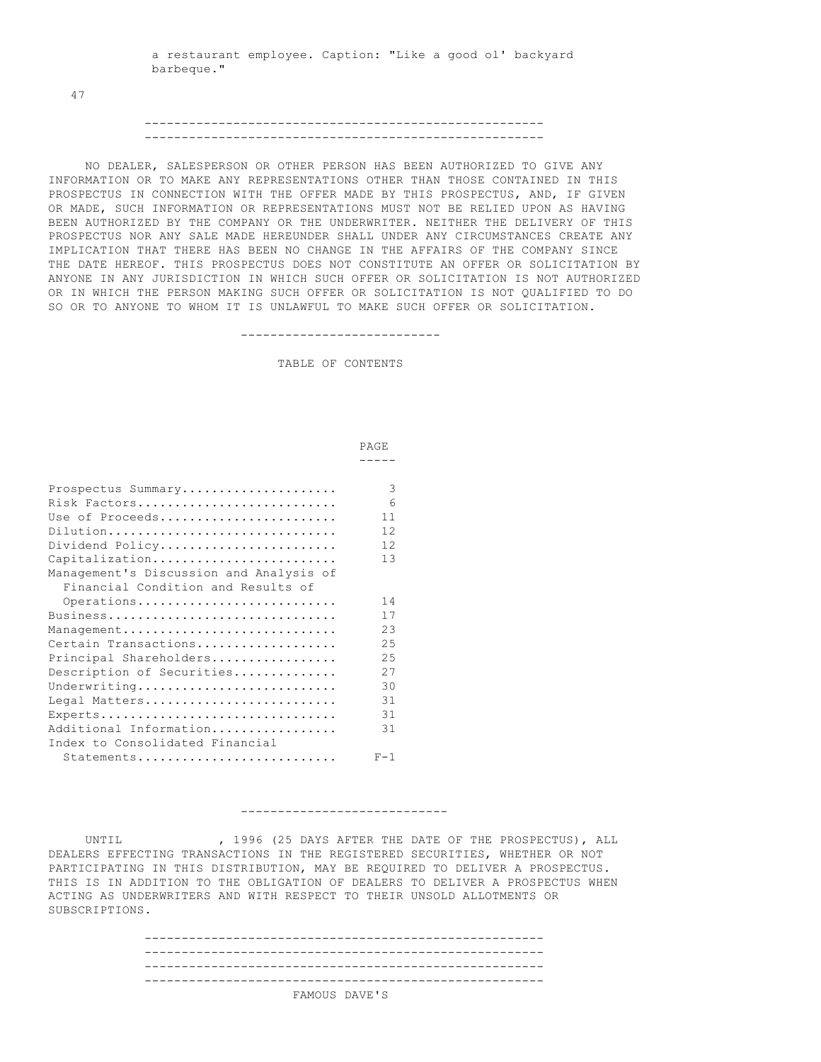a restaurant employee. Caption: "Like a good ol' backyard barbeque."

---

NO DEALER, SALESPERSON OR OTHER PERSON HAS BEEN AUTHORIZED TO GIVE ANY INFORMATION OR TO MAKE ANY REPRESENTATIONS OTHER THAN THOSE CONTAINED IN THIS PROSPECTUS IN CONNECTION WITH THE OFFER MADE BY THIS PROSPECTUS, AND, IF GIVEN OR MADE, SUCH INFORMATION OR REPRESENTATIONS MUST NOT BE RELIED UPON AS HAVING BEEN AUTHORIZED BY THE COMPANY OR THE UNDERWRITER. NEITHER THE DELIVERY OF THIS PROSPECTUS NOR ANY SALE MADE HEREUNDER SHALL UNDER ANY CIRCUMSTANCES CREATE ANY IMPLICATION THAT THERE HAS BEEN NO CHANGE IN THE AFFAIRS OF THE COMPANY SINCE THE DATE HEREOF. THIS PROSPECTUS DOES NOT CONSTITUTE AN OFFER OR SOLICITATION BY ANYONE IN ANY JURISDICTION IN WHICH SUCH OFFER OR SOLICITATION IS NOT AUTHORIZED OR IN WHICH THE PERSON MAKING SUCH OFFER OR SOLICITATION IS NOT QUALIFIED TO DO SO OR TO ANYONE TO WHOM IT IS UNLAWFUL TO MAKE SUCH OFFER OR SOLICITATION.

---

TABLE OF CONTENTS

| | PAGE |
|---|---|
| Prospectus Summary | 3 |
| Risk Factors | 6 |
| Use of Proceeds | 11 |
| Dilution | 12 |
| Dividend Policy | 12 |
| Capitalization | 13 |
| Management's Discussion and Analysis of Financial Condition and Results of Operations | 14 |
| Business | 17 |
| Management | 23 |
| Certain Transactions | 25 |
| Principal Shareholders | 25 |
| Description of Securities | 27 |
| Underwriting | 30 |
| Legal Matters | 31 |
| Experts | 31 |
| Additional Information | 31 |
| Index to Consolidated Financial Statements | F-1 |

---

UNTIL , 1996 (25 DAYS AFTER THE DATE OF THE PROSPECTUS), ALL DEALERS EFFECTING TRANSACTIONS IN THE REGISTERED SECURITIES, WHETHER OR NOT PARTICIPATING IN THIS DISTRIBUTION, MAY BE REQUIRED TO DELIVER A PROSPECTUS. THIS IS IN ADDITION TO THE OBLIGATION OF DEALERS TO DELIVER A PROSPECTUS WHEN ACTING AS UNDERWRITERS AND WITH RESPECT TO THEIR UNSOLD ALLOTMENTS OR SUBSCRIPTIONS.

---

FAMOUS DAVE'S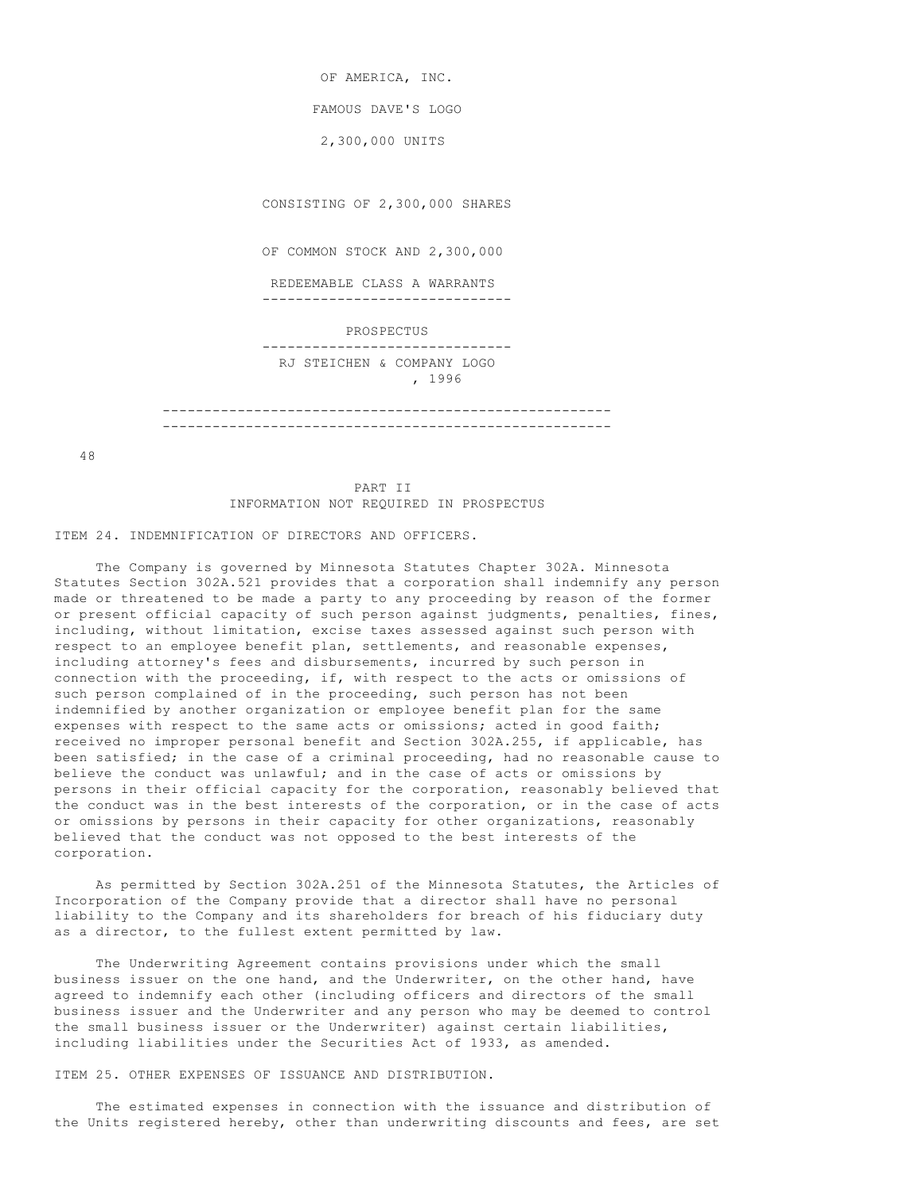OF AMERICA, INC.

FAMOUS DAVE'S LOGO

2,300,000 UNITS

CONSISTING OF 2,300,000 SHARES

OF COMMON STOCK AND 2,300,000

REDEEMABLE CLASS A WARRANTS

---

PROSPECTUS

---

RJ STEICHEN & COMPANY LOGO

, 1996

---

# PART II
## INFORMATION NOT REQUIRED IN PROSPECTUS

### ITEM 24. INDEMNIFICATION OF DIRECTORS AND OFFICERS.

The Company is governed by Minnesota Statutes Chapter 302A. Minnesota Statutes Section 302A.521 provides that a corporation shall indemnify any person made or threatened to be made a party to any proceeding by reason of the former or present official capacity of such person against judgments, penalties, fines, including, without limitation, excise taxes assessed against such person with respect to an employee benefit plan, settlements, and reasonable expenses, including attorney's fees and disbursements, incurred by such person in connection with the proceeding, if, with respect to the acts or omissions of such person complained of in the proceeding, such person has not been indemnified by another organization or employee benefit plan for the same expenses with respect to the same acts or omissions; acted in good faith; received no improper personal benefit and Section 302A.255, if applicable, has been satisfied; in the case of a criminal proceeding, had no reasonable cause to believe the conduct was unlawful; and in the case of acts or omissions by persons in their official capacity for the corporation, reasonably believed that the conduct was in the best interests of the corporation, or in the case of acts or omissions by persons in their capacity for other organizations, reasonably believed that the conduct was not opposed to the best interests of the corporation.

As permitted by Section 302A.251 of the Minnesota Statutes, the Articles of Incorporation of the Company provide that a director shall have no personal liability to the Company and its shareholders for breach of his fiduciary duty as a director, to the fullest extent permitted by law.

The Underwriting Agreement contains provisions under which the small business issuer on the one hand, and the Underwriter, on the other hand, have agreed to indemnify each other (including officers and directors of the small business issuer and the Underwriter and any person who may be deemed to control the small business issuer or the Underwriter) against certain liabilities, including liabilities under the Securities Act of 1933, as amended.

### ITEM 25. OTHER EXPENSES OF ISSUANCE AND DISTRIBUTION.

The estimated expenses in connection with the issuance and distribution of the Units registered hereby, other than underwriting discounts and fees, are set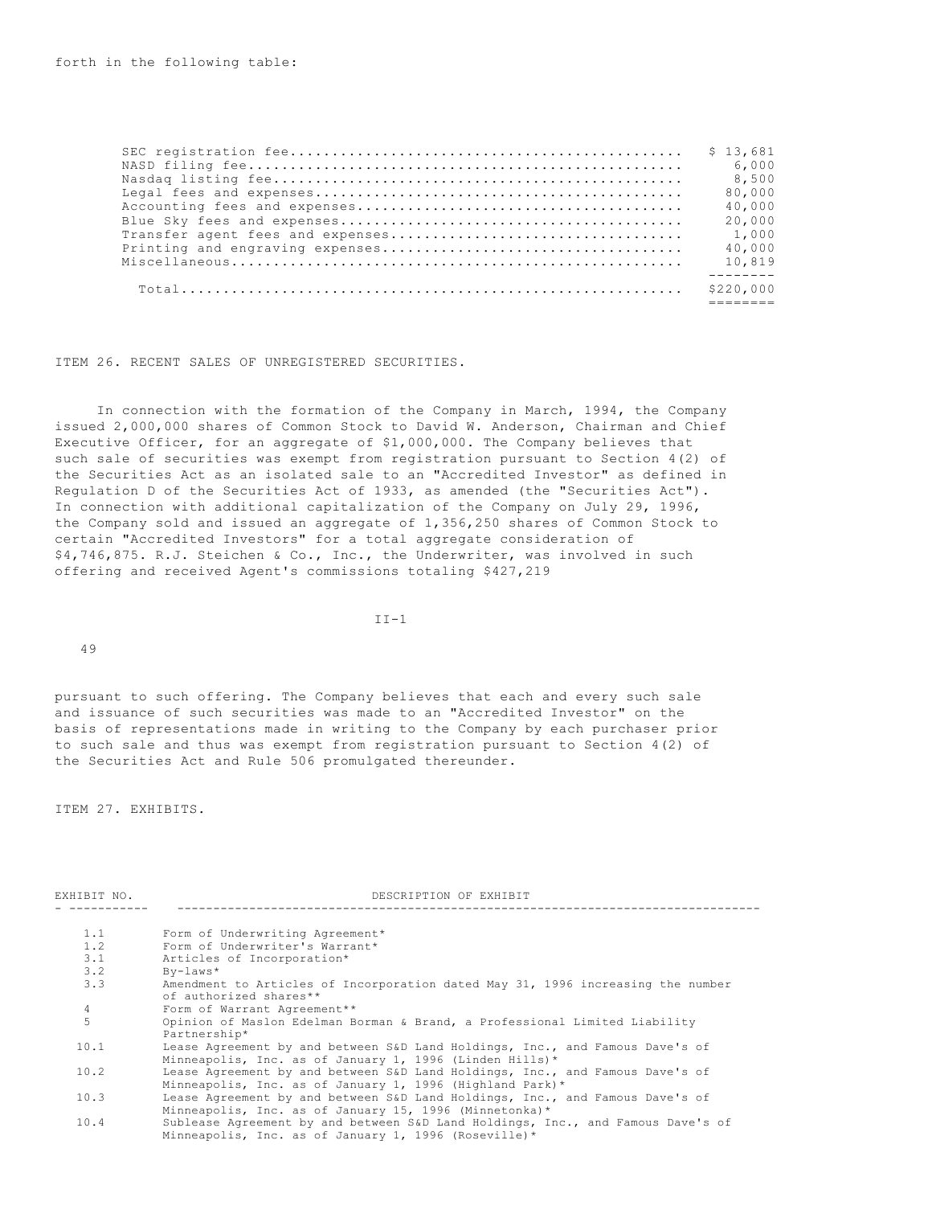forth in the following table:

| | |
|---|---|
| SEC registration fee | $ 13,681 |
| NASD filing fee | 6,000 |
| Nasdaq listing fee | 8,500 |
| Legal fees and expenses | 80,000 |
| Accounting fees and expenses | 40,000 |
| Blue Sky fees and expenses | 20,000 |
| Transfer agent fees and expenses | 1,000 |
| Printing and engraving expenses | 40,000 |
| Miscellaneous | 10,819 |
| Total | $220,000 |

ITEM 26. RECENT SALES OF UNREGISTERED SECURITIES.

In connection with the formation of the Company in March, 1994, the Company issued 2,000,000 shares of Common Stock to David W. Anderson, Chairman and Chief Executive Officer, for an aggregate of $1,000,000. The Company believes that such sale of securities was exempt from registration pursuant to Section 4(2) of the Securities Act as an isolated sale to an "Accredited Investor" as defined in Regulation D of the Securities Act of 1933, as amended (the "Securities Act"). In connection with additional capitalization of the Company on July 29, 1996, the Company sold and issued an aggregate of 1,356,250 shares of Common Stock to certain "Accredited Investors" for a total aggregate consideration of $4,746,875. R.J. Steichen & Co., Inc., the Underwriter, was involved in such offering and received Agent's commissions totaling $427,219 pursuant to such offering. The Company believes that each and every such sale and issuance of such securities was made to an "Accredited Investor" on the basis of representations made in writing to the Company by each purchaser prior to such sale and thus was exempt from registration pursuant to Section 4(2) of the Securities Act and Rule 506 promulgated thereunder.

ITEM 27. EXHIBITS.

| EXHIBIT NO. | DESCRIPTION OF EXHIBIT |
|---|---|
| 1.1 | Form of Underwriting Agreement* |
| 1.2 | Form of Underwriter's Warrant* |
| 3.1 | Articles of Incorporation* |
| 3.2 | By-laws* |
| 3.3 | Amendment to Articles of Incorporation dated May 31, 1996 increasing the number of authorized shares** |
| 4 | Form of Warrant Agreement** |
| 5 | Opinion of Maslon Edelman Borman & Brand, a Professional Limited Liability Partnership* |
| 10.1 | Lease Agreement by and between S&D Land Holdings, Inc., and Famous Dave's of Minneapolis, Inc. as of January 1, 1996 (Linden Hills)* |
| 10.2 | Lease Agreement by and between S&D Land Holdings, Inc., and Famous Dave's of Minneapolis, Inc. as of January 1, 1996 (Highland Park)* |
| 10.3 | Lease Agreement by and between S&D Land Holdings, Inc., and Famous Dave's of Minneapolis, Inc. as of January 15, 1996 (Minnetonka)* |
| 10.4 | Sublease Agreement by and between S&D Land Holdings, Inc., and Famous Dave's of Minneapolis, Inc. as of January 1, 1996 (Roseville)* |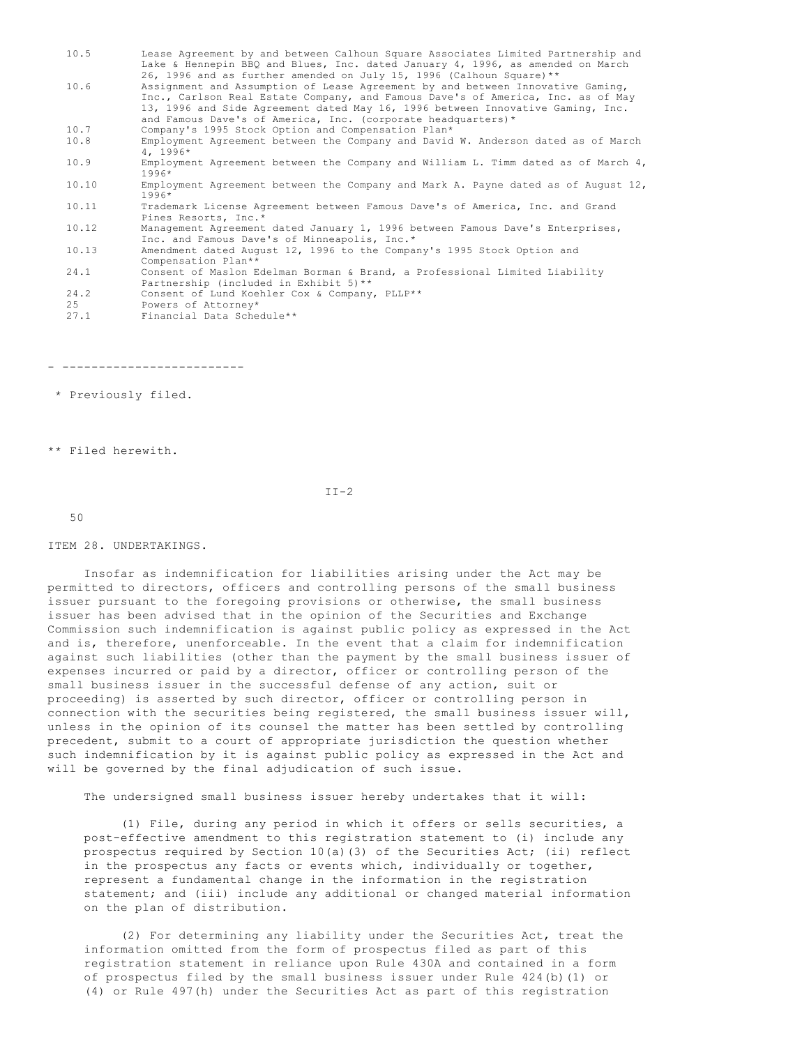| | |
|---|---|
| 10.5 | Lease Agreement by and between Calhoun Square Associates Limited Partnership and Lake & Hennepin BBQ and Blues, Inc. dated January 4, 1996, as amended on March 26, 1996 and as further amended on July 15, 1996 (Calhoun Square)** |
| 10.6 | Assignment and Assumption of Lease Agreement by and between Innovative Gaming, Inc., Carlson Real Estate Company, and Famous Dave's of America, Inc. as of May 13, 1996 and Side Agreement dated May 16, 1996 between Innovative Gaming, Inc. and Famous Dave's of America, Inc. (corporate headquarters)* |
| 10.7 | Company's 1995 Stock Option and Compensation Plan* |
| 10.8 | Employment Agreement between the Company and David W. Anderson dated as of March 4, 1996* |
| 10.9 | Employment Agreement between the Company and William L. Timm dated as of March 4, 1996* |
| 10.10 | Employment Agreement between the Company and Mark A. Payne dated as of August 12, 1996* |
| 10.11 | Trademark License Agreement between Famous Dave's of America, Inc. and Grand Pines Resorts, Inc.* |
| 10.12 | Management Agreement dated January 1, 1996 between Famous Dave's Enterprises, Inc. and Famous Dave's of Minneapolis, Inc.* |
| 10.13 | Amendment dated August 12, 1996 to the Company's 1995 Stock Option and Compensation Plan** |
| 24.1 | Consent of Maslon Edelman Borman & Brand, a Professional Limited Liability Partnership (included in Exhibit 5)** |
| 24.2 | Consent of Lund Koehler Cox & Company, PLLP** |
| 25 | Powers of Attorney* |
| 27.1 | Financial Data Schedule** |

- -------------------------

\* Previously filed.

** Filed herewith.

ITEM 28. UNDERTAKINGS.

Insofar as indemnification for liabilities arising under the Act may be permitted to directors, officers and controlling persons of the small business issuer pursuant to the foregoing provisions or otherwise, the small business issuer has been advised that in the opinion of the Securities and Exchange Commission such indemnification is against public policy as expressed in the Act and is, therefore, unenforceable. In the event that a claim for indemnification against such liabilities (other than the payment by the small business issuer of expenses incurred or paid by a director, officer or controlling person of the small business issuer in the successful defense of any action, suit or proceeding) is asserted by such director, officer or controlling person in connection with the securities being registered, the small business issuer will, unless in the opinion of its counsel the matter has been settled by controlling precedent, submit to a court of appropriate jurisdiction the question whether such indemnification by it is against public policy as expressed in the Act and will be governed by the final adjudication of such issue.

The undersigned small business issuer hereby undertakes that it will:

(1) File, during any period in which it offers or sells securities, a post-effective amendment to this registration statement to (i) include any prospectus required by Section 10(a)(3) of the Securities Act; (ii) reflect in the prospectus any facts or events which, individually or together, represent a fundamental change in the information in the registration statement; and (iii) include any additional or changed material information on the plan of distribution.

(2) For determining any liability under the Securities Act, treat the information omitted from the form of prospectus filed as part of this registration statement in reliance upon Rule 430A and contained in a form of prospectus filed by the small business issuer under Rule 424(b)(1) or (4) or Rule 497(h) under the Securities Act as part of this registration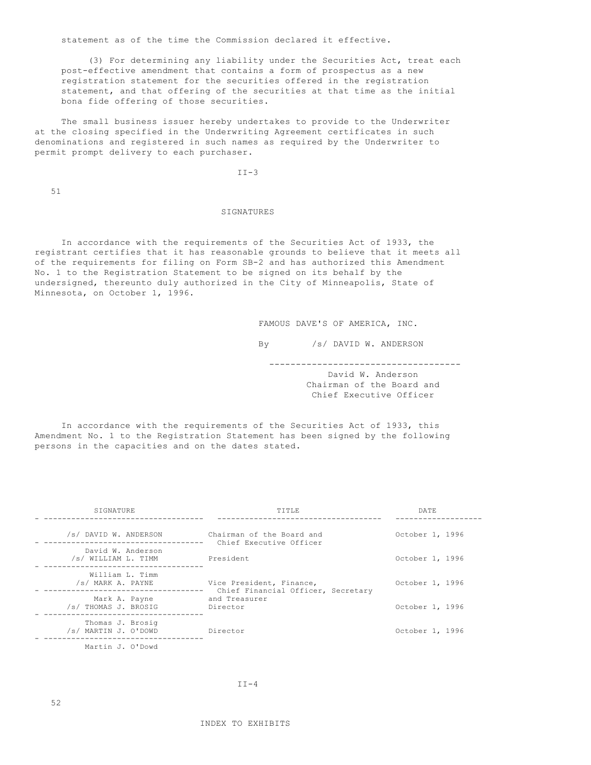statement as of the time the Commission declared it effective.

(3) For determining any liability under the Securities Act, treat each post-effective amendment that contains a form of prospectus as a new registration statement for the securities offered in the registration statement, and that offering of the securities at that time as the initial bona fide offering of those securities.

The small business issuer hereby undertakes to provide to the Underwriter at the closing specified in the Underwriting Agreement certificates in such denominations and registered in such names as required by the Underwriter to permit prompt delivery to each purchaser.

## SIGNATURES

In accordance with the requirements of the Securities Act of 1933, the registrant certifies that it has reasonable grounds to believe that it meets all of the requirements for filing on Form SB-2 and has authorized this Amendment No. 1 to the Registration Statement to be signed on its behalf by the undersigned, thereunto duly authorized in the City of Minneapolis, State of Minnesota, on October 1, 1996.

FAMOUS DAVE'S OF AMERICA, INC.

By /s/ DAVID W. ANDERSON

David W. Anderson
Chairman of the Board and
Chief Executive Officer

In accordance with the requirements of the Securities Act of 1933, this Amendment No. 1 to the Registration Statement has been signed by the following persons in the capacities and on the dates stated.

| SIGNATURE | TITLE | DATE |
|---|---|---|
| /s/ DAVID W. ANDERSON<br>David W. Anderson | Chairman of the Board and Chief Executive Officer | October 1, 1996 |
| /s/ WILLIAM L. TIMM<br>William L. Timm | President | October 1, 1996 |
| /s/ MARK A. PAYNE<br>Mark A. Payne | Vice President, Finance, Chief Financial Officer, Secretary and Treasurer | October 1, 1996 |
| /s/ THOMAS J. BROSIG<br>Thomas J. Brosig | Director | October 1, 1996 |
| /s/ MARTIN J. O'DOWD<br>Martin J. O'Dowd | Director | October 1, 1996 |

## INDEX TO EXHIBITS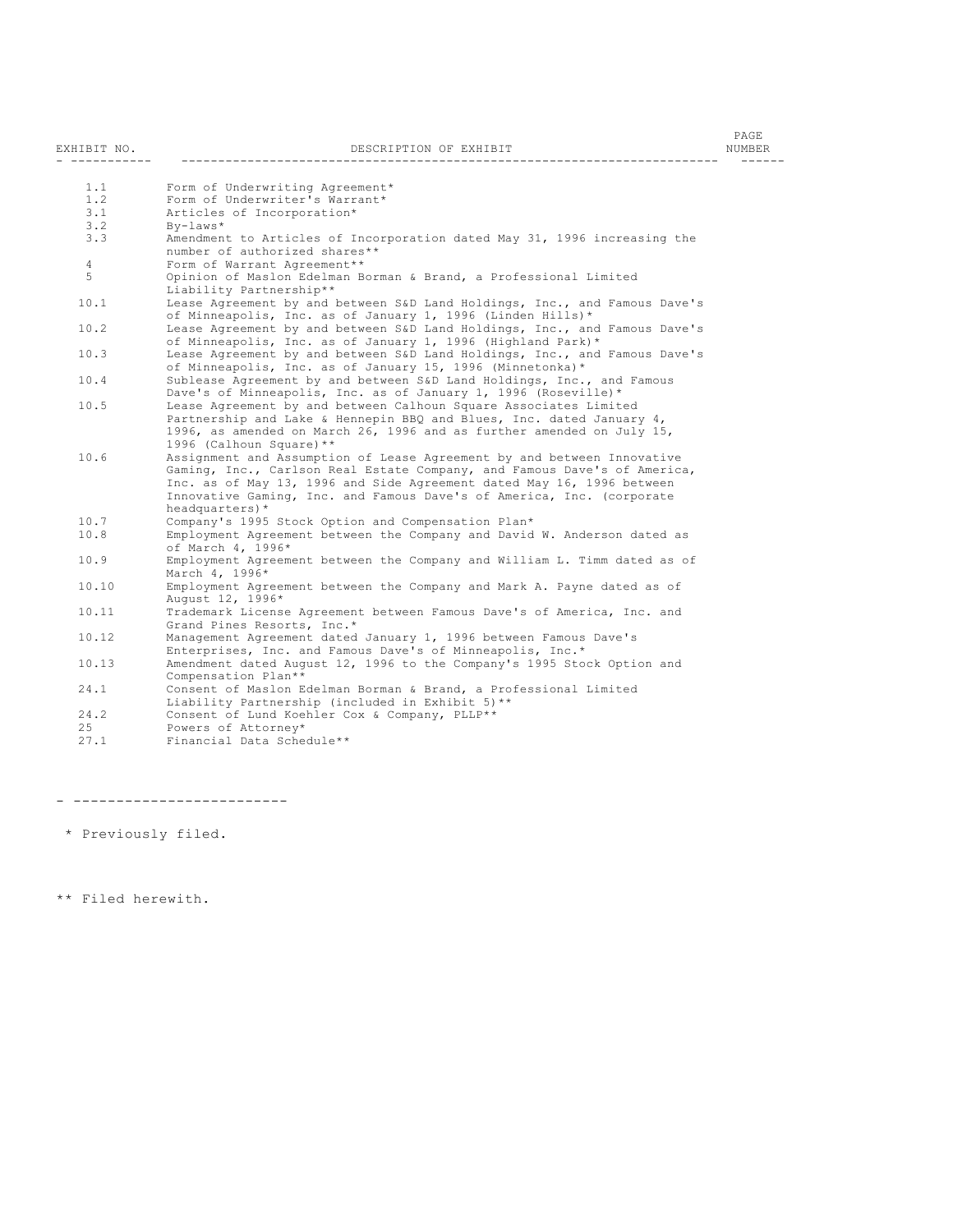| EXHIBIT NO. | DESCRIPTION OF EXHIBIT | PAGE NUMBER |
|---|---|---|
| 1.1 | Form of Underwriting Agreement* | |
| 1.2 | Form of Underwriter's Warrant* | |
| 3.1 | Articles of Incorporation* | |
| 3.2 | By-laws* | |
| 3.3 | Amendment to Articles of Incorporation dated May 31, 1996 increasing the number of authorized shares** | |
| 4 | Form of Warrant Agreement** | |
| 5 | Opinion of Maslon Edelman Borman & Brand, a Professional Limited Liability Partnership** | |
| 10.1 | Lease Agreement by and between S&D Land Holdings, Inc., and Famous Dave's of Minneapolis, Inc. as of January 1, 1996 (Linden Hills)* | |
| 10.2 | Lease Agreement by and between S&D Land Holdings, Inc., and Famous Dave's of Minneapolis, Inc. as of January 1, 1996 (Highland Park)* | |
| 10.3 | Lease Agreement by and between S&D Land Holdings, Inc., and Famous Dave's of Minneapolis, Inc. as of January 15, 1996 (Minnetonka)* | |
| 10.4 | Sublease Agreement by and between S&D Land Holdings, Inc., and Famous Dave's of Minneapolis, Inc. as of January 1, 1996 (Roseville)* | |
| 10.5 | Lease Agreement by and between Calhoun Square Associates Limited Partnership and Lake & Hennepin BBQ and Blues, Inc. dated January 4, 1996, as amended on March 26, 1996 and as further amended on July 15, 1996 (Calhoun Square)** | |
| 10.6 | Assignment and Assumption of Lease Agreement by and between Innovative Gaming, Inc., Carlson Real Estate Company, and Famous Dave's of America, Inc. as of May 13, 1996 and Side Agreement dated May 16, 1996 between Innovative Gaming, Inc. and Famous Dave's of America, Inc. (corporate headquarters)* | |
| 10.7 | Company's 1995 Stock Option and Compensation Plan* | |
| 10.8 | Employment Agreement between the Company and David W. Anderson dated as of March 4, 1996* | |
| 10.9 | Employment Agreement between the Company and William L. Timm dated as of March 4, 1996* | |
| 10.10 | Employment Agreement between the Company and Mark A. Payne dated as of August 12, 1996* | |
| 10.11 | Trademark License Agreement between Famous Dave's of America, Inc. and Grand Pines Resorts, Inc.* | |
| 10.12 | Management Agreement dated January 1, 1996 between Famous Dave's Enterprises, Inc. and Famous Dave's of Minneapolis, Inc.* | |
| 10.13 | Amendment dated August 12, 1996 to the Company's 1995 Stock Option and Compensation Plan** | |
| 24.1 | Consent of Maslon Edelman Borman & Brand, a Professional Limited Liability Partnership (included in Exhibit 5)** | |
| 24.2 | Consent of Lund Koehler Cox & Company, PLLP** | |
| 25 | Powers of Attorney* | |
| 27.1 | Financial Data Schedule** | |

- ------------------------

\* Previously filed.

** Filed herewith.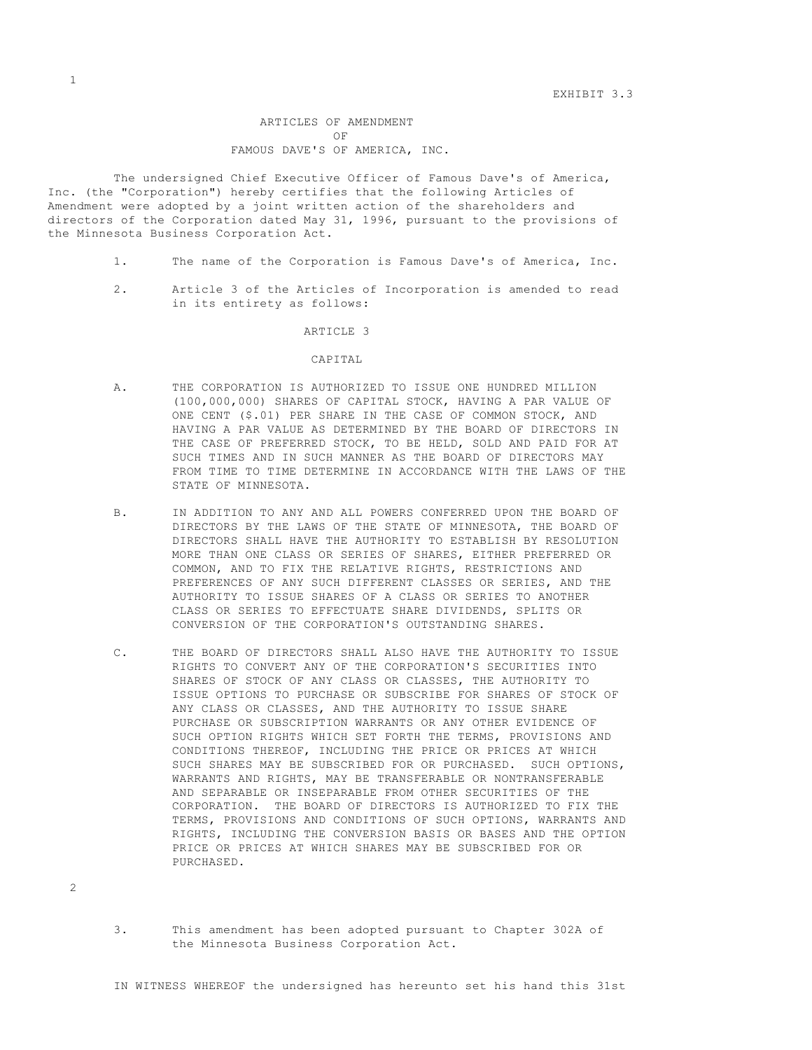EXHIBIT 3.3

# ARTICLES OF AMENDMENT
# OF
# FAMOUS DAVE'S OF AMERICA, INC.

The undersigned Chief Executive Officer of Famous Dave's of America, Inc. (the "Corporation") hereby certifies that the following Articles of Amendment were adopted by a joint written action of the shareholders and directors of the Corporation dated May 31, 1996, pursuant to the provisions of the Minnesota Business Corporation Act.

1. The name of the Corporation is Famous Dave's of America, Inc.

2. Article 3 of the Articles of Incorporation is amended to read in its entirety as follows:

## ARTICLE 3

## CAPITAL

A. THE CORPORATION IS AUTHORIZED TO ISSUE ONE HUNDRED MILLION (100,000,000) SHARES OF CAPITAL STOCK, HAVING A PAR VALUE OF ONE CENT ($.01) PER SHARE IN THE CASE OF COMMON STOCK, AND HAVING A PAR VALUE AS DETERMINED BY THE BOARD OF DIRECTORS IN THE CASE OF PREFERRED STOCK, TO BE HELD, SOLD AND PAID FOR AT SUCH TIMES AND IN SUCH MANNER AS THE BOARD OF DIRECTORS MAY FROM TIME TO TIME DETERMINE IN ACCORDANCE WITH THE LAWS OF THE STATE OF MINNESOTA.

B. IN ADDITION TO ANY AND ALL POWERS CONFERRED UPON THE BOARD OF DIRECTORS BY THE LAWS OF THE STATE OF MINNESOTA, THE BOARD OF DIRECTORS SHALL HAVE THE AUTHORITY TO ESTABLISH BY RESOLUTION MORE THAN ONE CLASS OR SERIES OF SHARES, EITHER PREFERRED OR COMMON, AND TO FIX THE RELATIVE RIGHTS, RESTRICTIONS AND PREFERENCES OF ANY SUCH DIFFERENT CLASSES OR SERIES, AND THE AUTHORITY TO ISSUE SHARES OF A CLASS OR SERIES TO ANOTHER CLASS OR SERIES TO EFFECTUATE SHARE DIVIDENDS, SPLITS OR CONVERSION OF THE CORPORATION'S OUTSTANDING SHARES.

C. THE BOARD OF DIRECTORS SHALL ALSO HAVE THE AUTHORITY TO ISSUE RIGHTS TO CONVERT ANY OF THE CORPORATION'S SECURITIES INTO SHARES OF STOCK OF ANY CLASS OR CLASSES, THE AUTHORITY TO ISSUE OPTIONS TO PURCHASE OR SUBSCRIBE FOR SHARES OF STOCK OF ANY CLASS OR CLASSES, AND THE AUTHORITY TO ISSUE SHARE PURCHASE OR SUBSCRIPTION WARRANTS OR ANY OTHER EVIDENCE OF SUCH OPTION RIGHTS WHICH SET FORTH THE TERMS, PROVISIONS AND CONDITIONS THEREOF, INCLUDING THE PRICE OR PRICES AT WHICH SUCH SHARES MAY BE SUBSCRIBED FOR OR PURCHASED. SUCH OPTIONS, WARRANTS AND RIGHTS, MAY BE TRANSFERABLE OR NONTRANSFERABLE AND SEPARABLE OR INSEPARABLE FROM OTHER SECURITIES OF THE CORPORATION. THE BOARD OF DIRECTORS IS AUTHORIZED TO FIX THE TERMS, PROVISIONS AND CONDITIONS OF SUCH OPTIONS, WARRANTS AND RIGHTS, INCLUDING THE CONVERSION BASIS OR BASES AND THE OPTION PRICE OR PRICES AT WHICH SHARES MAY BE SUBSCRIBED FOR OR PURCHASED.

3. This amendment has been adopted pursuant to Chapter 302A of the Minnesota Business Corporation Act.

IN WITNESS WHEREOF the undersigned has hereunto set his hand this 31st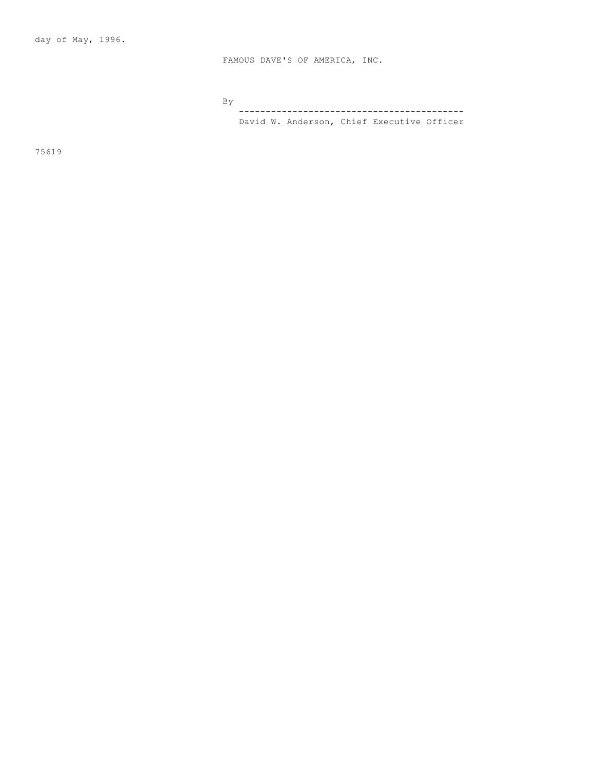day of May, 1996.

FAMOUS DAVE'S OF AMERICA, INC.

By

------------------------------------------

David W. Anderson, Chief Executive Officer

75619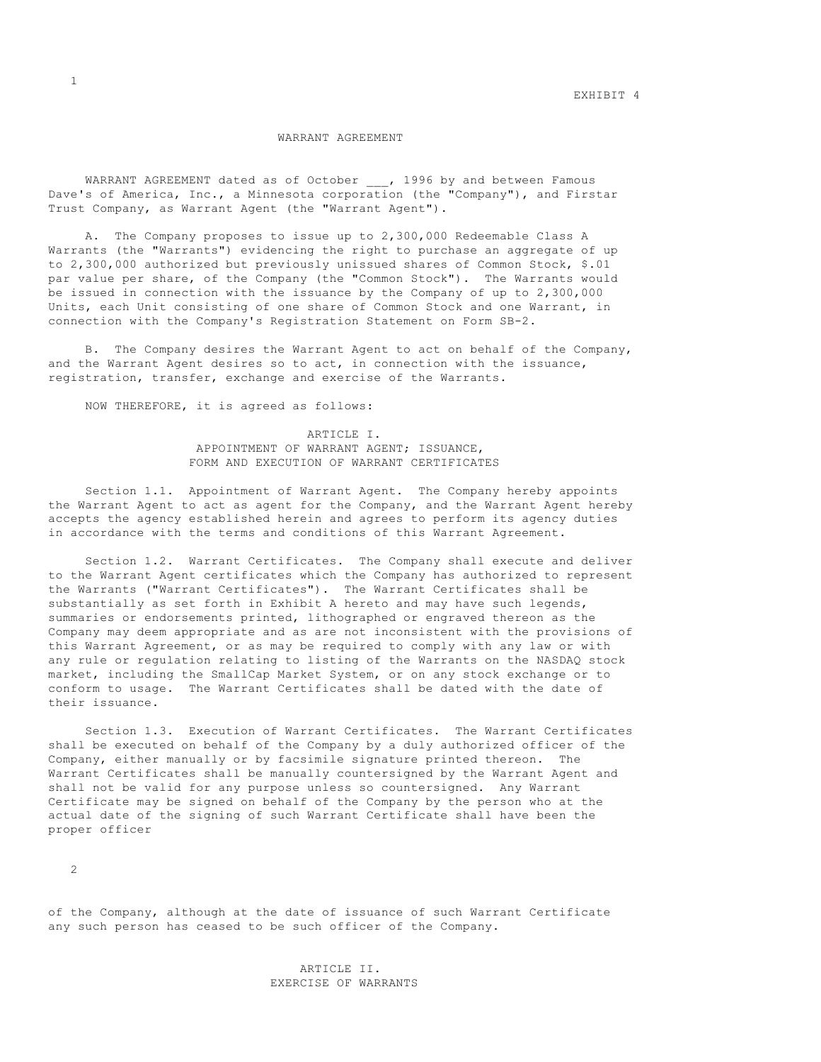EXHIBIT 4

# WARRANT AGREEMENT

WARRANT AGREEMENT dated as of October ___, 1996 by and between Famous Dave's of America, Inc., a Minnesota corporation (the "Company"), and Firstar Trust Company, as Warrant Agent (the "Warrant Agent").

A. The Company proposes to issue up to 2,300,000 Redeemable Class A Warrants (the "Warrants") evidencing the right to purchase an aggregate of up to 2,300,000 authorized but previously unissued shares of Common Stock, $.01 par value per share, of the Company (the "Common Stock"). The Warrants would be issued in connection with the issuance by the Company of up to 2,300,000 Units, each Unit consisting of one share of Common Stock and one Warrant, in connection with the Company's Registration Statement on Form SB-2.

B. The Company desires the Warrant Agent to act on behalf of the Company, and the Warrant Agent desires so to act, in connection with the issuance, registration, transfer, exchange and exercise of the Warrants.

NOW THEREFORE, it is agreed as follows:

## ARTICLE I.
## APPOINTMENT OF WARRANT AGENT; ISSUANCE, FORM AND EXECUTION OF WARRANT CERTIFICATES

Section 1.1. Appointment of Warrant Agent. The Company hereby appoints the Warrant Agent to act as agent for the Company, and the Warrant Agent hereby accepts the agency established herein and agrees to perform its agency duties in accordance with the terms and conditions of this Warrant Agreement.

Section 1.2. Warrant Certificates. The Company shall execute and deliver to the Warrant Agent certificates which the Company has authorized to represent the Warrants ("Warrant Certificates"). The Warrant Certificates shall be substantially as set forth in Exhibit A hereto and may have such legends, summaries or endorsements printed, lithographed or engraved thereon as the Company may deem appropriate and as are not inconsistent with the provisions of this Warrant Agreement, or as may be required to comply with any law or with any rule or regulation relating to listing of the Warrants on the NASDAQ stock market, including the SmallCap Market System, or on any stock exchange or to conform to usage. The Warrant Certificates shall be dated with the date of their issuance.

Section 1.3. Execution of Warrant Certificates. The Warrant Certificates shall be executed on behalf of the Company by a duly authorized officer of the Company, either manually or by facsimile signature printed thereon. The Warrant Certificates shall be manually countersigned by the Warrant Agent and shall not be valid for any purpose unless so countersigned. Any Warrant Certificate may be signed on behalf of the Company by the person who at the actual date of the signing of such Warrant Certificate shall have been the proper officer of the Company, although at the date of issuance of such Warrant Certificate any such person has ceased to be such officer of the Company.

## ARTICLE II.
## EXERCISE OF WARRANTS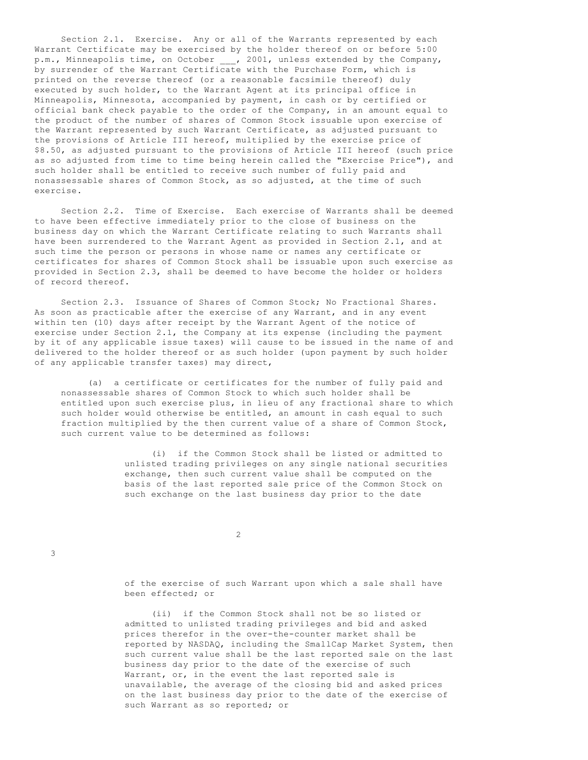Section 2.1. Exercise. Any or all of the Warrants represented by each Warrant Certificate may be exercised by the holder thereof on or before 5:00 p.m., Minneapolis time, on October ___, 2001, unless extended by the Company, by surrender of the Warrant Certificate with the Purchase Form, which is printed on the reverse thereof (or a reasonable facsimile thereof) duly executed by such holder, to the Warrant Agent at its principal office in Minneapolis, Minnesota, accompanied by payment, in cash or by certified or official bank check payable to the order of the Company, in an amount equal to the product of the number of shares of Common Stock issuable upon exercise of the Warrant represented by such Warrant Certificate, as adjusted pursuant to the provisions of Article III hereof, multiplied by the exercise price of $8.50, as adjusted pursuant to the provisions of Article III hereof (such price as so adjusted from time to time being herein called the "Exercise Price"), and such holder shall be entitled to receive such number of fully paid and nonassessable shares of Common Stock, as so adjusted, at the time of such exercise.

Section 2.2. Time of Exercise. Each exercise of Warrants shall be deemed to have been effective immediately prior to the close of business on the business day on which the Warrant Certificate relating to such Warrants shall have been surrendered to the Warrant Agent as provided in Section 2.1, and at such time the person or persons in whose name or names any certificate or certificates for shares of Common Stock shall be issuable upon such exercise as provided in Section 2.3, shall be deemed to have become the holder or holders of record thereof.

Section 2.3. Issuance of Shares of Common Stock; No Fractional Shares. As soon as practicable after the exercise of any Warrant, and in any event within ten (10) days after receipt by the Warrant Agent of the notice of exercise under Section 2.1, the Company at its expense (including the payment by it of any applicable issue taxes) will cause to be issued in the name of and delivered to the holder thereof or as such holder (upon payment by such holder of any applicable transfer taxes) may direct,

(a) a certificate or certificates for the number of fully paid and nonassessable shares of Common Stock to which such holder shall be entitled upon such exercise plus, in lieu of any fractional share to which such holder would otherwise be entitled, an amount in cash equal to such fraction multiplied by the then current value of a share of Common Stock, such current value to be determined as follows:

(i) if the Common Stock shall be listed or admitted to unlisted trading privileges on any single national securities exchange, then such current value shall be computed on the basis of the last reported sale price of the Common Stock on such exchange on the last business day prior to the date of the exercise of such Warrant upon which a sale shall have been effected; or

(ii) if the Common Stock shall not be so listed or admitted to unlisted trading privileges and bid and asked prices therefor in the over-the-counter market shall be reported by NASDAQ, including the SmallCap Market System, then such current value shall be the last reported sale on the last business day prior to the date of the exercise of such Warrant, or, in the event the last reported sale is unavailable, the average of the closing bid and asked prices on the last business day prior to the date of the exercise of such Warrant as so reported; or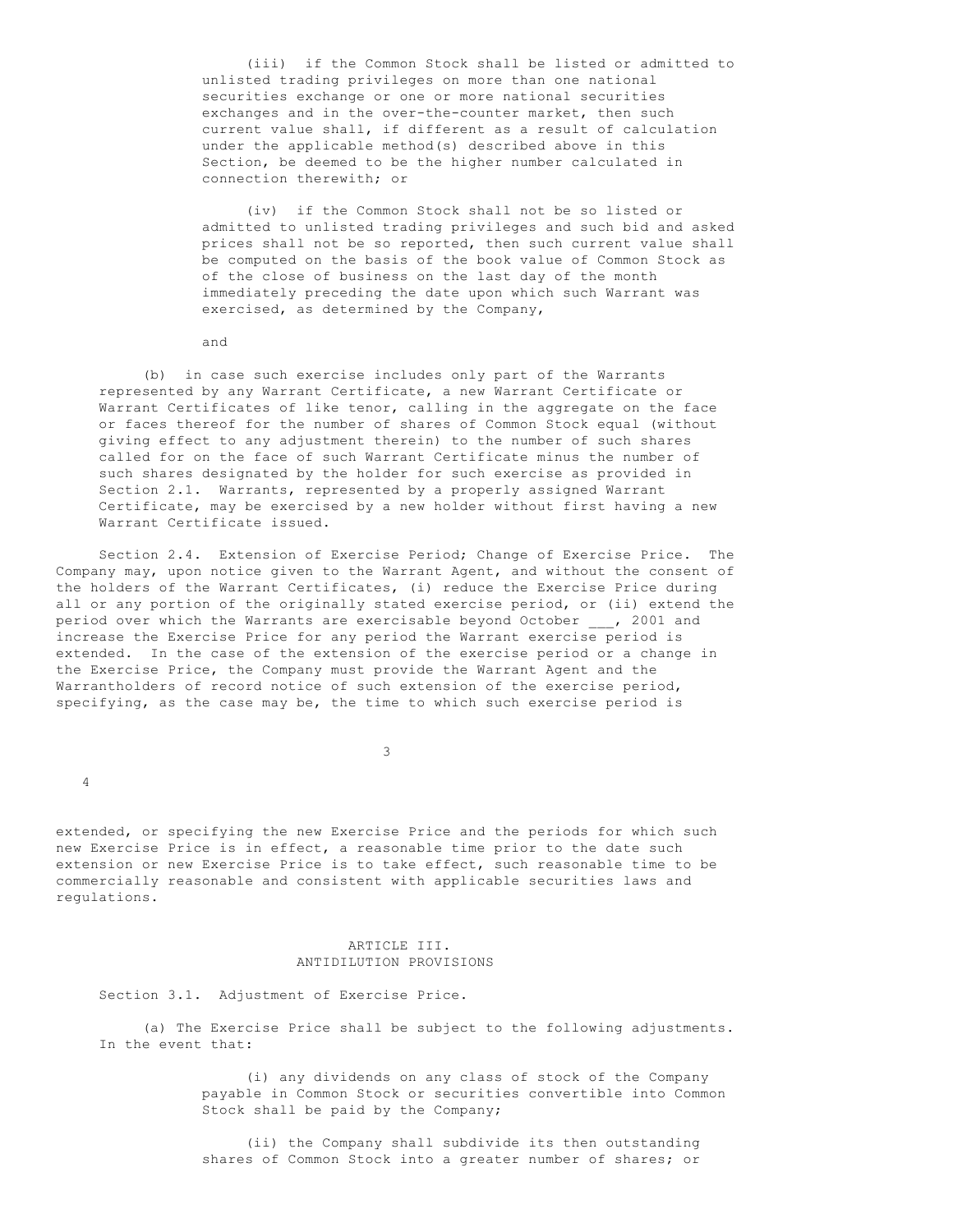(iii) if the Common Stock shall be listed or admitted to unlisted trading privileges on more than one national securities exchange or one or more national securities exchanges and in the over-the-counter market, then such current value shall, if different as a result of calculation under the applicable method(s) described above in this Section, be deemed to be the higher number calculated in connection therewith; or

(iv) if the Common Stock shall not be so listed or admitted to unlisted trading privileges and such bid and asked prices shall not be so reported, then such current value shall be computed on the basis of the book value of Common Stock as of the close of business on the last day of the month immediately preceding the date upon which such Warrant was exercised, as determined by the Company,

and

(b) in case such exercise includes only part of the Warrants represented by any Warrant Certificate, a new Warrant Certificate or Warrant Certificates of like tenor, calling in the aggregate on the face or faces thereof for the number of shares of Common Stock equal (without giving effect to any adjustment therein) to the number of such shares called for on the face of such Warrant Certificate minus the number of such shares designated by the holder for such exercise as provided in Section 2.1. Warrants, represented by a properly assigned Warrant Certificate, may be exercised by a new holder without first having a new Warrant Certificate issued.

Section 2.4. Extension of Exercise Period; Change of Exercise Price. The Company may, upon notice given to the Warrant Agent, and without the consent of the holders of the Warrant Certificates, (i) reduce the Exercise Price during all or any portion of the originally stated exercise period, or (ii) extend the period over which the Warrants are exercisable beyond October ___, 2001 and increase the Exercise Price for any period the Warrant exercise period is extended. In the case of the extension of the exercise period or a change in the Exercise Price, the Company must provide the Warrant Agent and the Warrantholders of record notice of such extension of the exercise period, specifying, as the case may be, the time to which such exercise period is extended, or specifying the new Exercise Price and the periods for which such new Exercise Price is in effect, a reasonable time prior to the date such extension or new Exercise Price is to take effect, such reasonable time to be commercially reasonable and consistent with applicable securities laws and regulations.

## ARTICLE III.
## ANTIDILUTION PROVISIONS

Section 3.1. Adjustment of Exercise Price.

(a) The Exercise Price shall be subject to the following adjustments. In the event that:

(i) any dividends on any class of stock of the Company payable in Common Stock or securities convertible into Common Stock shall be paid by the Company;

(ii) the Company shall subdivide its then outstanding shares of Common Stock into a greater number of shares; or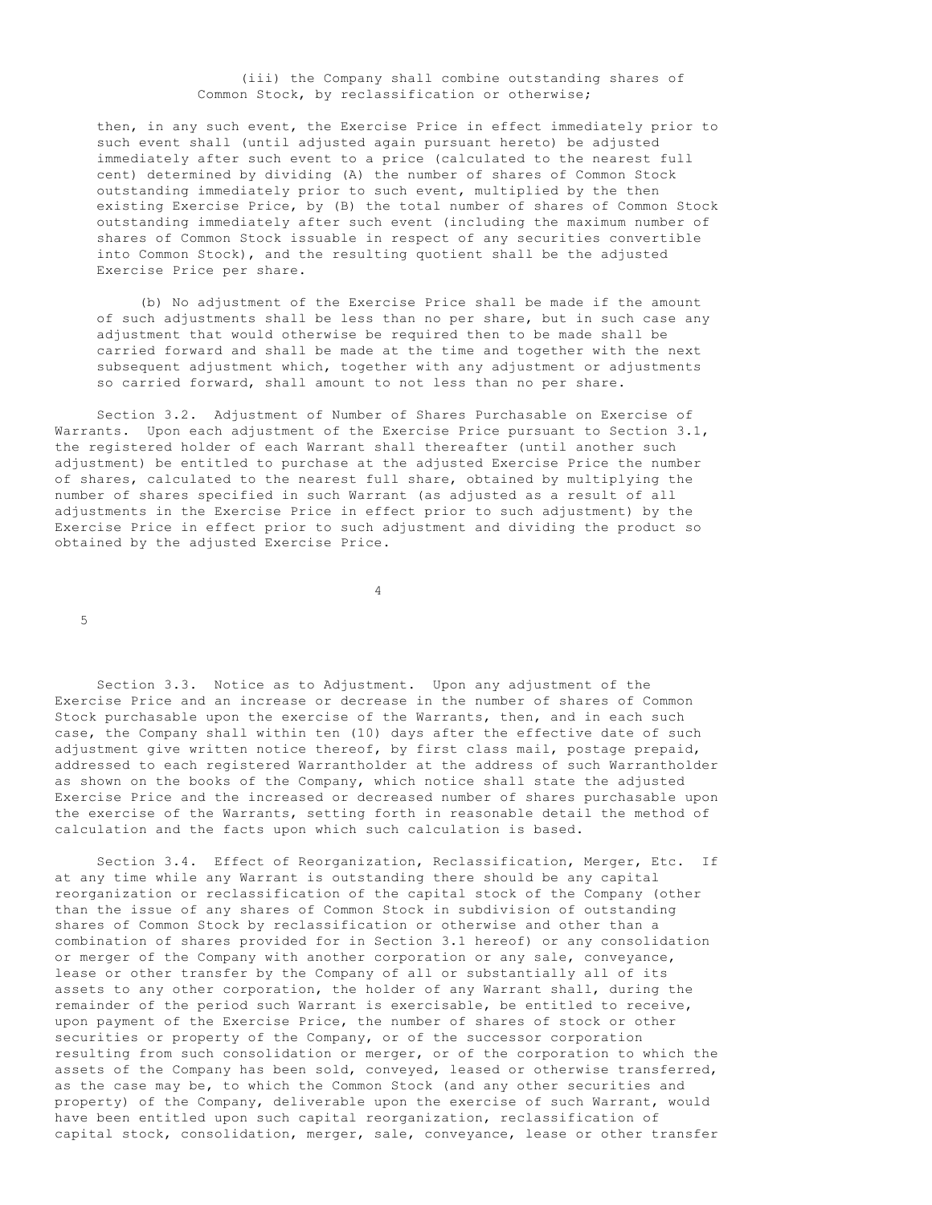(iii) the Company shall combine outstanding shares of Common Stock, by reclassification or otherwise;

then, in any such event, the Exercise Price in effect immediately prior to such event shall (until adjusted again pursuant hereto) be adjusted immediately after such event to a price (calculated to the nearest full cent) determined by dividing (A) the number of shares of Common Stock outstanding immediately prior to such event, multiplied by the then existing Exercise Price, by (B) the total number of shares of Common Stock outstanding immediately after such event (including the maximum number of shares of Common Stock issuable in respect of any securities convertible into Common Stock), and the resulting quotient shall be the adjusted Exercise Price per share.

(b) No adjustment of the Exercise Price shall be made if the amount of such adjustments shall be less than no per share, but in such case any adjustment that would otherwise be required then to be made shall be carried forward and shall be made at the time and together with the next subsequent adjustment which, together with any adjustment or adjustments so carried forward, shall amount to not less than no per share.

Section 3.2. Adjustment of Number of Shares Purchasable on Exercise of Warrants. Upon each adjustment of the Exercise Price pursuant to Section 3.1, the registered holder of each Warrant shall thereafter (until another such adjustment) be entitled to purchase at the adjusted Exercise Price the number of shares, calculated to the nearest full share, obtained by multiplying the number of shares specified in such Warrant (as adjusted as a result of all adjustments in the Exercise Price in effect prior to such adjustment) by the Exercise Price in effect prior to such adjustment and dividing the product so obtained by the adjusted Exercise Price.

Section 3.3. Notice as to Adjustment. Upon any adjustment of the Exercise Price and an increase or decrease in the number of shares of Common Stock purchasable upon the exercise of the Warrants, then, and in each such case, the Company shall within ten (10) days after the effective date of such adjustment give written notice thereof, by first class mail, postage prepaid, addressed to each registered Warrantholder at the address of such Warrantholder as shown on the books of the Company, which notice shall state the adjusted Exercise Price and the increased or decreased number of shares purchasable upon the exercise of the Warrants, setting forth in reasonable detail the method of calculation and the facts upon which such calculation is based.

Section 3.4. Effect of Reorganization, Reclassification, Merger, Etc. If at any time while any Warrant is outstanding there should be any capital reorganization or reclassification of the capital stock of the Company (other than the issue of any shares of Common Stock in subdivision of outstanding shares of Common Stock by reclassification or otherwise and other than a combination of shares provided for in Section 3.1 hereof) or any consolidation or merger of the Company with another corporation or any sale, conveyance, lease or other transfer by the Company of all or substantially all of its assets to any other corporation, the holder of any Warrant shall, during the remainder of the period such Warrant is exercisable, be entitled to receive, upon payment of the Exercise Price, the number of shares of stock or other securities or property of the Company, or of the successor corporation resulting from such consolidation or merger, or of the corporation to which the assets of the Company has been sold, conveyed, leased or otherwise transferred, as the case may be, to which the Common Stock (and any other securities and property) of the Company, deliverable upon the exercise of such Warrant, would have been entitled upon such capital reorganization, reclassification of capital stock, consolidation, merger, sale, conveyance, lease or other transfer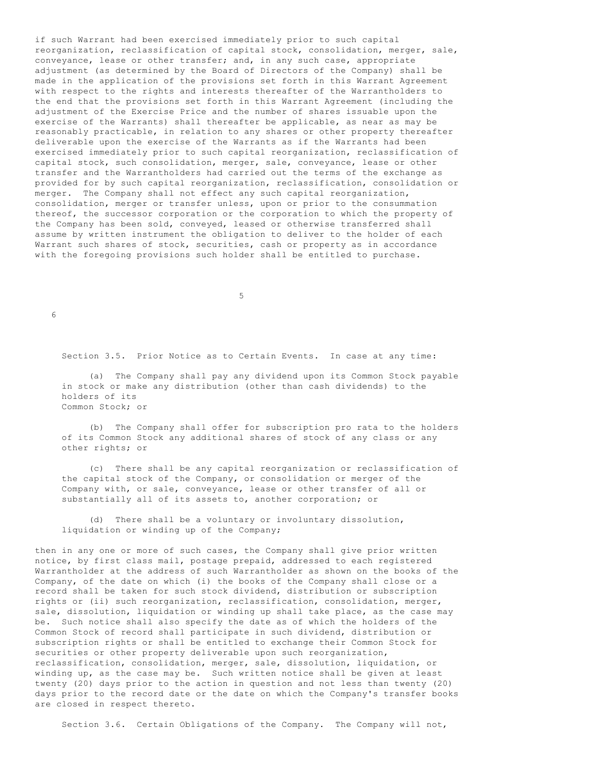if such Warrant had been exercised immediately prior to such capital reorganization, reclassification of capital stock, consolidation, merger, sale, conveyance, lease or other transfer; and, in any such case, appropriate adjustment (as determined by the Board of Directors of the Company) shall be made in the application of the provisions set forth in this Warrant Agreement with respect to the rights and interests thereafter of the Warrantholders to the end that the provisions set forth in this Warrant Agreement (including the adjustment of the Exercise Price and the number of shares issuable upon the exercise of the Warrants) shall thereafter be applicable, as near as may be reasonably practicable, in relation to any shares or other property thereafter deliverable upon the exercise of the Warrants as if the Warrants had been exercised immediately prior to such capital reorganization, reclassification of capital stock, such consolidation, merger, sale, conveyance, lease or other transfer and the Warrantholders had carried out the terms of the exchange as provided for by such capital reorganization, reclassification, consolidation or merger. The Company shall not effect any such capital reorganization, consolidation, merger or transfer unless, upon or prior to the consummation thereof, the successor corporation or the corporation to which the property of the Company has been sold, conveyed, leased or otherwise transferred shall assume by written instrument the obligation to deliver to the holder of each Warrant such shares of stock, securities, cash or property as in accordance with the foregoing provisions such holder shall be entitled to purchase.

Section 3.5. Prior Notice as to Certain Events. In case at any time:

(a) The Company shall pay any dividend upon its Common Stock payable in stock or make any distribution (other than cash dividends) to the holders of its Common Stock; or

(b) The Company shall offer for subscription pro rata to the holders of its Common Stock any additional shares of stock of any class or any other rights; or

(c) There shall be any capital reorganization or reclassification of the capital stock of the Company, or consolidation or merger of the Company with, or sale, conveyance, lease or other transfer of all or substantially all of its assets to, another corporation; or

(d) There shall be a voluntary or involuntary dissolution, liquidation or winding up of the Company;

then in any one or more of such cases, the Company shall give prior written notice, by first class mail, postage prepaid, addressed to each registered Warrantholder at the address of such Warrantholder as shown on the books of the Company, of the date on which (i) the books of the Company shall close or a record shall be taken for such stock dividend, distribution or subscription rights or (ii) such reorganization, reclassification, consolidation, merger, sale, dissolution, liquidation or winding up shall take place, as the case may be. Such notice shall also specify the date as of which the holders of the Common Stock of record shall participate in such dividend, distribution or subscription rights or shall be entitled to exchange their Common Stock for securities or other property deliverable upon such reorganization, reclassification, consolidation, merger, sale, dissolution, liquidation, or winding up, as the case may be. Such written notice shall be given at least twenty (20) days prior to the action in question and not less than twenty (20) days prior to the record date or the date on which the Company's transfer books are closed in respect thereto.

Section 3.6. Certain Obligations of the Company. The Company will not,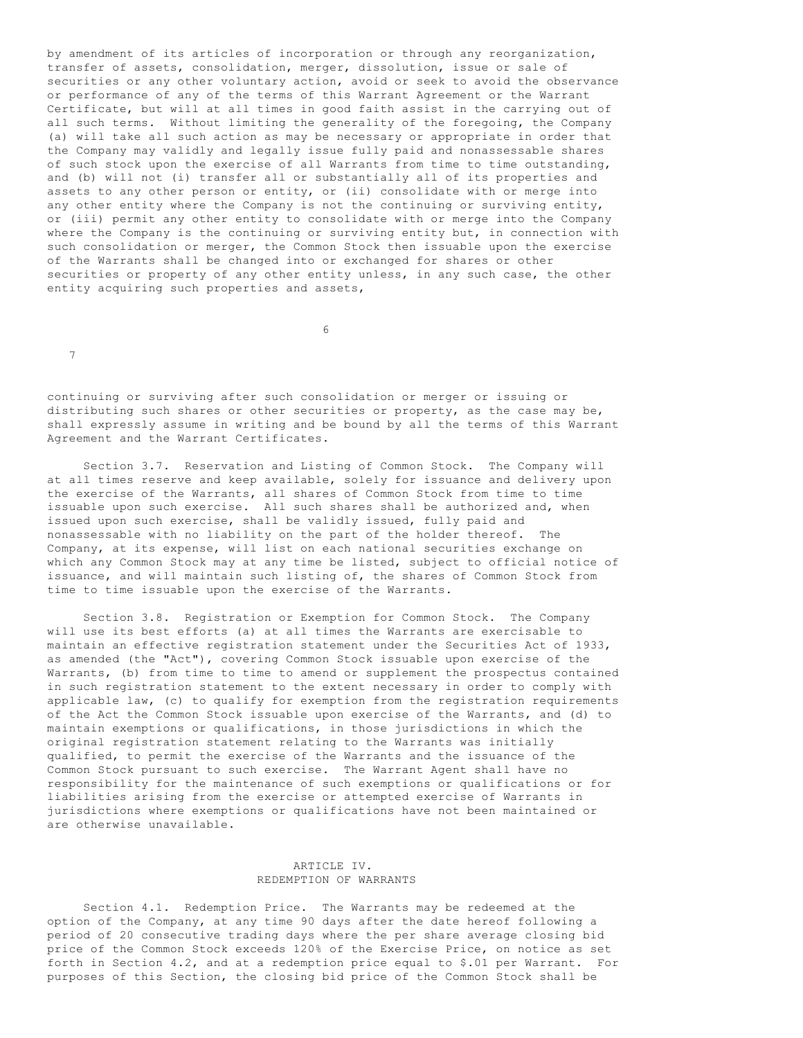by amendment of its articles of incorporation or through any reorganization, transfer of assets, consolidation, merger, dissolution, issue or sale of securities or any other voluntary action, avoid or seek to avoid the observance or performance of any of the terms of this Warrant Agreement or the Warrant Certificate, but will at all times in good faith assist in the carrying out of all such terms. Without limiting the generality of the foregoing, the Company (a) will take all such action as may be necessary or appropriate in order that the Company may validly and legally issue fully paid and nonassessable shares of such stock upon the exercise of all Warrants from time to time outstanding, and (b) will not (i) transfer all or substantially all of its properties and assets to any other person or entity, or (ii) consolidate with or merge into any other entity where the Company is not the continuing or surviving entity, or (iii) permit any other entity to consolidate with or merge into the Company where the Company is the continuing or surviving entity but, in connection with such consolidation or merger, the Common Stock then issuable upon the exercise of the Warrants shall be changed into or exchanged for shares or other securities or property of any other entity unless, in any such case, the other entity acquiring such properties and assets, continuing or surviving after such consolidation or merger or issuing or distributing such shares or other securities or property, as the case may be, shall expressly assume in writing and be bound by all the terms of this Warrant Agreement and the Warrant Certificates.

Section 3.7. Reservation and Listing of Common Stock. The Company will at all times reserve and keep available, solely for issuance and delivery upon the exercise of the Warrants, all shares of Common Stock from time to time issuable upon such exercise. All such shares shall be authorized and, when issued upon such exercise, shall be validly issued, fully paid and nonassessable with no liability on the part of the holder thereof. The Company, at its expense, will list on each national securities exchange on which any Common Stock may at any time be listed, subject to official notice of issuance, and will maintain such listing of, the shares of Common Stock from time to time issuable upon the exercise of the Warrants.

Section 3.8. Registration or Exemption for Common Stock. The Company will use its best efforts (a) at all times the Warrants are exercisable to maintain an effective registration statement under the Securities Act of 1933, as amended (the "Act"), covering Common Stock issuable upon exercise of the Warrants, (b) from time to time to amend or supplement the prospectus contained in such registration statement to the extent necessary in order to comply with applicable law, (c) to qualify for exemption from the registration requirements of the Act the Common Stock issuable upon exercise of the Warrants, and (d) to maintain exemptions or qualifications, in those jurisdictions in which the original registration statement relating to the Warrants was initially qualified, to permit the exercise of the Warrants and the issuance of the Common Stock pursuant to such exercise. The Warrant Agent shall have no responsibility for the maintenance of such exemptions or qualifications or for liabilities arising from the exercise or attempted exercise of Warrants in jurisdictions where exemptions or qualifications have not been maintained or are otherwise unavailable.

## ARTICLE IV.
## REDEMPTION OF WARRANTS

Section 4.1. Redemption Price. The Warrants may be redeemed at the option of the Company, at any time 90 days after the date hereof following a period of 20 consecutive trading days where the per share average closing bid price of the Common Stock exceeds 120% of the Exercise Price, on notice as set forth in Section 4.2, and at a redemption price equal to $.01 per Warrant. For purposes of this Section, the closing bid price of the Common Stock shall be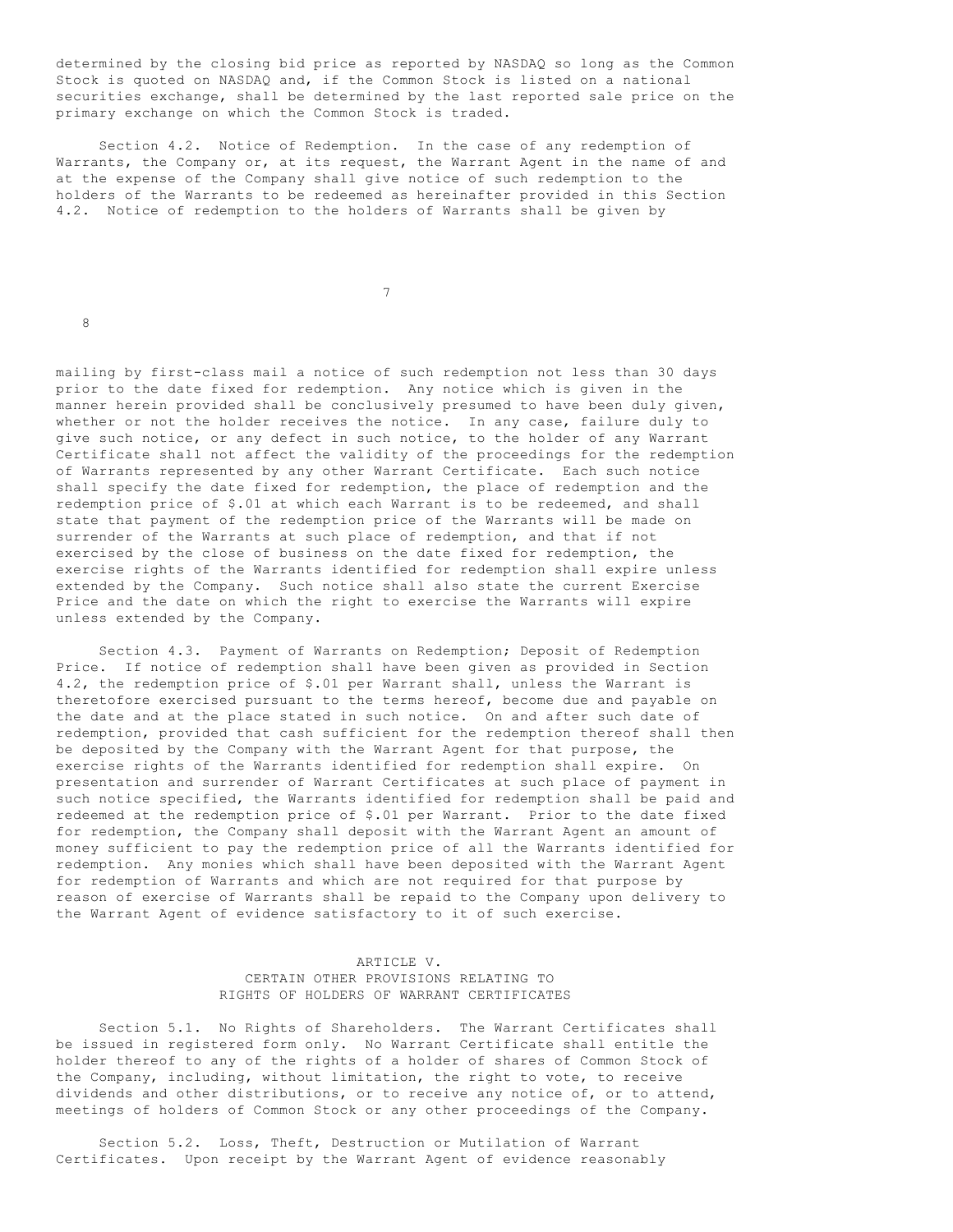determined by the closing bid price as reported by NASDAQ so long as the Common Stock is quoted on NASDAQ and, if the Common Stock is listed on a national securities exchange, shall be determined by the last reported sale price on the primary exchange on which the Common Stock is traded.

Section 4.2. Notice of Redemption. In the case of any redemption of Warrants, the Company or, at its request, the Warrant Agent in the name of and at the expense of the Company shall give notice of such redemption to the holders of the Warrants to be redeemed as hereinafter provided in this Section 4.2. Notice of redemption to the holders of Warrants shall be given by mailing by first-class mail a notice of such redemption not less than 30 days prior to the date fixed for redemption. Any notice which is given in the manner herein provided shall be conclusively presumed to have been duly given, whether or not the holder receives the notice. In any case, failure duly to give such notice, or any defect in such notice, to the holder of any Warrant Certificate shall not affect the validity of the proceedings for the redemption of Warrants represented by any other Warrant Certificate. Each such notice shall specify the date fixed for redemption, the place of redemption and the redemption price of $.01 at which each Warrant is to be redeemed, and shall state that payment of the redemption price of the Warrants will be made on surrender of the Warrants at such place of redemption, and that if not exercised by the close of business on the date fixed for redemption, the exercise rights of the Warrants identified for redemption shall expire unless extended by the Company. Such notice shall also state the current Exercise Price and the date on which the right to exercise the Warrants will expire unless extended by the Company.

Section 4.3. Payment of Warrants on Redemption; Deposit of Redemption Price. If notice of redemption shall have been given as provided in Section 4.2, the redemption price of $.01 per Warrant shall, unless the Warrant is theretofore exercised pursuant to the terms hereof, become due and payable on the date and at the place stated in such notice. On and after such date of redemption, provided that cash sufficient for the redemption thereof shall then be deposited by the Company with the Warrant Agent for that purpose, the exercise rights of the Warrants identified for redemption shall expire. On presentation and surrender of Warrant Certificates at such place of payment in such notice specified, the Warrants identified for redemption shall be paid and redeemed at the redemption price of $.01 per Warrant. Prior to the date fixed for redemption, the Company shall deposit with the Warrant Agent an amount of money sufficient to pay the redemption price of all the Warrants identified for redemption. Any monies which shall have been deposited with the Warrant Agent for redemption of Warrants and which are not required for that purpose by reason of exercise of Warrants shall be repaid to the Company upon delivery to the Warrant Agent of evidence satisfactory to it of such exercise.

## ARTICLE V.
## CERTAIN OTHER PROVISIONS RELATING TO RIGHTS OF HOLDERS OF WARRANT CERTIFICATES

Section 5.1. No Rights of Shareholders. The Warrant Certificates shall be issued in registered form only. No Warrant Certificate shall entitle the holder thereof to any of the rights of a holder of shares of Common Stock of the Company, including, without limitation, the right to vote, to receive dividends and other distributions, or to receive any notice of, or to attend, meetings of holders of Common Stock or any other proceedings of the Company.

Section 5.2. Loss, Theft, Destruction or Mutilation of Warrant Certificates. Upon receipt by the Warrant Agent of evidence reasonably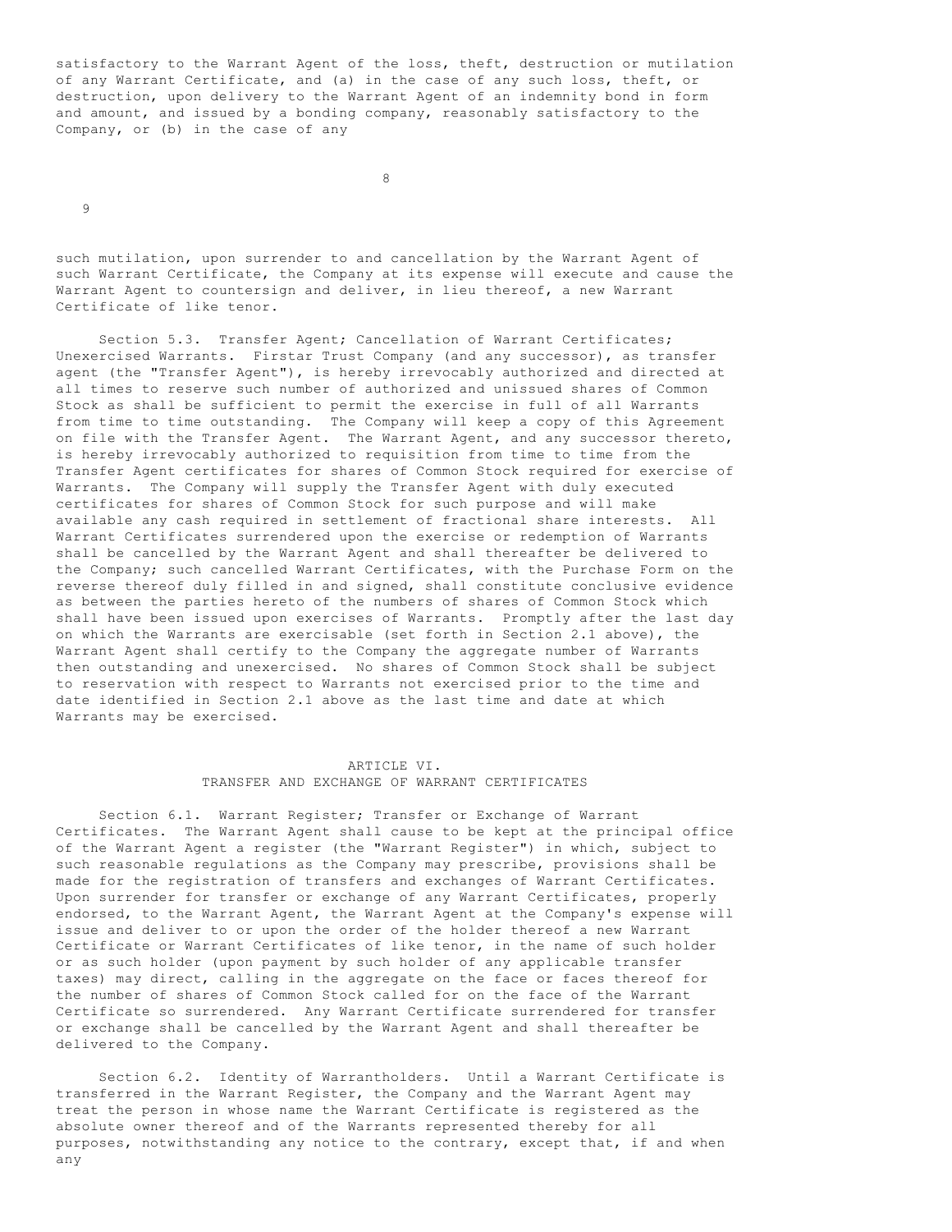satisfactory to the Warrant Agent of the loss, theft, destruction or mutilation of any Warrant Certificate, and (a) in the case of any such loss, theft, or destruction, upon delivery to the Warrant Agent of an indemnity bond in form and amount, and issued by a bonding company, reasonably satisfactory to the Company, or (b) in the case of any

such mutilation, upon surrender to and cancellation by the Warrant Agent of such Warrant Certificate, the Company at its expense will execute and cause the Warrant Agent to countersign and deliver, in lieu thereof, a new Warrant Certificate of like tenor.

Section 5.3. Transfer Agent; Cancellation of Warrant Certificates; Unexercised Warrants. Firstar Trust Company (and any successor), as transfer agent (the "Transfer Agent"), is hereby irrevocably authorized and directed at all times to reserve such number of authorized and unissued shares of Common Stock as shall be sufficient to permit the exercise in full of all Warrants from time to time outstanding. The Company will keep a copy of this Agreement on file with the Transfer Agent. The Warrant Agent, and any successor thereto, is hereby irrevocably authorized to requisition from time to time from the Transfer Agent certificates for shares of Common Stock required for exercise of Warrants. The Company will supply the Transfer Agent with duly executed certificates for shares of Common Stock for such purpose and will make available any cash required in settlement of fractional share interests. All Warrant Certificates surrendered upon the exercise or redemption of Warrants shall be cancelled by the Warrant Agent and shall thereafter be delivered to the Company; such cancelled Warrant Certificates, with the Purchase Form on the reverse thereof duly filled in and signed, shall constitute conclusive evidence as between the parties hereto of the numbers of shares of Common Stock which shall have been issued upon exercises of Warrants. Promptly after the last day on which the Warrants are exercisable (set forth in Section 2.1 above), the Warrant Agent shall certify to the Company the aggregate number of Warrants then outstanding and unexercised. No shares of Common Stock shall be subject to reservation with respect to Warrants not exercised prior to the time and date identified in Section 2.1 above as the last time and date at which Warrants may be exercised.

## ARTICLE VI.
## TRANSFER AND EXCHANGE OF WARRANT CERTIFICATES

Section 6.1. Warrant Register; Transfer or Exchange of Warrant Certificates. The Warrant Agent shall cause to be kept at the principal office of the Warrant Agent a register (the "Warrant Register") in which, subject to such reasonable regulations as the Company may prescribe, provisions shall be made for the registration of transfers and exchanges of Warrant Certificates. Upon surrender for transfer or exchange of any Warrant Certificates, properly endorsed, to the Warrant Agent, the Warrant Agent at the Company's expense will issue and deliver to or upon the order of the holder thereof a new Warrant Certificate or Warrant Certificates of like tenor, in the name of such holder or as such holder (upon payment by such holder of any applicable transfer taxes) may direct, calling in the aggregate on the face or faces thereof for the number of shares of Common Stock called for on the face of the Warrant Certificate so surrendered. Any Warrant Certificate surrendered for transfer or exchange shall be cancelled by the Warrant Agent and shall thereafter be delivered to the Company.

Section 6.2. Identity of Warrantholders. Until a Warrant Certificate is transferred in the Warrant Register, the Company and the Warrant Agent may treat the person in whose name the Warrant Certificate is registered as the absolute owner thereof and of the Warrants represented thereby for all purposes, notwithstanding any notice to the contrary, except that, if and when any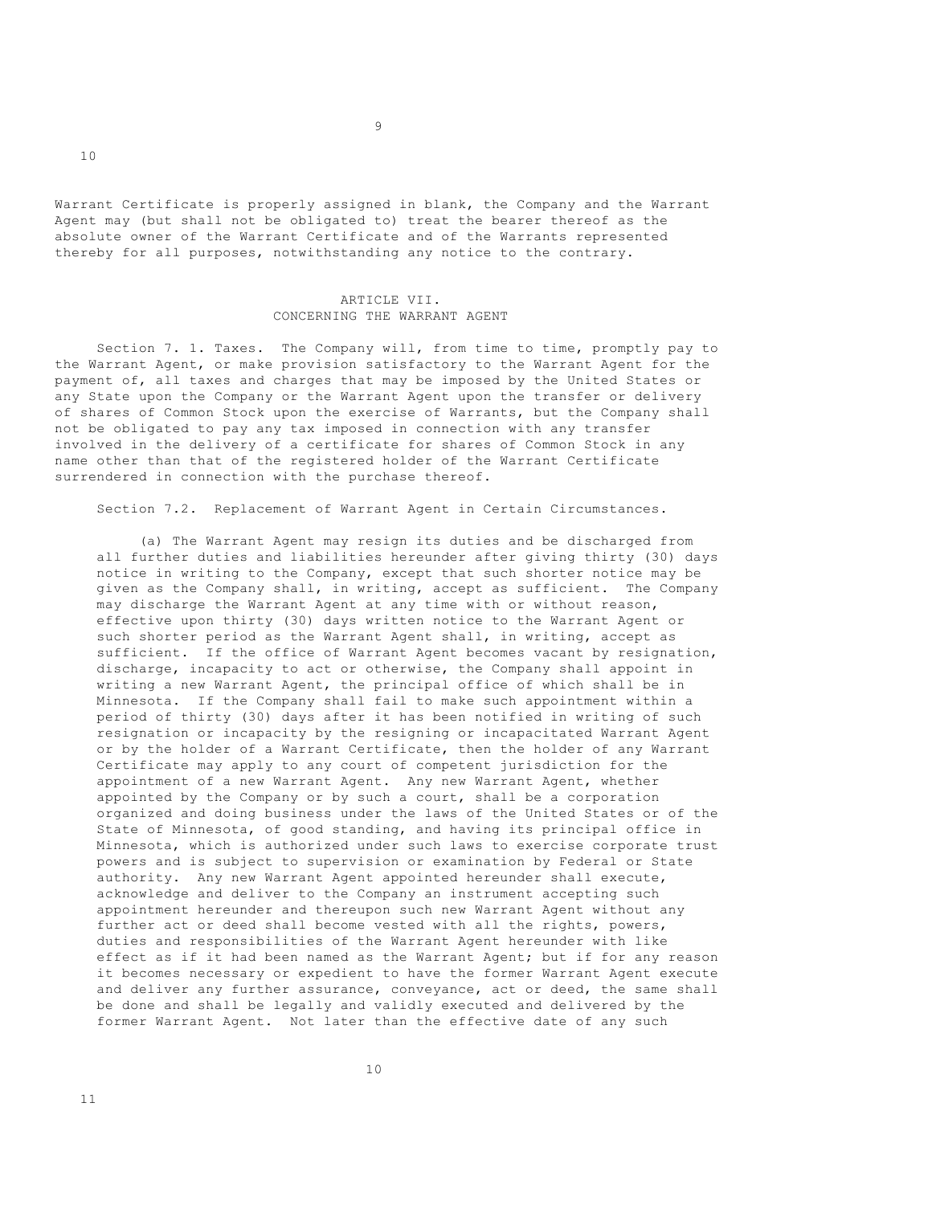Warrant Certificate is properly assigned in blank, the Company and the Warrant Agent may (but shall not be obligated to) treat the bearer thereof as the absolute owner of the Warrant Certificate and of the Warrants represented thereby for all purposes, notwithstanding any notice to the contrary.

## ARTICLE VII.
## CONCERNING THE WARRANT AGENT

Section 7. 1. Taxes. The Company will, from time to time, promptly pay to the Warrant Agent, or make provision satisfactory to the Warrant Agent for the payment of, all taxes and charges that may be imposed by the United States or any State upon the Company or the Warrant Agent upon the transfer or delivery of shares of Common Stock upon the exercise of Warrants, but the Company shall not be obligated to pay any tax imposed in connection with any transfer involved in the delivery of a certificate for shares of Common Stock in any name other than that of the registered holder of the Warrant Certificate surrendered in connection with the purchase thereof.

Section 7.2. Replacement of Warrant Agent in Certain Circumstances.

(a) The Warrant Agent may resign its duties and be discharged from all further duties and liabilities hereunder after giving thirty (30) days notice in writing to the Company, except that such shorter notice may be given as the Company shall, in writing, accept as sufficient. The Company may discharge the Warrant Agent at any time with or without reason, effective upon thirty (30) days written notice to the Warrant Agent or such shorter period as the Warrant Agent shall, in writing, accept as sufficient. If the office of Warrant Agent becomes vacant by resignation, discharge, incapacity to act or otherwise, the Company shall appoint in writing a new Warrant Agent, the principal office of which shall be in Minnesota. If the Company shall fail to make such appointment within a period of thirty (30) days after it has been notified in writing of such resignation or incapacity by the resigning or incapacitated Warrant Agent or by the holder of a Warrant Certificate, then the holder of any Warrant Certificate may apply to any court of competent jurisdiction for the appointment of a new Warrant Agent. Any new Warrant Agent, whether appointed by the Company or by such a court, shall be a corporation organized and doing business under the laws of the United States or of the State of Minnesota, of good standing, and having its principal office in Minnesota, which is authorized under such laws to exercise corporate trust powers and is subject to supervision or examination by Federal or State authority. Any new Warrant Agent appointed hereunder shall execute, acknowledge and deliver to the Company an instrument accepting such appointment hereunder and thereupon such new Warrant Agent without any further act or deed shall become vested with all the rights, powers, duties and responsibilities of the Warrant Agent hereunder with like effect as if it had been named as the Warrant Agent; but if for any reason it becomes necessary or expedient to have the former Warrant Agent execute and deliver any further assurance, conveyance, act or deed, the same shall be done and shall be legally and validly executed and delivered by the former Warrant Agent. Not later than the effective date of any such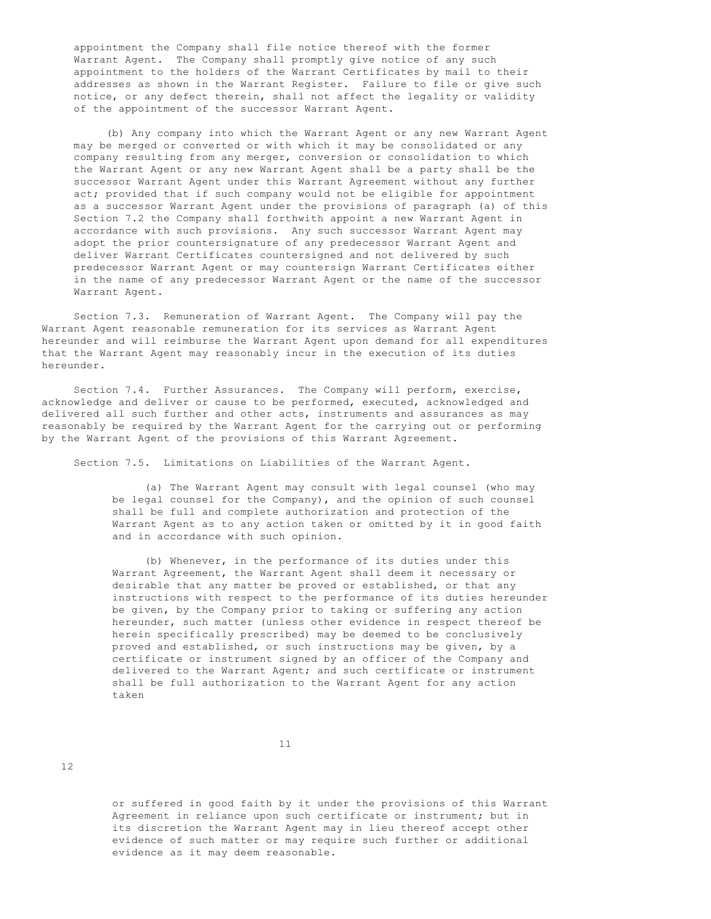appointment the Company shall file notice thereof with the former Warrant Agent. The Company shall promptly give notice of any such appointment to the holders of the Warrant Certificates by mail to their addresses as shown in the Warrant Register. Failure to file or give such notice, or any defect therein, shall not affect the legality or validity of the appointment of the successor Warrant Agent.

(b) Any company into which the Warrant Agent or any new Warrant Agent may be merged or converted or with which it may be consolidated or any company resulting from any merger, conversion or consolidation to which the Warrant Agent or any new Warrant Agent shall be a party shall be the successor Warrant Agent under this Warrant Agreement without any further act; provided that if such company would not be eligible for appointment as a successor Warrant Agent under the provisions of paragraph (a) of this Section 7.2 the Company shall forthwith appoint a new Warrant Agent in accordance with such provisions. Any such successor Warrant Agent may adopt the prior countersignature of any predecessor Warrant Agent and deliver Warrant Certificates countersigned and not delivered by such predecessor Warrant Agent or may countersign Warrant Certificates either in the name of any predecessor Warrant Agent or the name of the successor Warrant Agent.

Section 7.3. Remuneration of Warrant Agent. The Company will pay the Warrant Agent reasonable remuneration for its services as Warrant Agent hereunder and will reimburse the Warrant Agent upon demand for all expenditures that the Warrant Agent may reasonably incur in the execution of its duties hereunder.

Section 7.4. Further Assurances. The Company will perform, exercise, acknowledge and deliver or cause to be performed, executed, acknowledged and delivered all such further and other acts, instruments and assurances as may reasonably be required by the Warrant Agent for the carrying out or performing by the Warrant Agent of the provisions of this Warrant Agreement.

Section 7.5. Limitations on Liabilities of the Warrant Agent.

(a) The Warrant Agent may consult with legal counsel (who may be legal counsel for the Company), and the opinion of such counsel shall be full and complete authorization and protection of the Warrant Agent as to any action taken or omitted by it in good faith and in accordance with such opinion.

(b) Whenever, in the performance of its duties under this Warrant Agreement, the Warrant Agent shall deem it necessary or desirable that any matter be proved or established, or that any instructions with respect to the performance of its duties hereunder be given, by the Company prior to taking or suffering any action hereunder, such matter (unless other evidence in respect thereof be herein specifically prescribed) may be deemed to be conclusively proved and established, or such instructions may be given, by a certificate or instrument signed by an officer of the Company and delivered to the Warrant Agent; and such certificate or instrument shall be full authorization to the Warrant Agent for any action taken or suffered in good faith by it under the provisions of this Warrant Agreement in reliance upon such certificate or instrument; but in its discretion the Warrant Agent may in lieu thereof accept other evidence of such matter or may require such further or additional evidence as it may deem reasonable.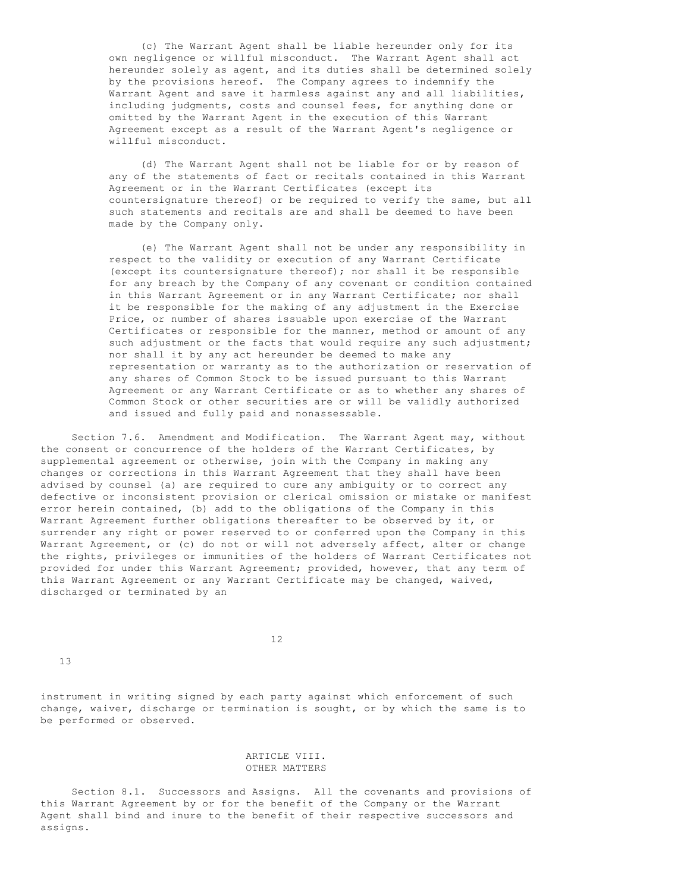(c) The Warrant Agent shall be liable hereunder only for its own negligence or willful misconduct. The Warrant Agent shall act hereunder solely as agent, and its duties shall be determined solely by the provisions hereof. The Company agrees to indemnify the Warrant Agent and save it harmless against any and all liabilities, including judgments, costs and counsel fees, for anything done or omitted by the Warrant Agent in the execution of this Warrant Agreement except as a result of the Warrant Agent's negligence or willful misconduct.

(d) The Warrant Agent shall not be liable for or by reason of any of the statements of fact or recitals contained in this Warrant Agreement or in the Warrant Certificates (except its countersignature thereof) or be required to verify the same, but all such statements and recitals are and shall be deemed to have been made by the Company only.

(e) The Warrant Agent shall not be under any responsibility in respect to the validity or execution of any Warrant Certificate (except its countersignature thereof); nor shall it be responsible for any breach by the Company of any covenant or condition contained in this Warrant Agreement or in any Warrant Certificate; nor shall it be responsible for the making of any adjustment in the Exercise Price, or number of shares issuable upon exercise of the Warrant Certificates or responsible for the manner, method or amount of any such adjustment or the facts that would require any such adjustment; nor shall it by any act hereunder be deemed to make any representation or warranty as to the authorization or reservation of any shares of Common Stock to be issued pursuant to this Warrant Agreement or any Warrant Certificate or as to whether any shares of Common Stock or other securities are or will be validly authorized and issued and fully paid and nonassessable.

Section 7.6. Amendment and Modification. The Warrant Agent may, without the consent or concurrence of the holders of the Warrant Certificates, by supplemental agreement or otherwise, join with the Company in making any changes or corrections in this Warrant Agreement that they shall have been advised by counsel (a) are required to cure any ambiguity or to correct any defective or inconsistent provision or clerical omission or mistake or manifest error herein contained, (b) add to the obligations of the Company in this Warrant Agreement further obligations thereafter to be observed by it, or surrender any right or power reserved to or conferred upon the Company in this Warrant Agreement, or (c) do not or will not adversely affect, alter or change the rights, privileges or immunities of the holders of Warrant Certificates not provided for under this Warrant Agreement; provided, however, that any term of this Warrant Agreement or any Warrant Certificate may be changed, waived, discharged or terminated by an instrument in writing signed by each party against which enforcement of such change, waiver, discharge or termination is sought, or by which the same is to be performed or observed.

## ARTICLE VIII.
## OTHER MATTERS

Section 8.1. Successors and Assigns. All the covenants and provisions of this Warrant Agreement by or for the benefit of the Company or the Warrant Agent shall bind and inure to the benefit of their respective successors and assigns.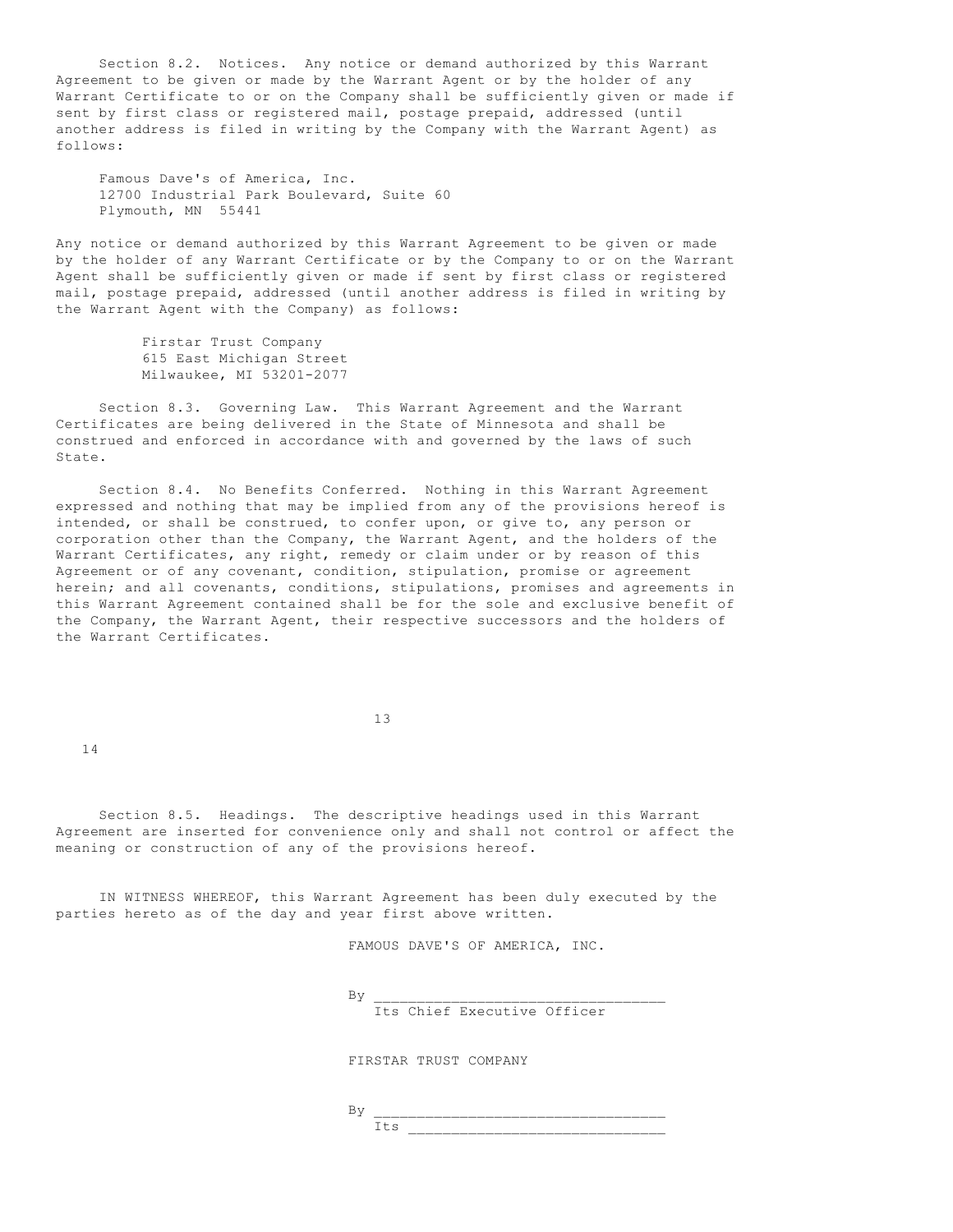Section 8.2. Notices. Any notice or demand authorized by this Warrant Agreement to be given or made by the Warrant Agent or by the holder of any Warrant Certificate to or on the Company shall be sufficiently given or made if sent by first class or registered mail, postage prepaid, addressed (until another address is filed in writing by the Company with the Warrant Agent) as follows:

Famous Dave's of America, Inc.
12700 Industrial Park Boulevard, Suite 60
Plymouth, MN 55441

Any notice or demand authorized by this Warrant Agreement to be given or made by the holder of any Warrant Certificate or by the Company to or on the Warrant Agent shall be sufficiently given or made if sent by first class or registered mail, postage prepaid, addressed (until another address is filed in writing by the Warrant Agent with the Company) as follows:

Firstar Trust Company
615 East Michigan Street
Milwaukee, MI 53201-2077

Section 8.3. Governing Law. This Warrant Agreement and the Warrant Certificates are being delivered in the State of Minnesota and shall be construed and enforced in accordance with and governed by the laws of such State.

Section 8.4. No Benefits Conferred. Nothing in this Warrant Agreement expressed and nothing that may be implied from any of the provisions hereof is intended, or shall be construed, to confer upon, or give to, any person or corporation other than the Company, the Warrant Agent, and the holders of the Warrant Certificates, any right, remedy or claim under or by reason of this Agreement or of any covenant, condition, stipulation, promise or agreement herein; and all covenants, conditions, stipulations, promises and agreements in this Warrant Agreement contained shall be for the sole and exclusive benefit of the Company, the Warrant Agent, their respective successors and the holders of the Warrant Certificates.

Section 8.5. Headings. The descriptive headings used in this Warrant Agreement are inserted for convenience only and shall not control or affect the meaning or construction of any of the provisions hereof.

IN WITNESS WHEREOF, this Warrant Agreement has been duly executed by the parties hereto as of the day and year first above written.

FAMOUS DAVE'S OF AMERICA, INC.

By ________________________________
Its Chief Executive Officer

FIRSTAR TRUST COMPANY

By ________________________________
Its ____________________________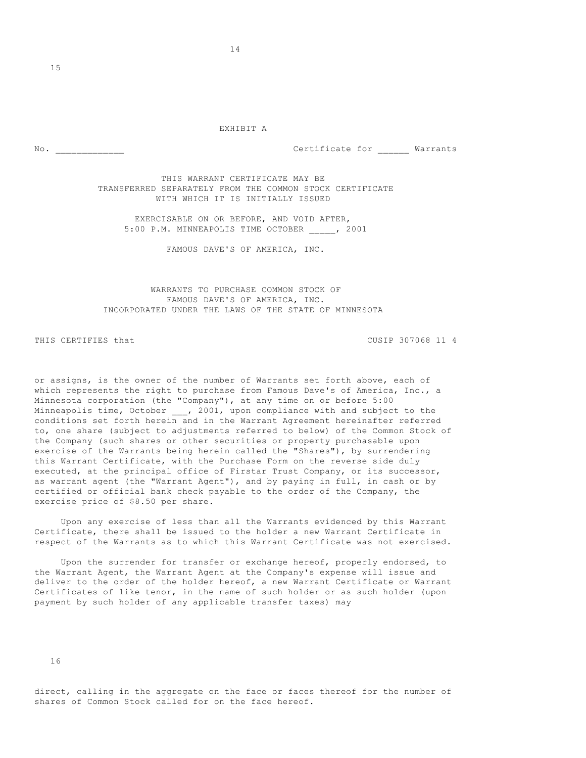EXHIBIT A

No. _____________ Certificate for ______ Warrants

THIS WARRANT CERTIFICATE MAY BE
TRANSFERRED SEPARATELY FROM THE COMMON STOCK CERTIFICATE
WITH WHICH IT IS INITIALLY ISSUED

EXERCISABLE ON OR BEFORE, AND VOID AFTER,
5:00 P.M. MINNEAPOLIS TIME OCTOBER _____, 2001

FAMOUS DAVE'S OF AMERICA, INC.

WARRANTS TO PURCHASE COMMON STOCK OF
FAMOUS DAVE'S OF AMERICA, INC.
INCORPORATED UNDER THE LAWS OF THE STATE OF MINNESOTA

THIS CERTIFIES that CUSIP 307068 11 4

or assigns, is the owner of the number of Warrants set forth above, each of which represents the right to purchase from Famous Dave's of America, Inc., a Minnesota corporation (the "Company"), at any time on or before 5:00 Minneapolis time, October ___, 2001, upon compliance with and subject to the conditions set forth herein and in the Warrant Agreement hereinafter referred to, one share (subject to adjustments referred to below) of the Common Stock of the Company (such shares or other securities or property purchasable upon exercise of the Warrants being herein called the "Shares"), by surrendering this Warrant Certificate, with the Purchase Form on the reverse side duly executed, at the principal office of Firstar Trust Company, or its successor, as warrant agent (the "Warrant Agent"), and by paying in full, in cash or by certified or official bank check payable to the order of the Company, the exercise price of $8.50 per share.

Upon any exercise of less than all the Warrants evidenced by this Warrant Certificate, there shall be issued to the holder a new Warrant Certificate in respect of the Warrants as to which this Warrant Certificate was not exercised.

Upon the surrender for transfer or exchange hereof, properly endorsed, to the Warrant Agent, the Warrant Agent at the Company's expense will issue and deliver to the order of the holder hereof, a new Warrant Certificate or Warrant Certificates of like tenor, in the name of such holder or as such holder (upon payment by such holder of any applicable transfer taxes) may direct, calling in the aggregate on the face or faces thereof for the number of shares of Common Stock called for on the face hereof.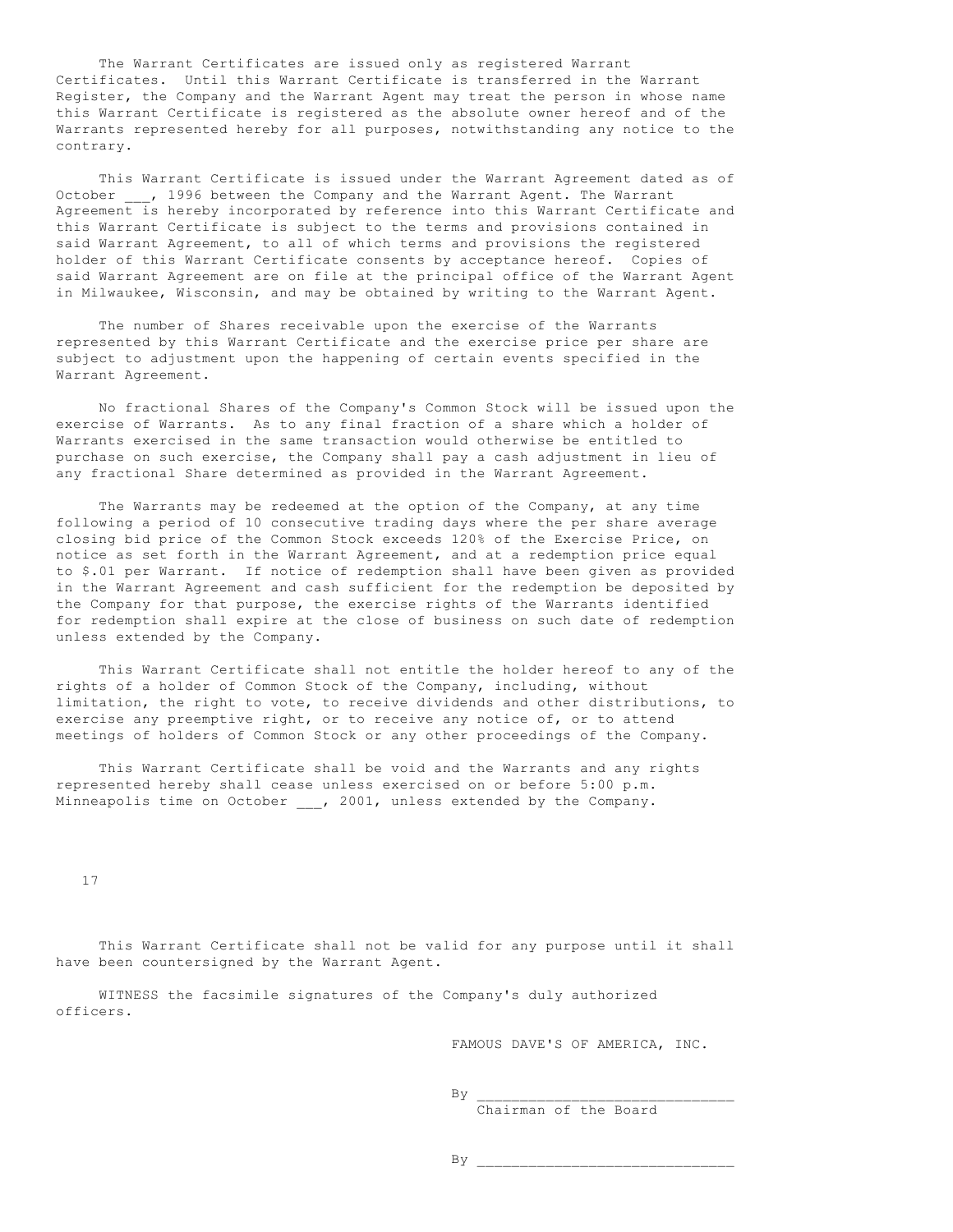The Warrant Certificates are issued only as registered Warrant Certificates. Until this Warrant Certificate is transferred in the Warrant Register, the Company and the Warrant Agent may treat the person in whose name this Warrant Certificate is registered as the absolute owner hereof and of the Warrants represented hereby for all purposes, notwithstanding any notice to the contrary.

This Warrant Certificate is issued under the Warrant Agreement dated as of October ___, 1996 between the Company and the Warrant Agent. The Warrant Agreement is hereby incorporated by reference into this Warrant Certificate and this Warrant Certificate is subject to the terms and provisions contained in said Warrant Agreement, to all of which terms and provisions the registered holder of this Warrant Certificate consents by acceptance hereof. Copies of said Warrant Agreement are on file at the principal office of the Warrant Agent in Milwaukee, Wisconsin, and may be obtained by writing to the Warrant Agent.

The number of Shares receivable upon the exercise of the Warrants represented by this Warrant Certificate and the exercise price per share are subject to adjustment upon the happening of certain events specified in the Warrant Agreement.

No fractional Shares of the Company's Common Stock will be issued upon the exercise of Warrants. As to any final fraction of a share which a holder of Warrants exercised in the same transaction would otherwise be entitled to purchase on such exercise, the Company shall pay a cash adjustment in lieu of any fractional Share determined as provided in the Warrant Agreement.

The Warrants may be redeemed at the option of the Company, at any time following a period of 10 consecutive trading days where the per share average closing bid price of the Common Stock exceeds 120% of the Exercise Price, on notice as set forth in the Warrant Agreement, and at a redemption price equal to $.01 per Warrant. If notice of redemption shall have been given as provided in the Warrant Agreement and cash sufficient for the redemption be deposited by the Company for that purpose, the exercise rights of the Warrants identified for redemption shall expire at the close of business on such date of redemption unless extended by the Company.

This Warrant Certificate shall not entitle the holder hereof to any of the rights of a holder of Common Stock of the Company, including, without limitation, the right to vote, to receive dividends and other distributions, to exercise any preemptive right, or to receive any notice of, or to attend meetings of holders of Common Stock or any other proceedings of the Company.

This Warrant Certificate shall be void and the Warrants and any rights represented hereby shall cease unless exercised on or before 5:00 p.m. Minneapolis time on October ___, 2001, unless extended by the Company.

This Warrant Certificate shall not be valid for any purpose until it shall have been countersigned by the Warrant Agent.

WITNESS the facsimile signatures of the Company's duly authorized officers.

FAMOUS DAVE'S OF AMERICA, INC.

By ______________________________
Chairman of the Board

By ______________________________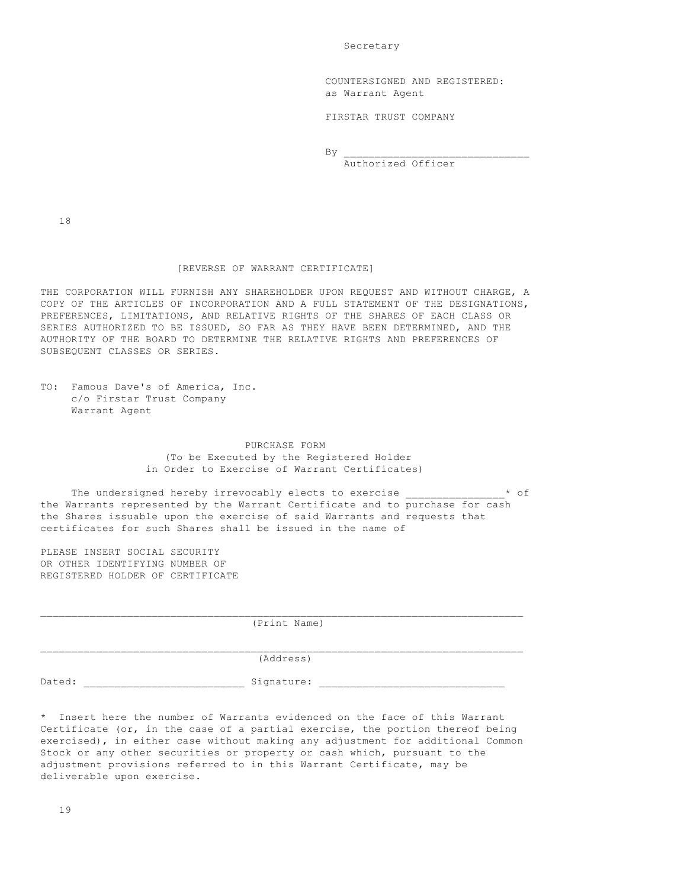Secretary

COUNTERSIGNED AND REGISTERED:
as Warrant Agent

FIRSTAR TRUST COMPANY

By ______________________________
Authorized Officer

[REVERSE OF WARRANT CERTIFICATE]

THE CORPORATION WILL FURNISH ANY SHAREHOLDER UPON REQUEST AND WITHOUT CHARGE, A COPY OF THE ARTICLES OF INCORPORATION AND A FULL STATEMENT OF THE DESIGNATIONS, PREFERENCES, LIMITATIONS, AND RELATIVE RIGHTS OF THE SHARES OF EACH CLASS OR SERIES AUTHORIZED TO BE ISSUED, SO FAR AS THEY HAVE BEEN DETERMINED, AND THE AUTHORITY OF THE BOARD TO DETERMINE THE RELATIVE RIGHTS AND PREFERENCES OF SUBSEQUENT CLASSES OR SERIES.

TO: Famous Dave's of America, Inc.
c/o Firstar Trust Company
Warrant Agent

PURCHASE FORM
(To be Executed by the Registered Holder
in Order to Exercise of Warrant Certificates)

The undersigned hereby irrevocably elects to exercise ________________* of the Warrants represented by the Warrant Certificate and to purchase for cash the Shares issuable upon the exercise of said Warrants and requests that certificates for such Shares shall be issued in the name of

PLEASE INSERT SOCIAL SECURITY
OR OTHER IDENTIFYING NUMBER OF
REGISTERED HOLDER OF CERTIFICATE

________________________________________________________________________________
(Print Name)

________________________________________________________________________________
(Address)

Dated: __________________________ Signature: ______________________________

* Insert here the number of Warrants evidenced on the face of this Warrant Certificate (or, in the case of a partial exercise, the portion thereof being exercised), in either case without making any adjustment for additional Common Stock or any other securities or property or cash which, pursuant to the adjustment provisions referred to in this Warrant Certificate, may be deliverable upon exercise.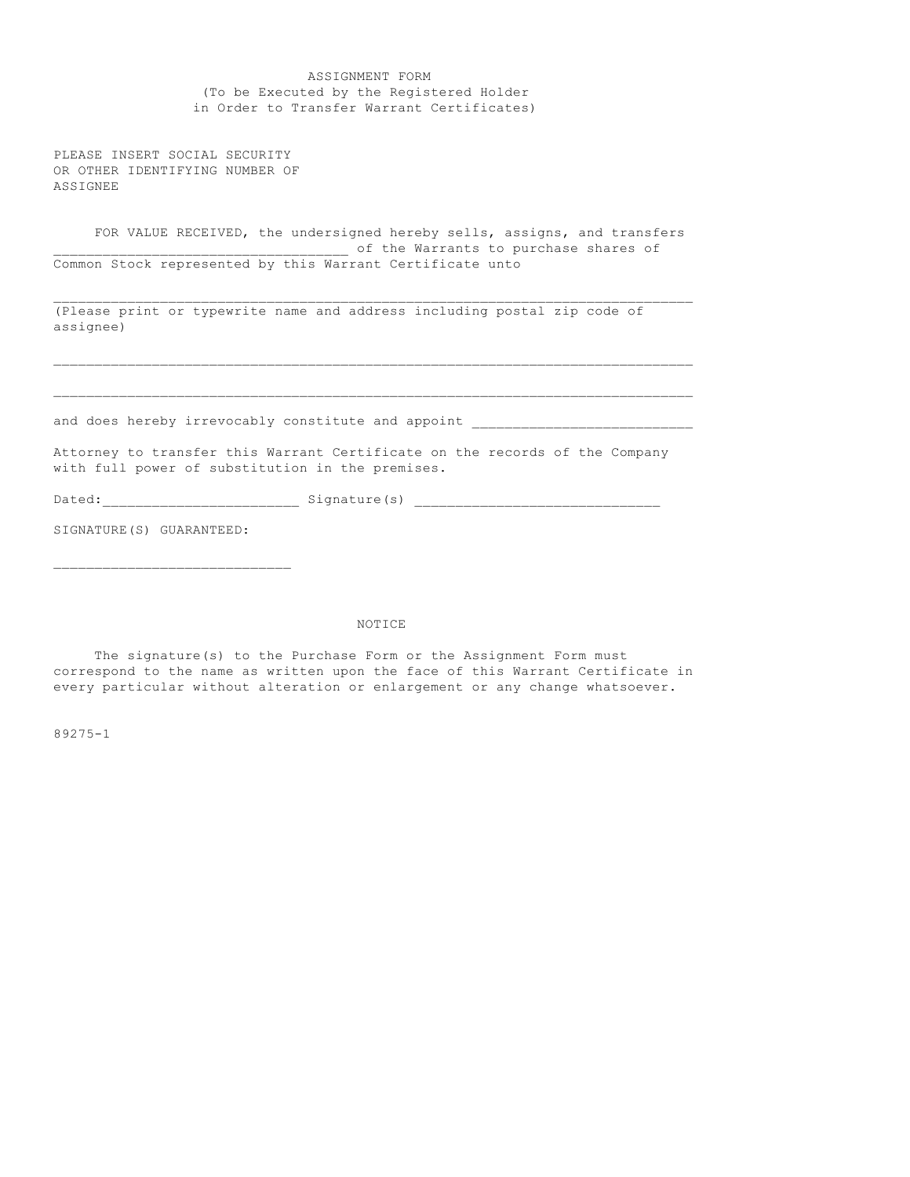# ASSIGNMENT FORM
(To be Executed by the Registered Holder in Order to Transfer Warrant Certificates)

PLEASE INSERT SOCIAL SECURITY
OR OTHER IDENTIFYING NUMBER OF
ASSIGNEE

FOR VALUE RECEIVED, the undersigned hereby sells, assigns, and transfers ____________________________________ of the Warrants to purchase shares of Common Stock represented by this Warrant Certificate unto

______________________________________________________________________________
(Please print or typewrite name and address including postal zip code of assignee)

______________________________________________________________________________

______________________________________________________________________________

and does hereby irrevocably constitute and appoint __________________________

Attorney to transfer this Warrant Certificate on the records of the Company with full power of substitution in the premises.

Dated:________________________ Signature(s) ______________________________

SIGNATURE(S) GUARANTEED:

_____________________________

## NOTICE

The signature(s) to the Purchase Form or the Assignment Form must correspond to the name as written upon the face of this Warrant Certificate in every particular without alteration or enlargement or any change whatsoever.

89275-1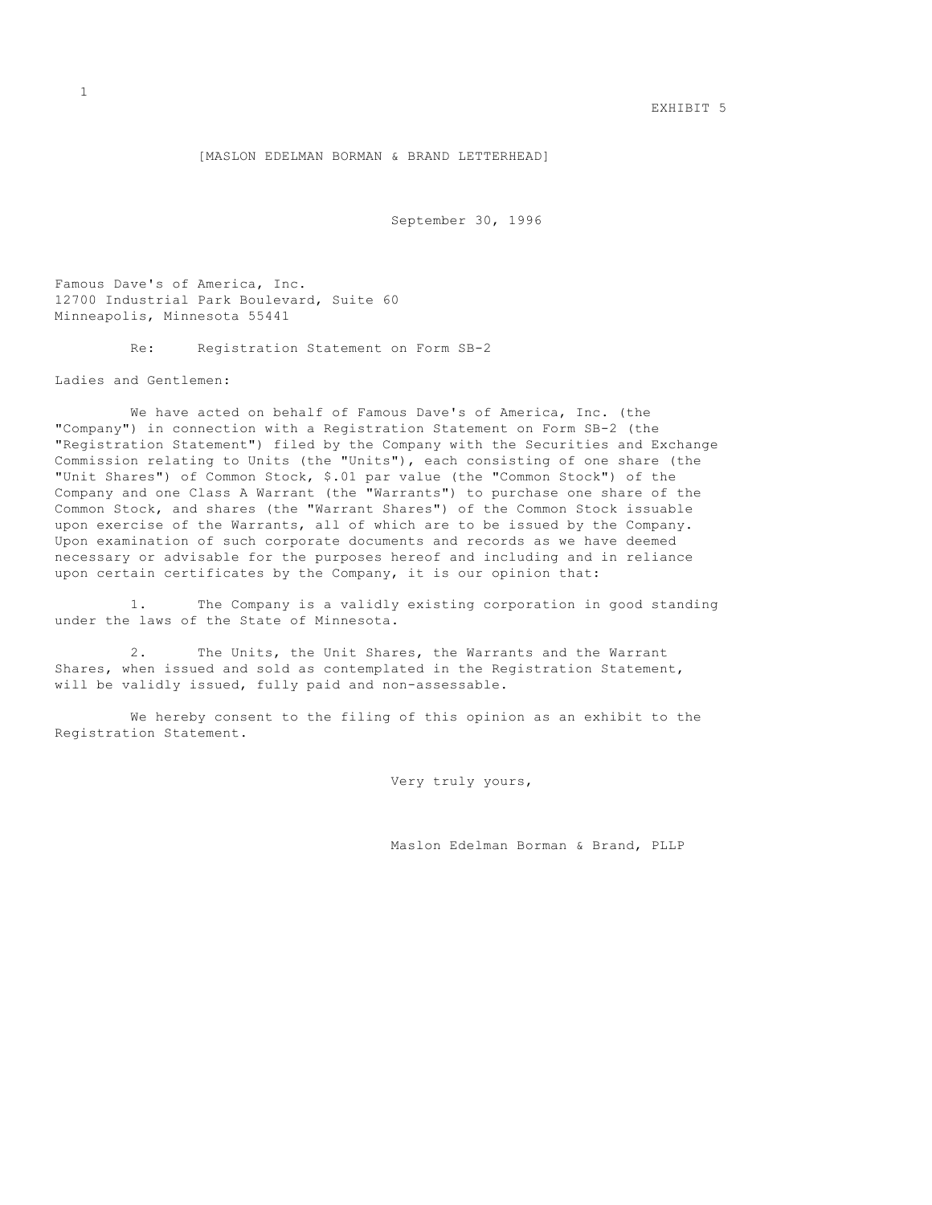EXHIBIT 5

[MASLON EDELMAN BORMAN & BRAND LETTERHEAD]

September 30, 1996

Famous Dave's of America, Inc.
12700 Industrial Park Boulevard, Suite 60
Minneapolis, Minnesota 55441

Re: Registration Statement on Form SB-2

Ladies and Gentlemen:

We have acted on behalf of Famous Dave's of America, Inc. (the "Company") in connection with a Registration Statement on Form SB-2 (the "Registration Statement") filed by the Company with the Securities and Exchange Commission relating to Units (the "Units"), each consisting of one share (the "Unit Shares") of Common Stock, $.01 par value (the "Common Stock") of the Company and one Class A Warrant (the "Warrants") to purchase one share of the Common Stock, and shares (the "Warrant Shares") of the Common Stock issuable upon exercise of the Warrants, all of which are to be issued by the Company. Upon examination of such corporate documents and records as we have deemed necessary or advisable for the purposes hereof and including and in reliance upon certain certificates by the Company, it is our opinion that:

1. The Company is a validly existing corporation in good standing under the laws of the State of Minnesota.

2. The Units, the Unit Shares, the Warrants and the Warrant Shares, when issued and sold as contemplated in the Registration Statement, will be validly issued, fully paid and non-assessable.

We hereby consent to the filing of this opinion as an exhibit to the Registration Statement.

Very truly yours,

Maslon Edelman Borman & Brand, PLLP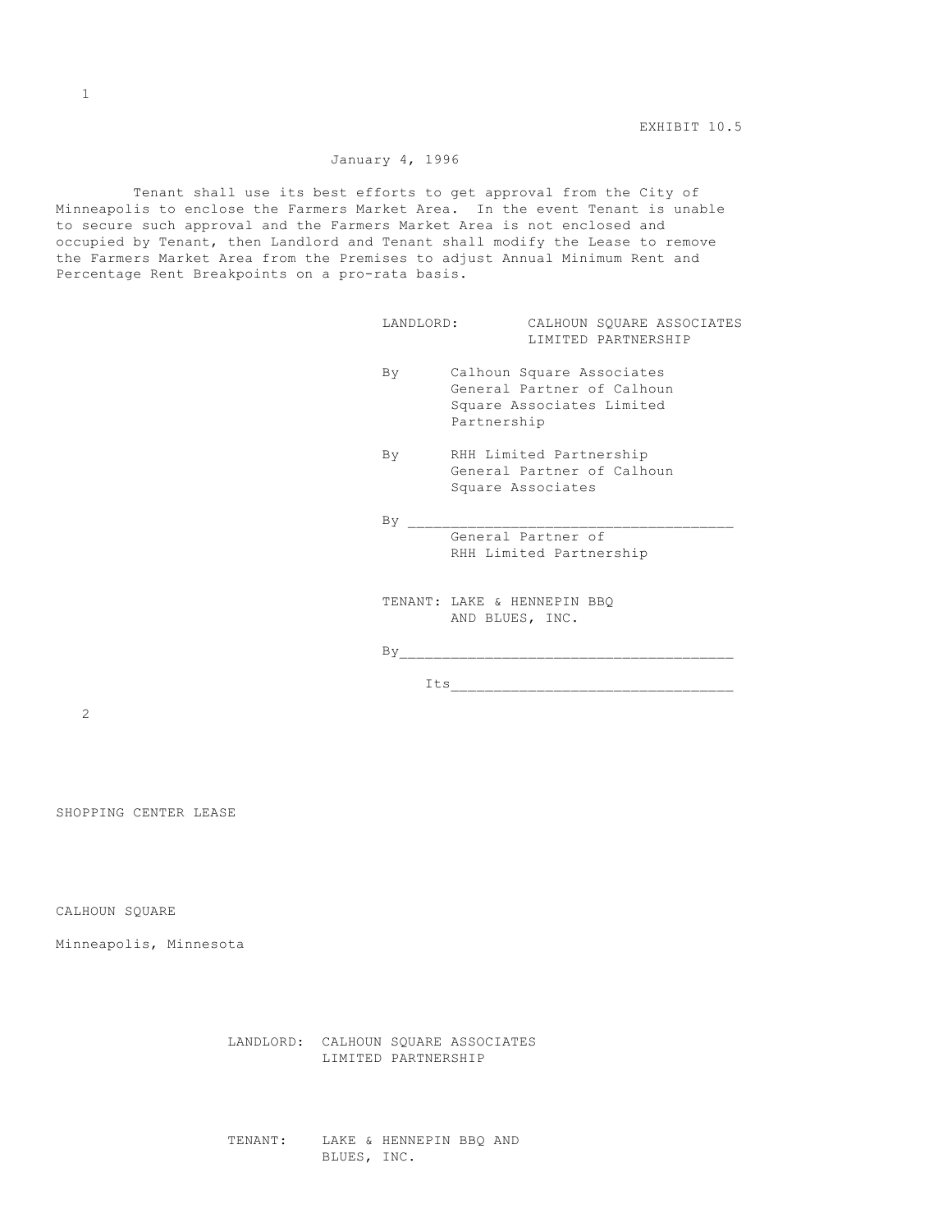EXHIBIT 10.5

January 4, 1996

Tenant shall use its best efforts to get approval from the City of Minneapolis to enclose the Farmers Market Area. In the event Tenant is unable to secure such approval and the Farmers Market Area is not enclosed and occupied by Tenant, then Landlord and Tenant shall modify the Lease to remove the Farmers Market Area from the Premises to adjust Annual Minimum Rent and Percentage Rent Breakpoints on a pro-rata basis.

LANDLORD: CALHOUN SQUARE ASSOCIATES LIMITED PARTNERSHIP

By Calhoun Square Associates General Partner of Calhoun Square Associates Limited Partnership

By RHH Limited Partnership General Partner of Calhoun Square Associates

By ____________________________________
General Partner of RHH Limited Partnership

TENANT: LAKE & HENNEPIN BBQ AND BLUES, INC.

By____________________________________

Its_______________________________

SHOPPING CENTER LEASE

CALHOUN SQUARE

Minneapolis, Minnesota

LANDLORD: CALHOUN SQUARE ASSOCIATES LIMITED PARTNERSHIP

TENANT: LAKE & HENNEPIN BBQ AND BLUES, INC.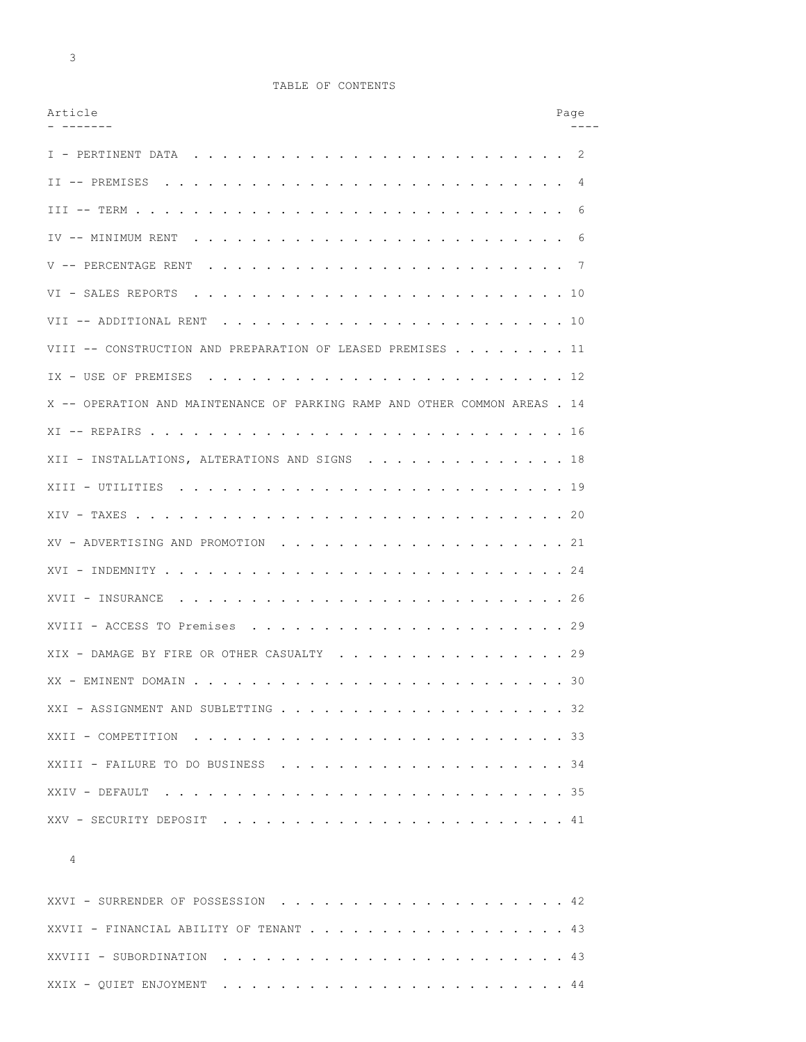# TABLE OF CONTENTS

| Article | Page |
| --- | --- |
| I - PERTINENT DATA | 2 |
| II -- PREMISES | 4 |
| III -- TERM | 6 |
| IV -- MINIMUM RENT | 6 |
| V -- PERCENTAGE RENT | 7 |
| VI - SALES REPORTS | 10 |
| VII -- ADDITIONAL RENT | 10 |
| VIII -- CONSTRUCTION AND PREPARATION OF LEASED PREMISES | 11 |
| IX - USE OF PREMISES | 12 |
| X -- OPERATION AND MAINTENANCE OF PARKING RAMP AND OTHER COMMON AREAS | 14 |
| XI -- REPAIRS | 16 |
| XII - INSTALLATIONS, ALTERATIONS AND SIGNS | 18 |
| XIII - UTILITIES | 19 |
| XIV - TAXES | 20 |
| XV - ADVERTISING AND PROMOTION | 21 |
| XVI - INDEMNITY | 24 |
| XVII - INSURANCE | 26 |
| XVIII - ACCESS TO Premises | 29 |
| XIX - DAMAGE BY FIRE OR OTHER CASUALTY | 29 |
| XX - EMINENT DOMAIN | 30 |
| XXI - ASSIGNMENT AND SUBLETTING | 32 |
| XXII - COMPETITION | 33 |
| XXIII - FAILURE TO DO BUSINESS | 34 |
| XXIV - DEFAULT | 35 |
| XXV - SECURITY DEPOSIT | 41 |
| XXVI - SURRENDER OF POSSESSION | 42 |
| XXVII - FINANCIAL ABILITY OF TENANT | 43 |
| XXVIII - SUBORDINATION | 43 |
| XXIX - QUIET ENJOYMENT | 44 |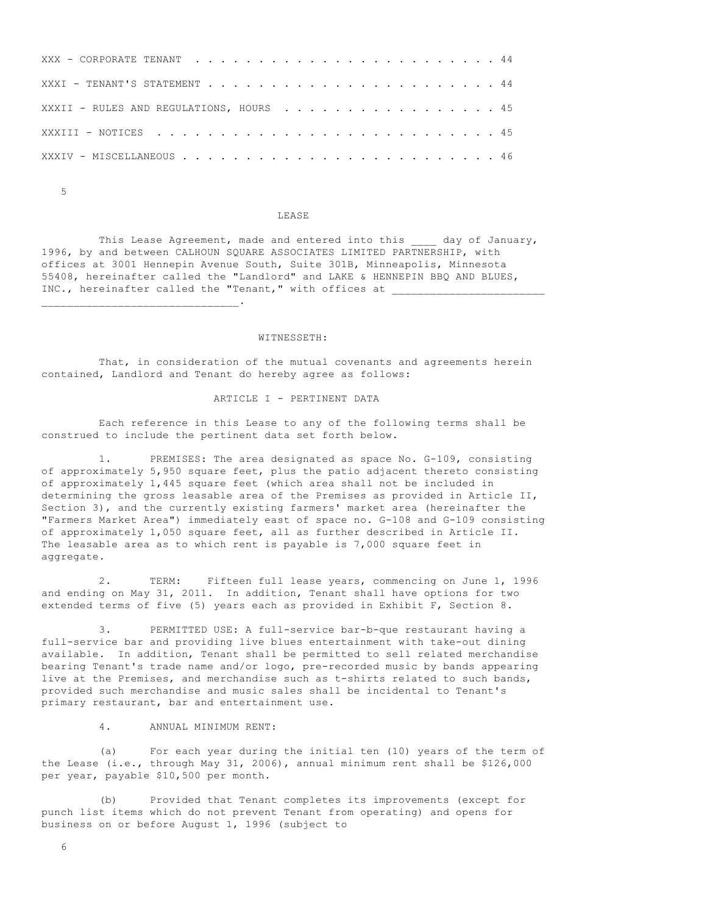| | |
|---|---|
| XXX - CORPORATE TENANT | 44 |
| XXXI - TENANT'S STATEMENT | 44 |
| XXXII - RULES AND REGULATIONS, HOURS | 45 |
| XXXIII - NOTICES | 45 |
| XXXIV - MISCELLANEOUS | 46 |

# LEASE

This Lease Agreement, made and entered into this ____ day of January, 1996, by and between CALHOUN SQUARE ASSOCIATES LIMITED PARTNERSHIP, with offices at 3001 Hennepin Avenue South, Suite 301B, Minneapolis, Minnesota 55408, hereinafter called the "Landlord" and LAKE & HENNEPIN BBQ AND BLUES, INC., hereinafter called the "Tenant," with offices at _______________________ ______________________________.

## WITNESSETH:

That, in consideration of the mutual covenants and agreements herein contained, Landlord and Tenant do hereby agree as follows:

## ARTICLE I - PERTINENT DATA

Each reference in this Lease to any of the following terms shall be construed to include the pertinent data set forth below.

1. PREMISES: The area designated as space No. G-109, consisting of approximately 5,950 square feet, plus the patio adjacent thereto consisting of approximately 1,445 square feet (which area shall not be included in determining the gross leasable area of the Premises as provided in Article II, Section 3), and the currently existing farmers' market area (hereinafter the "Farmers Market Area") immediately east of space no. G-108 and G-109 consisting of approximately 1,050 square feet, all as further described in Article II. The leasable area as to which rent is payable is 7,000 square feet in aggregate.

2. TERM: Fifteen full lease years, commencing on June 1, 1996 and ending on May 31, 2011. In addition, Tenant shall have options for two extended terms of five (5) years each as provided in Exhibit F, Section 8.

3. PERMITTED USE: A full-service bar-b-que restaurant having a full-service bar and providing live blues entertainment with take-out dining available. In addition, Tenant shall be permitted to sell related merchandise bearing Tenant's trade name and/or logo, pre-recorded music by bands appearing live at the Premises, and merchandise such as t-shirts related to such bands, provided such merchandise and music sales shall be incidental to Tenant's primary restaurant, bar and entertainment use.

4. ANNUAL MINIMUM RENT:

(a) For each year during the initial ten (10) years of the term of the Lease (i.e., through May 31, 2006), annual minimum rent shall be $126,000 per year, payable $10,500 per month.

(b) Provided that Tenant completes its improvements (except for punch list items which do not prevent Tenant from operating) and opens for business on or before August 1, 1996 (subject to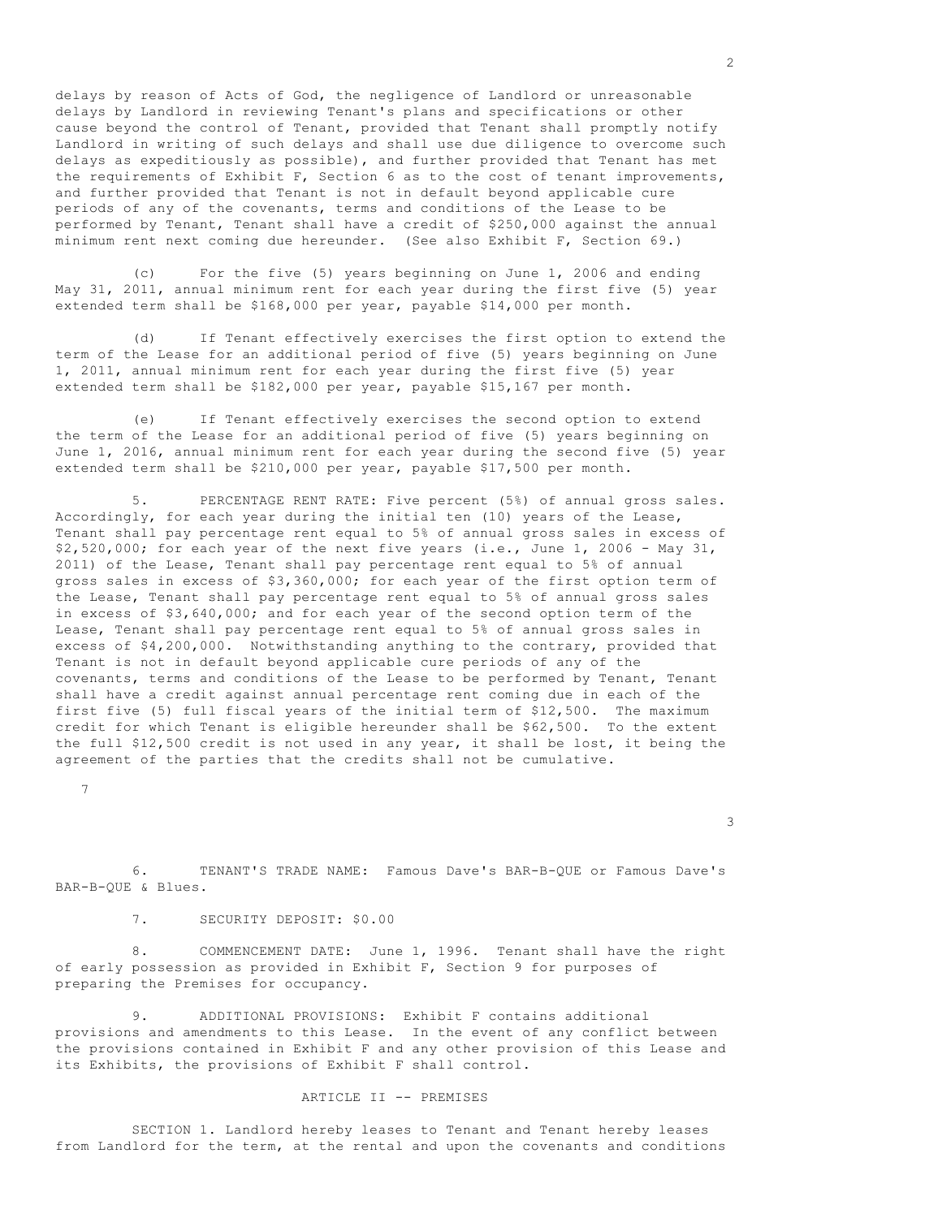delays by reason of Acts of God, the negligence of Landlord or unreasonable delays by Landlord in reviewing Tenant's plans and specifications or other cause beyond the control of Tenant, provided that Tenant shall promptly notify Landlord in writing of such delays and shall use due diligence to overcome such delays as expeditiously as possible), and further provided that Tenant has met the requirements of Exhibit F, Section 6 as to the cost of tenant improvements, and further provided that Tenant is not in default beyond applicable cure periods of any of the covenants, terms and conditions of the Lease to be performed by Tenant, Tenant shall have a credit of $250,000 against the annual minimum rent next coming due hereunder. (See also Exhibit F, Section 69.)

(c) For the five (5) years beginning on June 1, 2006 and ending May 31, 2011, annual minimum rent for each year during the first five (5) year extended term shall be $168,000 per year, payable $14,000 per month.

(d) If Tenant effectively exercises the first option to extend the term of the Lease for an additional period of five (5) years beginning on June 1, 2011, annual minimum rent for each year during the first five (5) year extended term shall be $182,000 per year, payable $15,167 per month.

(e) If Tenant effectively exercises the second option to extend the term of the Lease for an additional period of five (5) years beginning on June 1, 2016, annual minimum rent for each year during the second five (5) year extended term shall be $210,000 per year, payable $17,500 per month.

5. PERCENTAGE RENT RATE: Five percent (5%) of annual gross sales. Accordingly, for each year during the initial ten (10) years of the Lease, Tenant shall pay percentage rent equal to 5% of annual gross sales in excess of $2,520,000; for each year of the next five years (i.e., June 1, 2006 - May 31, 2011) of the Lease, Tenant shall pay percentage rent equal to 5% of annual gross sales in excess of $3,360,000; for each year of the first option term of the Lease, Tenant shall pay percentage rent equal to 5% of annual gross sales in excess of $3,640,000; and for each year of the second option term of the Lease, Tenant shall pay percentage rent equal to 5% of annual gross sales in excess of $4,200,000. Notwithstanding anything to the contrary, provided that Tenant is not in default beyond applicable cure periods of any of the covenants, terms and conditions of the Lease to be performed by Tenant, Tenant shall have a credit against annual percentage rent coming due in each of the first five (5) full fiscal years of the initial term of $12,500. The maximum credit for which Tenant is eligible hereunder shall be $62,500. To the extent the full $12,500 credit is not used in any year, it shall be lost, it being the agreement of the parties that the credits shall not be cumulative.

6. TENANT'S TRADE NAME: Famous Dave's BAR-B-QUE or Famous Dave's BAR-B-QUE & Blues.

7. SECURITY DEPOSIT: $0.00

8. COMMENCEMENT DATE: June 1, 1996. Tenant shall have the right of early possession as provided in Exhibit F, Section 9 for purposes of preparing the Premises for occupancy.

9. ADDITIONAL PROVISIONS: Exhibit F contains additional provisions and amendments to this Lease. In the event of any conflict between the provisions contained in Exhibit F and any other provision of this Lease and its Exhibits, the provisions of Exhibit F shall control.

## ARTICLE II -- PREMISES

SECTION 1. Landlord hereby leases to Tenant and Tenant hereby leases from Landlord for the term, at the rental and upon the covenants and conditions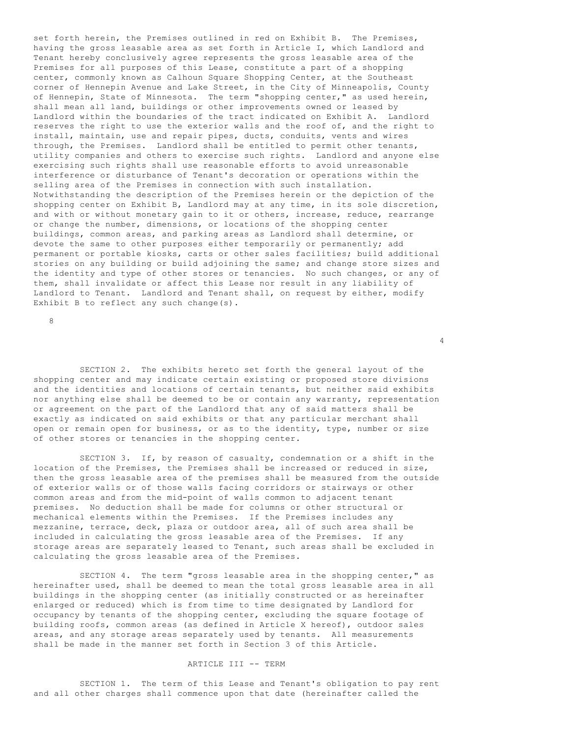set forth herein, the Premises outlined in red on Exhibit B. The Premises, having the gross leasable area as set forth in Article I, which Landlord and Tenant hereby conclusively agree represents the gross leasable area of the Premises for all purposes of this Lease, constitute a part of a shopping center, commonly known as Calhoun Square Shopping Center, at the Southeast corner of Hennepin Avenue and Lake Street, in the City of Minneapolis, County of Hennepin, State of Minnesota. The term "shopping center," as used herein, shall mean all land, buildings or other improvements owned or leased by Landlord within the boundaries of the tract indicated on Exhibit A. Landlord reserves the right to use the exterior walls and the roof of, and the right to install, maintain, use and repair pipes, ducts, conduits, vents and wires through, the Premises. Landlord shall be entitled to permit other tenants, utility companies and others to exercise such rights. Landlord and anyone else exercising such rights shall use reasonable efforts to avoid unreasonable interference or disturbance of Tenant's decoration or operations within the selling area of the Premises in connection with such installation. Notwithstanding the description of the Premises herein or the depiction of the shopping center on Exhibit B, Landlord may at any time, in its sole discretion, and with or without monetary gain to it or others, increase, reduce, rearrange or change the number, dimensions, or locations of the shopping center buildings, common areas, and parking areas as Landlord shall determine, or devote the same to other purposes either temporarily or permanently; add permanent or portable kiosks, carts or other sales facilities; build additional stories on any building or build adjoining the same; and change store sizes and the identity and type of other stores or tenancies. No such changes, or any of them, shall invalidate or affect this Lease nor result in any liability of Landlord to Tenant. Landlord and Tenant shall, on request by either, modify Exhibit B to reflect any such change(s).

SECTION 2. The exhibits hereto set forth the general layout of the shopping center and may indicate certain existing or proposed store divisions and the identities and locations of certain tenants, but neither said exhibits nor anything else shall be deemed to be or contain any warranty, representation or agreement on the part of the Landlord that any of said matters shall be exactly as indicated on said exhibits or that any particular merchant shall open or remain open for business, or as to the identity, type, number or size of other stores or tenancies in the shopping center.

SECTION 3. If, by reason of casualty, condemnation or a shift in the location of the Premises, the Premises shall be increased or reduced in size, then the gross leasable area of the premises shall be measured from the outside of exterior walls or of those walls facing corridors or stairways or other common areas and from the mid-point of walls common to adjacent tenant premises. No deduction shall be made for columns or other structural or mechanical elements within the Premises. If the Premises includes any mezzanine, terrace, deck, plaza or outdoor area, all of such area shall be included in calculating the gross leasable area of the Premises. If any storage areas are separately leased to Tenant, such areas shall be excluded in calculating the gross leasable area of the Premises.

SECTION 4. The term "gross leasable area in the shopping center," as hereinafter used, shall be deemed to mean the total gross leasable area in all buildings in the shopping center (as initially constructed or as hereinafter enlarged or reduced) which is from time to time designated by Landlord for occupancy by tenants of the shopping center, excluding the square footage of building roofs, common areas (as defined in Article X hereof), outdoor sales areas, and any storage areas separately used by tenants. All measurements shall be made in the manner set forth in Section 3 of this Article.

## ARTICLE III -- TERM

SECTION 1. The term of this Lease and Tenant's obligation to pay rent and all other charges shall commence upon that date (hereinafter called the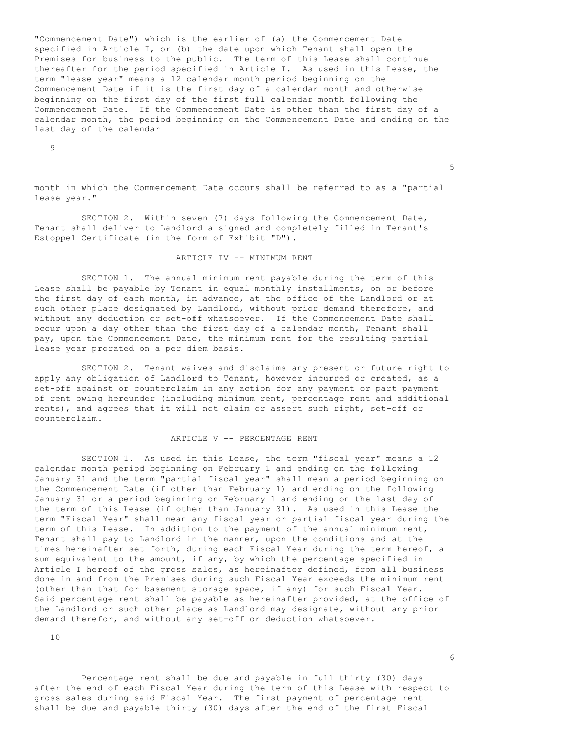"Commencement Date") which is the earlier of (a) the Commencement Date specified in Article I, or (b) the date upon which Tenant shall open the Premises for business to the public. The term of this Lease shall continue thereafter for the period specified in Article I. As used in this Lease, the term "lease year" means a 12 calendar month period beginning on the Commencement Date if it is the first day of a calendar month and otherwise beginning on the first day of the first full calendar month following the Commencement Date. If the Commencement Date is other than the first day of a calendar month, the period beginning on the Commencement Date and ending on the last day of the calendar month in which the Commencement Date occurs shall be referred to as a "partial lease year."

SECTION 2. Within seven (7) days following the Commencement Date, Tenant shall deliver to Landlord a signed and completely filled in Tenant's Estoppel Certificate (in the form of Exhibit "D").

## ARTICLE IV -- MINIMUM RENT

SECTION 1. The annual minimum rent payable during the term of this Lease shall be payable by Tenant in equal monthly installments, on or before the first day of each month, in advance, at the office of the Landlord or at such other place designated by Landlord, without prior demand therefore, and without any deduction or set-off whatsoever. If the Commencement Date shall occur upon a day other than the first day of a calendar month, Tenant shall pay, upon the Commencement Date, the minimum rent for the resulting partial lease year prorated on a per diem basis.

SECTION 2. Tenant waives and disclaims any present or future right to apply any obligation of Landlord to Tenant, however incurred or created, as a set-off against or counterclaim in any action for any payment or part payment of rent owing hereunder (including minimum rent, percentage rent and additional rents), and agrees that it will not claim or assert such right, set-off or counterclaim.

## ARTICLE V -- PERCENTAGE RENT

SECTION 1. As used in this Lease, the term "fiscal year" means a 12 calendar month period beginning on February 1 and ending on the following January 31 and the term "partial fiscal year" shall mean a period beginning on the Commencement Date (if other than February 1) and ending on the following January 31 or a period beginning on February 1 and ending on the last day of the term of this Lease (if other than January 31). As used in this Lease the term "Fiscal Year" shall mean any fiscal year or partial fiscal year during the term of this Lease. In addition to the payment of the annual minimum rent, Tenant shall pay to Landlord in the manner, upon the conditions and at the times hereinafter set forth, during each Fiscal Year during the term hereof, a sum equivalent to the amount, if any, by which the percentage specified in Article I hereof of the gross sales, as hereinafter defined, from all business done in and from the Premises during such Fiscal Year exceeds the minimum rent (other than that for basement storage space, if any) for such Fiscal Year. Said percentage rent shall be payable as hereinafter provided, at the office of the Landlord or such other place as Landlord may designate, without any prior demand therefor, and without any set-off or deduction whatsoever.

Percentage rent shall be due and payable in full thirty (30) days after the end of each Fiscal Year during the term of this Lease with respect to gross sales during said Fiscal Year. The first payment of percentage rent shall be due and payable thirty (30) days after the end of the first Fiscal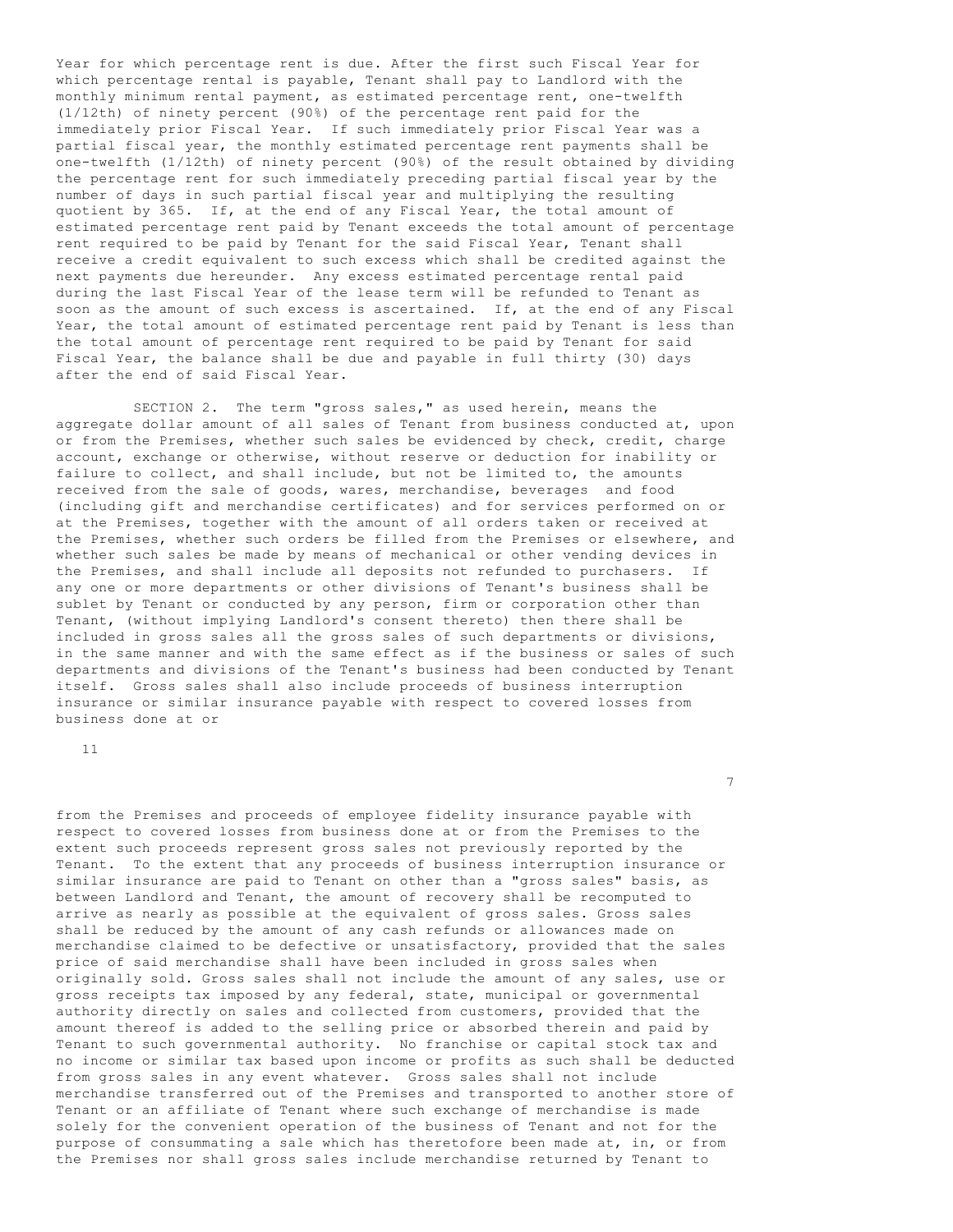Year for which percentage rent is due. After the first such Fiscal Year for which percentage rental is payable, Tenant shall pay to Landlord with the monthly minimum rental payment, as estimated percentage rent, one-twelfth (1/12th) of ninety percent (90%) of the percentage rent paid for the immediately prior Fiscal Year. If such immediately prior Fiscal Year was a partial fiscal year, the monthly estimated percentage rent payments shall be one-twelfth (1/12th) of ninety percent (90%) of the result obtained by dividing the percentage rent for such immediately preceding partial fiscal year by the number of days in such partial fiscal year and multiplying the resulting quotient by 365. If, at the end of any Fiscal Year, the total amount of estimated percentage rent paid by Tenant exceeds the total amount of percentage rent required to be paid by Tenant for the said Fiscal Year, Tenant shall receive a credit equivalent to such excess which shall be credited against the next payments due hereunder. Any excess estimated percentage rental paid during the last Fiscal Year of the lease term will be refunded to Tenant as soon as the amount of such excess is ascertained. If, at the end of any Fiscal Year, the total amount of estimated percentage rent paid by Tenant is less than the total amount of percentage rent required to be paid by Tenant for said Fiscal Year, the balance shall be due and payable in full thirty (30) days after the end of said Fiscal Year.

SECTION 2. The term "gross sales," as used herein, means the aggregate dollar amount of all sales of Tenant from business conducted at, upon or from the Premises, whether such sales be evidenced by check, credit, charge account, exchange or otherwise, without reserve or deduction for inability or failure to collect, and shall include, but not be limited to, the amounts received from the sale of goods, wares, merchandise, beverages and food (including gift and merchandise certificates) and for services performed on or at the Premises, together with the amount of all orders taken or received at the Premises, whether such orders be filled from the Premises or elsewhere, and whether such sales be made by means of mechanical or other vending devices in the Premises, and shall include all deposits not refunded to purchasers. If any one or more departments or other divisions of Tenant's business shall be sublet by Tenant or conducted by any person, firm or corporation other than Tenant, (without implying Landlord's consent thereto) then there shall be included in gross sales all the gross sales of such departments or divisions, in the same manner and with the same effect as if the business or sales of such departments and divisions of the Tenant's business had been conducted by Tenant itself. Gross sales shall also include proceeds of business interruption insurance or similar insurance payable with respect to covered losses from business done at or from the Premises and proceeds of employee fidelity insurance payable with respect to covered losses from business done at or from the Premises to the extent such proceeds represent gross sales not previously reported by the Tenant. To the extent that any proceeds of business interruption insurance or similar insurance are paid to Tenant on other than a "gross sales" basis, as between Landlord and Tenant, the amount of recovery shall be recomputed to arrive as nearly as possible at the equivalent of gross sales. Gross sales shall be reduced by the amount of any cash refunds or allowances made on merchandise claimed to be defective or unsatisfactory, provided that the sales price of said merchandise shall have been included in gross sales when originally sold. Gross sales shall not include the amount of any sales, use or gross receipts tax imposed by any federal, state, municipal or governmental authority directly on sales and collected from customers, provided that the amount thereof is added to the selling price or absorbed therein and paid by Tenant to such governmental authority. No franchise or capital stock tax and no income or similar tax based upon income or profits as such shall be deducted from gross sales in any event whatever. Gross sales shall not include merchandise transferred out of the Premises and transported to another store of Tenant or an affiliate of Tenant where such exchange of merchandise is made solely for the convenient operation of the business of Tenant and not for the purpose of consummating a sale which has theretofore been made at, in, or from the Premises nor shall gross sales include merchandise returned by Tenant to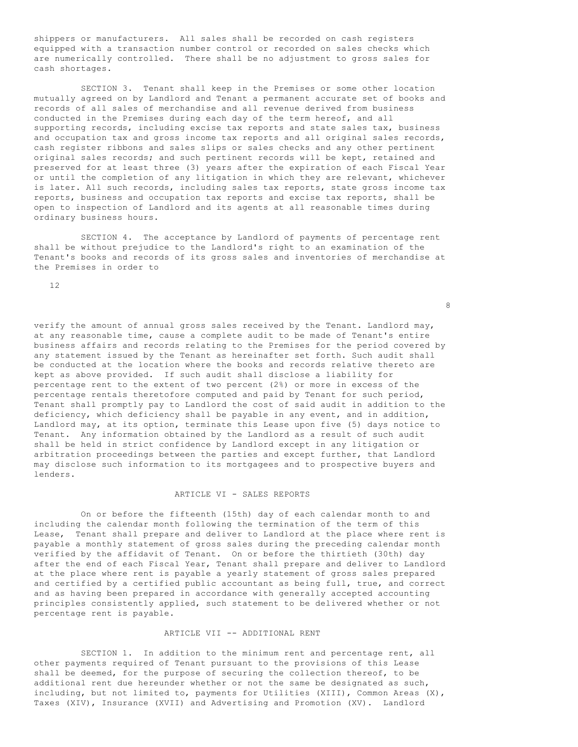shippers or manufacturers. All sales shall be recorded on cash registers equipped with a transaction number control or recorded on sales checks which are numerically controlled. There shall be no adjustment to gross sales for cash shortages.

SECTION 3. Tenant shall keep in the Premises or some other location mutually agreed on by Landlord and Tenant a permanent accurate set of books and records of all sales of merchandise and all revenue derived from business conducted in the Premises during each day of the term hereof, and all supporting records, including excise tax reports and state sales tax, business and occupation tax and gross income tax reports and all original sales records, cash register ribbons and sales slips or sales checks and any other pertinent original sales records; and such pertinent records will be kept, retained and preserved for at least three (3) years after the expiration of each Fiscal Year or until the completion of any litigation in which they are relevant, whichever is later. All such records, including sales tax reports, state gross income tax reports, business and occupation tax reports and excise tax reports, shall be open to inspection of Landlord and its agents at all reasonable times during ordinary business hours.

SECTION 4. The acceptance by Landlord of payments of percentage rent shall be without prejudice to the Landlord's right to an examination of the Tenant's books and records of its gross sales and inventories of merchandise at the Premises in order to verify the amount of annual gross sales received by the Tenant. Landlord may, at any reasonable time, cause a complete audit to be made of Tenant's entire business affairs and records relating to the Premises for the period covered by any statement issued by the Tenant as hereinafter set forth. Such audit shall be conducted at the location where the books and records relative thereto are kept as above provided. If such audit shall disclose a liability for percentage rent to the extent of two percent (2%) or more in excess of the percentage rentals theretofore computed and paid by Tenant for such period, Tenant shall promptly pay to Landlord the cost of said audit in addition to the deficiency, which deficiency shall be payable in any event, and in addition, Landlord may, at its option, terminate this Lease upon five (5) days notice to Tenant. Any information obtained by the Landlord as a result of such audit shall be held in strict confidence by Landlord except in any litigation or arbitration proceedings between the parties and except further, that Landlord may disclose such information to its mortgagees and to prospective buyers and lenders.

## ARTICLE VI - SALES REPORTS

On or before the fifteenth (15th) day of each calendar month to and including the calendar month following the termination of the term of this Lease, Tenant shall prepare and deliver to Landlord at the place where rent is payable a monthly statement of gross sales during the preceding calendar month verified by the affidavit of Tenant. On or before the thirtieth (30th) day after the end of each Fiscal Year, Tenant shall prepare and deliver to Landlord at the place where rent is payable a yearly statement of gross sales prepared and certified by a certified public accountant as being full, true, and correct and as having been prepared in accordance with generally accepted accounting principles consistently applied, such statement to be delivered whether or not percentage rent is payable.

## ARTICLE VII -- ADDITIONAL RENT

SECTION 1. In addition to the minimum rent and percentage rent, all other payments required of Tenant pursuant to the provisions of this Lease shall be deemed, for the purpose of securing the collection thereof, to be additional rent due hereunder whether or not the same be designated as such, including, but not limited to, payments for Utilities (XIII), Common Areas (X), Taxes (XIV), Insurance (XVII) and Advertising and Promotion (XV). Landlord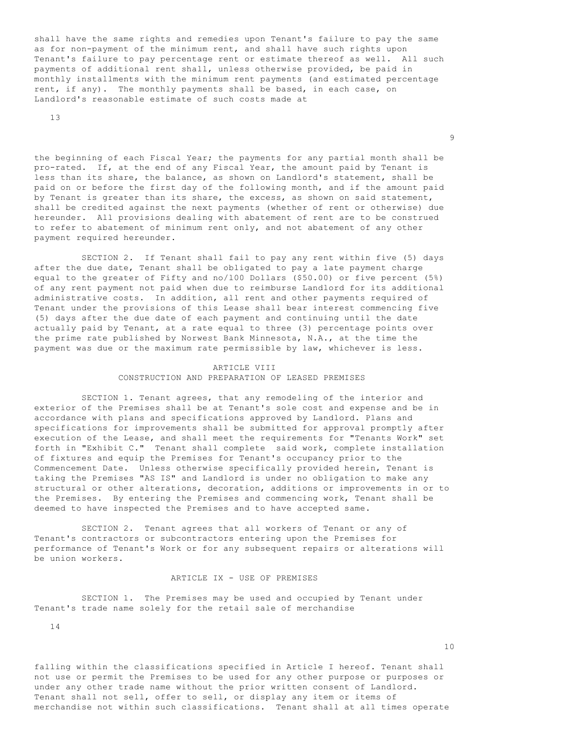shall have the same rights and remedies upon Tenant's failure to pay the same as for non-payment of the minimum rent, and shall have such rights upon Tenant's failure to pay percentage rent or estimate thereof as well. All such payments of additional rent shall, unless otherwise provided, be paid in monthly installments with the minimum rent payments (and estimated percentage rent, if any). The monthly payments shall be based, in each case, on Landlord's reasonable estimate of such costs made at the beginning of each Fiscal Year; the payments for any partial month shall be pro-rated. If, at the end of any Fiscal Year, the amount paid by Tenant is less than its share, the balance, as shown on Landlord's statement, shall be paid on or before the first day of the following month, and if the amount paid by Tenant is greater than its share, the excess, as shown on said statement, shall be credited against the next payments (whether of rent or otherwise) due hereunder. All provisions dealing with abatement of rent are to be construed to refer to abatement of minimum rent only, and not abatement of any other payment required hereunder.

SECTION 2. If Tenant shall fail to pay any rent within five (5) days after the due date, Tenant shall be obligated to pay a late payment charge equal to the greater of Fifty and no/100 Dollars ($50.00) or five percent (5%) of any rent payment not paid when due to reimburse Landlord for its additional administrative costs. In addition, all rent and other payments required of Tenant under the provisions of this Lease shall bear interest commencing five (5) days after the due date of each payment and continuing until the date actually paid by Tenant, at a rate equal to three (3) percentage points over the prime rate published by Norwest Bank Minnesota, N.A., at the time the payment was due or the maximum rate permissible by law, whichever is less.

## ARTICLE VIII
## CONSTRUCTION AND PREPARATION OF LEASED PREMISES

SECTION 1. Tenant agrees, that any remodeling of the interior and exterior of the Premises shall be at Tenant's sole cost and expense and be in accordance with plans and specifications approved by Landlord. Plans and specifications for improvements shall be submitted for approval promptly after execution of the Lease, and shall meet the requirements for "Tenants Work" set forth in "Exhibit C." Tenant shall complete said work, complete installation of fixtures and equip the Premises for Tenant's occupancy prior to the Commencement Date. Unless otherwise specifically provided herein, Tenant is taking the Premises "AS IS" and Landlord is under no obligation to make any structural or other alterations, decoration, additions or improvements in or to the Premises. By entering the Premises and commencing work, Tenant shall be deemed to have inspected the Premises and to have accepted same.

SECTION 2. Tenant agrees that all workers of Tenant or any of Tenant's contractors or subcontractors entering upon the Premises for performance of Tenant's Work or for any subsequent repairs or alterations will be union workers.

## ARTICLE IX - USE OF PREMISES

SECTION 1. The Premises may be used and occupied by Tenant under Tenant's trade name solely for the retail sale of merchandise falling within the classifications specified in Article I hereof. Tenant shall not use or permit the Premises to be used for any other purpose or purposes or under any other trade name without the prior written consent of Landlord. Tenant shall not sell, offer to sell, or display any item or items of merchandise not within such classifications. Tenant shall at all times operate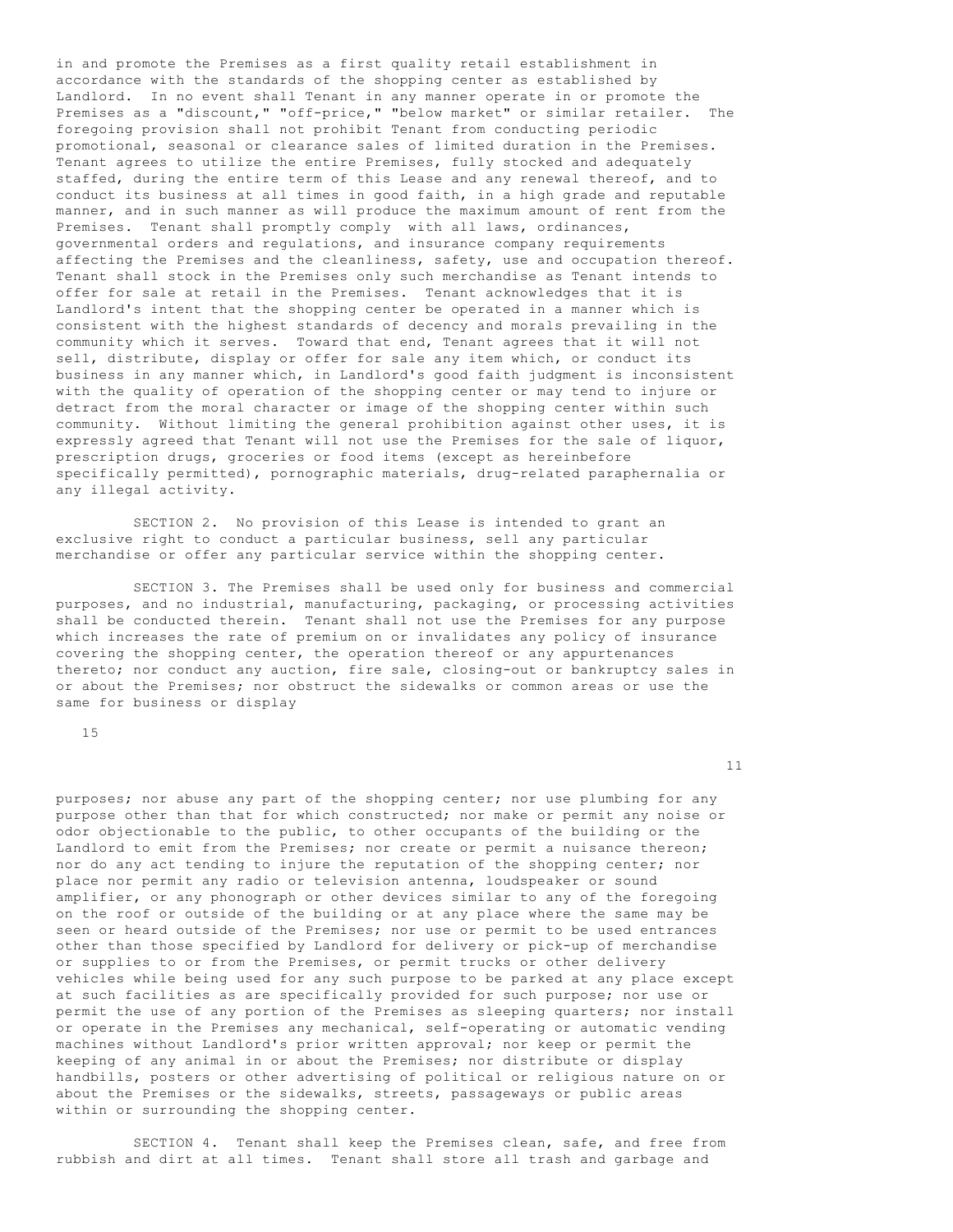in and promote the Premises as a first quality retail establishment in accordance with the standards of the shopping center as established by Landlord. In no event shall Tenant in any manner operate in or promote the Premises as a "discount," "off-price," "below market" or similar retailer. The foregoing provision shall not prohibit Tenant from conducting periodic promotional, seasonal or clearance sales of limited duration in the Premises. Tenant agrees to utilize the entire Premises, fully stocked and adequately staffed, during the entire term of this Lease and any renewal thereof, and to conduct its business at all times in good faith, in a high grade and reputable manner, and in such manner as will produce the maximum amount of rent from the Premises. Tenant shall promptly comply with all laws, ordinances, governmental orders and regulations, and insurance company requirements affecting the Premises and the cleanliness, safety, use and occupation thereof. Tenant shall stock in the Premises only such merchandise as Tenant intends to offer for sale at retail in the Premises. Tenant acknowledges that it is Landlord's intent that the shopping center be operated in a manner which is consistent with the highest standards of decency and morals prevailing in the community which it serves. Toward that end, Tenant agrees that it will not sell, distribute, display or offer for sale any item which, or conduct its business in any manner which, in Landlord's good faith judgment is inconsistent with the quality of operation of the shopping center or may tend to injure or detract from the moral character or image of the shopping center within such community. Without limiting the general prohibition against other uses, it is expressly agreed that Tenant will not use the Premises for the sale of liquor, prescription drugs, groceries or food items (except as hereinbefore specifically permitted), pornographic materials, drug-related paraphernalia or any illegal activity.

SECTION 2. No provision of this Lease is intended to grant an exclusive right to conduct a particular business, sell any particular merchandise or offer any particular service within the shopping center.

SECTION 3. The Premises shall be used only for business and commercial purposes, and no industrial, manufacturing, packaging, or processing activities shall be conducted therein. Tenant shall not use the Premises for any purpose which increases the rate of premium on or invalidates any policy of insurance covering the shopping center, the operation thereof or any appurtenances thereto; nor conduct any auction, fire sale, closing-out or bankruptcy sales in or about the Premises; nor obstruct the sidewalks or common areas or use the same for business or display purposes; nor abuse any part of the shopping center; nor use plumbing for any purpose other than that for which constructed; nor make or permit any noise or odor objectionable to the public, to other occupants of the building or the Landlord to emit from the Premises; nor create or permit a nuisance thereon; nor do any act tending to injure the reputation of the shopping center; nor place nor permit any radio or television antenna, loudspeaker or sound amplifier, or any phonograph or other devices similar to any of the foregoing on the roof or outside of the building or at any place where the same may be seen or heard outside of the Premises; nor use or permit to be used entrances other than those specified by Landlord for delivery or pick-up of merchandise or supplies to or from the Premises, or permit trucks or other delivery vehicles while being used for any such purpose to be parked at any place except at such facilities as are specifically provided for such purpose; nor use or permit the use of any portion of the Premises as sleeping quarters; nor install or operate in the Premises any mechanical, self-operating or automatic vending machines without Landlord's prior written approval; nor keep or permit the keeping of any animal in or about the Premises; nor distribute or display handbills, posters or other advertising of political or religious nature on or about the Premises or the sidewalks, streets, passageways or public areas within or surrounding the shopping center.

SECTION 4. Tenant shall keep the Premises clean, safe, and free from rubbish and dirt at all times. Tenant shall store all trash and garbage and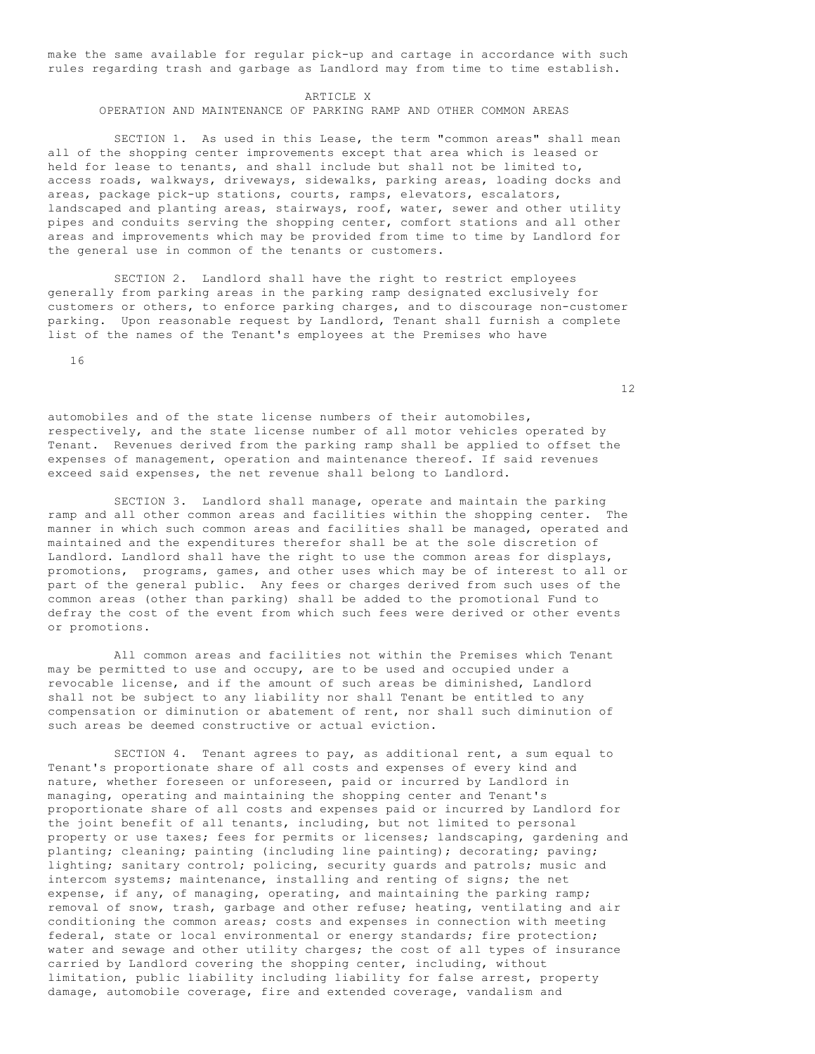make the same available for regular pick-up and cartage in accordance with such rules regarding trash and garbage as Landlord may from time to time establish.

## ARTICLE X
## OPERATION AND MAINTENANCE OF PARKING RAMP AND OTHER COMMON AREAS

SECTION 1. As used in this Lease, the term "common areas" shall mean all of the shopping center improvements except that area which is leased or held for lease to tenants, and shall include but shall not be limited to, access roads, walkways, driveways, sidewalks, parking areas, loading docks and areas, package pick-up stations, courts, ramps, elevators, escalators, landscaped and planting areas, stairways, roof, water, sewer and other utility pipes and conduits serving the shopping center, comfort stations and all other areas and improvements which may be provided from time to time by Landlord for the general use in common of the tenants or customers.

SECTION 2. Landlord shall have the right to restrict employees generally from parking areas in the parking ramp designated exclusively for customers or others, to enforce parking charges, and to discourage non-customer parking. Upon reasonable request by Landlord, Tenant shall furnish a complete list of the names of the Tenant's employees at the Premises who have automobiles and of the state license numbers of their automobiles, respectively, and the state license number of all motor vehicles operated by Tenant. Revenues derived from the parking ramp shall be applied to offset the expenses of management, operation and maintenance thereof. If said revenues exceed said expenses, the net revenue shall belong to Landlord.

SECTION 3. Landlord shall manage, operate and maintain the parking ramp and all other common areas and facilities within the shopping center. The manner in which such common areas and facilities shall be managed, operated and maintained and the expenditures therefor shall be at the sole discretion of Landlord. Landlord shall have the right to use the common areas for displays, promotions, programs, games, and other uses which may be of interest to all or part of the general public. Any fees or charges derived from such uses of the common areas (other than parking) shall be added to the promotional Fund to defray the cost of the event from which such fees were derived or other events or promotions.

All common areas and facilities not within the Premises which Tenant may be permitted to use and occupy, are to be used and occupied under a revocable license, and if the amount of such areas be diminished, Landlord shall not be subject to any liability nor shall Tenant be entitled to any compensation or diminution or abatement of rent, nor shall such diminution of such areas be deemed constructive or actual eviction.

SECTION 4. Tenant agrees to pay, as additional rent, a sum equal to Tenant's proportionate share of all costs and expenses of every kind and nature, whether foreseen or unforeseen, paid or incurred by Landlord in managing, operating and maintaining the shopping center and Tenant's proportionate share of all costs and expenses paid or incurred by Landlord for the joint benefit of all tenants, including, but not limited to personal property or use taxes; fees for permits or licenses; landscaping, gardening and planting; cleaning; painting (including line painting); decorating; paving; lighting; sanitary control; policing, security guards and patrols; music and intercom systems; maintenance, installing and renting of signs; the net expense, if any, of managing, operating, and maintaining the parking ramp; removal of snow, trash, garbage and other refuse; heating, ventilating and air conditioning the common areas; costs and expenses in connection with meeting federal, state or local environmental or energy standards; fire protection; water and sewage and other utility charges; the cost of all types of insurance carried by Landlord covering the shopping center, including, without limitation, public liability including liability for false arrest, property damage, automobile coverage, fire and extended coverage, vandalism and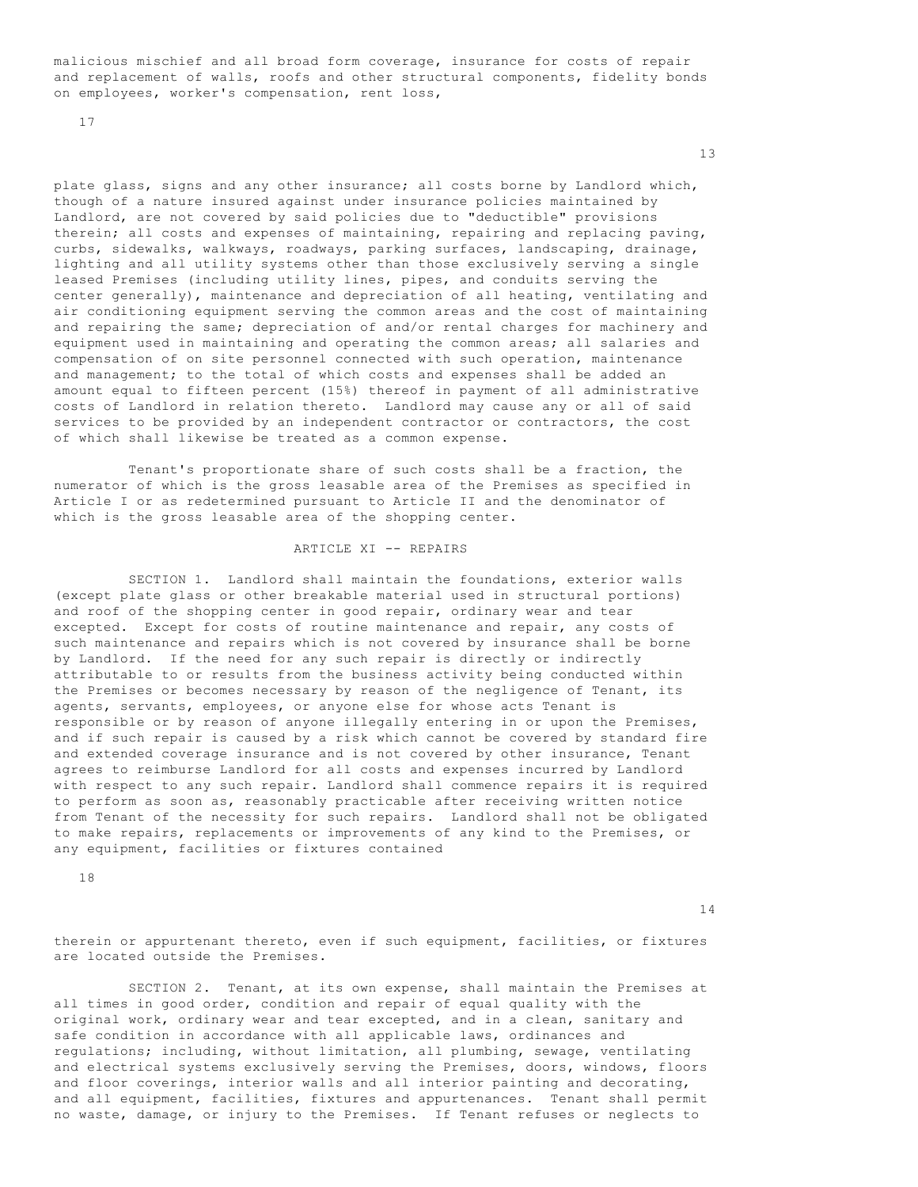malicious mischief and all broad form coverage, insurance for costs of repair and replacement of walls, roofs and other structural components, fidelity bonds on employees, worker's compensation, rent loss, plate glass, signs and any other insurance; all costs borne by Landlord which, though of a nature insured against under insurance policies maintained by Landlord, are not covered by said policies due to "deductible" provisions therein; all costs and expenses of maintaining, repairing and replacing paving, curbs, sidewalks, walkways, roadways, parking surfaces, landscaping, drainage, lighting and all utility systems other than those exclusively serving a single leased Premises (including utility lines, pipes, and conduits serving the center generally), maintenance and depreciation of all heating, ventilating and air conditioning equipment serving the common areas and the cost of maintaining and repairing the same; depreciation of and/or rental charges for machinery and equipment used in maintaining and operating the common areas; all salaries and compensation of on site personnel connected with such operation, maintenance and management; to the total of which costs and expenses shall be added an amount equal to fifteen percent (15%) thereof in payment of all administrative costs of Landlord in relation thereto. Landlord may cause any or all of said services to be provided by an independent contractor or contractors, the cost of which shall likewise be treated as a common expense.

Tenant's proportionate share of such costs shall be a fraction, the numerator of which is the gross leasable area of the Premises as specified in Article I or as redetermined pursuant to Article II and the denominator of which is the gross leasable area of the shopping center.

## ARTICLE XI -- REPAIRS

SECTION 1. Landlord shall maintain the foundations, exterior walls (except plate glass or other breakable material used in structural portions) and roof of the shopping center in good repair, ordinary wear and tear excepted. Except for costs of routine maintenance and repair, any costs of such maintenance and repairs which is not covered by insurance shall be borne by Landlord. If the need for any such repair is directly or indirectly attributable to or results from the business activity being conducted within the Premises or becomes necessary by reason of the negligence of Tenant, its agents, servants, employees, or anyone else for whose acts Tenant is responsible or by reason of anyone illegally entering in or upon the Premises, and if such repair is caused by a risk which cannot be covered by standard fire and extended coverage insurance and is not covered by other insurance, Tenant agrees to reimburse Landlord for all costs and expenses incurred by Landlord with respect to any such repair. Landlord shall commence repairs it is required to perform as soon as, reasonably practicable after receiving written notice from Tenant of the necessity for such repairs. Landlord shall not be obligated to make repairs, replacements or improvements of any kind to the Premises, or any equipment, facilities or fixtures contained therein or appurtenant thereto, even if such equipment, facilities, or fixtures are located outside the Premises.

SECTION 2. Tenant, at its own expense, shall maintain the Premises at all times in good order, condition and repair of equal quality with the original work, ordinary wear and tear excepted, and in a clean, sanitary and safe condition in accordance with all applicable laws, ordinances and regulations; including, without limitation, all plumbing, sewage, ventilating and electrical systems exclusively serving the Premises, doors, windows, floors and floor coverings, interior walls and all interior painting and decorating, and all equipment, facilities, fixtures and appurtenances. Tenant shall permit no waste, damage, or injury to the Premises. If Tenant refuses or neglects to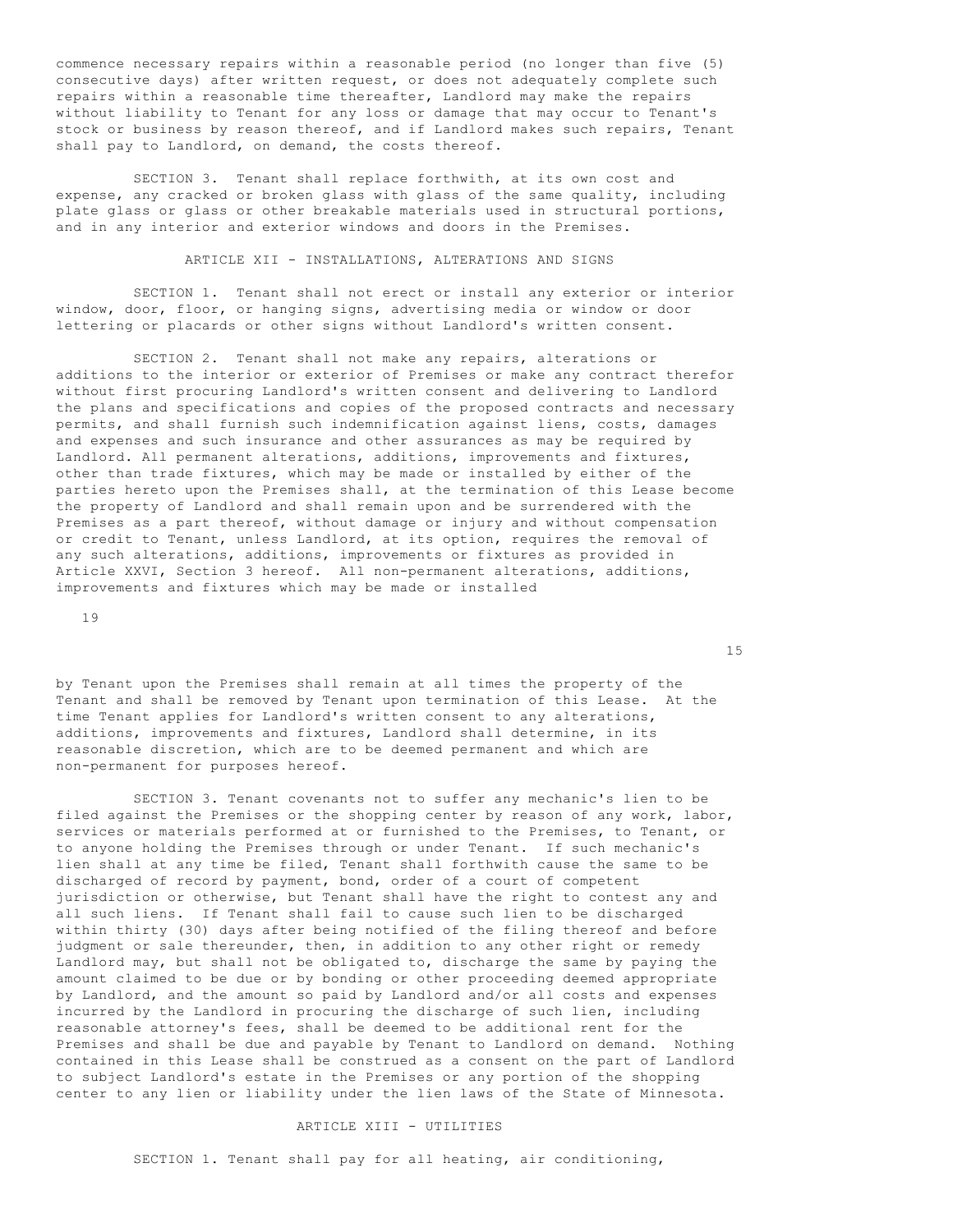commence necessary repairs within a reasonable period (no longer than five (5) consecutive days) after written request, or does not adequately complete such repairs within a reasonable time thereafter, Landlord may make the repairs without liability to Tenant for any loss or damage that may occur to Tenant's stock or business by reason thereof, and if Landlord makes such repairs, Tenant shall pay to Landlord, on demand, the costs thereof.

SECTION 3. Tenant shall replace forthwith, at its own cost and expense, any cracked or broken glass with glass of the same quality, including plate glass or glass or other breakable materials used in structural portions, and in any interior and exterior windows and doors in the Premises.

## ARTICLE XII - INSTALLATIONS, ALTERATIONS AND SIGNS

SECTION 1. Tenant shall not erect or install any exterior or interior window, door, floor, or hanging signs, advertising media or window or door lettering or placards or other signs without Landlord's written consent.

SECTION 2. Tenant shall not make any repairs, alterations or additions to the interior or exterior of Premises or make any contract therefor without first procuring Landlord's written consent and delivering to Landlord the plans and specifications and copies of the proposed contracts and necessary permits, and shall furnish such indemnification against liens, costs, damages and expenses and such insurance and other assurances as may be required by Landlord. All permanent alterations, additions, improvements and fixtures, other than trade fixtures, which may be made or installed by either of the parties hereto upon the Premises shall, at the termination of this Lease become the property of Landlord and shall remain upon and be surrendered with the Premises as a part thereof, without damage or injury and without compensation or credit to Tenant, unless Landlord, at its option, requires the removal of any such alterations, additions, improvements or fixtures as provided in Article XXVI, Section 3 hereof. All non-permanent alterations, additions, improvements and fixtures which may be made or installed by Tenant upon the Premises shall remain at all times the property of the Tenant and shall be removed by Tenant upon termination of this Lease. At the time Tenant applies for Landlord's written consent to any alterations, additions, improvements and fixtures, Landlord shall determine, in its reasonable discretion, which are to be deemed permanent and which are non-permanent for purposes hereof.

SECTION 3. Tenant covenants not to suffer any mechanic's lien to be filed against the Premises or the shopping center by reason of any work, labor, services or materials performed at or furnished to the Premises, to Tenant, or to anyone holding the Premises through or under Tenant. If such mechanic's lien shall at any time be filed, Tenant shall forthwith cause the same to be discharged of record by payment, bond, order of a court of competent jurisdiction or otherwise, but Tenant shall have the right to contest any and all such liens. If Tenant shall fail to cause such lien to be discharged within thirty (30) days after being notified of the filing thereof and before judgment or sale thereunder, then, in addition to any other right or remedy Landlord may, but shall not be obligated to, discharge the same by paying the amount claimed to be due or by bonding or other proceeding deemed appropriate by Landlord, and the amount so paid by Landlord and/or all costs and expenses incurred by the Landlord in procuring the discharge of such lien, including reasonable attorney's fees, shall be deemed to be additional rent for the Premises and shall be due and payable by Tenant to Landlord on demand. Nothing contained in this Lease shall be construed as a consent on the part of Landlord to subject Landlord's estate in the Premises or any portion of the shopping center to any lien or liability under the lien laws of the State of Minnesota.

## ARTICLE XIII - UTILITIES

SECTION 1. Tenant shall pay for all heating, air conditioning,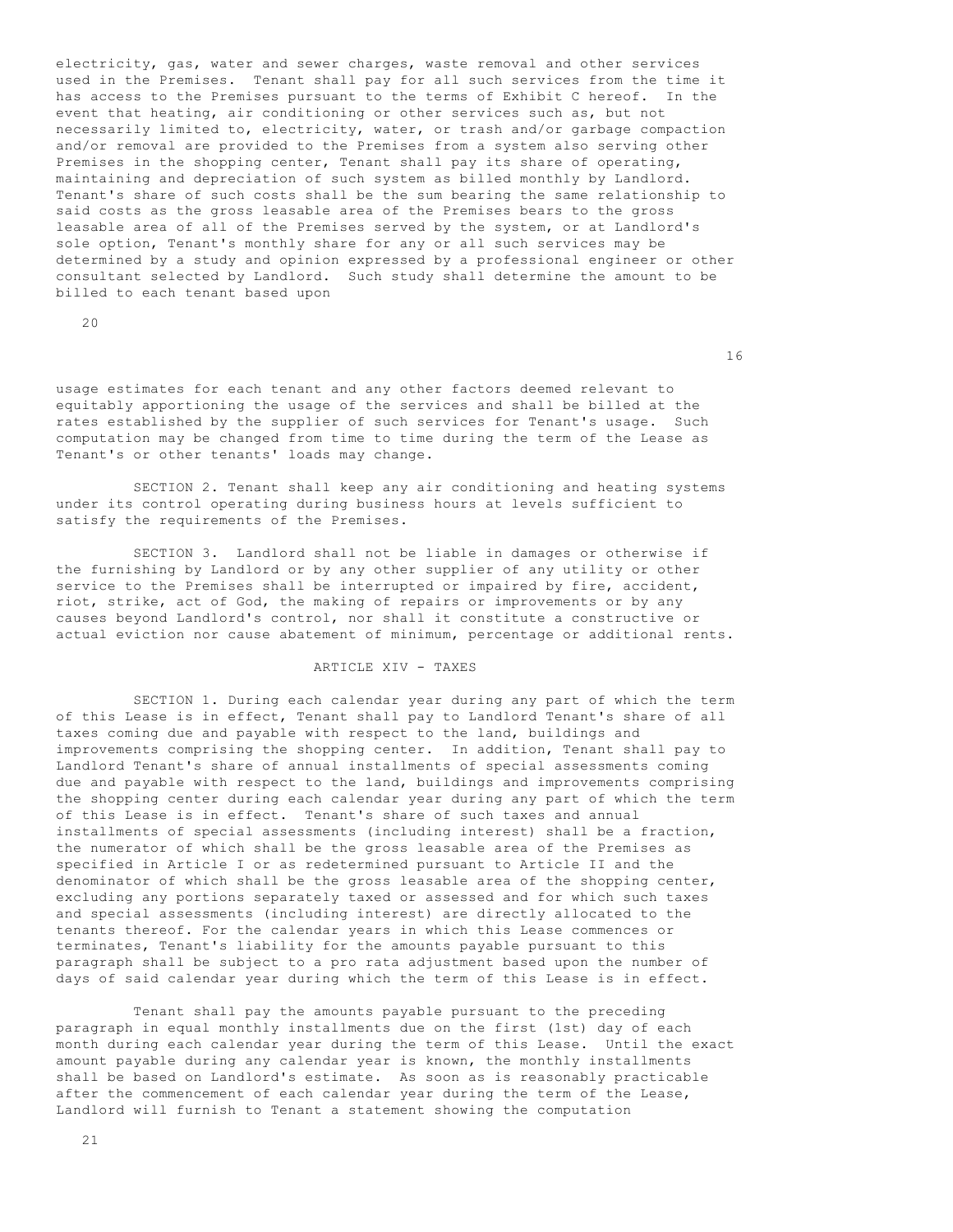electricity, gas, water and sewer charges, waste removal and other services used in the Premises. Tenant shall pay for all such services from the time it has access to the Premises pursuant to the terms of Exhibit C hereof. In the event that heating, air conditioning or other services such as, but not necessarily limited to, electricity, water, or trash and/or garbage compaction and/or removal are provided to the Premises from a system also serving other Premises in the shopping center, Tenant shall pay its share of operating, maintaining and depreciation of such system as billed monthly by Landlord. Tenant's share of such costs shall be the sum bearing the same relationship to said costs as the gross leasable area of the Premises bears to the gross leasable area of all of the Premises served by the system, or at Landlord's sole option, Tenant's monthly share for any or all such services may be determined by a study and opinion expressed by a professional engineer or other consultant selected by Landlord. Such study shall determine the amount to be billed to each tenant based upon usage estimates for each tenant and any other factors deemed relevant to equitably apportioning the usage of the services and shall be billed at the rates established by the supplier of such services for Tenant's usage. Such computation may be changed from time to time during the term of the Lease as Tenant's or other tenants' loads may change.

SECTION 2. Tenant shall keep any air conditioning and heating systems under its control operating during business hours at levels sufficient to satisfy the requirements of the Premises.

SECTION 3. Landlord shall not be liable in damages or otherwise if the furnishing by Landlord or by any other supplier of any utility or other service to the Premises shall be interrupted or impaired by fire, accident, riot, strike, act of God, the making of repairs or improvements or by any causes beyond Landlord's control, nor shall it constitute a constructive or actual eviction nor cause abatement of minimum, percentage or additional rents.

## ARTICLE XIV - TAXES

SECTION 1. During each calendar year during any part of which the term of this Lease is in effect, Tenant shall pay to Landlord Tenant's share of all taxes coming due and payable with respect to the land, buildings and improvements comprising the shopping center. In addition, Tenant shall pay to Landlord Tenant's share of annual installments of special assessments coming due and payable with respect to the land, buildings and improvements comprising the shopping center during each calendar year during any part of which the term of this Lease is in effect. Tenant's share of such taxes and annual installments of special assessments (including interest) shall be a fraction, the numerator of which shall be the gross leasable area of the Premises as specified in Article I or as redetermined pursuant to Article II and the denominator of which shall be the gross leasable area of the shopping center, excluding any portions separately taxed or assessed and for which such taxes and special assessments (including interest) are directly allocated to the tenants thereof. For the calendar years in which this Lease commences or terminates, Tenant's liability for the amounts payable pursuant to this paragraph shall be subject to a pro rata adjustment based upon the number of days of said calendar year during which the term of this Lease is in effect.

Tenant shall pay the amounts payable pursuant to the preceding paragraph in equal monthly installments due on the first (1st) day of each month during each calendar year during the term of this Lease. Until the exact amount payable during any calendar year is known, the monthly installments shall be based on Landlord's estimate. As soon as is reasonably practicable after the commencement of each calendar year during the term of the Lease, Landlord will furnish to Tenant a statement showing the computation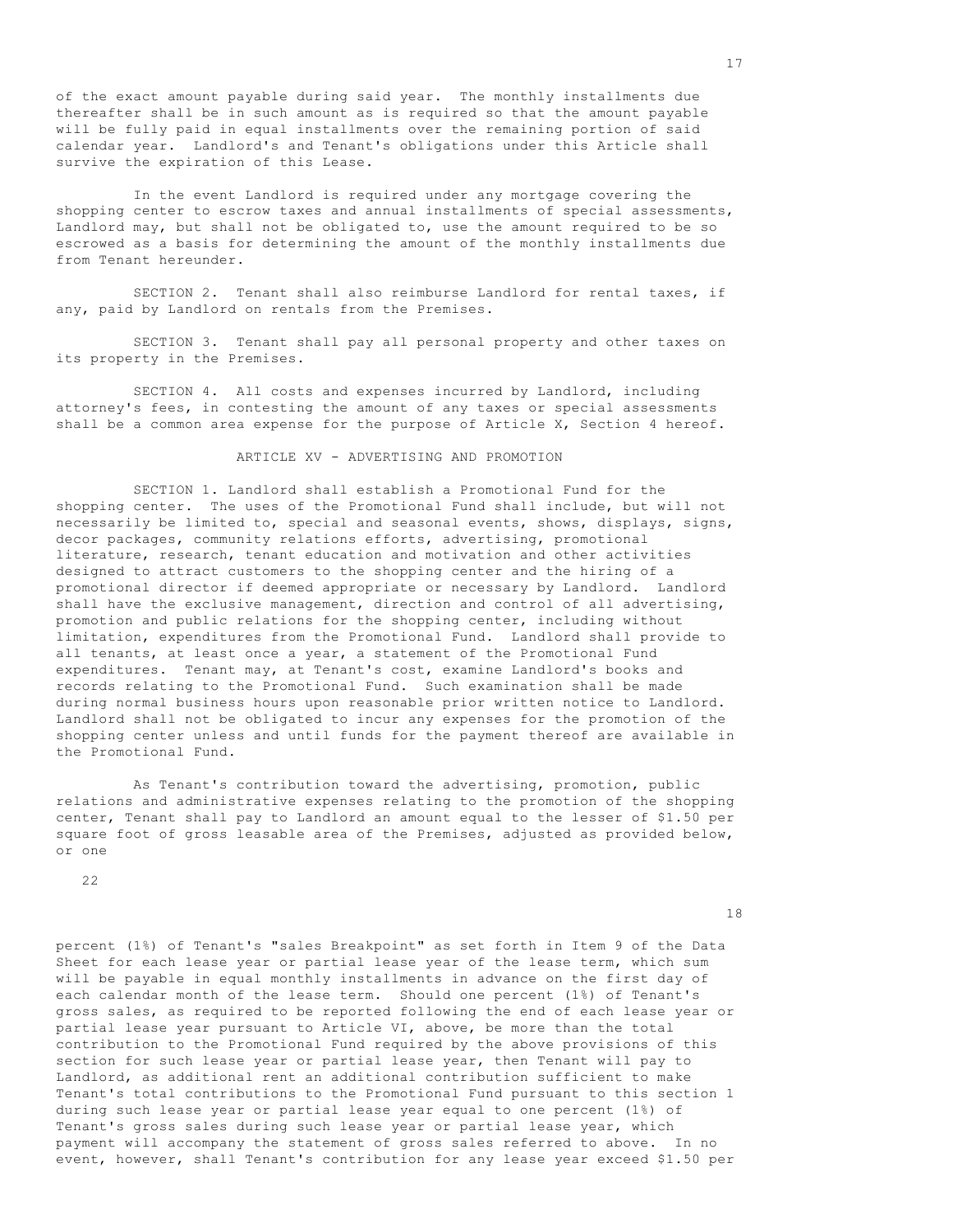of the exact amount payable during said year. The monthly installments due thereafter shall be in such amount as is required so that the amount payable will be fully paid in equal installments over the remaining portion of said calendar year. Landlord's and Tenant's obligations under this Article shall survive the expiration of this Lease.

In the event Landlord is required under any mortgage covering the shopping center to escrow taxes and annual installments of special assessments, Landlord may, but shall not be obligated to, use the amount required to be so escrowed as a basis for determining the amount of the monthly installments due from Tenant hereunder.

SECTION 2. Tenant shall also reimburse Landlord for rental taxes, if any, paid by Landlord on rentals from the Premises.

SECTION 3. Tenant shall pay all personal property and other taxes on its property in the Premises.

SECTION 4. All costs and expenses incurred by Landlord, including attorney's fees, in contesting the amount of any taxes or special assessments shall be a common area expense for the purpose of Article X, Section 4 hereof.

## ARTICLE XV - ADVERTISING AND PROMOTION

SECTION 1. Landlord shall establish a Promotional Fund for the shopping center. The uses of the Promotional Fund shall include, but will not necessarily be limited to, special and seasonal events, shows, displays, signs, decor packages, community relations efforts, advertising, promotional literature, research, tenant education and motivation and other activities designed to attract customers to the shopping center and the hiring of a promotional director if deemed appropriate or necessary by Landlord. Landlord shall have the exclusive management, direction and control of all advertising, promotion and public relations for the shopping center, including without limitation, expenditures from the Promotional Fund. Landlord shall provide to all tenants, at least once a year, a statement of the Promotional Fund expenditures. Tenant may, at Tenant's cost, examine Landlord's books and records relating to the Promotional Fund. Such examination shall be made during normal business hours upon reasonable prior written notice to Landlord. Landlord shall not be obligated to incur any expenses for the promotion of the shopping center unless and until funds for the payment thereof are available in the Promotional Fund.

As Tenant's contribution toward the advertising, promotion, public relations and administrative expenses relating to the promotion of the shopping center, Tenant shall pay to Landlord an amount equal to the lesser of $1.50 per square foot of gross leasable area of the Premises, adjusted as provided below, or one percent (1%) of Tenant's "sales Breakpoint" as set forth in Item 9 of the Data Sheet for each lease year or partial lease year of the lease term, which sum will be payable in equal monthly installments in advance on the first day of each calendar month of the lease term. Should one percent (1%) of Tenant's gross sales, as required to be reported following the end of each lease year or partial lease year pursuant to Article VI, above, be more than the total contribution to the Promotional Fund required by the above provisions of this section for such lease year or partial lease year, then Tenant will pay to Landlord, as additional rent an additional contribution sufficient to make Tenant's total contributions to the Promotional Fund pursuant to this section 1 during such lease year or partial lease year equal to one percent (1%) of Tenant's gross sales during such lease year or partial lease year, which payment will accompany the statement of gross sales referred to above. In no event, however, shall Tenant's contribution for any lease year exceed $1.50 per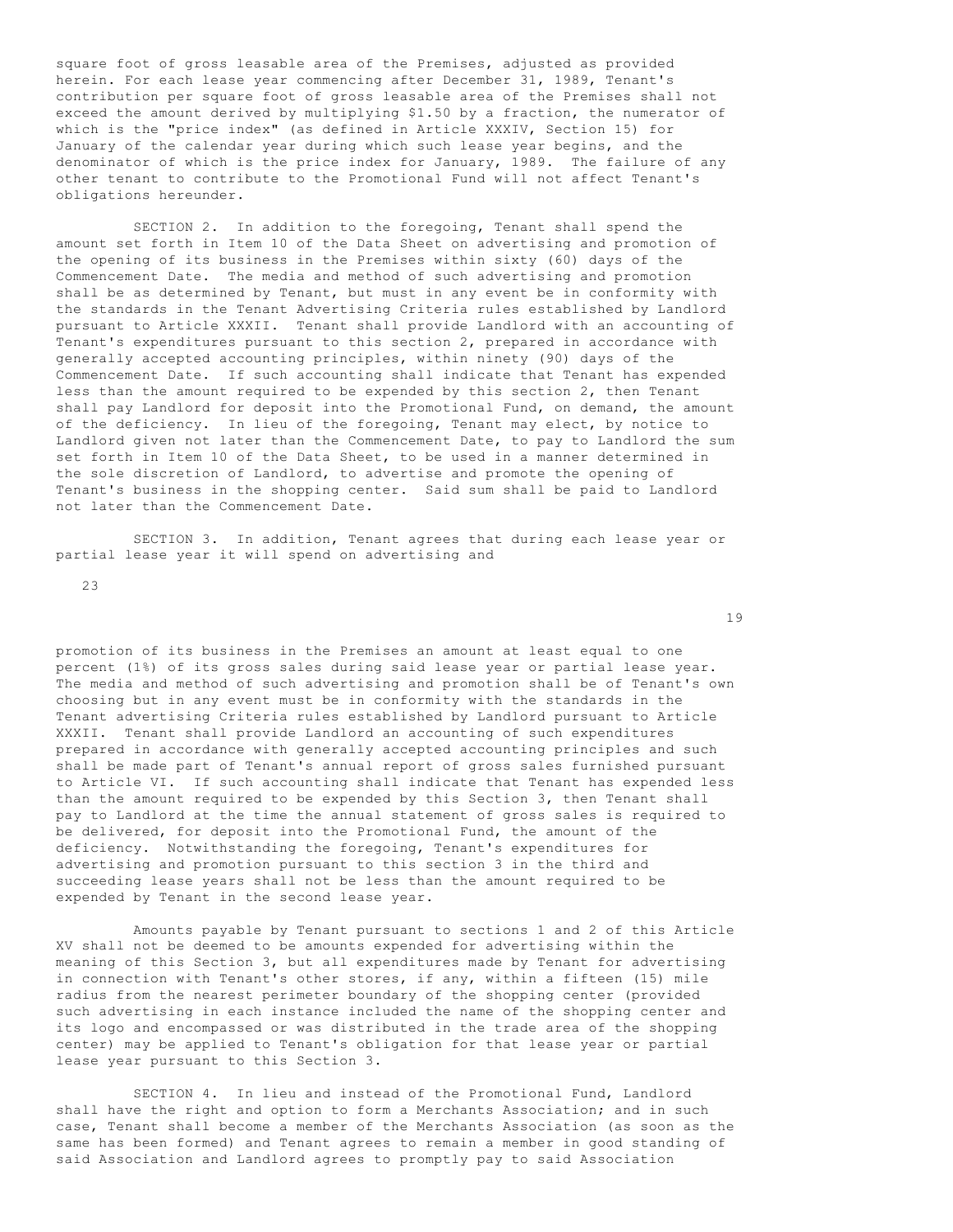square foot of gross leasable area of the Premises, adjusted as provided herein. For each lease year commencing after December 31, 1989, Tenant's contribution per square foot of gross leasable area of the Premises shall not exceed the amount derived by multiplying $1.50 by a fraction, the numerator of which is the "price index" (as defined in Article XXXIV, Section 15) for January of the calendar year during which such lease year begins, and the denominator of which is the price index for January, 1989. The failure of any other tenant to contribute to the Promotional Fund will not affect Tenant's obligations hereunder.

SECTION 2. In addition to the foregoing, Tenant shall spend the amount set forth in Item 10 of the Data Sheet on advertising and promotion of the opening of its business in the Premises within sixty (60) days of the Commencement Date. The media and method of such advertising and promotion shall be as determined by Tenant, but must in any event be in conformity with the standards in the Tenant Advertising Criteria rules established by Landlord pursuant to Article XXXII. Tenant shall provide Landlord with an accounting of Tenant's expenditures pursuant to this section 2, prepared in accordance with generally accepted accounting principles, within ninety (90) days of the Commencement Date. If such accounting shall indicate that Tenant has expended less than the amount required to be expended by this section 2, then Tenant shall pay Landlord for deposit into the Promotional Fund, on demand, the amount of the deficiency. In lieu of the foregoing, Tenant may elect, by notice to Landlord given not later than the Commencement Date, to pay to Landlord the sum set forth in Item 10 of the Data Sheet, to be used in a manner determined in the sole discretion of Landlord, to advertise and promote the opening of Tenant's business in the shopping center. Said sum shall be paid to Landlord not later than the Commencement Date.

SECTION 3. In addition, Tenant agrees that during each lease year or partial lease year it will spend on advertising and promotion of its business in the Premises an amount at least equal to one percent (1%) of its gross sales during said lease year or partial lease year. The media and method of such advertising and promotion shall be of Tenant's own choosing but in any event must be in conformity with the standards in the Tenant advertising Criteria rules established by Landlord pursuant to Article XXXII. Tenant shall provide Landlord an accounting of such expenditures prepared in accordance with generally accepted accounting principles and such shall be made part of Tenant's annual report of gross sales furnished pursuant to Article VI. If such accounting shall indicate that Tenant has expended less than the amount required to be expended by this Section 3, then Tenant shall pay to Landlord at the time the annual statement of gross sales is required to be delivered, for deposit into the Promotional Fund, the amount of the deficiency. Notwithstanding the foregoing, Tenant's expenditures for advertising and promotion pursuant to this section 3 in the third and succeeding lease years shall not be less than the amount required to be expended by Tenant in the second lease year.

Amounts payable by Tenant pursuant to sections 1 and 2 of this Article XV shall not be deemed to be amounts expended for advertising within the meaning of this Section 3, but all expenditures made by Tenant for advertising in connection with Tenant's other stores, if any, within a fifteen (15) mile radius from the nearest perimeter boundary of the shopping center (provided such advertising in each instance included the name of the shopping center and its logo and encompassed or was distributed in the trade area of the shopping center) may be applied to Tenant's obligation for that lease year or partial lease year pursuant to this Section 3.

SECTION 4. In lieu and instead of the Promotional Fund, Landlord shall have the right and option to form a Merchants Association; and in such case, Tenant shall become a member of the Merchants Association (as soon as the same has been formed) and Tenant agrees to remain a member in good standing of said Association and Landlord agrees to promptly pay to said Association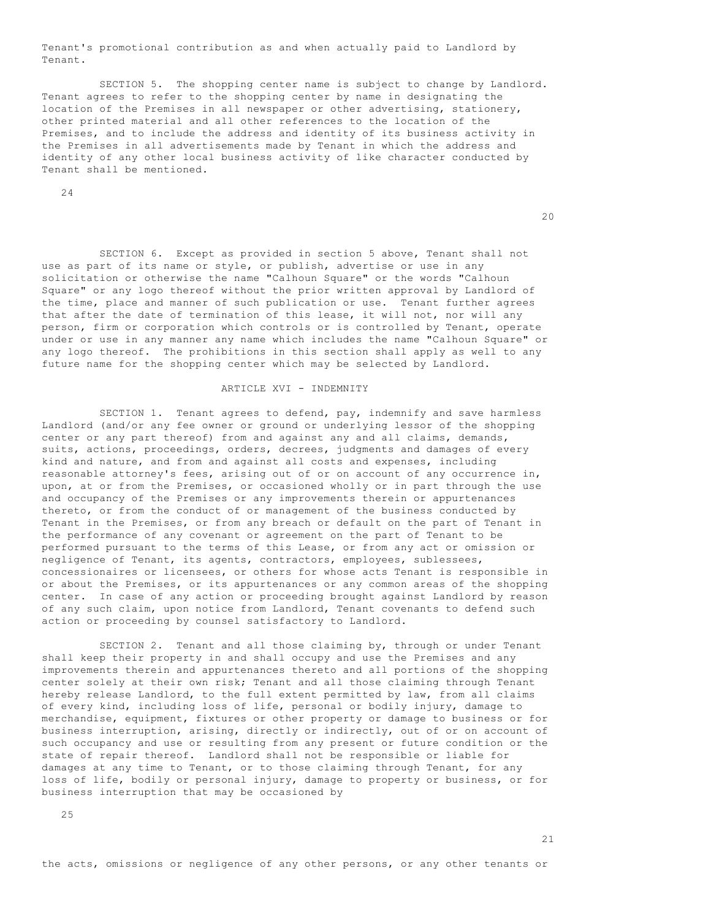Tenant's promotional contribution as and when actually paid to Landlord by Tenant.

SECTION 5. The shopping center name is subject to change by Landlord. Tenant agrees to refer to the shopping center by name in designating the location of the Premises in all newspaper or other advertising, stationery, other printed material and all other references to the location of the Premises, and to include the address and identity of its business activity in the Premises in all advertisements made by Tenant in which the address and identity of any other local business activity of like character conducted by Tenant shall be mentioned.

SECTION 6. Except as provided in section 5 above, Tenant shall not use as part of its name or style, or publish, advertise or use in any solicitation or otherwise the name "Calhoun Square" or the words "Calhoun Square" or any logo thereof without the prior written approval by Landlord of the time, place and manner of such publication or use. Tenant further agrees that after the date of termination of this lease, it will not, nor will any person, firm or corporation which controls or is controlled by Tenant, operate under or use in any manner any name which includes the name "Calhoun Square" or any logo thereof. The prohibitions in this section shall apply as well to any future name for the shopping center which may be selected by Landlord.

## ARTICLE XVI - INDEMNITY

SECTION 1. Tenant agrees to defend, pay, indemnify and save harmless Landlord (and/or any fee owner or ground or underlying lessor of the shopping center or any part thereof) from and against any and all claims, demands, suits, actions, proceedings, orders, decrees, judgments and damages of every kind and nature, and from and against all costs and expenses, including reasonable attorney's fees, arising out of or on account of any occurrence in, upon, at or from the Premises, or occasioned wholly or in part through the use and occupancy of the Premises or any improvements therein or appurtenances thereto, or from the conduct of or management of the business conducted by Tenant in the Premises, or from any breach or default on the part of Tenant in the performance of any covenant or agreement on the part of Tenant to be performed pursuant to the terms of this Lease, or from any act or omission or negligence of Tenant, its agents, contractors, employees, sublessees, concessionaires or licensees, or others for whose acts Tenant is responsible in or about the Premises, or its appurtenances or any common areas of the shopping center. In case of any action or proceeding brought against Landlord by reason of any such claim, upon notice from Landlord, Tenant covenants to defend such action or proceeding by counsel satisfactory to Landlord.

SECTION 2. Tenant and all those claiming by, through or under Tenant shall keep their property in and shall occupy and use the Premises and any improvements therein and appurtenances thereto and all portions of the shopping center solely at their own risk; Tenant and all those claiming through Tenant hereby release Landlord, to the full extent permitted by law, from all claims of every kind, including loss of life, personal or bodily injury, damage to merchandise, equipment, fixtures or other property or damage to business or for business interruption, arising, directly or indirectly, out of or on account of such occupancy and use or resulting from any present or future condition or the state of repair thereof. Landlord shall not be responsible or liable for damages at any time to Tenant, or to those claiming through Tenant, for any loss of life, bodily or personal injury, damage to property or business, or for business interruption that may be occasioned by

the acts, omissions or negligence of any other persons, or any other tenants or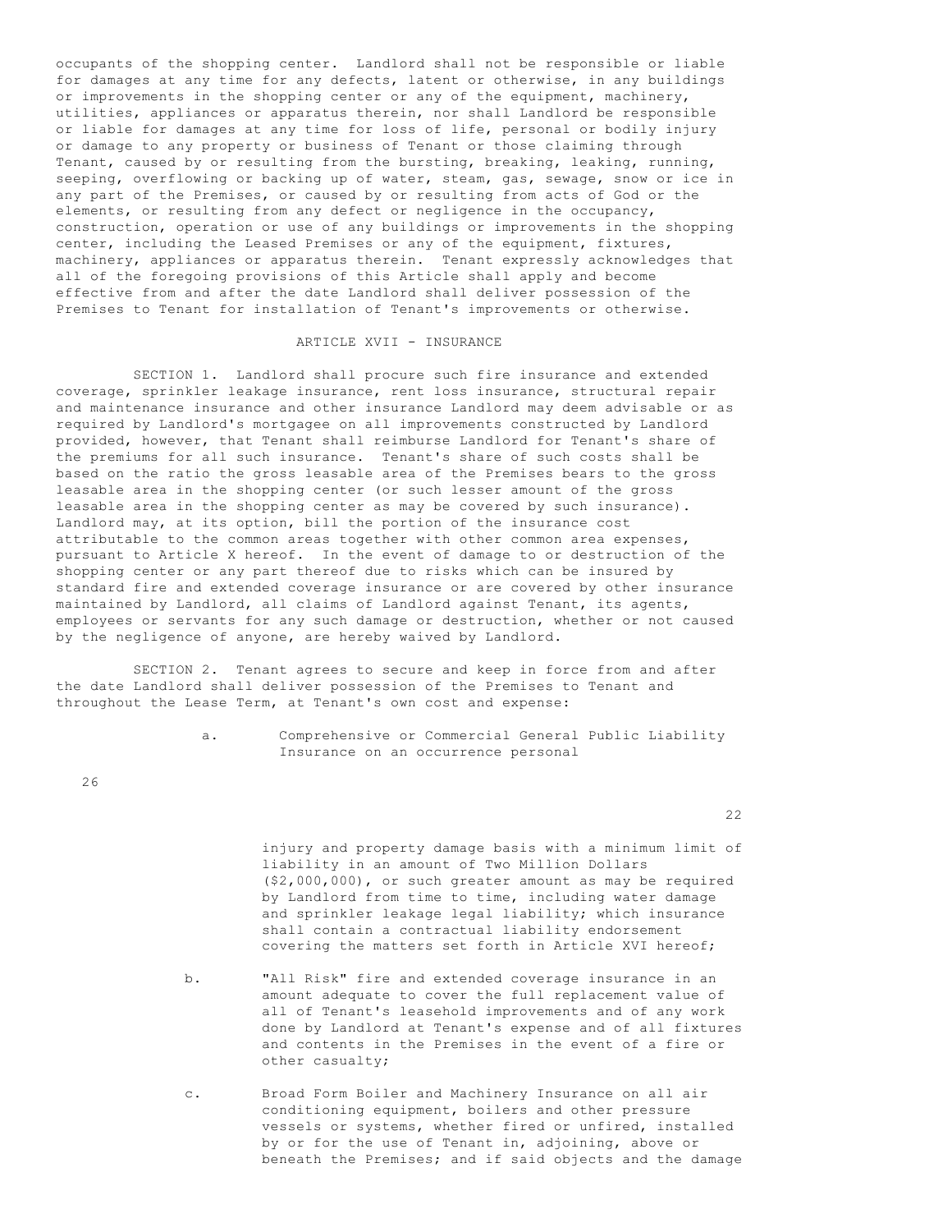occupants of the shopping center. Landlord shall not be responsible or liable for damages at any time for any defects, latent or otherwise, in any buildings or improvements in the shopping center or any of the equipment, machinery, utilities, appliances or apparatus therein, nor shall Landlord be responsible or liable for damages at any time for loss of life, personal or bodily injury or damage to any property or business of Tenant or those claiming through Tenant, caused by or resulting from the bursting, breaking, leaking, running, seeping, overflowing or backing up of water, steam, gas, sewage, snow or ice in any part of the Premises, or caused by or resulting from acts of God or the elements, or resulting from any defect or negligence in the occupancy, construction, operation or use of any buildings or improvements in the shopping center, including the Leased Premises or any of the equipment, fixtures, machinery, appliances or apparatus therein. Tenant expressly acknowledges that all of the foregoing provisions of this Article shall apply and become effective from and after the date Landlord shall deliver possession of the Premises to Tenant for installation of Tenant's improvements or otherwise.

## ARTICLE XVII - INSURANCE

SECTION 1. Landlord shall procure such fire insurance and extended coverage, sprinkler leakage insurance, rent loss insurance, structural repair and maintenance insurance and other insurance Landlord may deem advisable or as required by Landlord's mortgagee on all improvements constructed by Landlord provided, however, that Tenant shall reimburse Landlord for Tenant's share of the premiums for all such insurance. Tenant's share of such costs shall be based on the ratio the gross leasable area of the Premises bears to the gross leasable area in the shopping center (or such lesser amount of the gross leasable area in the shopping center as may be covered by such insurance). Landlord may, at its option, bill the portion of the insurance cost attributable to the common areas together with other common area expenses, pursuant to Article X hereof. In the event of damage to or destruction of the shopping center or any part thereof due to risks which can be insured by standard fire and extended coverage insurance or are covered by other insurance maintained by Landlord, all claims of Landlord against Tenant, its agents, employees or servants for any such damage or destruction, whether or not caused by the negligence of anyone, are hereby waived by Landlord.

SECTION 2. Tenant agrees to secure and keep in force from and after the date Landlord shall deliver possession of the Premises to Tenant and throughout the Lease Term, at Tenant's own cost and expense:

a. Comprehensive or Commercial General Public Liability Insurance on an occurrence personal injury and property damage basis with a minimum limit of liability in an amount of Two Million Dollars ($2,000,000), or such greater amount as may be required by Landlord from time to time, including water damage and sprinkler leakage legal liability; which insurance shall contain a contractual liability endorsement covering the matters set forth in Article XVI hereof;

b. "All Risk" fire and extended coverage insurance in an amount adequate to cover the full replacement value of all of Tenant's leasehold improvements and of any work done by Landlord at Tenant's expense and of all fixtures and contents in the Premises in the event of a fire or other casualty;

c. Broad Form Boiler and Machinery Insurance on all air conditioning equipment, boilers and other pressure vessels or systems, whether fired or unfired, installed by or for the use of Tenant in, adjoining, above or beneath the Premises; and if said objects and the damage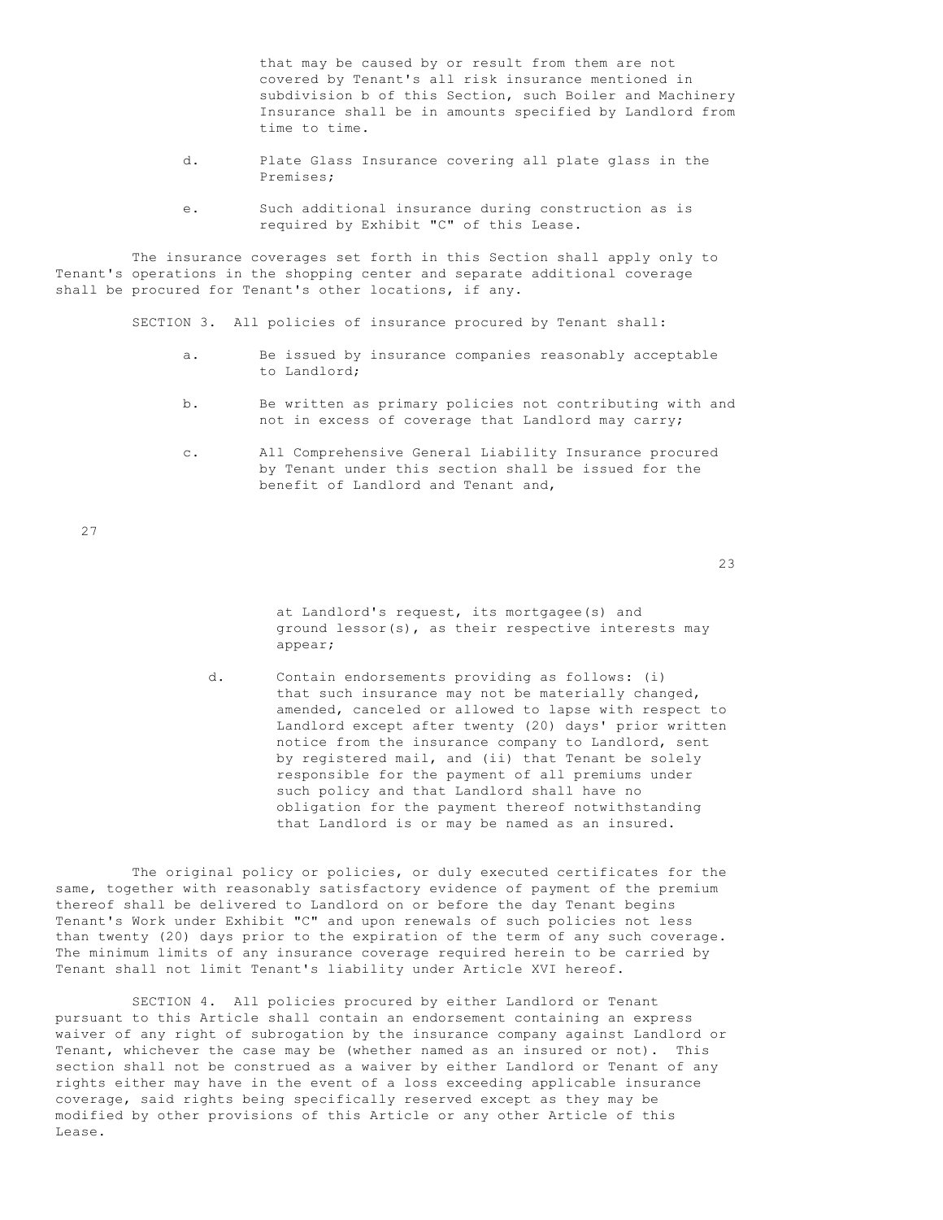that may be caused by or result from them are not covered by Tenant's all risk insurance mentioned in subdivision b of this Section, such Boiler and Machinery Insurance shall be in amounts specified by Landlord from time to time.

d. Plate Glass Insurance covering all plate glass in the Premises;

e. Such additional insurance during construction as is required by Exhibit "C" of this Lease.

The insurance coverages set forth in this Section shall apply only to Tenant's operations in the shopping center and separate additional coverage shall be procured for Tenant's other locations, if any.

SECTION 3. All policies of insurance procured by Tenant shall:

a. Be issued by insurance companies reasonably acceptable to Landlord;

b. Be written as primary policies not contributing with and not in excess of coverage that Landlord may carry;

c. All Comprehensive General Liability Insurance procured by Tenant under this section shall be issued for the benefit of Landlord and Tenant and, at Landlord's request, its mortgagee(s) and ground lessor(s), as their respective interests may appear;

d. Contain endorsements providing as follows: (i) that such insurance may not be materially changed, amended, canceled or allowed to lapse with respect to Landlord except after twenty (20) days' prior written notice from the insurance company to Landlord, sent by registered mail, and (ii) that Tenant be solely responsible for the payment of all premiums under such policy and that Landlord shall have no obligation for the payment thereof notwithstanding that Landlord is or may be named as an insured.

The original policy or policies, or duly executed certificates for the same, together with reasonably satisfactory evidence of payment of the premium thereof shall be delivered to Landlord on or before the day Tenant begins Tenant's Work under Exhibit "C" and upon renewals of such policies not less than twenty (20) days prior to the expiration of the term of any such coverage. The minimum limits of any insurance coverage required herein to be carried by Tenant shall not limit Tenant's liability under Article XVI hereof.

SECTION 4. All policies procured by either Landlord or Tenant pursuant to this Article shall contain an endorsement containing an express waiver of any right of subrogation by the insurance company against Landlord or Tenant, whichever the case may be (whether named as an insured or not). This section shall not be construed as a waiver by either Landlord or Tenant of any rights either may have in the event of a loss exceeding applicable insurance coverage, said rights being specifically reserved except as they may be modified by other provisions of this Article or any other Article of this Lease.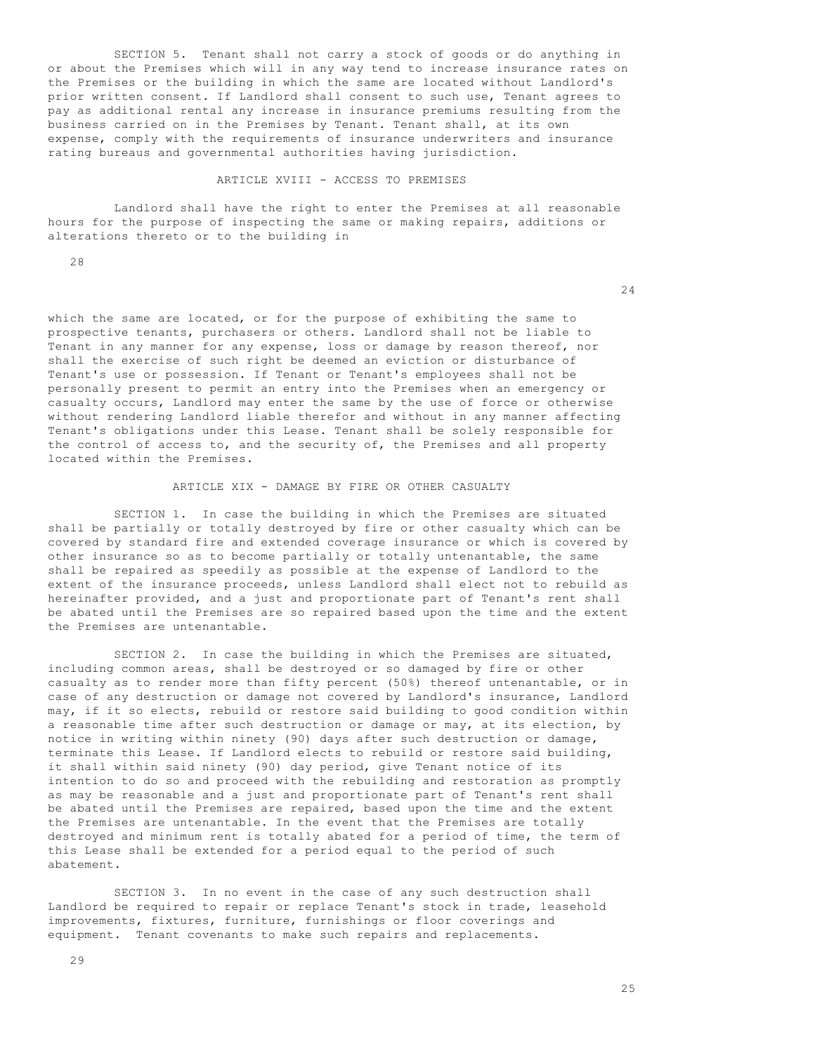SECTION 5. Tenant shall not carry a stock of goods or do anything in or about the Premises which will in any way tend to increase insurance rates on the Premises or the building in which the same are located without Landlord's prior written consent. If Landlord shall consent to such use, Tenant agrees to pay as additional rental any increase in insurance premiums resulting from the business carried on in the Premises by Tenant. Tenant shall, at its own expense, comply with the requirements of insurance underwriters and insurance rating bureaus and governmental authorities having jurisdiction.

## ARTICLE XVIII - ACCESS TO PREMISES

Landlord shall have the right to enter the Premises at all reasonable hours for the purpose of inspecting the same or making repairs, additions or alterations thereto or to the building in which the same are located, or for the purpose of exhibiting the same to prospective tenants, purchasers or others. Landlord shall not be liable to Tenant in any manner for any expense, loss or damage by reason thereof, nor shall the exercise of such right be deemed an eviction or disturbance of Tenant's use or possession. If Tenant or Tenant's employees shall not be personally present to permit an entry into the Premises when an emergency or casualty occurs, Landlord may enter the same by the use of force or otherwise without rendering Landlord liable therefor and without in any manner affecting Tenant's obligations under this Lease. Tenant shall be solely responsible for the control of access to, and the security of, the Premises and all property located within the Premises.

## ARTICLE XIX - DAMAGE BY FIRE OR OTHER CASUALTY

SECTION 1. In case the building in which the Premises are situated shall be partially or totally destroyed by fire or other casualty which can be covered by standard fire and extended coverage insurance or which is covered by other insurance so as to become partially or totally untenantable, the same shall be repaired as speedily as possible at the expense of Landlord to the extent of the insurance proceeds, unless Landlord shall elect not to rebuild as hereinafter provided, and a just and proportionate part of Tenant's rent shall be abated until the Premises are so repaired based upon the time and the extent the Premises are untenantable.

SECTION 2. In case the building in which the Premises are situated, including common areas, shall be destroyed or so damaged by fire or other casualty as to render more than fifty percent (50%) thereof untenantable, or in case of any destruction or damage not covered by Landlord's insurance, Landlord may, if it so elects, rebuild or restore said building to good condition within a reasonable time after such destruction or damage or may, at its election, by notice in writing within ninety (90) days after such destruction or damage, terminate this Lease. If Landlord elects to rebuild or restore said building, it shall within said ninety (90) day period, give Tenant notice of its intention to do so and proceed with the rebuilding and restoration as promptly as may be reasonable and a just and proportionate part of Tenant's rent shall be abated until the Premises are repaired, based upon the time and the extent the Premises are untenantable. In the event that the Premises are totally destroyed and minimum rent is totally abated for a period of time, the term of this Lease shall be extended for a period equal to the period of such abatement.

SECTION 3. In no event in the case of any such destruction shall Landlord be required to repair or replace Tenant's stock in trade, leasehold improvements, fixtures, furniture, furnishings or floor coverings and equipment. Tenant covenants to make such repairs and replacements.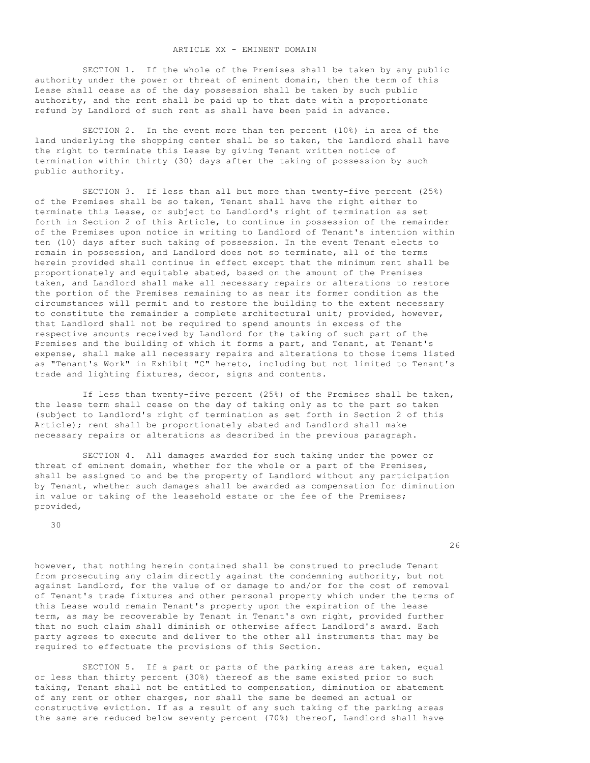## ARTICLE XX - EMINENT DOMAIN

SECTION 1. If the whole of the Premises shall be taken by any public authority under the power or threat of eminent domain, then the term of this Lease shall cease as of the day possession shall be taken by such public authority, and the rent shall be paid up to that date with a proportionate refund by Landlord of such rent as shall have been paid in advance.

SECTION 2. In the event more than ten percent (10%) in area of the land underlying the shopping center shall be so taken, the Landlord shall have the right to terminate this Lease by giving Tenant written notice of termination within thirty (30) days after the taking of possession by such public authority.

SECTION 3. If less than all but more than twenty-five percent (25%) of the Premises shall be so taken, Tenant shall have the right either to terminate this Lease, or subject to Landlord's right of termination as set forth in Section 2 of this Article, to continue in possession of the remainder of the Premises upon notice in writing to Landlord of Tenant's intention within ten (10) days after such taking of possession. In the event Tenant elects to remain in possession, and Landlord does not so terminate, all of the terms herein provided shall continue in effect except that the minimum rent shall be proportionately and equitable abated, based on the amount of the Premises taken, and Landlord shall make all necessary repairs or alterations to restore the portion of the Premises remaining to as near its former condition as the circumstances will permit and to restore the building to the extent necessary to constitute the remainder a complete architectural unit; provided, however, that Landlord shall not be required to spend amounts in excess of the respective amounts received by Landlord for the taking of such part of the Premises and the building of which it forms a part, and Tenant, at Tenant's expense, shall make all necessary repairs and alterations to those items listed as "Tenant's Work" in Exhibit "C" hereto, including but not limited to Tenant's trade and lighting fixtures, decor, signs and contents.

If less than twenty-five percent (25%) of the Premises shall be taken, the lease term shall cease on the day of taking only as to the part so taken (subject to Landlord's right of termination as set forth in Section 2 of this Article); rent shall be proportionately abated and Landlord shall make necessary repairs or alterations as described in the previous paragraph.

SECTION 4. All damages awarded for such taking under the power or threat of eminent domain, whether for the whole or a part of the Premises, shall be assigned to and be the property of Landlord without any participation by Tenant, whether such damages shall be awarded as compensation for diminution in value or taking of the leasehold estate or the fee of the Premises; provided, however, that nothing herein contained shall be construed to preclude Tenant from prosecuting any claim directly against the condemning authority, but not against Landlord, for the value of or damage to and/or for the cost of removal of Tenant's trade fixtures and other personal property which under the terms of this Lease would remain Tenant's property upon the expiration of the lease term, as may be recoverable by Tenant in Tenant's own right, provided further that no such claim shall diminish or otherwise affect Landlord's award. Each party agrees to execute and deliver to the other all instruments that may be required to effectuate the provisions of this Section.

SECTION 5. If a part or parts of the parking areas are taken, equal or less than thirty percent (30%) thereof as the same existed prior to such taking, Tenant shall not be entitled to compensation, diminution or abatement of any rent or other charges, nor shall the same be deemed an actual or constructive eviction. If as a result of any such taking of the parking areas the same are reduced below seventy percent (70%) thereof, Landlord shall have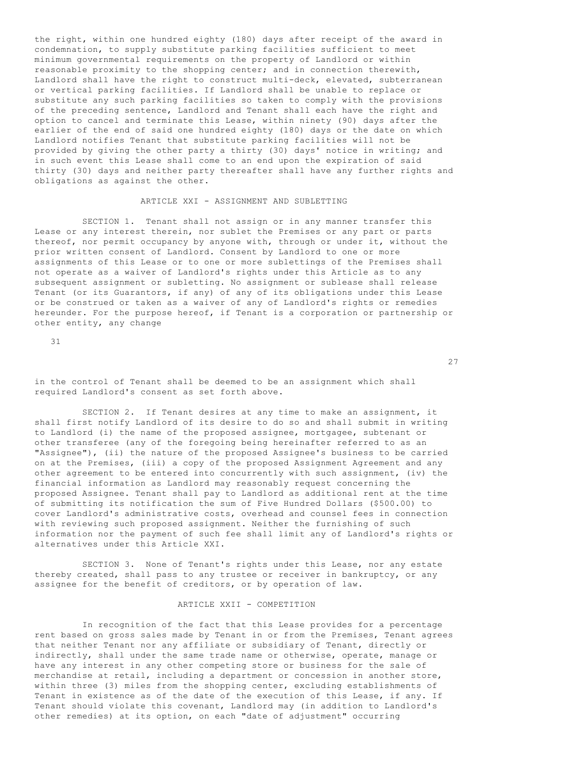the right, within one hundred eighty (180) days after receipt of the award in condemnation, to supply substitute parking facilities sufficient to meet minimum governmental requirements on the property of Landlord or within reasonable proximity to the shopping center; and in connection therewith, Landlord shall have the right to construct multi-deck, elevated, subterranean or vertical parking facilities. If Landlord shall be unable to replace or substitute any such parking facilities so taken to comply with the provisions of the preceding sentence, Landlord and Tenant shall each have the right and option to cancel and terminate this Lease, within ninety (90) days after the earlier of the end of said one hundred eighty (180) days or the date on which Landlord notifies Tenant that substitute parking facilities will not be provided by giving the other party a thirty (30) days' notice in writing; and in such event this Lease shall come to an end upon the expiration of said thirty (30) days and neither party thereafter shall have any further rights and obligations as against the other.

## ARTICLE XXI - ASSIGNMENT AND SUBLETTING

SECTION 1. Tenant shall not assign or in any manner transfer this Lease or any interest therein, nor sublet the Premises or any part or parts thereof, nor permit occupancy by anyone with, through or under it, without the prior written consent of Landlord. Consent by Landlord to one or more assignments of this Lease or to one or more sublettings of the Premises shall not operate as a waiver of Landlord's rights under this Article as to any subsequent assignment or subletting. No assignment or sublease shall release Tenant (or its Guarantors, if any) of any of its obligations under this Lease or be construed or taken as a waiver of any of Landlord's rights or remedies hereunder. For the purpose hereof, if Tenant is a corporation or partnership or other entity, any change in the control of Tenant shall be deemed to be an assignment which shall required Landlord's consent as set forth above.

SECTION 2. If Tenant desires at any time to make an assignment, it shall first notify Landlord of its desire to do so and shall submit in writing to Landlord (i) the name of the proposed assignee, mortgagee, subtenant or other transferee (any of the foregoing being hereinafter referred to as an "Assignee"), (ii) the nature of the proposed Assignee's business to be carried on at the Premises, (iii) a copy of the proposed Assignment Agreement and any other agreement to be entered into concurrently with such assignment, (iv) the financial information as Landlord may reasonably request concerning the proposed Assignee. Tenant shall pay to Landlord as additional rent at the time of submitting its notification the sum of Five Hundred Dollars ($500.00) to cover Landlord's administrative costs, overhead and counsel fees in connection with reviewing such proposed assignment. Neither the furnishing of such information nor the payment of such fee shall limit any of Landlord's rights or alternatives under this Article XXI.

SECTION 3. None of Tenant's rights under this Lease, nor any estate thereby created, shall pass to any trustee or receiver in bankruptcy, or any assignee for the benefit of creditors, or by operation of law.

## ARTICLE XXII - COMPETITION

In recognition of the fact that this Lease provides for a percentage rent based on gross sales made by Tenant in or from the Premises, Tenant agrees that neither Tenant nor any affiliate or subsidiary of Tenant, directly or indirectly, shall under the same trade name or otherwise, operate, manage or have any interest in any other competing store or business for the sale of merchandise at retail, including a department or concession in another store, within three (3) miles from the shopping center, excluding establishments of Tenant in existence as of the date of the execution of this Lease, if any. If Tenant should violate this covenant, Landlord may (in addition to Landlord's other remedies) at its option, on each "date of adjustment" occurring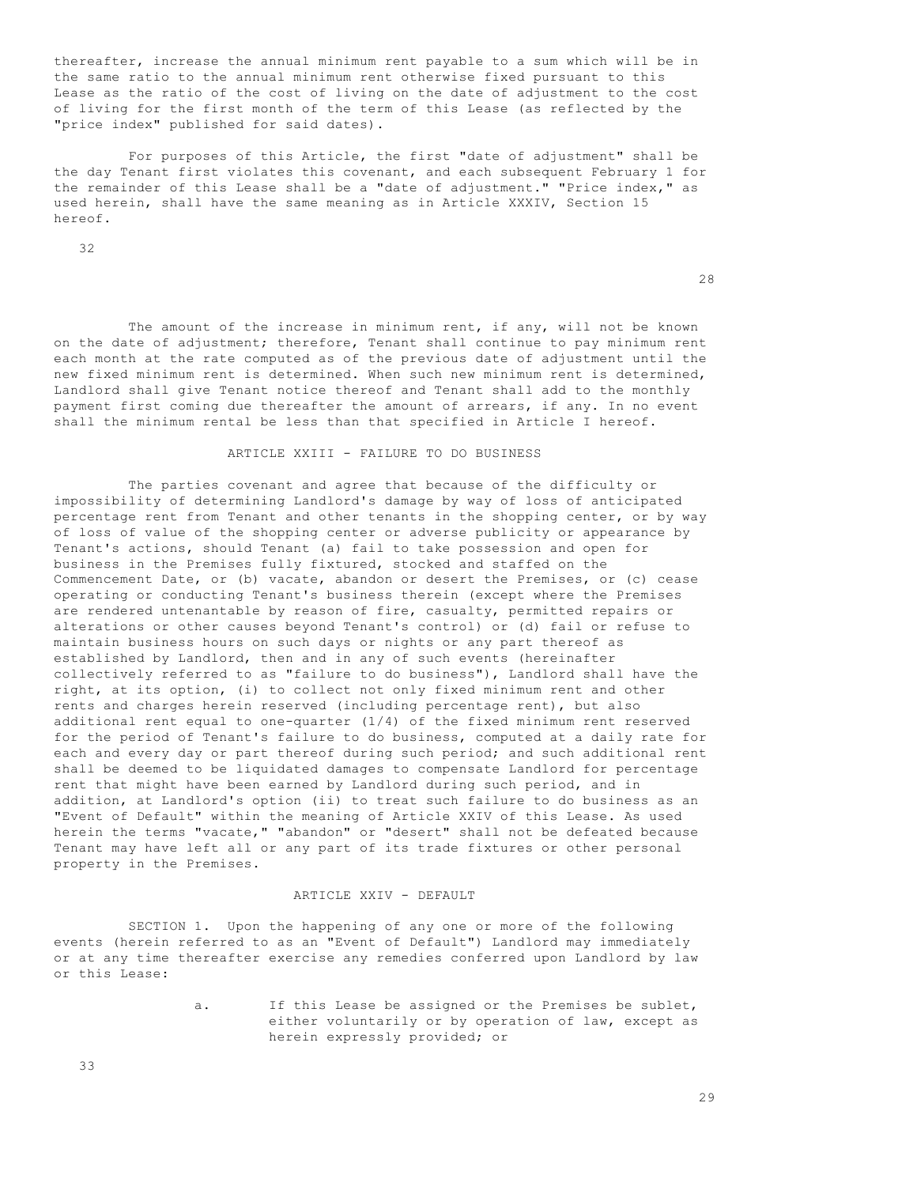thereafter, increase the annual minimum rent payable to a sum which will be in the same ratio to the annual minimum rent otherwise fixed pursuant to this Lease as the ratio of the cost of living on the date of adjustment to the cost of living for the first month of the term of this Lease (as reflected by the "price index" published for said dates).

For purposes of this Article, the first "date of adjustment" shall be the day Tenant first violates this covenant, and each subsequent February 1 for the remainder of this Lease shall be a "date of adjustment." "Price index," as used herein, shall have the same meaning as in Article XXXIV, Section 15 hereof.

The amount of the increase in minimum rent, if any, will not be known on the date of adjustment; therefore, Tenant shall continue to pay minimum rent each month at the rate computed as of the previous date of adjustment until the new fixed minimum rent is determined. When such new minimum rent is determined, Landlord shall give Tenant notice thereof and Tenant shall add to the monthly payment first coming due thereafter the amount of arrears, if any. In no event shall the minimum rental be less than that specified in Article I hereof.

## ARTICLE XXIII - FAILURE TO DO BUSINESS

The parties covenant and agree that because of the difficulty or impossibility of determining Landlord's damage by way of loss of anticipated percentage rent from Tenant and other tenants in the shopping center, or by way of loss of value of the shopping center or adverse publicity or appearance by Tenant's actions, should Tenant (a) fail to take possession and open for business in the Premises fully fixtured, stocked and staffed on the Commencement Date, or (b) vacate, abandon or desert the Premises, or (c) cease operating or conducting Tenant's business therein (except where the Premises are rendered untenantable by reason of fire, casualty, permitted repairs or alterations or other causes beyond Tenant's control) or (d) fail or refuse to maintain business hours on such days or nights or any part thereof as established by Landlord, then and in any of such events (hereinafter collectively referred to as "failure to do business"), Landlord shall have the right, at its option, (i) to collect not only fixed minimum rent and other rents and charges herein reserved (including percentage rent), but also additional rent equal to one-quarter (1/4) of the fixed minimum rent reserved for the period of Tenant's failure to do business, computed at a daily rate for each and every day or part thereof during such period; and such additional rent shall be deemed to be liquidated damages to compensate Landlord for percentage rent that might have been earned by Landlord during such period, and in addition, at Landlord's option (ii) to treat such failure to do business as an "Event of Default" within the meaning of Article XXIV of this Lease. As used herein the terms "vacate," "abandon" or "desert" shall not be defeated because Tenant may have left all or any part of its trade fixtures or other personal property in the Premises.

## ARTICLE XXIV - DEFAULT

SECTION 1. Upon the happening of any one or more of the following events (herein referred to as an "Event of Default") Landlord may immediately or at any time thereafter exercise any remedies conferred upon Landlord by law or this Lease:

a. If this Lease be assigned or the Premises be sublet, either voluntarily or by operation of law, except as herein expressly provided; or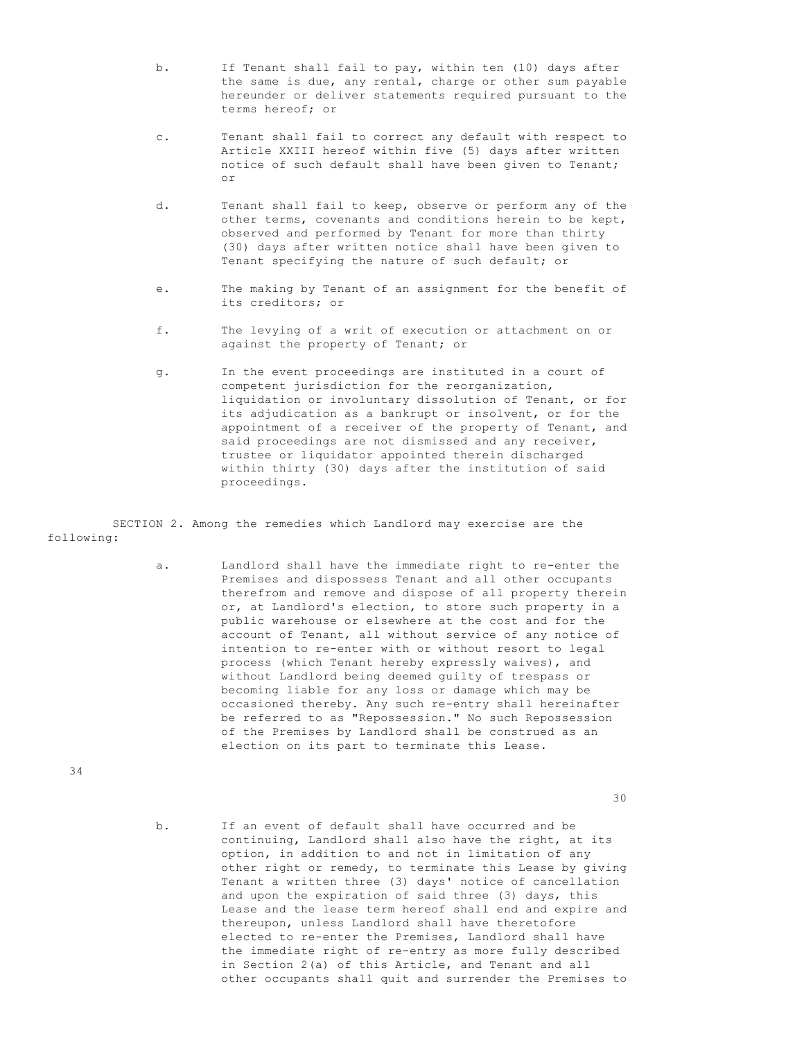b. If Tenant shall fail to pay, within ten (10) days after the same is due, any rental, charge or other sum payable hereunder or deliver statements required pursuant to the terms hereof; or

c. Tenant shall fail to correct any default with respect to Article XXIII hereof within five (5) days after written notice of such default shall have been given to Tenant; or

d. Tenant shall fail to keep, observe or perform any of the other terms, covenants and conditions herein to be kept, observed and performed by Tenant for more than thirty (30) days after written notice shall have been given to Tenant specifying the nature of such default; or

e. The making by Tenant of an assignment for the benefit of its creditors; or

f. The levying of a writ of execution or attachment on or against the property of Tenant; or

g. In the event proceedings are instituted in a court of competent jurisdiction for the reorganization, liquidation or involuntary dissolution of Tenant, or for its adjudication as a bankrupt or insolvent, or for the appointment of a receiver of the property of Tenant, and said proceedings are not dismissed and any receiver, trustee or liquidator appointed therein discharged within thirty (30) days after the institution of said proceedings.

SECTION 2. Among the remedies which Landlord may exercise are the following:

a. Landlord shall have the immediate right to re-enter the Premises and dispossess Tenant and all other occupants therefrom and remove and dispose of all property therein or, at Landlord's election, to store such property in a public warehouse or elsewhere at the cost and for the account of Tenant, all without service of any notice of intention to re-enter with or without resort to legal process (which Tenant hereby expressly waives), and without Landlord being deemed guilty of trespass or becoming liable for any loss or damage which may be occasioned thereby. Any such re-entry shall hereinafter be referred to as "Repossession." No such Repossession of the Premises by Landlord shall be construed as an election on its part to terminate this Lease.

b. If an event of default shall have occurred and be continuing, Landlord shall also have the right, at its option, in addition to and not in limitation of any other right or remedy, to terminate this Lease by giving Tenant a written three (3) days' notice of cancellation and upon the expiration of said three (3) days, this Lease and the lease term hereof shall end and expire and thereupon, unless Landlord shall have theretofore elected to re-enter the Premises, Landlord shall have the immediate right of re-entry as more fully described in Section 2(a) of this Article, and Tenant and all other occupants shall quit and surrender the Premises to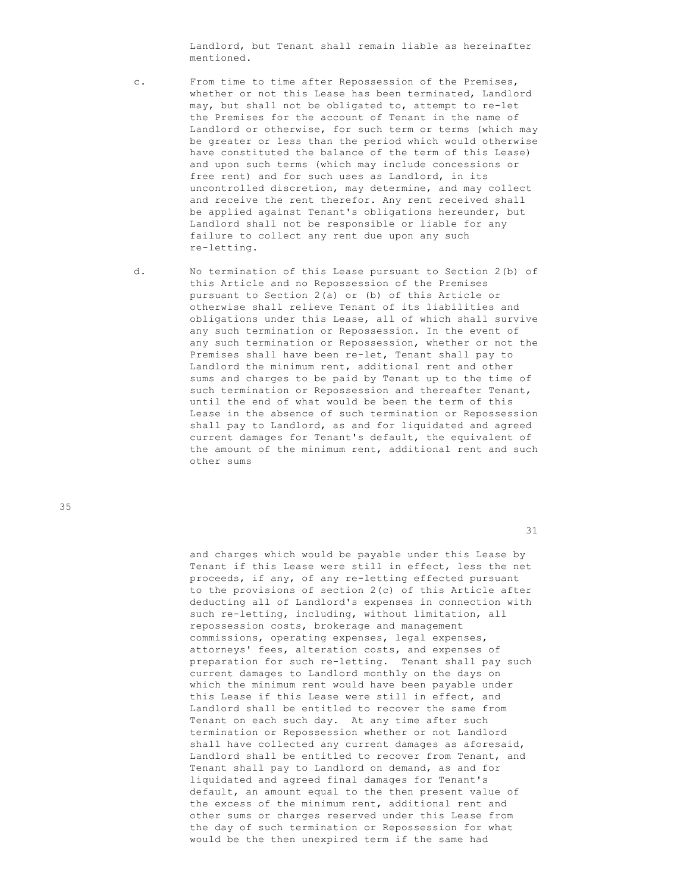Landlord, but Tenant shall remain liable as hereinafter mentioned.

c. From time to time after Repossession of the Premises, whether or not this Lease has been terminated, Landlord may, but shall not be obligated to, attempt to re-let the Premises for the account of Tenant in the name of Landlord or otherwise, for such term or terms (which may be greater or less than the period which would otherwise have constituted the balance of the term of this Lease) and upon such terms (which may include concessions or free rent) and for such uses as Landlord, in its uncontrolled discretion, may determine, and may collect and receive the rent therefor. Any rent received shall be applied against Tenant's obligations hereunder, but Landlord shall not be responsible or liable for any failure to collect any rent due upon any such re-letting.

d. No termination of this Lease pursuant to Section 2(b) of this Article and no Repossession of the Premises pursuant to Section 2(a) or (b) of this Article or otherwise shall relieve Tenant of its liabilities and obligations under this Lease, all of which shall survive any such termination or Repossession. In the event of any such termination or Repossession, whether or not the Premises shall have been re-let, Tenant shall pay to Landlord the minimum rent, additional rent and other sums and charges to be paid by Tenant up to the time of such termination or Repossession and thereafter Tenant, until the end of what would be been the term of this Lease in the absence of such termination or Repossession shall pay to Landlord, as and for liquidated and agreed current damages for Tenant's default, the equivalent of the amount of the minimum rent, additional rent and such other sums and charges which would be payable under this Lease by Tenant if this Lease were still in effect, less the net proceeds, if any, of any re-letting effected pursuant to the provisions of section 2(c) of this Article after deducting all of Landlord's expenses in connection with such re-letting, including, without limitation, all repossession costs, brokerage and management commissions, operating expenses, legal expenses, attorneys' fees, alteration costs, and expenses of preparation for such re-letting. Tenant shall pay such current damages to Landlord monthly on the days on which the minimum rent would have been payable under this Lease if this Lease were still in effect, and Landlord shall be entitled to recover the same from Tenant on each such day. At any time after such termination or Repossession whether or not Landlord shall have collected any current damages as aforesaid, Landlord shall be entitled to recover from Tenant, and Tenant shall pay to Landlord on demand, as and for liquidated and agreed final damages for Tenant's default, an amount equal to the then present value of the excess of the minimum rent, additional rent and other sums or charges reserved under this Lease from the day of such termination or Repossession for what would be the then unexpired term if the same had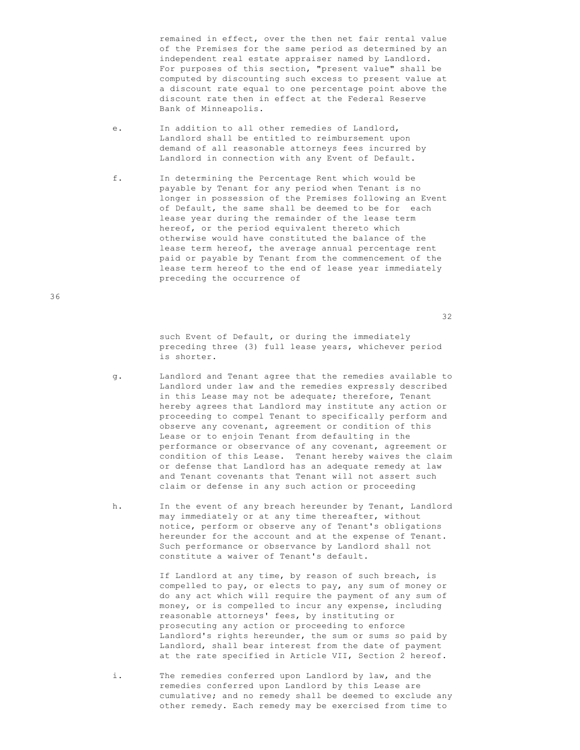remained in effect, over the then net fair rental value of the Premises for the same period as determined by an independent real estate appraiser named by Landlord. For purposes of this section, "present value" shall be computed by discounting such excess to present value at a discount rate equal to one percentage point above the discount rate then in effect at the Federal Reserve Bank of Minneapolis.

e. In addition to all other remedies of Landlord, Landlord shall be entitled to reimbursement upon demand of all reasonable attorneys fees incurred by Landlord in connection with any Event of Default.

f. In determining the Percentage Rent which would be payable by Tenant for any period when Tenant is no longer in possession of the Premises following an Event of Default, the same shall be deemed to be for each lease year during the remainder of the lease term hereof, or the period equivalent thereto which otherwise would have constituted the balance of the lease term hereof, the average annual percentage rent paid or payable by Tenant from the commencement of the lease term hereof to the end of lease year immediately preceding the occurrence of such Event of Default, or during the immediately preceding three (3) full lease years, whichever period is shorter.

g. Landlord and Tenant agree that the remedies available to Landlord under law and the remedies expressly described in this Lease may not be adequate; therefore, Tenant hereby agrees that Landlord may institute any action or proceeding to compel Tenant to specifically perform and observe any covenant, agreement or condition of this Lease or to enjoin Tenant from defaulting in the performance or observance of any covenant, agreement or condition of this Lease. Tenant hereby waives the claim or defense that Landlord has an adequate remedy at law and Tenant covenants that Tenant will not assert such claim or defense in any such action or proceeding

h. In the event of any breach hereunder by Tenant, Landlord may immediately or at any time thereafter, without notice, perform or observe any of Tenant's obligations hereunder for the account and at the expense of Tenant. Such performance or observance by Landlord shall not constitute a waiver of Tenant's default.

   If Landlord at any time, by reason of such breach, is compelled to pay, or elects to pay, any sum of money or do any act which will require the payment of any sum of money, or is compelled to incur any expense, including reasonable attorneys' fees, by instituting or prosecuting any action or proceeding to enforce Landlord's rights hereunder, the sum or sums so paid by Landlord, shall bear interest from the date of payment at the rate specified in Article VII, Section 2 hereof.

i. The remedies conferred upon Landlord by law, and the remedies conferred upon Landlord by this Lease are cumulative; and no remedy shall be deemed to exclude any other remedy. Each remedy may be exercised from time to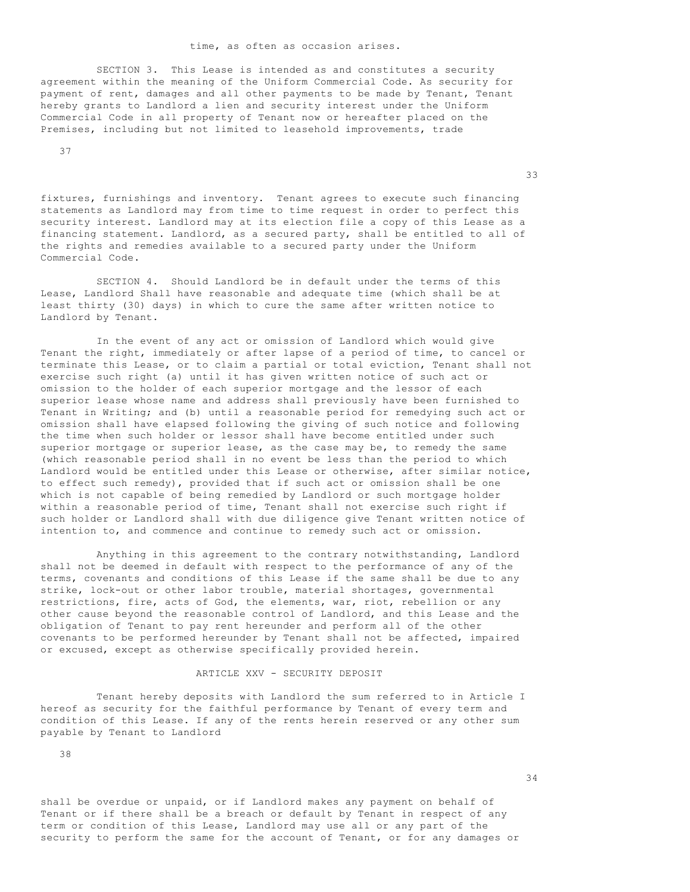time, as often as occasion arises.

SECTION 3. This Lease is intended as and constitutes a security agreement within the meaning of the Uniform Commercial Code. As security for payment of rent, damages and all other payments to be made by Tenant, Tenant hereby grants to Landlord a lien and security interest under the Uniform Commercial Code in all property of Tenant now or hereafter placed on the Premises, including but not limited to leasehold improvements, trade fixtures, furnishings and inventory. Tenant agrees to execute such financing statements as Landlord may from time to time request in order to perfect this security interest. Landlord may at its election file a copy of this Lease as a financing statement. Landlord, as a secured party, shall be entitled to all of the rights and remedies available to a secured party under the Uniform Commercial Code.

SECTION 4. Should Landlord be in default under the terms of this Lease, Landlord Shall have reasonable and adequate time (which shall be at least thirty (30) days) in which to cure the same after written notice to Landlord by Tenant.

In the event of any act or omission of Landlord which would give Tenant the right, immediately or after lapse of a period of time, to cancel or terminate this Lease, or to claim a partial or total eviction, Tenant shall not exercise such right (a) until it has given written notice of such act or omission to the holder of each superior mortgage and the lessor of each superior lease whose name and address shall previously have been furnished to Tenant in Writing; and (b) until a reasonable period for remedying such act or omission shall have elapsed following the giving of such notice and following the time when such holder or lessor shall have become entitled under such superior mortgage or superior lease, as the case may be, to remedy the same (which reasonable period shall in no event be less than the period to which Landlord would be entitled under this Lease or otherwise, after similar notice, to effect such remedy), provided that if such act or omission shall be one which is not capable of being remedied by Landlord or such mortgage holder within a reasonable period of time, Tenant shall not exercise such right if such holder or Landlord shall with due diligence give Tenant written notice of intention to, and commence and continue to remedy such act or omission.

Anything in this agreement to the contrary notwithstanding, Landlord shall not be deemed in default with respect to the performance of any of the terms, covenants and conditions of this Lease if the same shall be due to any strike, lock-out or other labor trouble, material shortages, governmental restrictions, fire, acts of God, the elements, war, riot, rebellion or any other cause beyond the reasonable control of Landlord, and this Lease and the obligation of Tenant to pay rent hereunder and perform all of the other covenants to be performed hereunder by Tenant shall not be affected, impaired or excused, except as otherwise specifically provided herein.

## ARTICLE XXV - SECURITY DEPOSIT

Tenant hereby deposits with Landlord the sum referred to in Article I hereof as security for the faithful performance by Tenant of every term and condition of this Lease. If any of the rents herein reserved or any other sum payable by Tenant to Landlord shall be overdue or unpaid, or if Landlord makes any payment on behalf of Tenant or if there shall be a breach or default by Tenant in respect of any term or condition of this Lease, Landlord may use all or any part of the security to perform the same for the account of Tenant, or for any damages or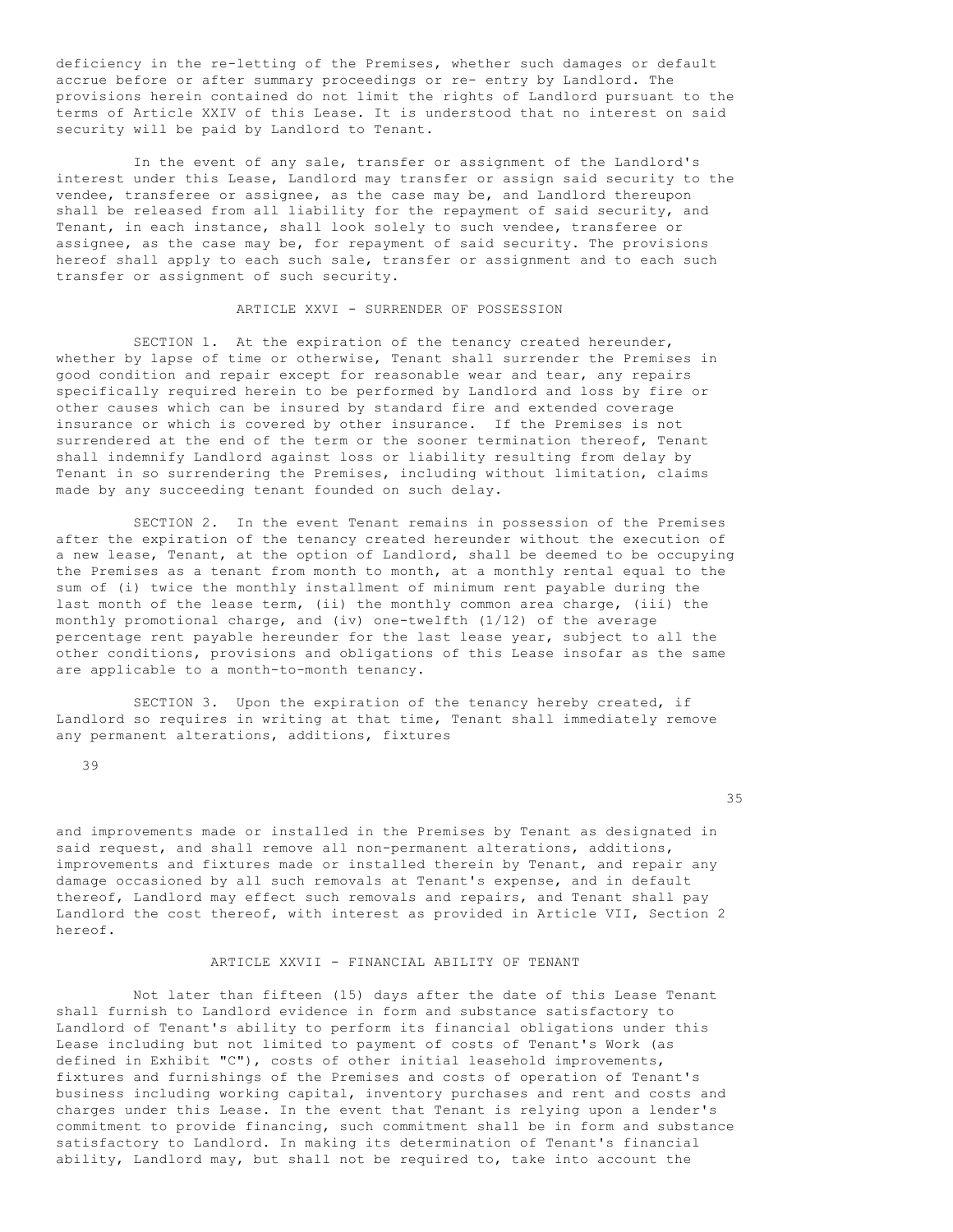deficiency in the re-letting of the Premises, whether such damages or default accrue before or after summary proceedings or re- entry by Landlord. The provisions herein contained do not limit the rights of Landlord pursuant to the terms of Article XXIV of this Lease. It is understood that no interest on said security will be paid by Landlord to Tenant.

In the event of any sale, transfer or assignment of the Landlord's interest under this Lease, Landlord may transfer or assign said security to the vendee, transferee or assignee, as the case may be, and Landlord thereupon shall be released from all liability for the repayment of said security, and Tenant, in each instance, shall look solely to such vendee, transferee or assignee, as the case may be, for repayment of said security. The provisions hereof shall apply to each such sale, transfer or assignment and to each such transfer or assignment of such security.

## ARTICLE XXVI - SURRENDER OF POSSESSION

SECTION 1. At the expiration of the tenancy created hereunder, whether by lapse of time or otherwise, Tenant shall surrender the Premises in good condition and repair except for reasonable wear and tear, any repairs specifically required herein to be performed by Landlord and loss by fire or other causes which can be insured by standard fire and extended coverage insurance or which is covered by other insurance. If the Premises is not surrendered at the end of the term or the sooner termination thereof, Tenant shall indemnify Landlord against loss or liability resulting from delay by Tenant in so surrendering the Premises, including without limitation, claims made by any succeeding tenant founded on such delay.

SECTION 2. In the event Tenant remains in possession of the Premises after the expiration of the tenancy created hereunder without the execution of a new lease, Tenant, at the option of Landlord, shall be deemed to be occupying the Premises as a tenant from month to month, at a monthly rental equal to the sum of (i) twice the monthly installment of minimum rent payable during the last month of the lease term, (ii) the monthly common area charge, (iii) the monthly promotional charge, and (iv) one-twelfth (1/12) of the average percentage rent payable hereunder for the last lease year, subject to all the other conditions, provisions and obligations of this Lease insofar as the same are applicable to a month-to-month tenancy.

SECTION 3. Upon the expiration of the tenancy hereby created, if Landlord so requires in writing at that time, Tenant shall immediately remove any permanent alterations, additions, fixtures and improvements made or installed in the Premises by Tenant as designated in said request, and shall remove all non-permanent alterations, additions, improvements and fixtures made or installed therein by Tenant, and repair any damage occasioned by all such removals at Tenant's expense, and in default thereof, Landlord may effect such removals and repairs, and Tenant shall pay Landlord the cost thereof, with interest as provided in Article VII, Section 2 hereof.

## ARTICLE XXVII - FINANCIAL ABILITY OF TENANT

Not later than fifteen (15) days after the date of this Lease Tenant shall furnish to Landlord evidence in form and substance satisfactory to Landlord of Tenant's ability to perform its financial obligations under this Lease including but not limited to payment of costs of Tenant's Work (as defined in Exhibit "C"), costs of other initial leasehold improvements, fixtures and furnishings of the Premises and costs of operation of Tenant's business including working capital, inventory purchases and rent and costs and charges under this Lease. In the event that Tenant is relying upon a lender's commitment to provide financing, such commitment shall be in form and substance satisfactory to Landlord. In making its determination of Tenant's financial ability, Landlord may, but shall not be required to, take into account the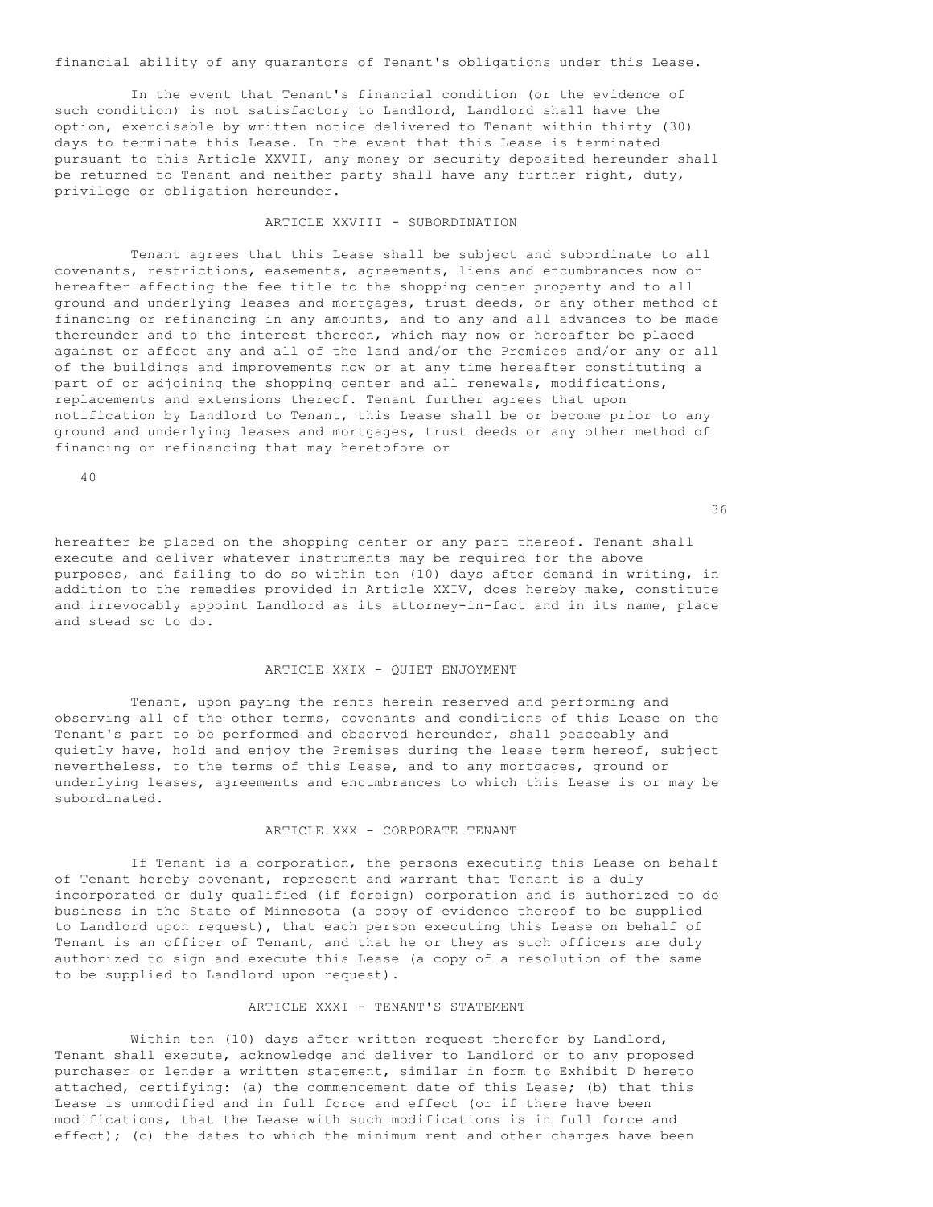financial ability of any guarantors of Tenant's obligations under this Lease.

In the event that Tenant's financial condition (or the evidence of such condition) is not satisfactory to Landlord, Landlord shall have the option, exercisable by written notice delivered to Tenant within thirty (30) days to terminate this Lease. In the event that this Lease is terminated pursuant to this Article XXVII, any money or security deposited hereunder shall be returned to Tenant and neither party shall have any further right, duty, privilege or obligation hereunder.

## ARTICLE XXVIII - SUBORDINATION

Tenant agrees that this Lease shall be subject and subordinate to all covenants, restrictions, easements, agreements, liens and encumbrances now or hereafter affecting the fee title to the shopping center property and to all ground and underlying leases and mortgages, trust deeds, or any other method of financing or refinancing in any amounts, and to any and all advances to be made thereunder and to the interest thereon, which may now or hereafter be placed against or affect any and all of the land and/or the Premises and/or any or all of the buildings and improvements now or at any time hereafter constituting a part of or adjoining the shopping center and all renewals, modifications, replacements and extensions thereof. Tenant further agrees that upon notification by Landlord to Tenant, this Lease shall be or become prior to any ground and underlying leases and mortgages, trust deeds or any other method of financing or refinancing that may heretofore or hereafter be placed on the shopping center or any part thereof. Tenant shall execute and deliver whatever instruments may be required for the above purposes, and failing to do so within ten (10) days after demand in writing, in addition to the remedies provided in Article XXIV, does hereby make, constitute and irrevocably appoint Landlord as its attorney-in-fact and in its name, place and stead so to do.

## ARTICLE XXIX - QUIET ENJOYMENT

Tenant, upon paying the rents herein reserved and performing and observing all of the other terms, covenants and conditions of this Lease on the Tenant's part to be performed and observed hereunder, shall peaceably and quietly have, hold and enjoy the Premises during the lease term hereof, subject nevertheless, to the terms of this Lease, and to any mortgages, ground or underlying leases, agreements and encumbrances to which this Lease is or may be subordinated.

## ARTICLE XXX - CORPORATE TENANT

If Tenant is a corporation, the persons executing this Lease on behalf of Tenant hereby covenant, represent and warrant that Tenant is a duly incorporated or duly qualified (if foreign) corporation and is authorized to do business in the State of Minnesota (a copy of evidence thereof to be supplied to Landlord upon request), that each person executing this Lease on behalf of Tenant is an officer of Tenant, and that he or they as such officers are duly authorized to sign and execute this Lease (a copy of a resolution of the same to be supplied to Landlord upon request).

## ARTICLE XXXI - TENANT'S STATEMENT

Within ten (10) days after written request therefor by Landlord, Tenant shall execute, acknowledge and deliver to Landlord or to any proposed purchaser or lender a written statement, similar in form to Exhibit D hereto attached, certifying: (a) the commencement date of this Lease; (b) that this Lease is unmodified and in full force and effect (or if there have been modifications, that the Lease with such modifications is in full force and effect); (c) the dates to which the minimum rent and other charges have been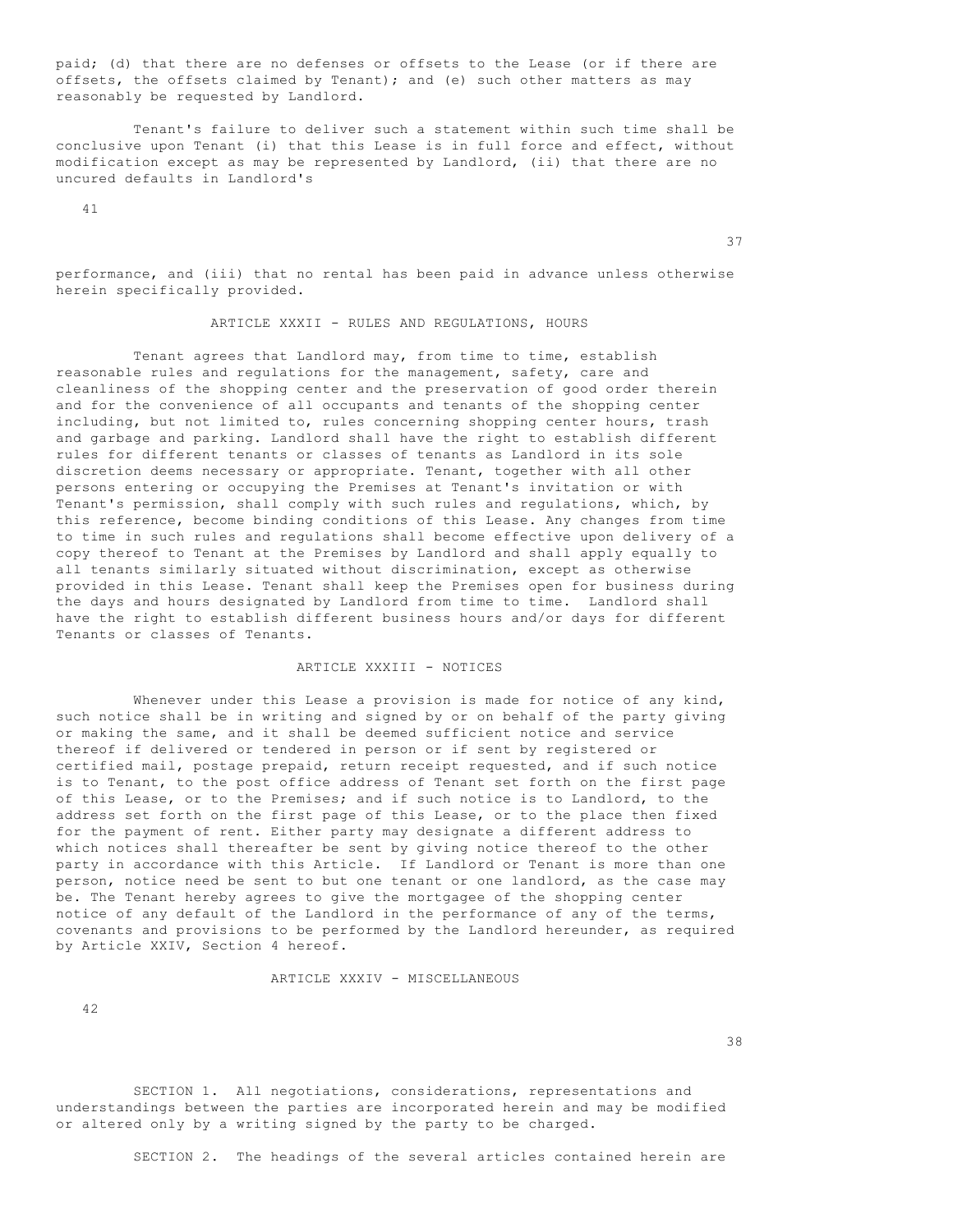paid; (d) that there are no defenses or offsets to the Lease (or if there are offsets, the offsets claimed by Tenant); and (e) such other matters as may reasonably be requested by Landlord.

Tenant's failure to deliver such a statement within such time shall be conclusive upon Tenant (i) that this Lease is in full force and effect, without modification except as may be represented by Landlord, (ii) that there are no uncured defaults in Landlord's performance, and (iii) that no rental has been paid in advance unless otherwise herein specifically provided.

## ARTICLE XXXII - RULES AND REGULATIONS, HOURS

Tenant agrees that Landlord may, from time to time, establish reasonable rules and regulations for the management, safety, care and cleanliness of the shopping center and the preservation of good order therein and for the convenience of all occupants and tenants of the shopping center including, but not limited to, rules concerning shopping center hours, trash and garbage and parking. Landlord shall have the right to establish different rules for different tenants or classes of tenants as Landlord in its sole discretion deems necessary or appropriate. Tenant, together with all other persons entering or occupying the Premises at Tenant's invitation or with Tenant's permission, shall comply with such rules and regulations, which, by this reference, become binding conditions of this Lease. Any changes from time to time in such rules and regulations shall become effective upon delivery of a copy thereof to Tenant at the Premises by Landlord and shall apply equally to all tenants similarly situated without discrimination, except as otherwise provided in this Lease. Tenant shall keep the Premises open for business during the days and hours designated by Landlord from time to time. Landlord shall have the right to establish different business hours and/or days for different Tenants or classes of Tenants.

## ARTICLE XXXIII - NOTICES

Whenever under this Lease a provision is made for notice of any kind, such notice shall be in writing and signed by or on behalf of the party giving or making the same, and it shall be deemed sufficient notice and service thereof if delivered or tendered in person or if sent by registered or certified mail, postage prepaid, return receipt requested, and if such notice is to Tenant, to the post office address of Tenant set forth on the first page of this Lease, or to the Premises; and if such notice is to Landlord, to the address set forth on the first page of this Lease, or to the place then fixed for the payment of rent. Either party may designate a different address to which notices shall thereafter be sent by giving notice thereof to the other party in accordance with this Article. If Landlord or Tenant is more than one person, notice need be sent to but one tenant or one landlord, as the case may be. The Tenant hereby agrees to give the mortgagee of the shopping center notice of any default of the Landlord in the performance of any of the terms, covenants and provisions to be performed by the Landlord hereunder, as required by Article XXIV, Section 4 hereof.

## ARTICLE XXXIV - MISCELLANEOUS

SECTION 1. All negotiations, considerations, representations and understandings between the parties are incorporated herein and may be modified or altered only by a writing signed by the party to be charged.

SECTION 2. The headings of the several articles contained herein are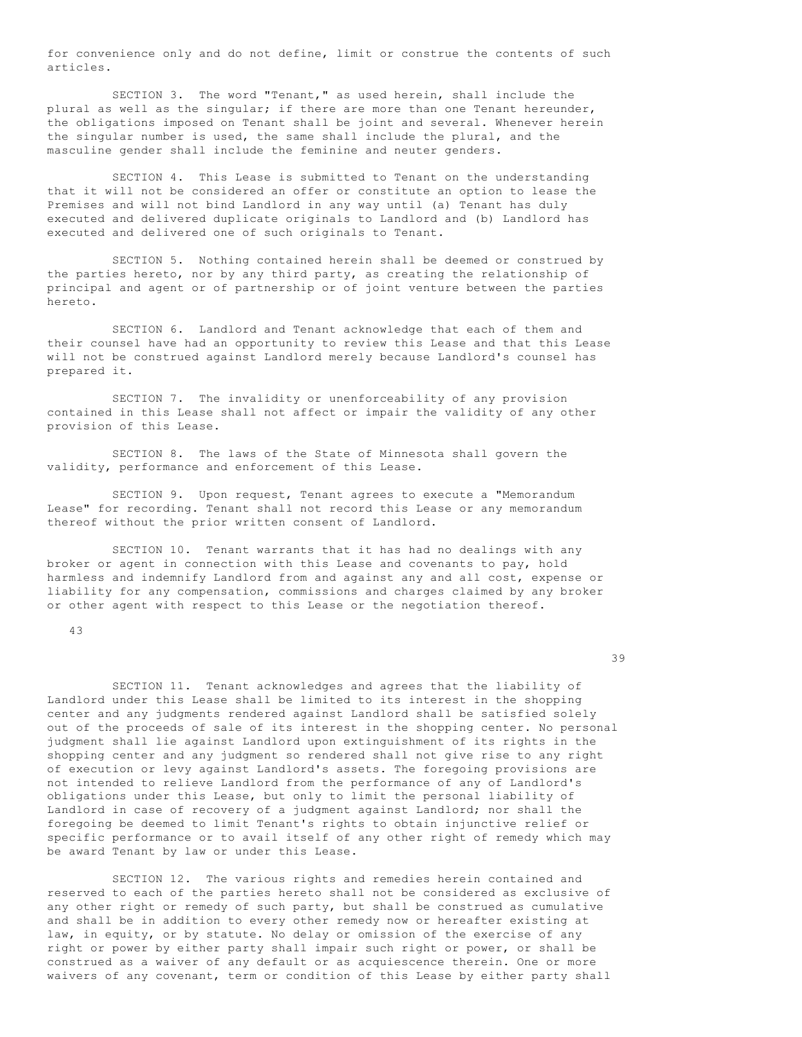for convenience only and do not define, limit or construe the contents of such articles.

SECTION 3. The word "Tenant," as used herein, shall include the plural as well as the singular; if there are more than one Tenant hereunder, the obligations imposed on Tenant shall be joint and several. Whenever herein the singular number is used, the same shall include the plural, and the masculine gender shall include the feminine and neuter genders.

SECTION 4. This Lease is submitted to Tenant on the understanding that it will not be considered an offer or constitute an option to lease the Premises and will not bind Landlord in any way until (a) Tenant has duly executed and delivered duplicate originals to Landlord and (b) Landlord has executed and delivered one of such originals to Tenant.

SECTION 5. Nothing contained herein shall be deemed or construed by the parties hereto, nor by any third party, as creating the relationship of principal and agent or of partnership or of joint venture between the parties hereto.

SECTION 6. Landlord and Tenant acknowledge that each of them and their counsel have had an opportunity to review this Lease and that this Lease will not be construed against Landlord merely because Landlord's counsel has prepared it.

SECTION 7. The invalidity or unenforceability of any provision contained in this Lease shall not affect or impair the validity of any other provision of this Lease.

SECTION 8. The laws of the State of Minnesota shall govern the validity, performance and enforcement of this Lease.

SECTION 9. Upon request, Tenant agrees to execute a "Memorandum Lease" for recording. Tenant shall not record this Lease or any memorandum thereof without the prior written consent of Landlord.

SECTION 10. Tenant warrants that it has had no dealings with any broker or agent in connection with this Lease and covenants to pay, hold harmless and indemnify Landlord from and against any and all cost, expense or liability for any compensation, commissions and charges claimed by any broker or other agent with respect to this Lease or the negotiation thereof.

SECTION 11. Tenant acknowledges and agrees that the liability of Landlord under this Lease shall be limited to its interest in the shopping center and any judgments rendered against Landlord shall be satisfied solely out of the proceeds of sale of its interest in the shopping center. No personal judgment shall lie against Landlord upon extinguishment of its rights in the shopping center and any judgment so rendered shall not give rise to any right of execution or levy against Landlord's assets. The foregoing provisions are not intended to relieve Landlord from the performance of any of Landlord's obligations under this Lease, but only to limit the personal liability of Landlord in case of recovery of a judgment against Landlord; nor shall the foregoing be deemed to limit Tenant's rights to obtain injunctive relief or specific performance or to avail itself of any other right of remedy which may be award Tenant by law or under this Lease.

SECTION 12. The various rights and remedies herein contained and reserved to each of the parties hereto shall not be considered as exclusive of any other right or remedy of such party, but shall be construed as cumulative and shall be in addition to every other remedy now or hereafter existing at law, in equity, or by statute. No delay or omission of the exercise of any right or power by either party shall impair such right or power, or shall be construed as a waiver of any default or as acquiescence therein. One or more waivers of any covenant, term or condition of this Lease by either party shall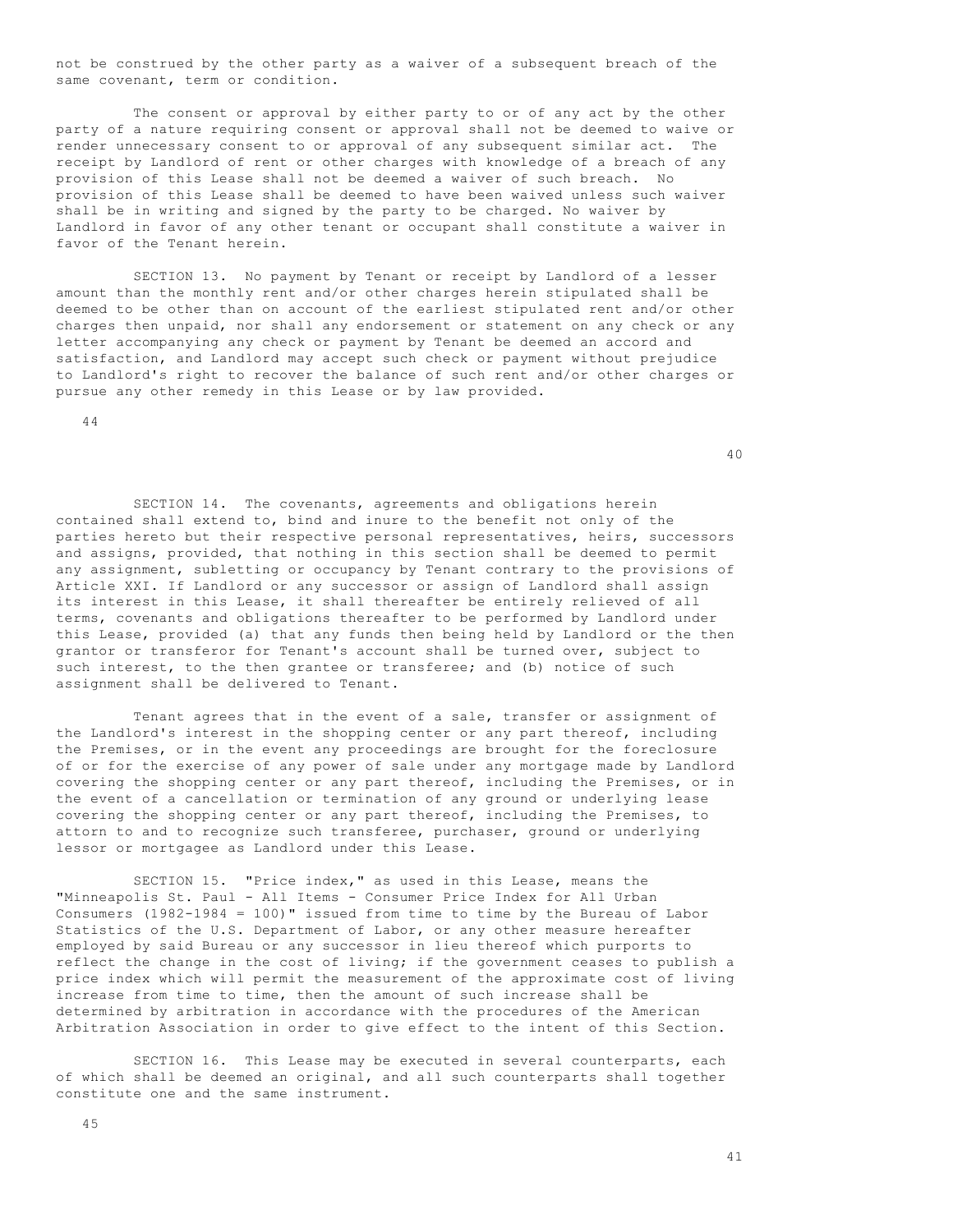not be construed by the other party as a waiver of a subsequent breach of the same covenant, term or condition.

The consent or approval by either party to or of any act by the other party of a nature requiring consent or approval shall not be deemed to waive or render unnecessary consent to or approval of any subsequent similar act. The receipt by Landlord of rent or other charges with knowledge of a breach of any provision of this Lease shall not be deemed a waiver of such breach. No provision of this Lease shall be deemed to have been waived unless such waiver shall be in writing and signed by the party to be charged. No waiver by Landlord in favor of any other tenant or occupant shall constitute a waiver in favor of the Tenant herein.

SECTION 13. No payment by Tenant or receipt by Landlord of a lesser amount than the monthly rent and/or other charges herein stipulated shall be deemed to be other than on account of the earliest stipulated rent and/or other charges then unpaid, nor shall any endorsement or statement on any check or any letter accompanying any check or payment by Tenant be deemed an accord and satisfaction, and Landlord may accept such check or payment without prejudice to Landlord's right to recover the balance of such rent and/or other charges or pursue any other remedy in this Lease or by law provided.

SECTION 14. The covenants, agreements and obligations herein contained shall extend to, bind and inure to the benefit not only of the parties hereto but their respective personal representatives, heirs, successors and assigns, provided, that nothing in this section shall be deemed to permit any assignment, subletting or occupancy by Tenant contrary to the provisions of Article XXI. If Landlord or any successor or assign of Landlord shall assign its interest in this Lease, it shall thereafter be entirely relieved of all terms, covenants and obligations thereafter to be performed by Landlord under this Lease, provided (a) that any funds then being held by Landlord or the then grantor or transferor for Tenant's account shall be turned over, subject to such interest, to the then grantee or transferee; and (b) notice of such assignment shall be delivered to Tenant.

Tenant agrees that in the event of a sale, transfer or assignment of the Landlord's interest in the shopping center or any part thereof, including the Premises, or in the event any proceedings are brought for the foreclosure of or for the exercise of any power of sale under any mortgage made by Landlord covering the shopping center or any part thereof, including the Premises, or in the event of a cancellation or termination of any ground or underlying lease covering the shopping center or any part thereof, including the Premises, to attorn to and to recognize such transferee, purchaser, ground or underlying lessor or mortgagee as Landlord under this Lease.

SECTION 15. "Price index," as used in this Lease, means the "Minneapolis St. Paul - All Items - Consumer Price Index for All Urban Consumers (1982-1984 = 100)" issued from time to time by the Bureau of Labor Statistics of the U.S. Department of Labor, or any other measure hereafter employed by said Bureau or any successor in lieu thereof which purports to reflect the change in the cost of living; if the government ceases to publish a price index which will permit the measurement of the approximate cost of living increase from time to time, then the amount of such increase shall be determined by arbitration in accordance with the procedures of the American Arbitration Association in order to give effect to the intent of this Section.

SECTION 16. This Lease may be executed in several counterparts, each of which shall be deemed an original, and all such counterparts shall together constitute one and the same instrument.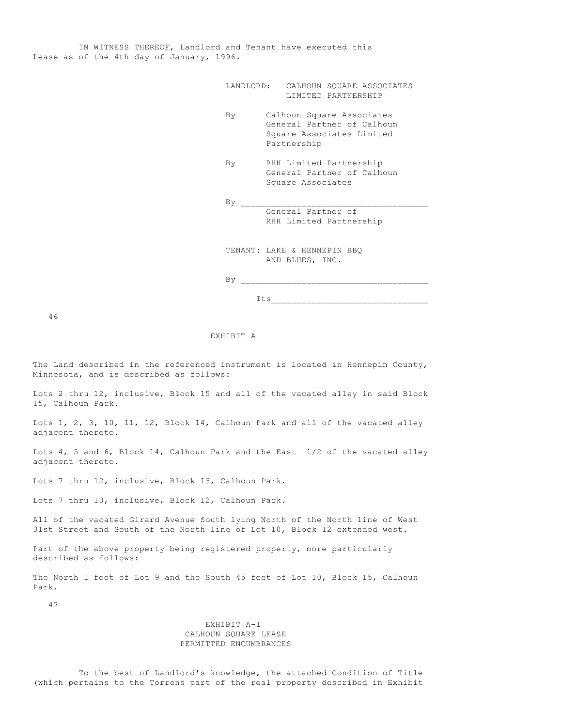IN WITNESS THEREOF, Landlord and Tenant have executed this Lease as of the 4th day of January, 1996.

LANDLORD: CALHOUN SQUARE ASSOCIATES LIMITED PARTNERSHIP

By Calhoun Square Associates General Partner of Calhoun Square Associates Limited Partnership

By RHH Limited Partnership General Partner of Calhoun Square Associates

By ___________________________________
General Partner of RHH Limited Partnership

TENANT: LAKE & HENNEPIN BBQ AND BLUES, INC.

By ___________________________________

Its ______________________________

## EXHIBIT A

The Land described in the referenced instrument is located in Hennepin County, Minnesota, and is described as follows:

Lots 2 thru 12, inclusive, Block 15 and all of the vacated alley in said Block 15, Calhoun Park.

Lots 1, 2, 3, 10, 11, 12, Block 14, Calhoun Park and all of the vacated alley adjacent thereto.

Lots 4, 5 and 6, Block 14, Calhoun Park and the East 1/2 of the vacated alley adjacent thereto.

Lots 7 thru 12, inclusive, Block 13, Calhoun Park.

Lots 7 thru 10, inclusive, Block 12, Calhoun Park.

All of the vacated Girard Avenue South lying North of the North line of West 31st Street and South of the North line of Lot 10, Block 12 extended west.

Part of the above property being registered property, more particularly described as follows:

The North 1 foot of Lot 9 and the South 45 feet of Lot 10, Block 15, Calhoun Park.

## EXHIBIT A-1
## CALHOUN SQUARE LEASE
## PERMITTED ENCUMBRANCES

To the best of Landlord's knowledge, the attached Condition of Title (which pertains to the Torrens part of the real property described in Exhibit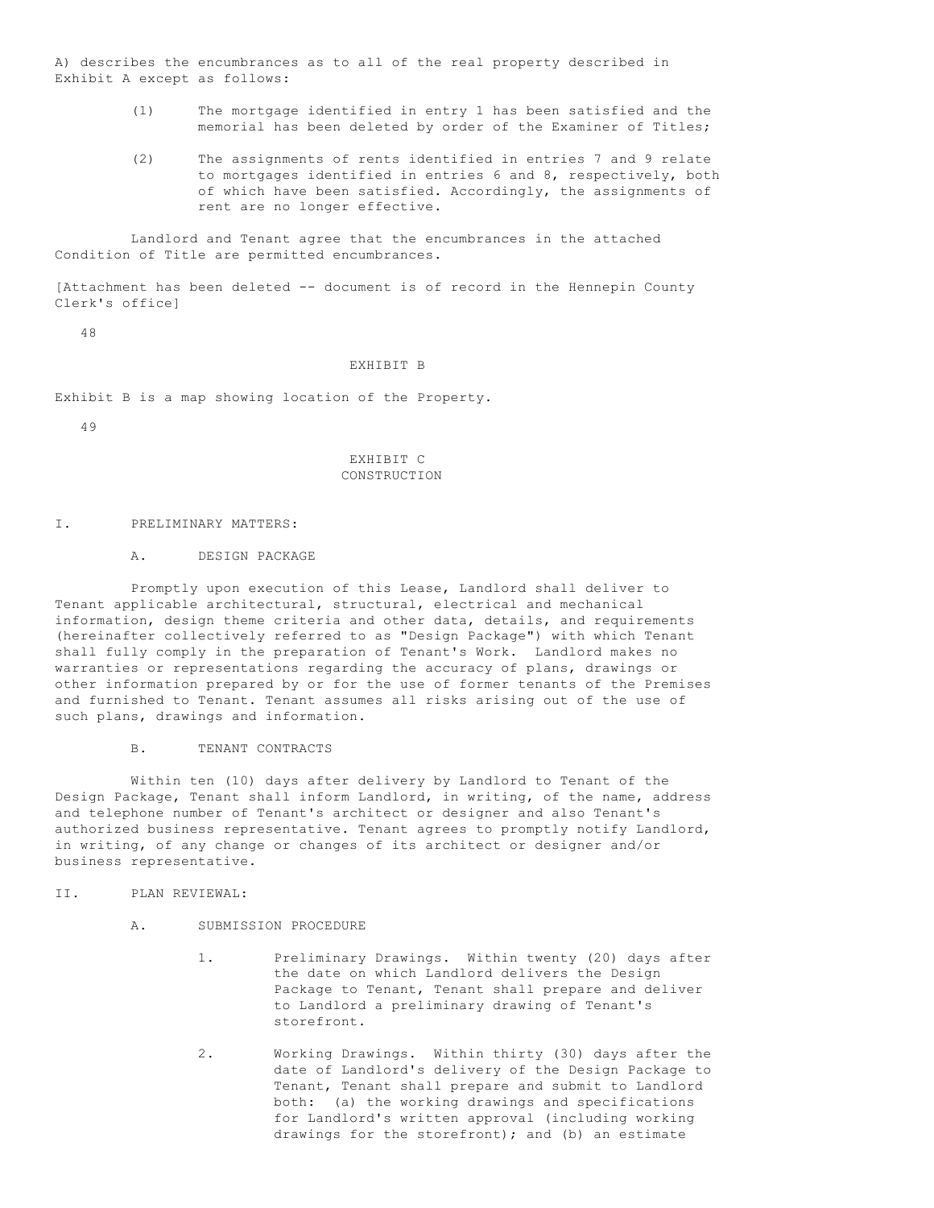A) describes the encumbrances as to all of the real property described in Exhibit A except as follows:

(1) The mortgage identified in entry 1 has been satisfied and the memorial has been deleted by order of the Examiner of Titles;

(2) The assignments of rents identified in entries 7 and 9 relate to mortgages identified in entries 6 and 8, respectively, both of which have been satisfied. Accordingly, the assignments of rent are no longer effective.

Landlord and Tenant agree that the encumbrances in the attached Condition of Title are permitted encumbrances.

[Attachment has been deleted -- document is of record in the Hennepin County Clerk's office]

## EXHIBIT B

Exhibit B is a map showing location of the Property.

## EXHIBIT C
## CONSTRUCTION

I. PRELIMINARY MATTERS:

A. DESIGN PACKAGE

Promptly upon execution of this Lease, Landlord shall deliver to Tenant applicable architectural, structural, electrical and mechanical information, design theme criteria and other data, details, and requirements (hereinafter collectively referred to as "Design Package") with which Tenant shall fully comply in the preparation of Tenant's Work. Landlord makes no warranties or representations regarding the accuracy of plans, drawings or other information prepared by or for the use of former tenants of the Premises and furnished to Tenant. Tenant assumes all risks arising out of the use of such plans, drawings and information.

B. TENANT CONTRACTS

Within ten (10) days after delivery by Landlord to Tenant of the Design Package, Tenant shall inform Landlord, in writing, of the name, address and telephone number of Tenant's architect or designer and also Tenant's authorized business representative. Tenant agrees to promptly notify Landlord, in writing, of any change or changes of its architect or designer and/or business representative.

II. PLAN REVIEWAL:

A. SUBMISSION PROCEDURE

1. Preliminary Drawings. Within twenty (20) days after the date on which Landlord delivers the Design Package to Tenant, Tenant shall prepare and deliver to Landlord a preliminary drawing of Tenant's storefront.

2. Working Drawings. Within thirty (30) days after the date of Landlord's delivery of the Design Package to Tenant, Tenant shall prepare and submit to Landlord both: (a) the working drawings and specifications for Landlord's written approval (including working drawings for the storefront); and (b) an estimate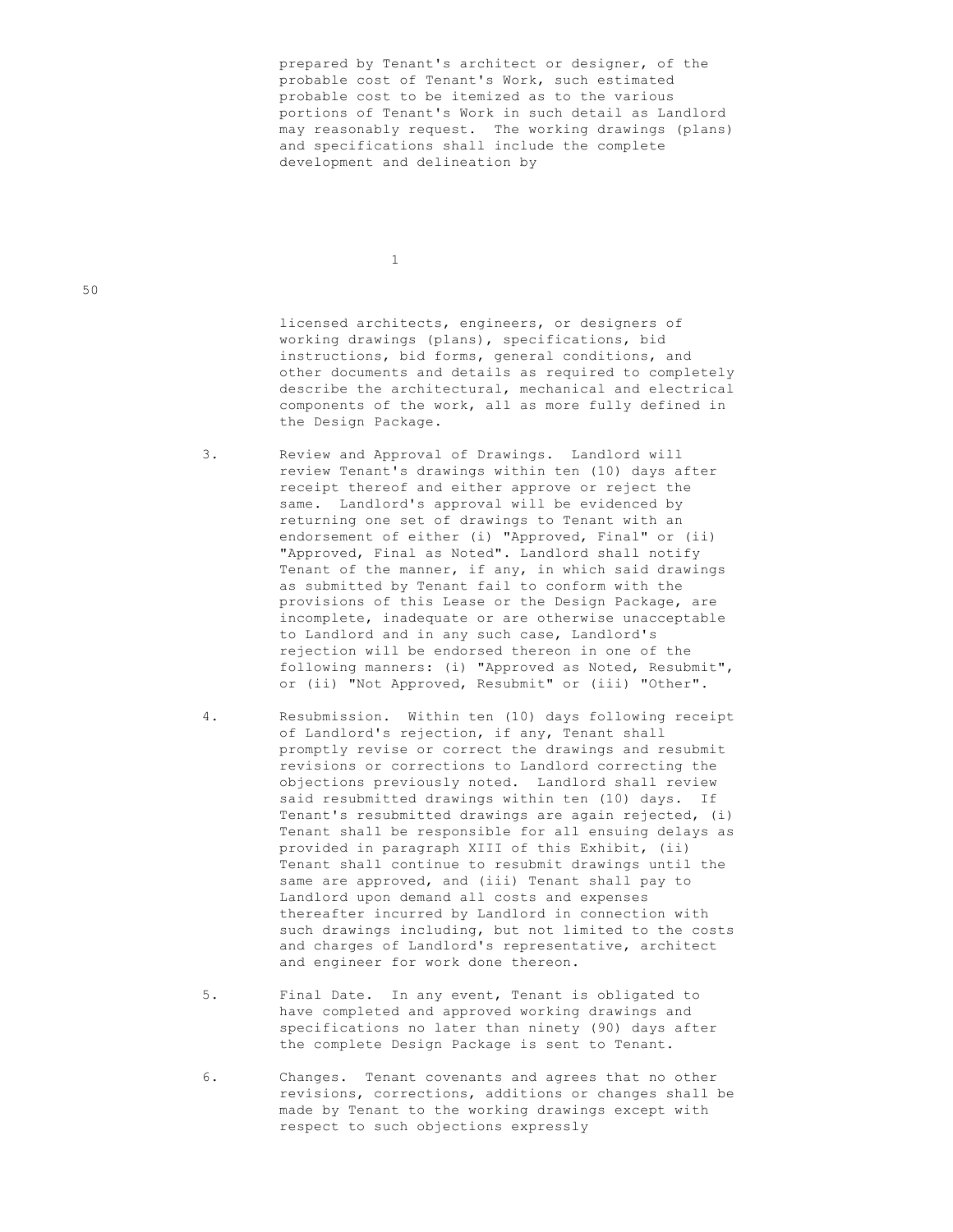prepared by Tenant's architect or designer, of the probable cost of Tenant's Work, such estimated probable cost to be itemized as to the various portions of Tenant's Work in such detail as Landlord may reasonably request. The working drawings (plans) and specifications shall include the complete development and delineation by

licensed architects, engineers, or designers of working drawings (plans), specifications, bid instructions, bid forms, general conditions, and other documents and details as required to completely describe the architectural, mechanical and electrical components of the work, all as more fully defined in the Design Package.

3. Review and Approval of Drawings. Landlord will review Tenant's drawings within ten (10) days after receipt thereof and either approve or reject the same. Landlord's approval will be evidenced by returning one set of drawings to Tenant with an endorsement of either (i) "Approved, Final" or (ii) "Approved, Final as Noted". Landlord shall notify Tenant of the manner, if any, in which said drawings as submitted by Tenant fail to conform with the provisions of this Lease or the Design Package, are incomplete, inadequate or are otherwise unacceptable to Landlord and in any such case, Landlord's rejection will be endorsed thereon in one of the following manners: (i) "Approved as Noted, Resubmit", or (ii) "Not Approved, Resubmit" or (iii) "Other".

4. Resubmission. Within ten (10) days following receipt of Landlord's rejection, if any, Tenant shall promptly revise or correct the drawings and resubmit revisions or corrections to Landlord correcting the objections previously noted. Landlord shall review said resubmitted drawings within ten (10) days. If Tenant's resubmitted drawings are again rejected, (i) Tenant shall be responsible for all ensuing delays as provided in paragraph XIII of this Exhibit, (ii) Tenant shall continue to resubmit drawings until the same are approved, and (iii) Tenant shall pay to Landlord upon demand all costs and expenses thereafter incurred by Landlord in connection with such drawings including, but not limited to the costs and charges of Landlord's representative, architect and engineer for work done thereon.

5. Final Date. In any event, Tenant is obligated to have completed and approved working drawings and specifications no later than ninety (90) days after the complete Design Package is sent to Tenant.

6. Changes. Tenant covenants and agrees that no other revisions, corrections, additions or changes shall be made by Tenant to the working drawings except with respect to such objections expressly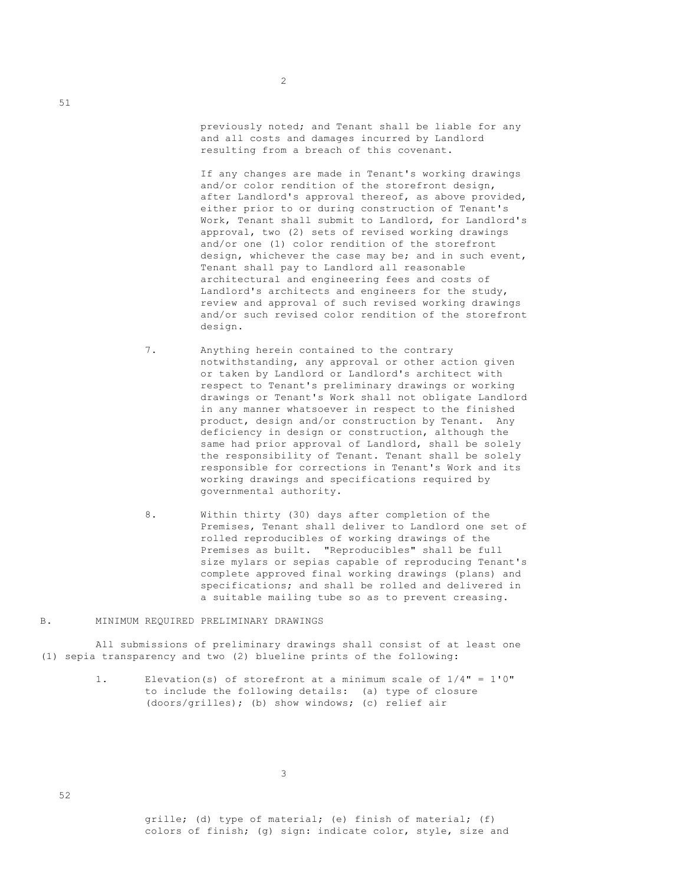previously noted; and Tenant shall be liable for any and all costs and damages incurred by Landlord resulting from a breach of this covenant.

If any changes are made in Tenant's working drawings and/or color rendition of the storefront design, after Landlord's approval thereof, as above provided, either prior to or during construction of Tenant's Work, Tenant shall submit to Landlord, for Landlord's approval, two (2) sets of revised working drawings and/or one (1) color rendition of the storefront design, whichever the case may be; and in such event, Tenant shall pay to Landlord all reasonable architectural and engineering fees and costs of Landlord's architects and engineers for the study, review and approval of such revised working drawings and/or such revised color rendition of the storefront design.

7. Anything herein contained to the contrary notwithstanding, any approval or other action given or taken by Landlord or Landlord's architect with respect to Tenant's preliminary drawings or working drawings or Tenant's Work shall not obligate Landlord in any manner whatsoever in respect to the finished product, design and/or construction by Tenant. Any deficiency in design or construction, although the same had prior approval of Landlord, shall be solely the responsibility of Tenant. Tenant shall be solely responsible for corrections in Tenant's Work and its working drawings and specifications required by governmental authority.

8. Within thirty (30) days after completion of the Premises, Tenant shall deliver to Landlord one set of rolled reproducibles of working drawings of the Premises as built. "Reproducibles" shall be full size mylars or sepias capable of reproducing Tenant's complete approved final working drawings (plans) and specifications; and shall be rolled and delivered in a suitable mailing tube so as to prevent creasing.

B. MINIMUM REQUIRED PRELIMINARY DRAWINGS

All submissions of preliminary drawings shall consist of at least one (1) sepia transparency and two (2) blueline prints of the following:

1. Elevation(s) of storefront at a minimum scale of 1/4" = 1'0" to include the following details: (a) type of closure (doors/grilles); (b) show windows; (c) relief air grille; (d) type of material; (e) finish of material; (f) colors of finish; (g) sign: indicate color, style, size and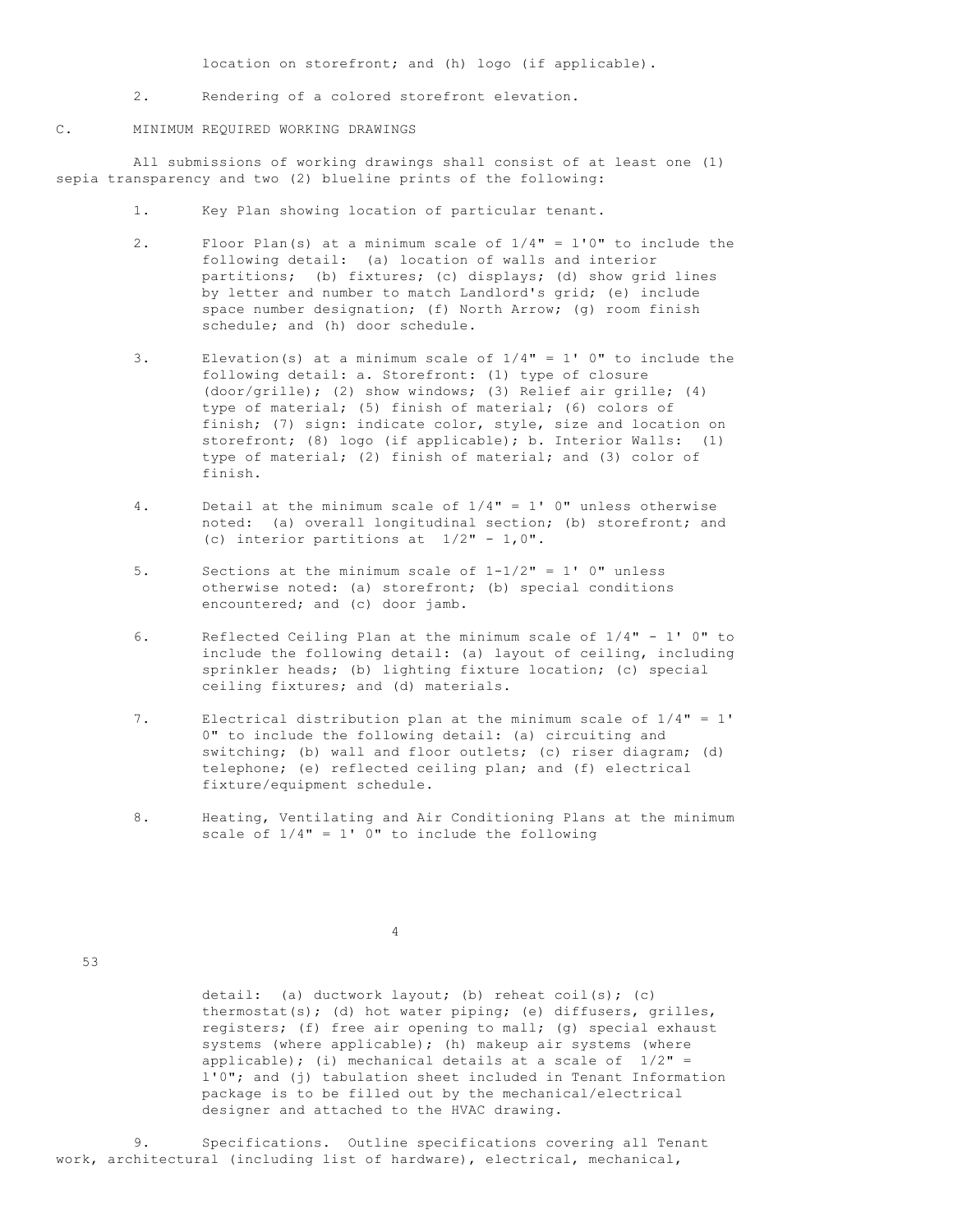location on storefront; and (h) logo (if applicable).

2. Rendering of a colored storefront elevation.

C. MINIMUM REQUIRED WORKING DRAWINGS

All submissions of working drawings shall consist of at least one (1) sepia transparency and two (2) blueline prints of the following:

1. Key Plan showing location of particular tenant.

2. Floor Plan(s) at a minimum scale of 1/4" = 1'0" to include the following detail: (a) location of walls and interior partitions; (b) fixtures; (c) displays; (d) show grid lines by letter and number to match Landlord's grid; (e) include space number designation; (f) North Arrow; (g) room finish schedule; and (h) door schedule.

3. Elevation(s) at a minimum scale of 1/4" = 1' 0" to include the following detail: a. Storefront: (1) type of closure (door/grille); (2) show windows; (3) Relief air grille; (4) type of material; (5) finish of material; (6) colors of finish; (7) sign: indicate color, style, size and location on storefront; (8) logo (if applicable); b. Interior Walls: (1) type of material; (2) finish of material; and (3) color of finish.

4. Detail at the minimum scale of 1/4" = 1' 0" unless otherwise noted: (a) overall longitudinal section; (b) storefront; and (c) interior partitions at 1/2" - 1,0".

5. Sections at the minimum scale of 1-1/2" = 1' 0" unless otherwise noted: (a) storefront; (b) special conditions encountered; and (c) door jamb.

6. Reflected Ceiling Plan at the minimum scale of 1/4" - 1' 0" to include the following detail: (a) layout of ceiling, including sprinkler heads; (b) lighting fixture location; (c) special ceiling fixtures; and (d) materials.

7. Electrical distribution plan at the minimum scale of 1/4" = 1' 0" to include the following detail: (a) circuiting and switching; (b) wall and floor outlets; (c) riser diagram; (d) telephone; (e) reflected ceiling plan; and (f) electrical fixture/equipment schedule.

8. Heating, Ventilating and Air Conditioning Plans at the minimum scale of 1/4" = 1' 0" to include the following detail: (a) ductwork layout; (b) reheat coil(s); (c) thermostat(s); (d) hot water piping; (e) diffusers, grilles, registers; (f) free air opening to mall; (g) special exhaust systems (where applicable); (h) makeup air systems (where applicable); (i) mechanical details at a scale of 1/2" = 1'0"; and (j) tabulation sheet included in Tenant Information package is to be filled out by the mechanical/electrical designer and attached to the HVAC drawing.

9. Specifications. Outline specifications covering all Tenant work, architectural (including list of hardware), electrical, mechanical,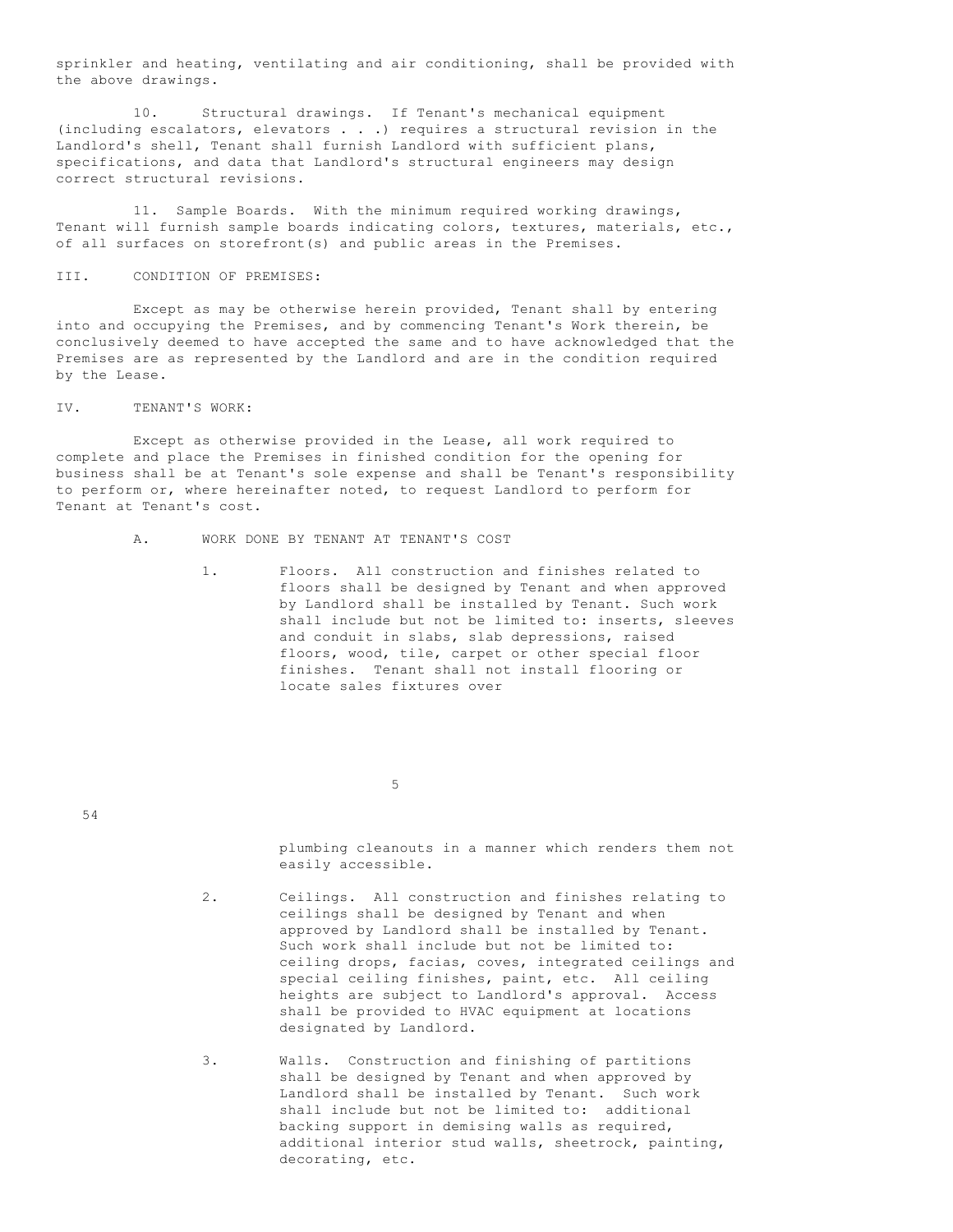sprinkler and heating, ventilating and air conditioning, shall be provided with the above drawings.

10. Structural drawings. If Tenant's mechanical equipment (including escalators, elevators . . .) requires a structural revision in the Landlord's shell, Tenant shall furnish Landlord with sufficient plans, specifications, and data that Landlord's structural engineers may design correct structural revisions.

11. Sample Boards. With the minimum required working drawings, Tenant will furnish sample boards indicating colors, textures, materials, etc., of all surfaces on storefront(s) and public areas in the Premises.

III. CONDITION OF PREMISES:

Except as may be otherwise herein provided, Tenant shall by entering into and occupying the Premises, and by commencing Tenant's Work therein, be conclusively deemed to have accepted the same and to have acknowledged that the Premises are as represented by the Landlord and are in the condition required by the Lease.

IV. TENANT'S WORK:

Except as otherwise provided in the Lease, all work required to complete and place the Premises in finished condition for the opening for business shall be at Tenant's sole expense and shall be Tenant's responsibility to perform or, where hereinafter noted, to request Landlord to perform for Tenant at Tenant's cost.

A. WORK DONE BY TENANT AT TENANT'S COST

1. Floors. All construction and finishes related to floors shall be designed by Tenant and when approved by Landlord shall be installed by Tenant. Such work shall include but not be limited to: inserts, sleeves and conduit in slabs, slab depressions, raised floors, wood, tile, carpet or other special floor finishes. Tenant shall not install flooring or locate sales fixtures over plumbing cleanouts in a manner which renders them not easily accessible.

2. Ceilings. All construction and finishes relating to ceilings shall be designed by Tenant and when approved by Landlord shall be installed by Tenant. Such work shall include but not be limited to: ceiling drops, facias, coves, integrated ceilings and special ceiling finishes, paint, etc. All ceiling heights are subject to Landlord's approval. Access shall be provided to HVAC equipment at locations designated by Landlord.

3. Walls. Construction and finishing of partitions shall be designed by Tenant and when approved by Landlord shall be installed by Tenant. Such work shall include but not be limited to: additional backing support in demising walls as required, additional interior stud walls, sheetrock, painting, decorating, etc.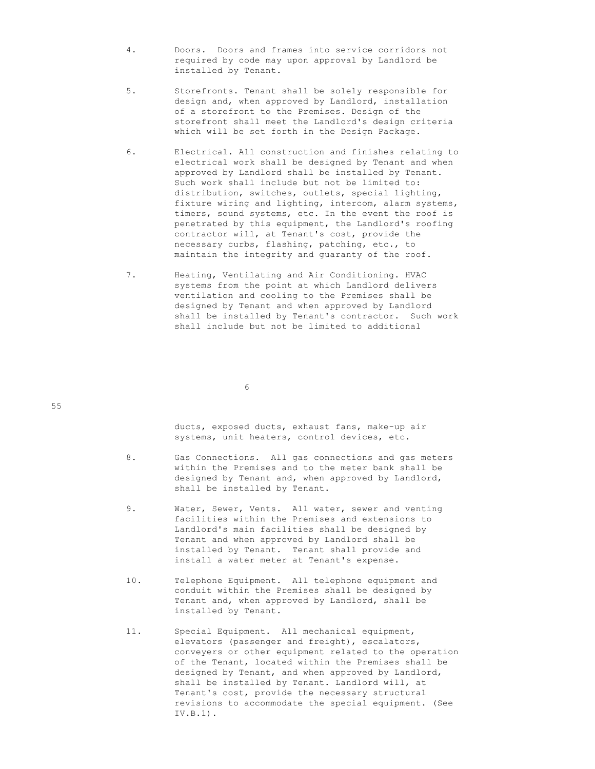4. Doors. Doors and frames into service corridors not required by code may upon approval by Landlord be installed by Tenant.

5. Storefronts. Tenant shall be solely responsible for design and, when approved by Landlord, installation of a storefront to the Premises. Design of the storefront shall meet the Landlord's design criteria which will be set forth in the Design Package.

6. Electrical. All construction and finishes relating to electrical work shall be designed by Tenant and when approved by Landlord shall be installed by Tenant. Such work shall include but not be limited to: distribution, switches, outlets, special lighting, fixture wiring and lighting, intercom, alarm systems, timers, sound systems, etc. In the event the roof is penetrated by this equipment, the Landlord's roofing contractor will, at Tenant's cost, provide the necessary curbs, flashing, patching, etc., to maintain the integrity and guaranty of the roof.

7. Heating, Ventilating and Air Conditioning. HVAC systems from the point at which Landlord delivers ventilation and cooling to the Premises shall be designed by Tenant and when approved by Landlord shall be installed by Tenant's contractor. Such work shall include but not be limited to additional ducts, exposed ducts, exhaust fans, make-up air systems, unit heaters, control devices, etc.

8. Gas Connections. All gas connections and gas meters within the Premises and to the meter bank shall be designed by Tenant and, when approved by Landlord, shall be installed by Tenant.

9. Water, Sewer, Vents. All water, sewer and venting facilities within the Premises and extensions to Landlord's main facilities shall be designed by Tenant and when approved by Landlord shall be installed by Tenant. Tenant shall provide and install a water meter at Tenant's expense.

10. Telephone Equipment. All telephone equipment and conduit within the Premises shall be designed by Tenant and, when approved by Landlord, shall be installed by Tenant.

11. Special Equipment. All mechanical equipment, elevators (passenger and freight), escalators, conveyers or other equipment related to the operation of the Tenant, located within the Premises shall be designed by Tenant, and when approved by Landlord, shall be installed by Tenant. Landlord will, at Tenant's cost, provide the necessary structural revisions to accommodate the special equipment. (See IV.B.1).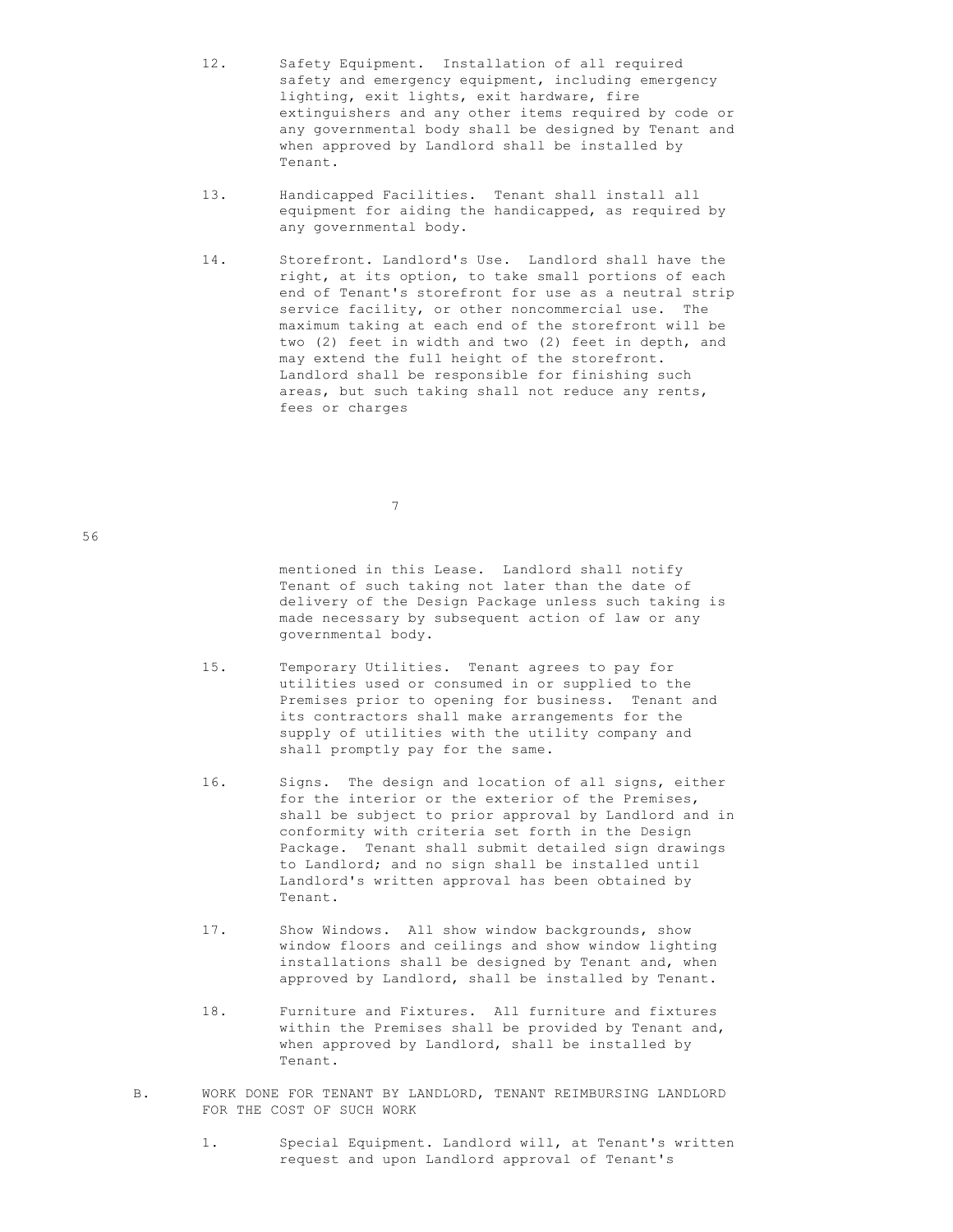12. Safety Equipment. Installation of all required safety and emergency equipment, including emergency lighting, exit lights, exit hardware, fire extinguishers and any other items required by code or any governmental body shall be designed by Tenant and when approved by Landlord shall be installed by Tenant.

13. Handicapped Facilities. Tenant shall install all equipment for aiding the handicapped, as required by any governmental body.

14. Storefront. Landlord's Use. Landlord shall have the right, at its option, to take small portions of each end of Tenant's storefront for use as a neutral strip service facility, or other noncommercial use. The maximum taking at each end of the storefront will be two (2) feet in width and two (2) feet in depth, and may extend the full height of the storefront. Landlord shall be responsible for finishing such areas, but such taking shall not reduce any rents, fees or charges mentioned in this Lease. Landlord shall notify Tenant of such taking not later than the date of delivery of the Design Package unless such taking is made necessary by subsequent action of law or any governmental body.

15. Temporary Utilities. Tenant agrees to pay for utilities used or consumed in or supplied to the Premises prior to opening for business. Tenant and its contractors shall make arrangements for the supply of utilities with the utility company and shall promptly pay for the same.

16. Signs. The design and location of all signs, either for the interior or the exterior of the Premises, shall be subject to prior approval by Landlord and in conformity with criteria set forth in the Design Package. Tenant shall submit detailed sign drawings to Landlord; and no sign shall be installed until Landlord's written approval has been obtained by Tenant.

17. Show Windows. All show window backgrounds, show window floors and ceilings and show window lighting installations shall be designed by Tenant and, when approved by Landlord, shall be installed by Tenant.

18. Furniture and Fixtures. All furniture and fixtures within the Premises shall be provided by Tenant and, when approved by Landlord, shall be installed by Tenant.

B. WORK DONE FOR TENANT BY LANDLORD, TENANT REIMBURSING LANDLORD FOR THE COST OF SUCH WORK

1. Special Equipment. Landlord will, at Tenant's written request and upon Landlord approval of Tenant's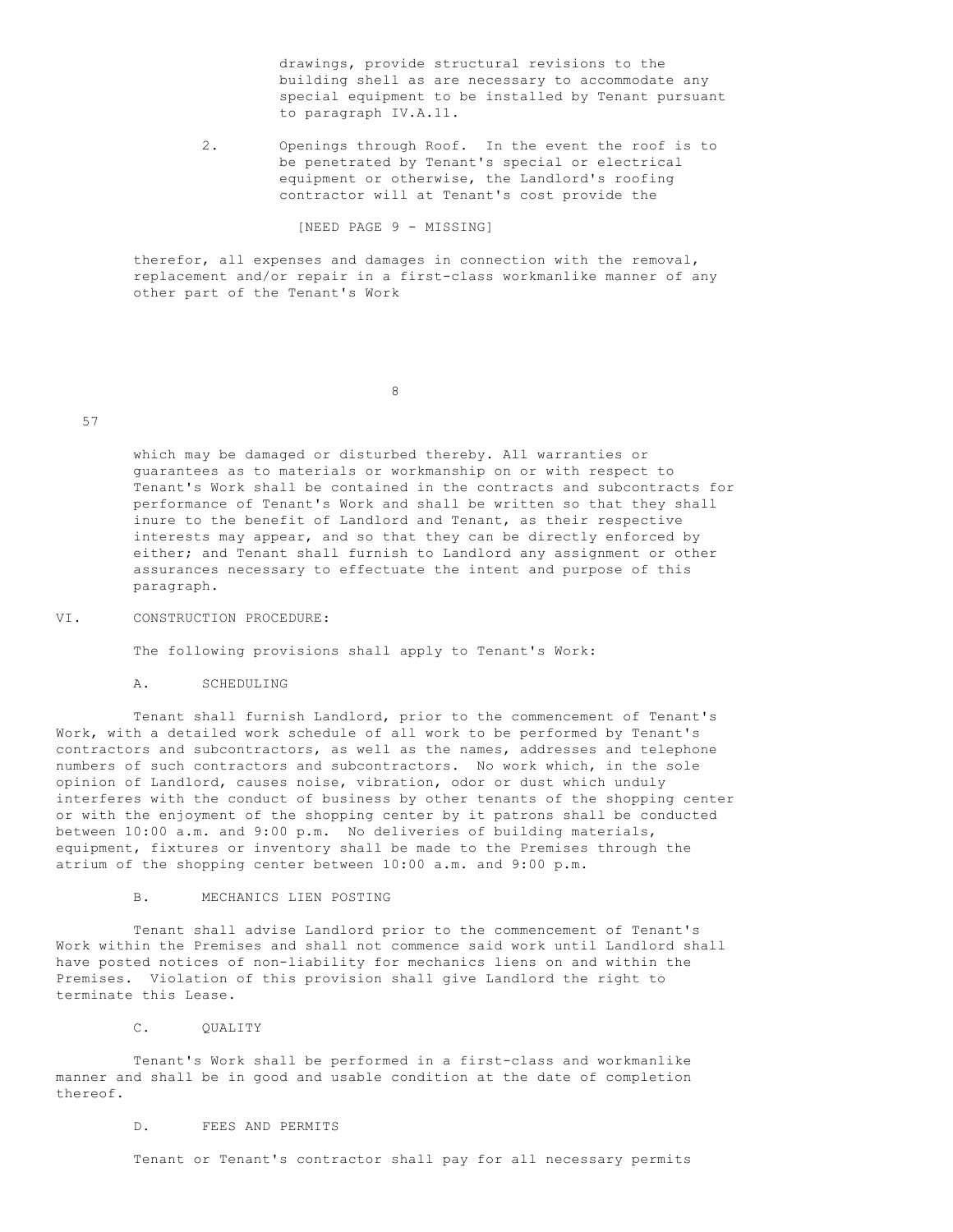drawings, provide structural revisions to the building shell as are necessary to accommodate any special equipment to be installed by Tenant pursuant to paragraph IV.A.11.

2. Openings through Roof. In the event the roof is to be penetrated by Tenant's special or electrical equipment or otherwise, the Landlord's roofing contractor will at Tenant's cost provide the

[NEED PAGE 9 - MISSING]

therefor, all expenses and damages in connection with the removal, replacement and/or repair in a first-class workmanlike manner of any other part of the Tenant's Work

which may be damaged or disturbed thereby. All warranties or guarantees as to materials or workmanship on or with respect to Tenant's Work shall be contained in the contracts and subcontracts for performance of Tenant's Work and shall be written so that they shall inure to the benefit of Landlord and Tenant, as their respective interests may appear, and so that they can be directly enforced by either; and Tenant shall furnish to Landlord any assignment or other assurances necessary to effectuate the intent and purpose of this paragraph.

VI. CONSTRUCTION PROCEDURE:

The following provisions shall apply to Tenant's Work:

A. SCHEDULING

Tenant shall furnish Landlord, prior to the commencement of Tenant's Work, with a detailed work schedule of all work to be performed by Tenant's contractors and subcontractors, as well as the names, addresses and telephone numbers of such contractors and subcontractors. No work which, in the sole opinion of Landlord, causes noise, vibration, odor or dust which unduly interferes with the conduct of business by other tenants of the shopping center or with the enjoyment of the shopping center by it patrons shall be conducted between 10:00 a.m. and 9:00 p.m. No deliveries of building materials, equipment, fixtures or inventory shall be made to the Premises through the atrium of the shopping center between 10:00 a.m. and 9:00 p.m.

B. MECHANICS LIEN POSTING

Tenant shall advise Landlord prior to the commencement of Tenant's Work within the Premises and shall not commence said work until Landlord shall have posted notices of non-liability for mechanics liens on and within the Premises. Violation of this provision shall give Landlord the right to terminate this Lease.

C. QUALITY

Tenant's Work shall be performed in a first-class and workmanlike manner and shall be in good and usable condition at the date of completion thereof.

D. FEES AND PERMITS

Tenant or Tenant's contractor shall pay for all necessary permits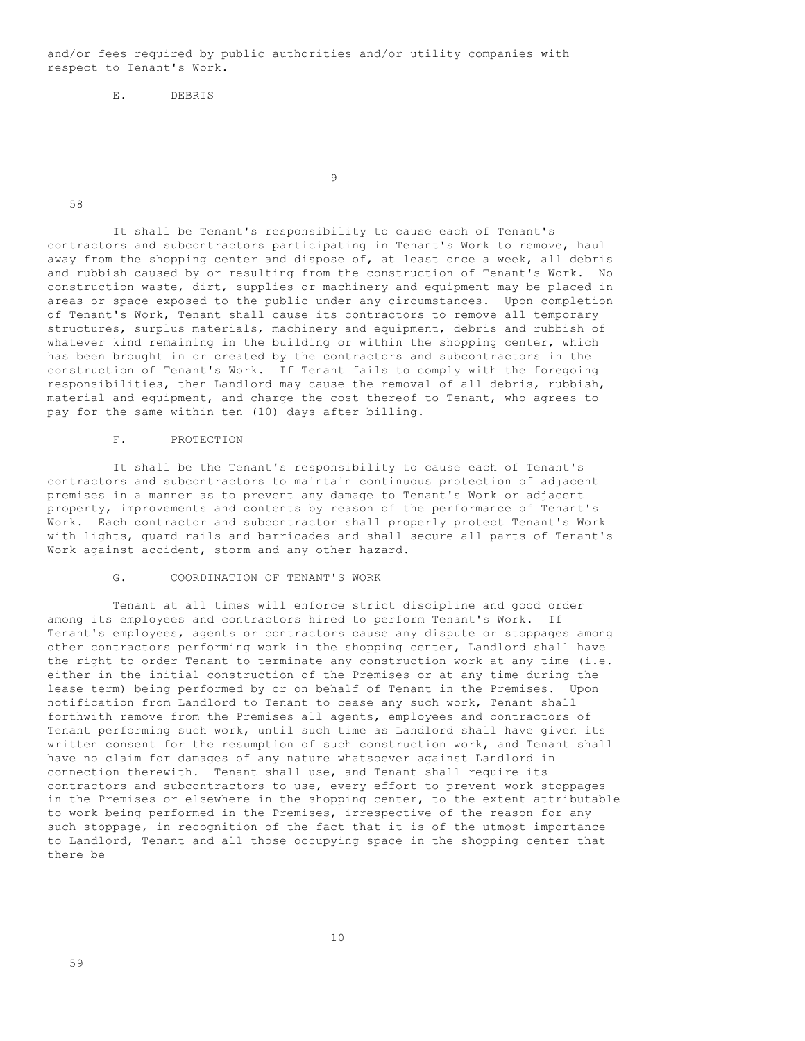and/or fees required by public authorities and/or utility companies with respect to Tenant's Work.

E. DEBRIS

It shall be Tenant's responsibility to cause each of Tenant's contractors and subcontractors participating in Tenant's Work to remove, haul away from the shopping center and dispose of, at least once a week, all debris and rubbish caused by or resulting from the construction of Tenant's Work. No construction waste, dirt, supplies or machinery and equipment may be placed in areas or space exposed to the public under any circumstances. Upon completion of Tenant's Work, Tenant shall cause its contractors to remove all temporary structures, surplus materials, machinery and equipment, debris and rubbish of whatever kind remaining in the building or within the shopping center, which has been brought in or created by the contractors and subcontractors in the construction of Tenant's Work. If Tenant fails to comply with the foregoing responsibilities, then Landlord may cause the removal of all debris, rubbish, material and equipment, and charge the cost thereof to Tenant, who agrees to pay for the same within ten (10) days after billing.

F. PROTECTION

It shall be the Tenant's responsibility to cause each of Tenant's contractors and subcontractors to maintain continuous protection of adjacent premises in a manner as to prevent any damage to Tenant's Work or adjacent property, improvements and contents by reason of the performance of Tenant's Work. Each contractor and subcontractor shall properly protect Tenant's Work with lights, guard rails and barricades and shall secure all parts of Tenant's Work against accident, storm and any other hazard.

G. COORDINATION OF TENANT'S WORK

Tenant at all times will enforce strict discipline and good order among its employees and contractors hired to perform Tenant's Work. If Tenant's employees, agents or contractors cause any dispute or stoppages among other contractors performing work in the shopping center, Landlord shall have the right to order Tenant to terminate any construction work at any time (i.e. either in the initial construction of the Premises or at any time during the lease term) being performed by or on behalf of Tenant in the Premises. Upon notification from Landlord to Tenant to cease any such work, Tenant shall forthwith remove from the Premises all agents, employees and contractors of Tenant performing such work, until such time as Landlord shall have given its written consent for the resumption of such construction work, and Tenant shall have no claim for damages of any nature whatsoever against Landlord in connection therewith. Tenant shall use, and Tenant shall require its contractors and subcontractors to use, every effort to prevent work stoppages in the Premises or elsewhere in the shopping center, to the extent attributable to work being performed in the Premises, irrespective of the reason for any such stoppage, in recognition of the fact that it is of the utmost importance to Landlord, Tenant and all those occupying space in the shopping center that there be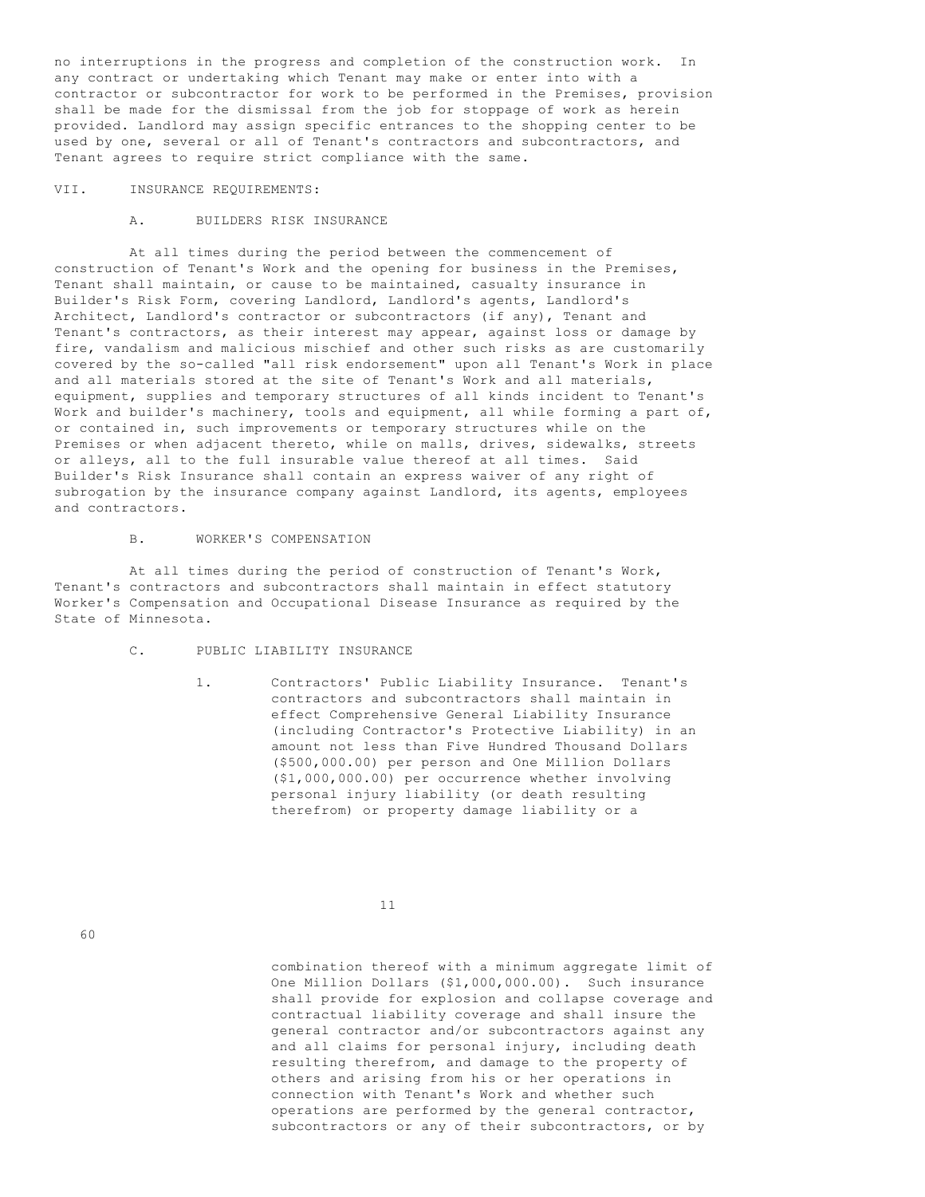no interruptions in the progress and completion of the construction work. In any contract or undertaking which Tenant may make or enter into with a contractor or subcontractor for work to be performed in the Premises, provision shall be made for the dismissal from the job for stoppage of work as herein provided. Landlord may assign specific entrances to the shopping center to be used by one, several or all of Tenant's contractors and subcontractors, and Tenant agrees to require strict compliance with the same.

## VII. INSURANCE REQUIREMENTS:

### A. BUILDERS RISK INSURANCE

At all times during the period between the commencement of construction of Tenant's Work and the opening for business in the Premises, Tenant shall maintain, or cause to be maintained, casualty insurance in Builder's Risk Form, covering Landlord, Landlord's agents, Landlord's Architect, Landlord's contractor or subcontractors (if any), Tenant and Tenant's contractors, as their interest may appear, against loss or damage by fire, vandalism and malicious mischief and other such risks as are customarily covered by the so-called "all risk endorsement" upon all Tenant's Work in place and all materials stored at the site of Tenant's Work and all materials, equipment, supplies and temporary structures of all kinds incident to Tenant's Work and builder's machinery, tools and equipment, all while forming a part of, or contained in, such improvements or temporary structures while on the Premises or when adjacent thereto, while on malls, drives, sidewalks, streets or alleys, all to the full insurable value thereof at all times. Said Builder's Risk Insurance shall contain an express waiver of any right of subrogation by the insurance company against Landlord, its agents, employees and contractors.

### B. WORKER'S COMPENSATION

At all times during the period of construction of Tenant's Work, Tenant's contractors and subcontractors shall maintain in effect statutory Worker's Compensation and Occupational Disease Insurance as required by the State of Minnesota.

### C. PUBLIC LIABILITY INSURANCE

1. Contractors' Public Liability Insurance. Tenant's contractors and subcontractors shall maintain in effect Comprehensive General Liability Insurance (including Contractor's Protective Liability) in an amount not less than Five Hundred Thousand Dollars ($500,000.00) per person and One Million Dollars ($1,000,000.00) per occurrence whether involving personal injury liability (or death resulting therefrom) or property damage liability or a combination thereof with a minimum aggregate limit of One Million Dollars ($1,000,000.00). Such insurance shall provide for explosion and collapse coverage and contractual liability coverage and shall insure the general contractor and/or subcontractors against any and all claims for personal injury, including death resulting therefrom, and damage to the property of others and arising from his or her operations in connection with Tenant's Work and whether such operations are performed by the general contractor, subcontractors or any of their subcontractors, or by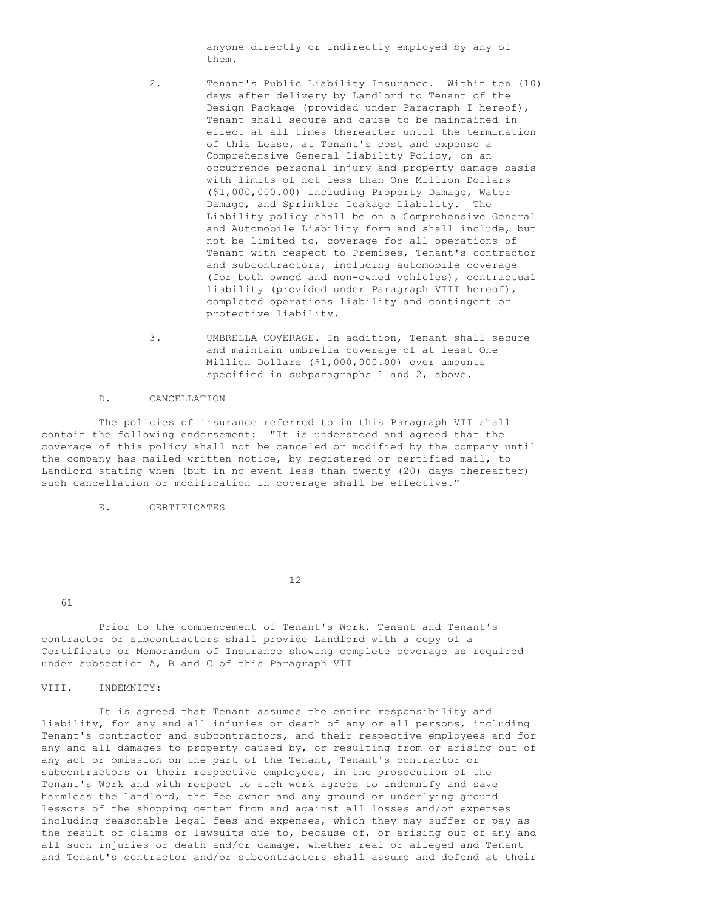anyone directly or indirectly employed by any of them.

2. Tenant's Public Liability Insurance. Within ten (10) days after delivery by Landlord to Tenant of the Design Package (provided under Paragraph I hereof), Tenant shall secure and cause to be maintained in effect at all times thereafter until the termination of this Lease, at Tenant's cost and expense a Comprehensive General Liability Policy, on an occurrence personal injury and property damage basis with limits of not less than One Million Dollars ($1,000,000.00) including Property Damage, Water Damage, and Sprinkler Leakage Liability. The Liability policy shall be on a Comprehensive General and Automobile Liability form and shall include, but not be limited to, coverage for all operations of Tenant with respect to Premises, Tenant's contractor and subcontractors, including automobile coverage (for both owned and non-owned vehicles), contractual liability (provided under Paragraph VIII hereof), completed operations liability and contingent or protective liability.

3. UMBRELLA COVERAGE. In addition, Tenant shall secure and maintain umbrella coverage of at least One Million Dollars ($1,000,000.00) over amounts specified in subparagraphs 1 and 2, above.

D. CANCELLATION

The policies of insurance referred to in this Paragraph VII shall contain the following endorsement: "It is understood and agreed that the coverage of this policy shall not be canceled or modified by the company until the company has mailed written notice, by registered or certified mail, to Landlord stating when (but in no event less than twenty (20) days thereafter) such cancellation or modification in coverage shall be effective."

E. CERTIFICATES

Prior to the commencement of Tenant's Work, Tenant and Tenant's contractor or subcontractors shall provide Landlord with a copy of a Certificate or Memorandum of Insurance showing complete coverage as required under subsection A, B and C of this Paragraph VII

VIII. INDEMNITY:

It is agreed that Tenant assumes the entire responsibility and liability, for any and all injuries or death of any or all persons, including Tenant's contractor and subcontractors, and their respective employees and for any and all damages to property caused by, or resulting from or arising out of any act or omission on the part of the Tenant, Tenant's contractor or subcontractors or their respective employees, in the prosecution of the Tenant's Work and with respect to such work agrees to indemnify and save harmless the Landlord, the fee owner and any ground or underlying ground lessors of the shopping center from and against all losses and/or expenses including reasonable legal fees and expenses, which they may suffer or pay as the result of claims or lawsuits due to, because of, or arising out of any and all such injuries or death and/or damage, whether real or alleged and Tenant and Tenant's contractor and/or subcontractors shall assume and defend at their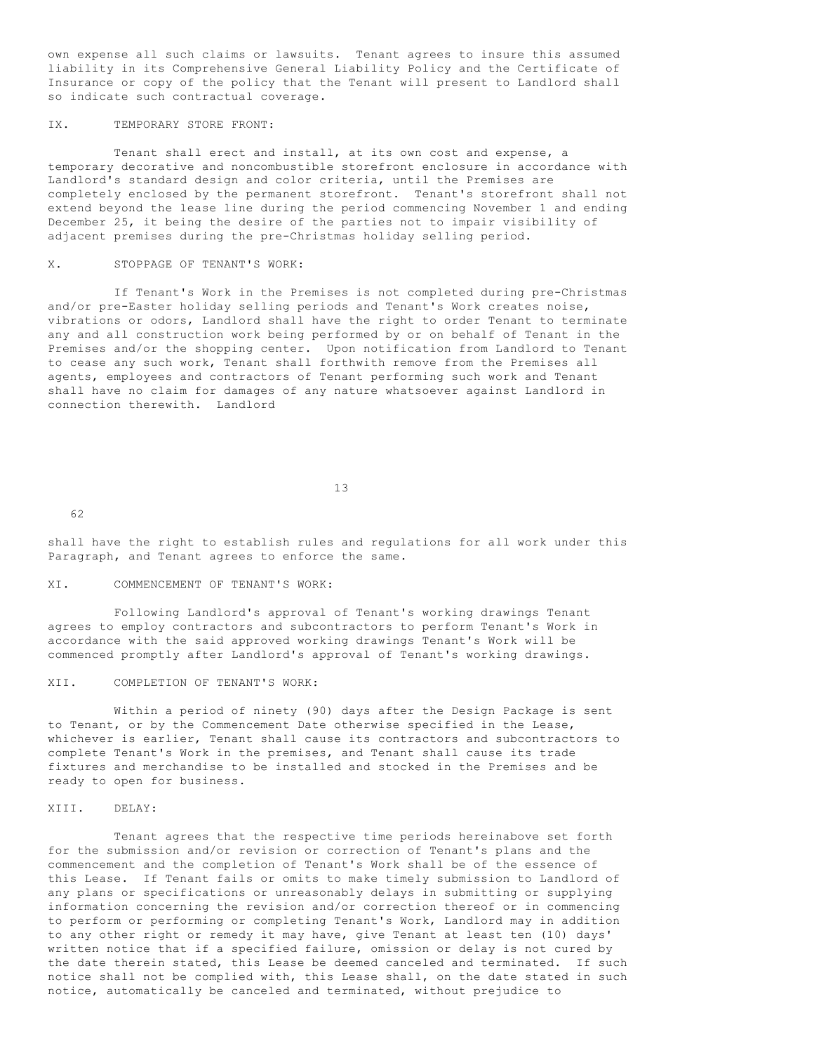own expense all such claims or lawsuits. Tenant agrees to insure this assumed liability in its Comprehensive General Liability Policy and the Certificate of Insurance or copy of the policy that the Tenant will present to Landlord shall so indicate such contractual coverage.

## IX. TEMPORARY STORE FRONT:

Tenant shall erect and install, at its own cost and expense, a temporary decorative and noncombustible storefront enclosure in accordance with Landlord's standard design and color criteria, until the Premises are completely enclosed by the permanent storefront. Tenant's storefront shall not extend beyond the lease line during the period commencing November 1 and ending December 25, it being the desire of the parties not to impair visibility of adjacent premises during the pre-Christmas holiday selling period.

## X. STOPPAGE OF TENANT'S WORK:

If Tenant's Work in the Premises is not completed during pre-Christmas and/or pre-Easter holiday selling periods and Tenant's Work creates noise, vibrations or odors, Landlord shall have the right to order Tenant to terminate any and all construction work being performed by or on behalf of Tenant in the Premises and/or the shopping center. Upon notification from Landlord to Tenant to cease any such work, Tenant shall forthwith remove from the Premises all agents, employees and contractors of Tenant performing such work and Tenant shall have no claim for damages of any nature whatsoever against Landlord in connection therewith. Landlord shall have the right to establish rules and regulations for all work under this Paragraph, and Tenant agrees to enforce the same.

## XI. COMMENCEMENT OF TENANT'S WORK:

Following Landlord's approval of Tenant's working drawings Tenant agrees to employ contractors and subcontractors to perform Tenant's Work in accordance with the said approved working drawings Tenant's Work will be commenced promptly after Landlord's approval of Tenant's working drawings.

## XII. COMPLETION OF TENANT'S WORK:

Within a period of ninety (90) days after the Design Package is sent to Tenant, or by the Commencement Date otherwise specified in the Lease, whichever is earlier, Tenant shall cause its contractors and subcontractors to complete Tenant's Work in the premises, and Tenant shall cause its trade fixtures and merchandise to be installed and stocked in the Premises and be ready to open for business.

## XIII. DELAY:

Tenant agrees that the respective time periods hereinabove set forth for the submission and/or revision or correction of Tenant's plans and the commencement and the completion of Tenant's Work shall be of the essence of this Lease. If Tenant fails or omits to make timely submission to Landlord of any plans or specifications or unreasonably delays in submitting or supplying information concerning the revision and/or correction thereof or in commencing to perform or performing or completing Tenant's Work, Landlord may in addition to any other right or remedy it may have, give Tenant at least ten (10) days' written notice that if a specified failure, omission or delay is not cured by the date therein stated, this Lease be deemed canceled and terminated. If such notice shall not be complied with, this Lease shall, on the date stated in such notice, automatically be canceled and terminated, without prejudice to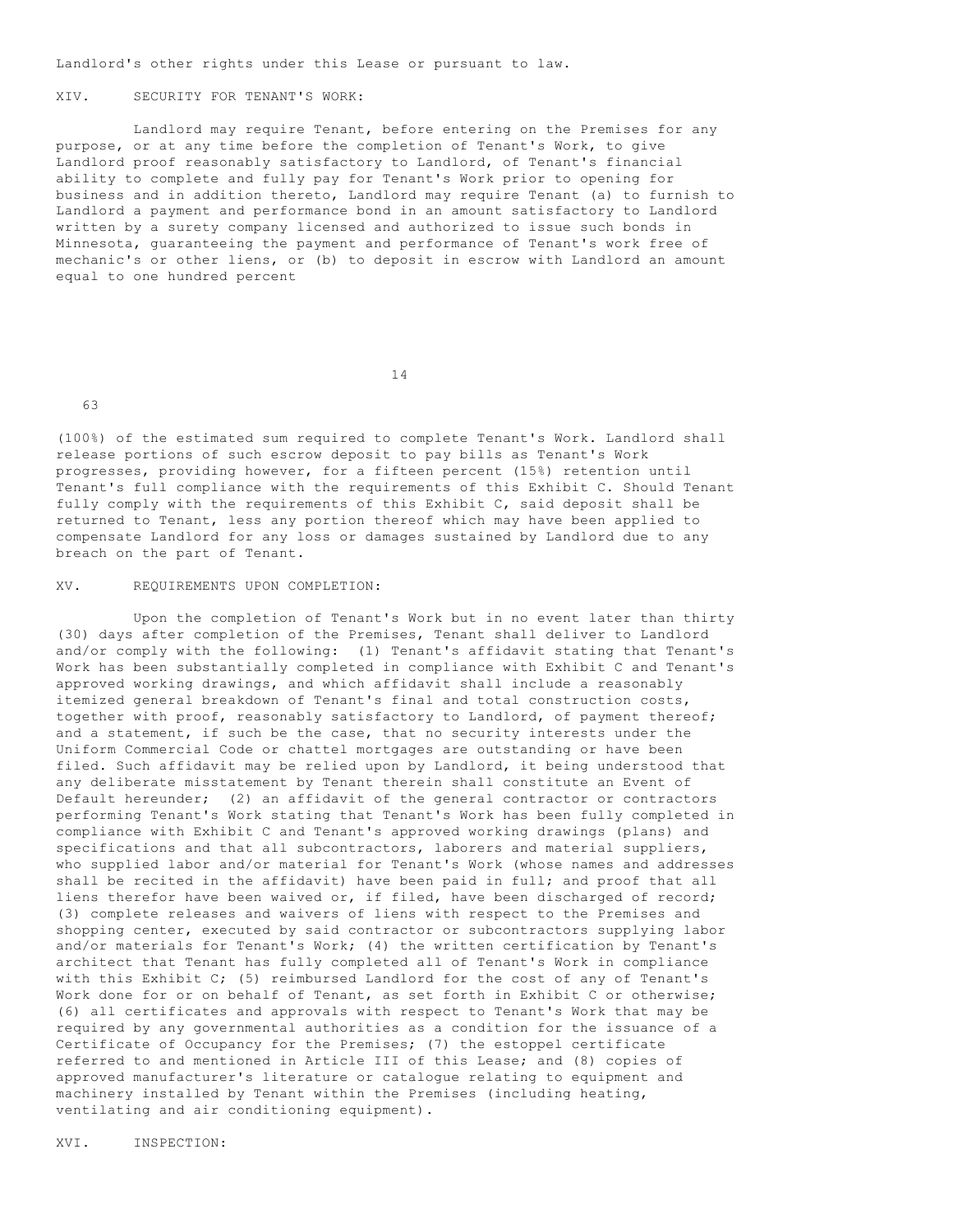Landlord's other rights under this Lease or pursuant to law.

XIV. SECURITY FOR TENANT'S WORK:

Landlord may require Tenant, before entering on the Premises for any purpose, or at any time before the completion of Tenant's Work, to give Landlord proof reasonably satisfactory to Landlord, of Tenant's financial ability to complete and fully pay for Tenant's Work prior to opening for business and in addition thereto, Landlord may require Tenant (a) to furnish to Landlord a payment and performance bond in an amount satisfactory to Landlord written by a surety company licensed and authorized to issue such bonds in Minnesota, guaranteeing the payment and performance of Tenant's work free of mechanic's or other liens, or (b) to deposit in escrow with Landlord an amount equal to one hundred percent (100%) of the estimated sum required to complete Tenant's Work. Landlord shall release portions of such escrow deposit to pay bills as Tenant's Work progresses, providing however, for a fifteen percent (15%) retention until Tenant's full compliance with the requirements of this Exhibit C. Should Tenant fully comply with the requirements of this Exhibit C, said deposit shall be returned to Tenant, less any portion thereof which may have been applied to compensate Landlord for any loss or damages sustained by Landlord due to any breach on the part of Tenant.

XV. REQUIREMENTS UPON COMPLETION:

Upon the completion of Tenant's Work but in no event later than thirty (30) days after completion of the Premises, Tenant shall deliver to Landlord and/or comply with the following: (1) Tenant's affidavit stating that Tenant's Work has been substantially completed in compliance with Exhibit C and Tenant's approved working drawings, and which affidavit shall include a reasonably itemized general breakdown of Tenant's final and total construction costs, together with proof, reasonably satisfactory to Landlord, of payment thereof; and a statement, if such be the case, that no security interests under the Uniform Commercial Code or chattel mortgages are outstanding or have been filed. Such affidavit may be relied upon by Landlord, it being understood that any deliberate misstatement by Tenant therein shall constitute an Event of Default hereunder; (2) an affidavit of the general contractor or contractors performing Tenant's Work stating that Tenant's Work has been fully completed in compliance with Exhibit C and Tenant's approved working drawings (plans) and specifications and that all subcontractors, laborers and material suppliers, who supplied labor and/or material for Tenant's Work (whose names and addresses shall be recited in the affidavit) have been paid in full; and proof that all liens therefor have been waived or, if filed, have been discharged of record; (3) complete releases and waivers of liens with respect to the Premises and shopping center, executed by said contractor or subcontractors supplying labor and/or materials for Tenant's Work; (4) the written certification by Tenant's architect that Tenant has fully completed all of Tenant's Work in compliance with this Exhibit C; (5) reimbursed Landlord for the cost of any of Tenant's Work done for or on behalf of Tenant, as set forth in Exhibit C or otherwise; (6) all certificates and approvals with respect to Tenant's Work that may be required by any governmental authorities as a condition for the issuance of a Certificate of Occupancy for the Premises; (7) the estoppel certificate referred to and mentioned in Article III of this Lease; and (8) copies of approved manufacturer's literature or catalogue relating to equipment and machinery installed by Tenant within the Premises (including heating, ventilating and air conditioning equipment).

XVI. INSPECTION: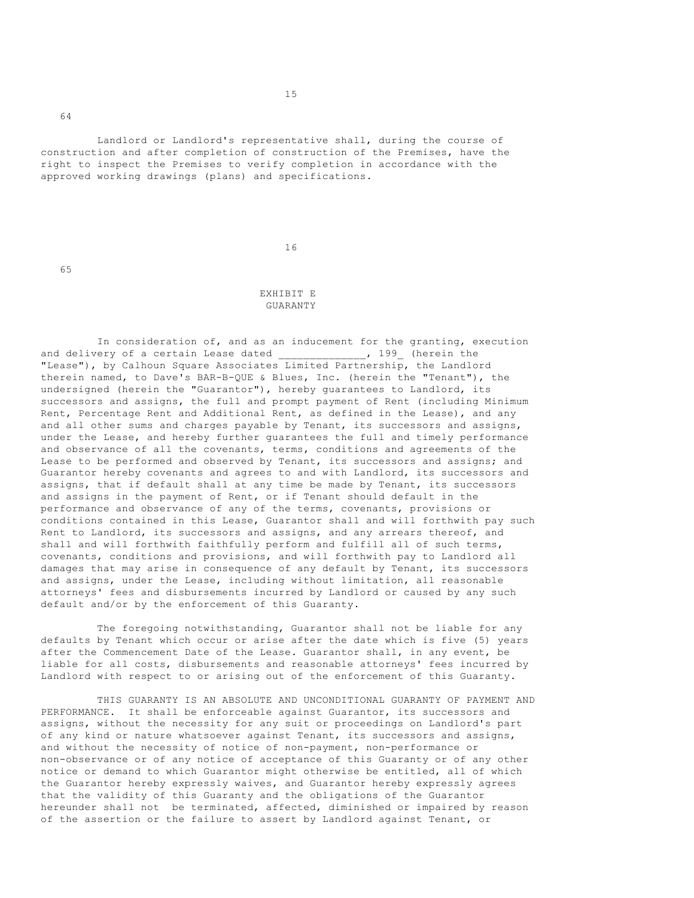Landlord or Landlord's representative shall, during the course of construction and after completion of construction of the Premises, have the right to inspect the Premises to verify completion in accordance with the approved working drawings (plans) and specifications.

## EXHIBIT E
## GUARANTY

In consideration of, and as an inducement for the granting, execution and delivery of a certain Lease dated ______________, 199_ (herein the "Lease"), by Calhoun Square Associates Limited Partnership, the Landlord therein named, to Dave's BAR-B-QUE & Blues, Inc. (herein the "Tenant"), the undersigned (herein the "Guarantor"), hereby guarantees to Landlord, its successors and assigns, the full and prompt payment of Rent (including Minimum Rent, Percentage Rent and Additional Rent, as defined in the Lease), and any and all other sums and charges payable by Tenant, its successors and assigns, under the Lease, and hereby further guarantees the full and timely performance and observance of all the covenants, terms, conditions and agreements of the Lease to be performed and observed by Tenant, its successors and assigns; and Guarantor hereby covenants and agrees to and with Landlord, its successors and assigns, that if default shall at any time be made by Tenant, its successors and assigns in the payment of Rent, or if Tenant should default in the performance and observance of any of the terms, covenants, provisions or conditions contained in this Lease, Guarantor shall and will forthwith pay such Rent to Landlord, its successors and assigns, and any arrears thereof, and shall and will forthwith faithfully perform and fulfill all of such terms, covenants, conditions and provisions, and will forthwith pay to Landlord all damages that may arise in consequence of any default by Tenant, its successors and assigns, under the Lease, including without limitation, all reasonable attorneys' fees and disbursements incurred by Landlord or caused by any such default and/or by the enforcement of this Guaranty.

The foregoing notwithstanding, Guarantor shall not be liable for any defaults by Tenant which occur or arise after the date which is five (5) years after the Commencement Date of the Lease. Guarantor shall, in any event, be liable for all costs, disbursements and reasonable attorneys' fees incurred by Landlord with respect to or arising out of the enforcement of this Guaranty.

THIS GUARANTY IS AN ABSOLUTE AND UNCONDITIONAL GUARANTY OF PAYMENT AND PERFORMANCE. It shall be enforceable against Guarantor, its successors and assigns, without the necessity for any suit or proceedings on Landlord's part of any kind or nature whatsoever against Tenant, its successors and assigns, and without the necessity of notice of non-payment, non-performance or non-observance or of any notice of acceptance of this Guaranty or of any other notice or demand to which Guarantor might otherwise be entitled, all of which the Guarantor hereby expressly waives, and Guarantor hereby expressly agrees that the validity of this Guaranty and the obligations of the Guarantor hereunder shall not be terminated, affected, diminished or impaired by reason of the assertion or the failure to assert by Landlord against Tenant, or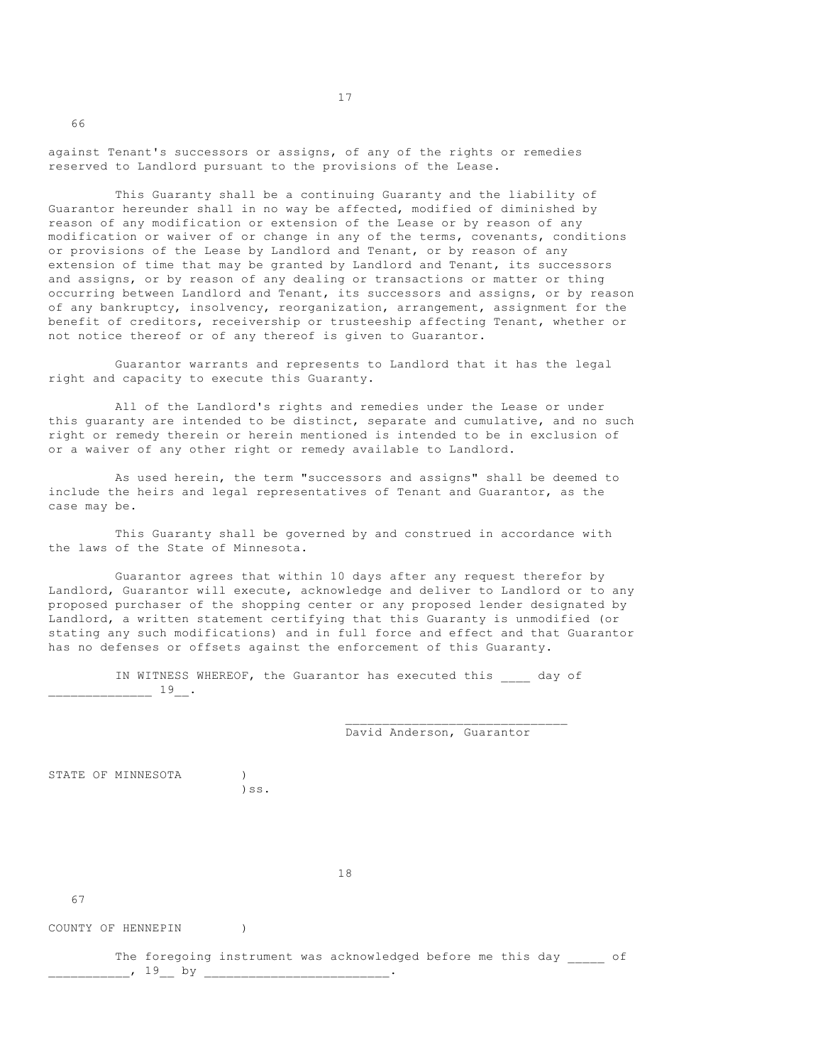against Tenant's successors or assigns, of any of the rights or remedies reserved to Landlord pursuant to the provisions of the Lease.

This Guaranty shall be a continuing Guaranty and the liability of Guarantor hereunder shall in no way be affected, modified of diminished by reason of any modification or extension of the Lease or by reason of any modification or waiver of or change in any of the terms, covenants, conditions or provisions of the Lease by Landlord and Tenant, or by reason of any extension of time that may be granted by Landlord and Tenant, its successors and assigns, or by reason of any dealing or transactions or matter or thing occurring between Landlord and Tenant, its successors and assigns, or by reason of any bankruptcy, insolvency, reorganization, arrangement, assignment for the benefit of creditors, receivership or trusteeship affecting Tenant, whether or not notice thereof or of any thereof is given to Guarantor.

Guarantor warrants and represents to Landlord that it has the legal right and capacity to execute this Guaranty.

All of the Landlord's rights and remedies under the Lease or under this guaranty are intended to be distinct, separate and cumulative, and no such right or remedy therein or herein mentioned is intended to be in exclusion of or a waiver of any other right or remedy available to Landlord.

As used herein, the term "successors and assigns" shall be deemed to include the heirs and legal representatives of Tenant and Guarantor, as the case may be.

This Guaranty shall be governed by and construed in accordance with the laws of the State of Minnesota.

Guarantor agrees that within 10 days after any request therefor by Landlord, Guarantor will execute, acknowledge and deliver to Landlord or to any proposed purchaser of the shopping center or any proposed lender designated by Landlord, a written statement certifying that this Guaranty is unmodified (or stating any such modifications) and in full force and effect and that Guarantor has no defenses or offsets against the enforcement of this Guaranty.

IN WITNESS WHEREOF, the Guarantor has executed this ____ day of _____________ 19__.

_____________________________
David Anderson, Guarantor

STATE OF MINNESOTA )
)ss.
COUNTY OF HENNEPIN )

The foregoing instrument was acknowledged before me this day _____ of ___________, 19__ by ________________________.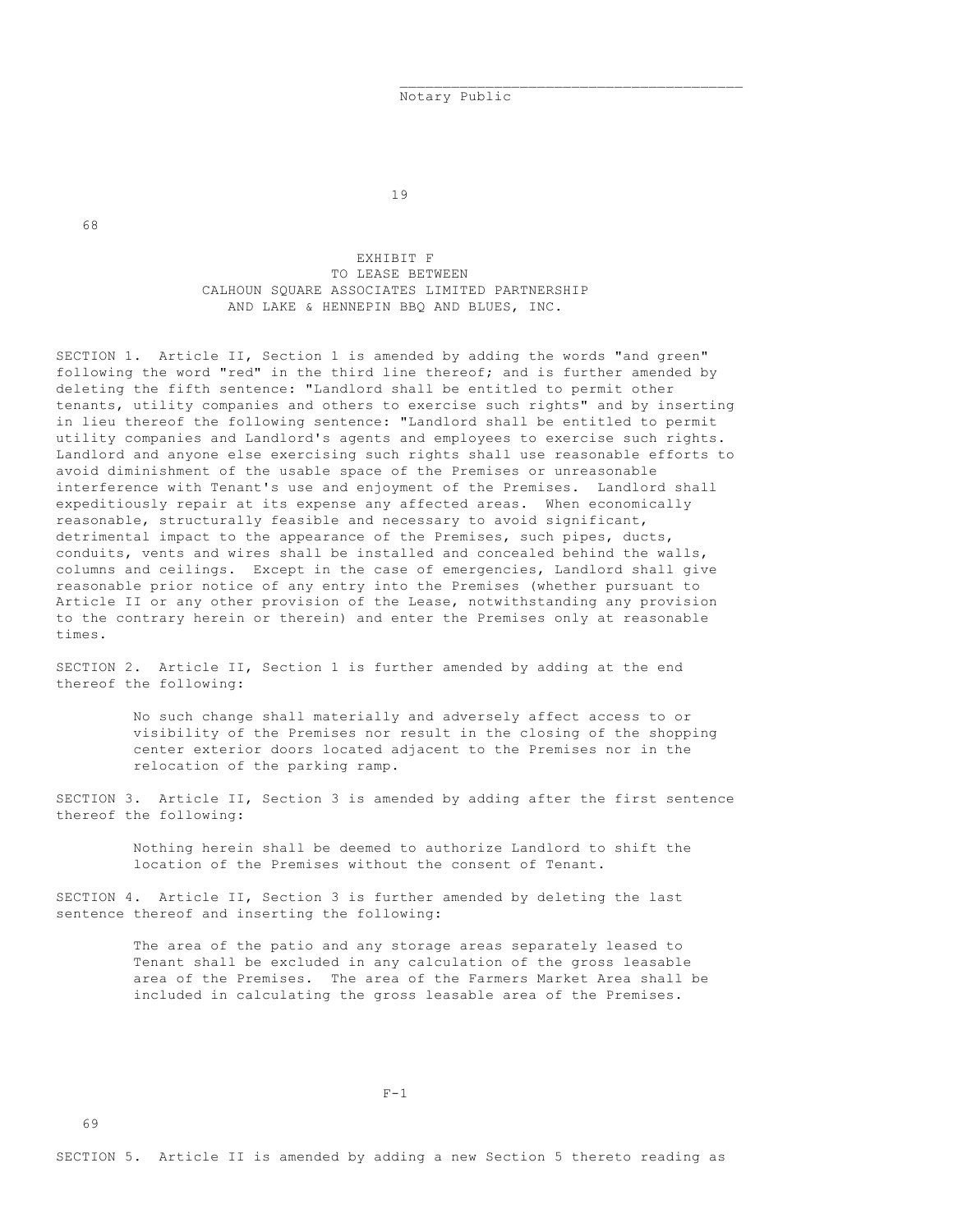\_\_\_\_\_\_\_\_\_\_\_\_\_\_\_\_\_\_\_\_\_\_\_\_\_\_\_\_\_\_\_\_\_\_\_\_\_\_\_\_
Notary Public

EXHIBIT F
TO LEASE BETWEEN
CALHOUN SQUARE ASSOCIATES LIMITED PARTNERSHIP
AND LAKE & HENNEPIN BBQ AND BLUES, INC.

SECTION 1. Article II, Section 1 is amended by adding the words "and green" following the word "red" in the third line thereof; and is further amended by deleting the fifth sentence: "Landlord shall be entitled to permit other tenants, utility companies and others to exercise such rights" and by inserting in lieu thereof the following sentence: "Landlord shall be entitled to permit utility companies and Landlord's agents and employees to exercise such rights. Landlord and anyone else exercising such rights shall use reasonable efforts to avoid diminishment of the usable space of the Premises or unreasonable interference with Tenant's use and enjoyment of the Premises. Landlord shall expeditiously repair at its expense any affected areas. When economically reasonable, structurally feasible and necessary to avoid significant, detrimental impact to the appearance of the Premises, such pipes, ducts, conduits, vents and wires shall be installed and concealed behind the walls, columns and ceilings. Except in the case of emergencies, Landlord shall give reasonable prior notice of any entry into the Premises (whether pursuant to Article II or any other provision of the Lease, notwithstanding any provision to the contrary herein or therein) and enter the Premises only at reasonable times.

SECTION 2. Article II, Section 1 is further amended by adding at the end thereof the following:

> No such change shall materially and adversely affect access to or visibility of the Premises nor result in the closing of the shopping center exterior doors located adjacent to the Premises nor in the relocation of the parking ramp.

SECTION 3. Article II, Section 3 is amended by adding after the first sentence thereof the following:

> Nothing herein shall be deemed to authorize Landlord to shift the location of the Premises without the consent of Tenant.

SECTION 4. Article II, Section 3 is further amended by deleting the last sentence thereof and inserting the following:

> The area of the patio and any storage areas separately leased to Tenant shall be excluded in any calculation of the gross leasable area of the Premises. The area of the Farmers Market Area shall be included in calculating the gross leasable area of the Premises.

SECTION 5. Article II is amended by adding a new Section 5 thereto reading as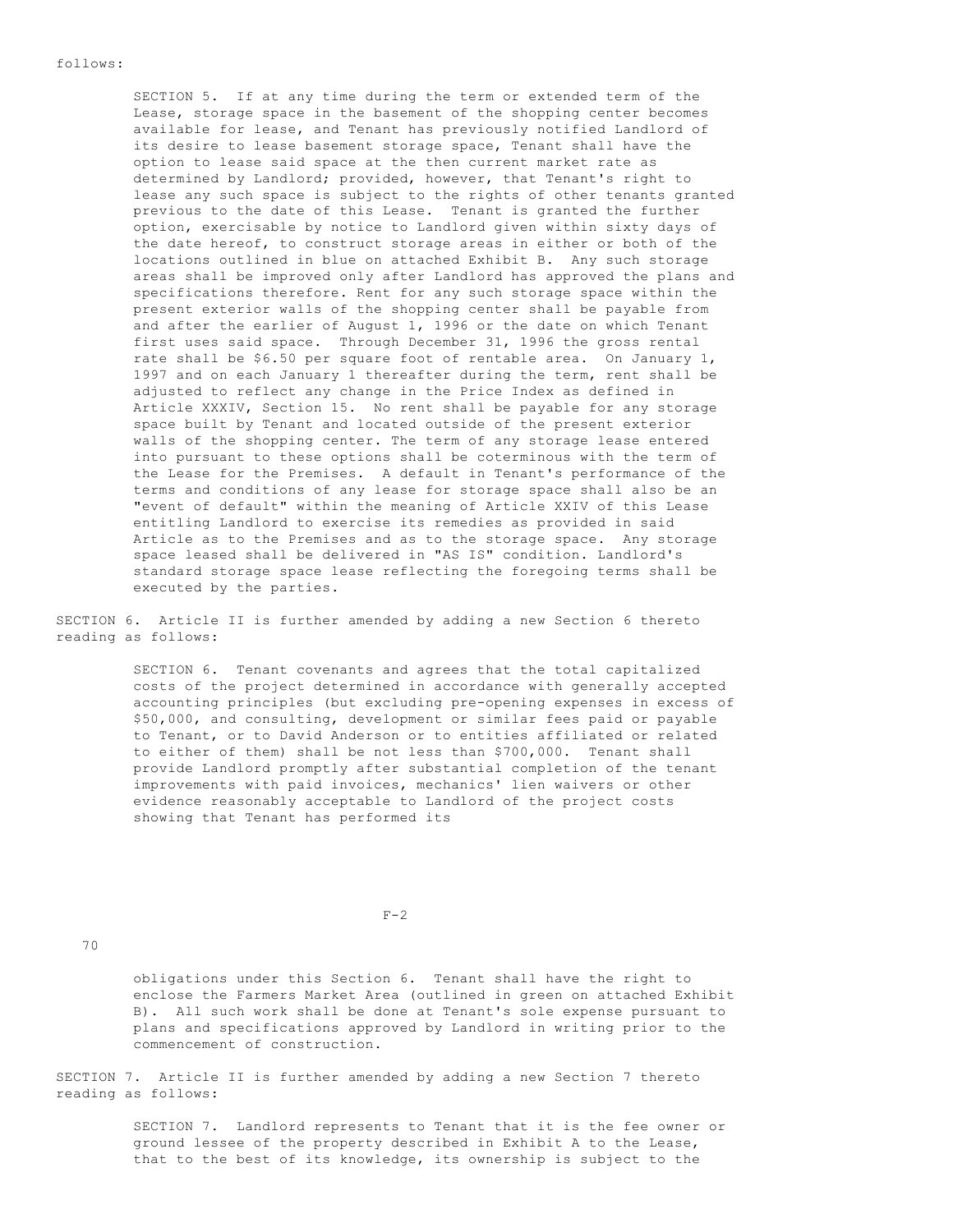follows:

> SECTION 5. If at any time during the term or extended term of the Lease, storage space in the basement of the shopping center becomes available for lease, and Tenant has previously notified Landlord of its desire to lease basement storage space, Tenant shall have the option to lease said space at the then current market rate as determined by Landlord; provided, however, that Tenant's right to lease any such space is subject to the rights of other tenants granted previous to the date of this Lease. Tenant is granted the further option, exercisable by notice to Landlord given within sixty days of the date hereof, to construct storage areas in either or both of the locations outlined in blue on attached Exhibit B. Any such storage areas shall be improved only after Landlord has approved the plans and specifications therefore. Rent for any such storage space within the present exterior walls of the shopping center shall be payable from and after the earlier of August 1, 1996 or the date on which Tenant first uses said space. Through December 31, 1996 the gross rental rate shall be $6.50 per square foot of rentable area. On January 1, 1997 and on each January 1 thereafter during the term, rent shall be adjusted to reflect any change in the Price Index as defined in Article XXXIV, Section 15. No rent shall be payable for any storage space built by Tenant and located outside of the present exterior walls of the shopping center. The term of any storage lease entered into pursuant to these options shall be coterminous with the term of the Lease for the Premises. A default in Tenant's performance of the terms and conditions of any lease for storage space shall also be an "event of default" within the meaning of Article XXIV of this Lease entitling Landlord to exercise its remedies as provided in said Article as to the Premises and as to the storage space. Any storage space leased shall be delivered in "AS IS" condition. Landlord's standard storage space lease reflecting the foregoing terms shall be executed by the parties.

SECTION 6. Article II is further amended by adding a new Section 6 thereto reading as follows:

> SECTION 6. Tenant covenants and agrees that the total capitalized costs of the project determined in accordance with generally accepted accounting principles (but excluding pre-opening expenses in excess of $50,000, and consulting, development or similar fees paid or payable to Tenant, or to David Anderson or to entities affiliated or related to either of them) shall be not less than $700,000. Tenant shall provide Landlord promptly after substantial completion of the tenant improvements with paid invoices, mechanics' lien waivers or other evidence reasonably acceptable to Landlord of the project costs showing that Tenant has performed its obligations under this Section 6. Tenant shall have the right to enclose the Farmers Market Area (outlined in green on attached Exhibit B). All such work shall be done at Tenant's sole expense pursuant to plans and specifications approved by Landlord in writing prior to the commencement of construction.

SECTION 7. Article II is further amended by adding a new Section 7 thereto reading as follows:

> SECTION 7. Landlord represents to Tenant that it is the fee owner or ground lessee of the property described in Exhibit A to the Lease, that to the best of its knowledge, its ownership is subject to the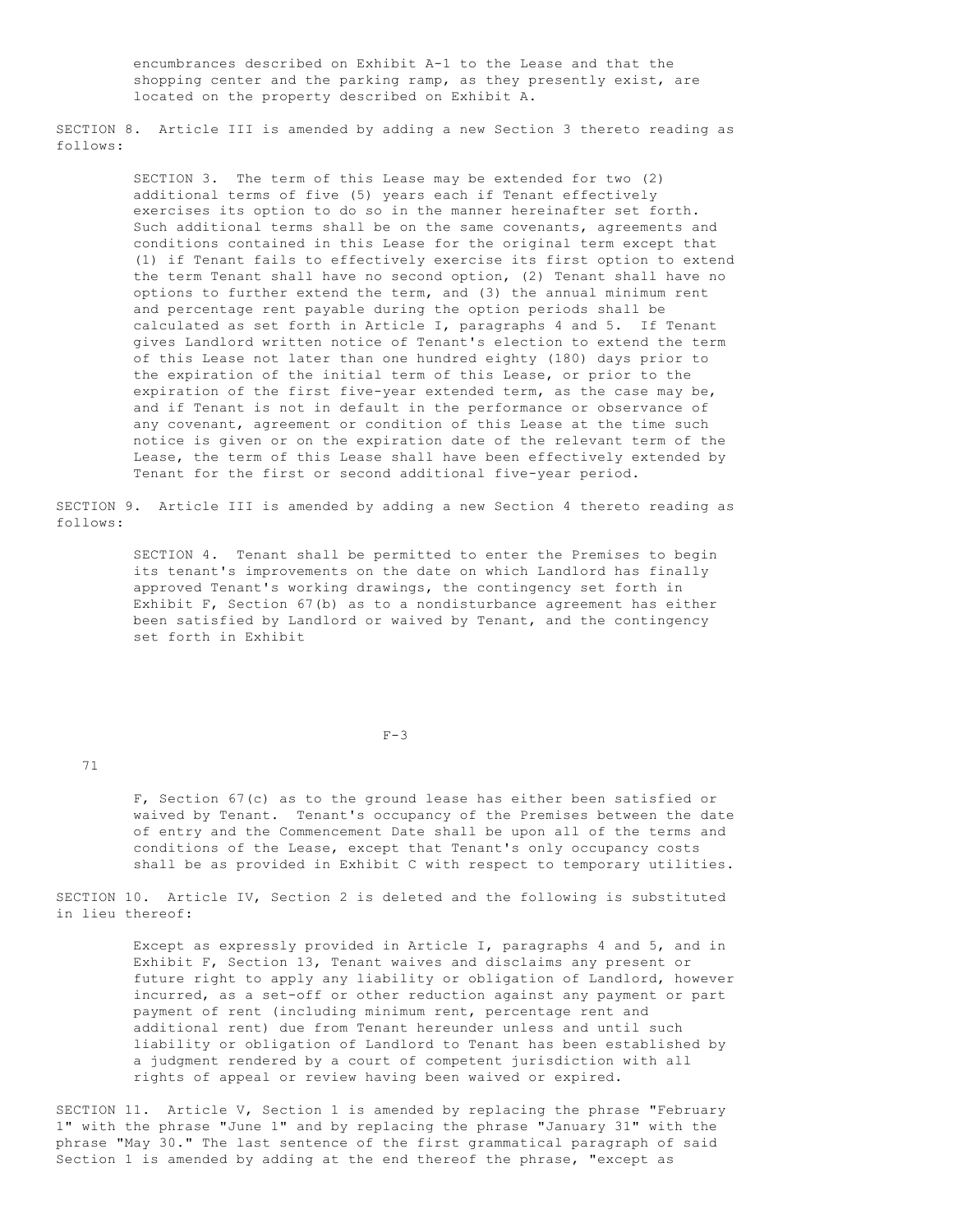encumbrances described on Exhibit A-1 to the Lease and that the shopping center and the parking ramp, as they presently exist, are located on the property described on Exhibit A.

SECTION 8. Article III is amended by adding a new Section 3 thereto reading as follows:

> SECTION 3. The term of this Lease may be extended for two (2) additional terms of five (5) years each if Tenant effectively exercises its option to do so in the manner hereinafter set forth. Such additional terms shall be on the same covenants, agreements and conditions contained in this Lease for the original term except that (1) if Tenant fails to effectively exercise its first option to extend the term Tenant shall have no second option, (2) Tenant shall have no options to further extend the term, and (3) the annual minimum rent and percentage rent payable during the option periods shall be calculated as set forth in Article I, paragraphs 4 and 5. If Tenant gives Landlord written notice of Tenant's election to extend the term of this Lease not later than one hundred eighty (180) days prior to the expiration of the initial term of this Lease, or prior to the expiration of the first five-year extended term, as the case may be, and if Tenant is not in default in the performance or observance of any covenant, agreement or condition of this Lease at the time such notice is given or on the expiration date of the relevant term of the Lease, the term of this Lease shall have been effectively extended by Tenant for the first or second additional five-year period.

SECTION 9. Article III is amended by adding a new Section 4 thereto reading as follows:

> SECTION 4. Tenant shall be permitted to enter the Premises to begin its tenant's improvements on the date on which Landlord has finally approved Tenant's working drawings, the contingency set forth in Exhibit F, Section 67(b) as to a nondisturbance agreement has either been satisfied by Landlord or waived by Tenant, and the contingency set forth in Exhibit F, Section 67(c) as to the ground lease has either been satisfied or waived by Tenant. Tenant's occupancy of the Premises between the date of entry and the Commencement Date shall be upon all of the terms and conditions of the Lease, except that Tenant's only occupancy costs shall be as provided in Exhibit C with respect to temporary utilities.

SECTION 10. Article IV, Section 2 is deleted and the following is substituted in lieu thereof:

> Except as expressly provided in Article I, paragraphs 4 and 5, and in Exhibit F, Section 13, Tenant waives and disclaims any present or future right to apply any liability or obligation of Landlord, however incurred, as a set-off or other reduction against any payment or part payment of rent (including minimum rent, percentage rent and additional rent) due from Tenant hereunder unless and until such liability or obligation of Landlord to Tenant has been established by a judgment rendered by a court of competent jurisdiction with all rights of appeal or review having been waived or expired.

SECTION 11. Article V, Section 1 is amended by replacing the phrase "February 1" with the phrase "June 1" and by replacing the phrase "January 31" with the phrase "May 30." The last sentence of the first grammatical paragraph of said Section 1 is amended by adding at the end thereof the phrase, "except as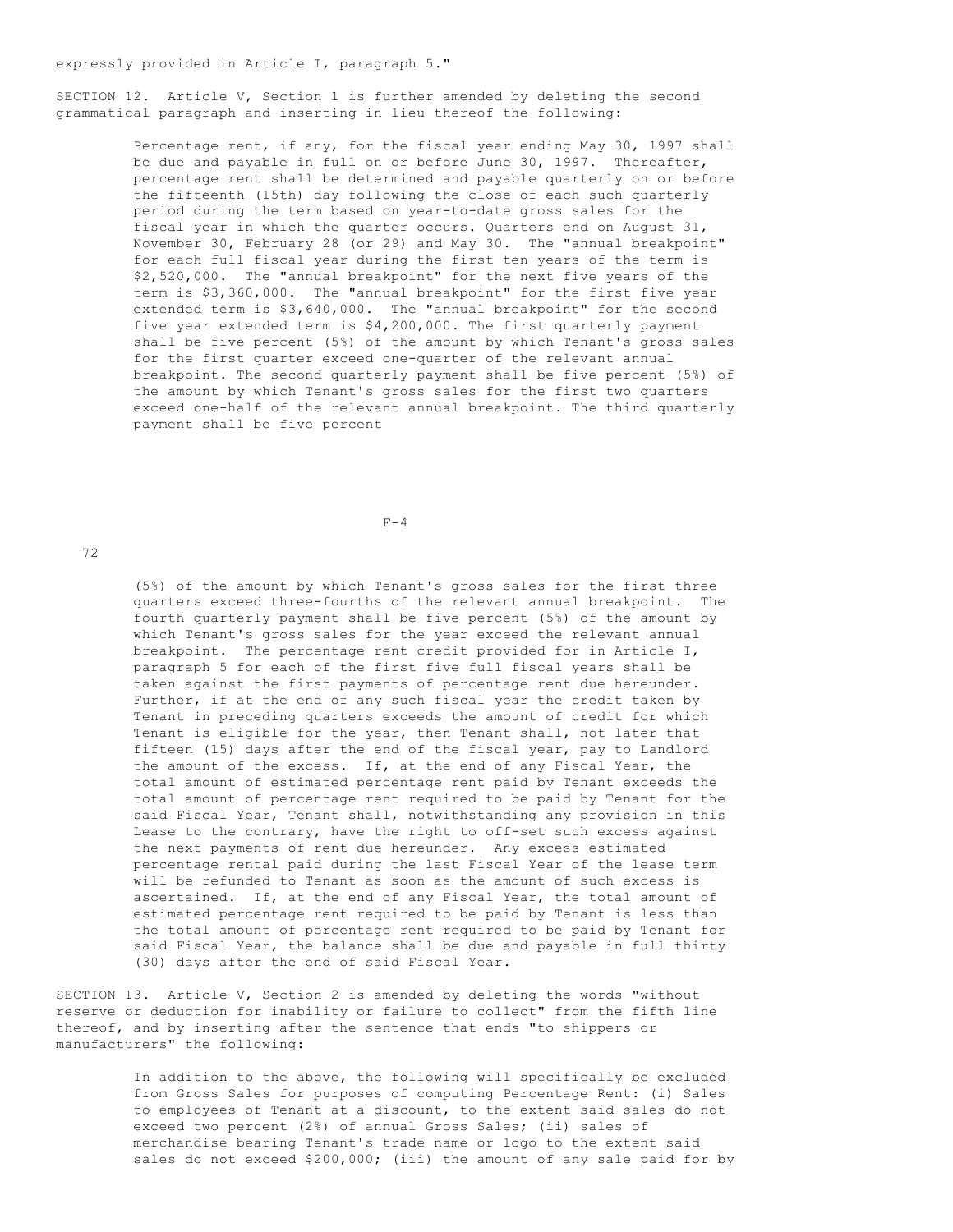expressly provided in Article I, paragraph 5."

SECTION 12. Article V, Section 1 is further amended by deleting the second grammatical paragraph and inserting in lieu thereof the following:

> Percentage rent, if any, for the fiscal year ending May 30, 1997 shall be due and payable in full on or before June 30, 1997. Thereafter, percentage rent shall be determined and payable quarterly on or before the fifteenth (15th) day following the close of each such quarterly period during the term based on year-to-date gross sales for the fiscal year in which the quarter occurs. Quarters end on August 31, November 30, February 28 (or 29) and May 30. The "annual breakpoint" for each full fiscal year during the first ten years of the term is $2,520,000. The "annual breakpoint" for the next five years of the term is $3,360,000. The "annual breakpoint" for the first five year extended term is $3,640,000. The "annual breakpoint" for the second five year extended term is $4,200,000. The first quarterly payment shall be five percent (5%) of the amount by which Tenant's gross sales for the first quarter exceed one-quarter of the relevant annual breakpoint. The second quarterly payment shall be five percent (5%) of the amount by which Tenant's gross sales for the first two quarters exceed one-half of the relevant annual breakpoint. The third quarterly payment shall be five percent (5%) of the amount by which Tenant's gross sales for the first three quarters exceed three-fourths of the relevant annual breakpoint. The fourth quarterly payment shall be five percent (5%) of the amount by which Tenant's gross sales for the year exceed the relevant annual breakpoint. The percentage rent credit provided for in Article I, paragraph 5 for each of the first five full fiscal years shall be taken against the first payments of percentage rent due hereunder. Further, if at the end of any such fiscal year the credit taken by Tenant in preceding quarters exceeds the amount of credit for which Tenant is eligible for the year, then Tenant shall, not later that fifteen (15) days after the end of the fiscal year, pay to Landlord the amount of the excess. If, at the end of any Fiscal Year, the total amount of estimated percentage rent paid by Tenant exceeds the total amount of percentage rent required to be paid by Tenant for the said Fiscal Year, Tenant shall, notwithstanding any provision in this Lease to the contrary, have the right to off-set such excess against the next payments of rent due hereunder. Any excess estimated percentage rental paid during the last Fiscal Year of the lease term will be refunded to Tenant as soon as the amount of such excess is ascertained. If, at the end of any Fiscal Year, the total amount of estimated percentage rent required to be paid by Tenant is less than the total amount of percentage rent required to be paid by Tenant for said Fiscal Year, the balance shall be due and payable in full thirty (30) days after the end of said Fiscal Year.

SECTION 13. Article V, Section 2 is amended by deleting the words "without reserve or deduction for inability or failure to collect" from the fifth line thereof, and by inserting after the sentence that ends "to shippers or manufacturers" the following:

> In addition to the above, the following will specifically be excluded from Gross Sales for purposes of computing Percentage Rent: (i) Sales to employees of Tenant at a discount, to the extent said sales do not exceed two percent (2%) of annual Gross Sales; (ii) sales of merchandise bearing Tenant's trade name or logo to the extent said sales do not exceed $200,000; (iii) the amount of any sale paid for by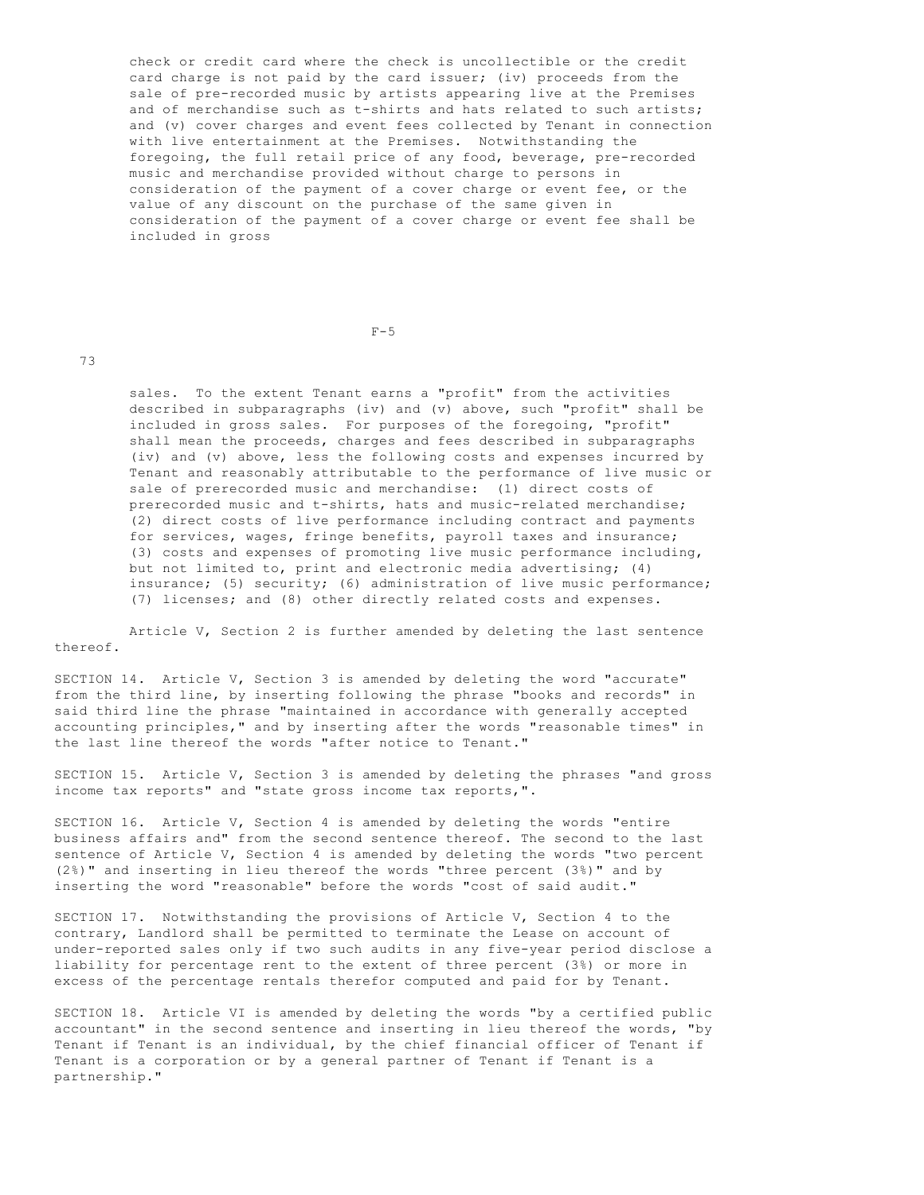check or credit card where the check is uncollectible or the credit card charge is not paid by the card issuer; (iv) proceeds from the sale of pre-recorded music by artists appearing live at the Premises and of merchandise such as t-shirts and hats related to such artists; and (v) cover charges and event fees collected by Tenant in connection with live entertainment at the Premises. Notwithstanding the foregoing, the full retail price of any food, beverage, pre-recorded music and merchandise provided without charge to persons in consideration of the payment of a cover charge or event fee, or the value of any discount on the purchase of the same given in consideration of the payment of a cover charge or event fee shall be included in gross sales. To the extent Tenant earns a "profit" from the activities described in subparagraphs (iv) and (v) above, such "profit" shall be included in gross sales. For purposes of the foregoing, "profit" shall mean the proceeds, charges and fees described in subparagraphs (iv) and (v) above, less the following costs and expenses incurred by Tenant and reasonably attributable to the performance of live music or sale of prerecorded music and merchandise: (1) direct costs of prerecorded music and t-shirts, hats and music-related merchandise; (2) direct costs of live performance including contract and payments for services, wages, fringe benefits, payroll taxes and insurance; (3) costs and expenses of promoting live music performance including, but not limited to, print and electronic media advertising; (4) insurance; (5) security; (6) administration of live music performance; (7) licenses; and (8) other directly related costs and expenses.

Article V, Section 2 is further amended by deleting the last sentence thereof.

SECTION 14. Article V, Section 3 is amended by deleting the word "accurate" from the third line, by inserting following the phrase "books and records" in said third line the phrase "maintained in accordance with generally accepted accounting principles," and by inserting after the words "reasonable times" in the last line thereof the words "after notice to Tenant."

SECTION 15. Article V, Section 3 is amended by deleting the phrases "and gross income tax reports" and "state gross income tax reports,".

SECTION 16. Article V, Section 4 is amended by deleting the words "entire business affairs and" from the second sentence thereof. The second to the last sentence of Article V, Section 4 is amended by deleting the words "two percent (2%)" and inserting in lieu thereof the words "three percent (3%)" and by inserting the word "reasonable" before the words "cost of said audit."

SECTION 17. Notwithstanding the provisions of Article V, Section 4 to the contrary, Landlord shall be permitted to terminate the Lease on account of under-reported sales only if two such audits in any five-year period disclose a liability for percentage rent to the extent of three percent (3%) or more in excess of the percentage rentals therefor computed and paid for by Tenant.

SECTION 18. Article VI is amended by deleting the words "by a certified public accountant" in the second sentence and inserting in lieu thereof the words, "by Tenant if Tenant is an individual, by the chief financial officer of Tenant if Tenant is a corporation or by a general partner of Tenant if Tenant is a partnership."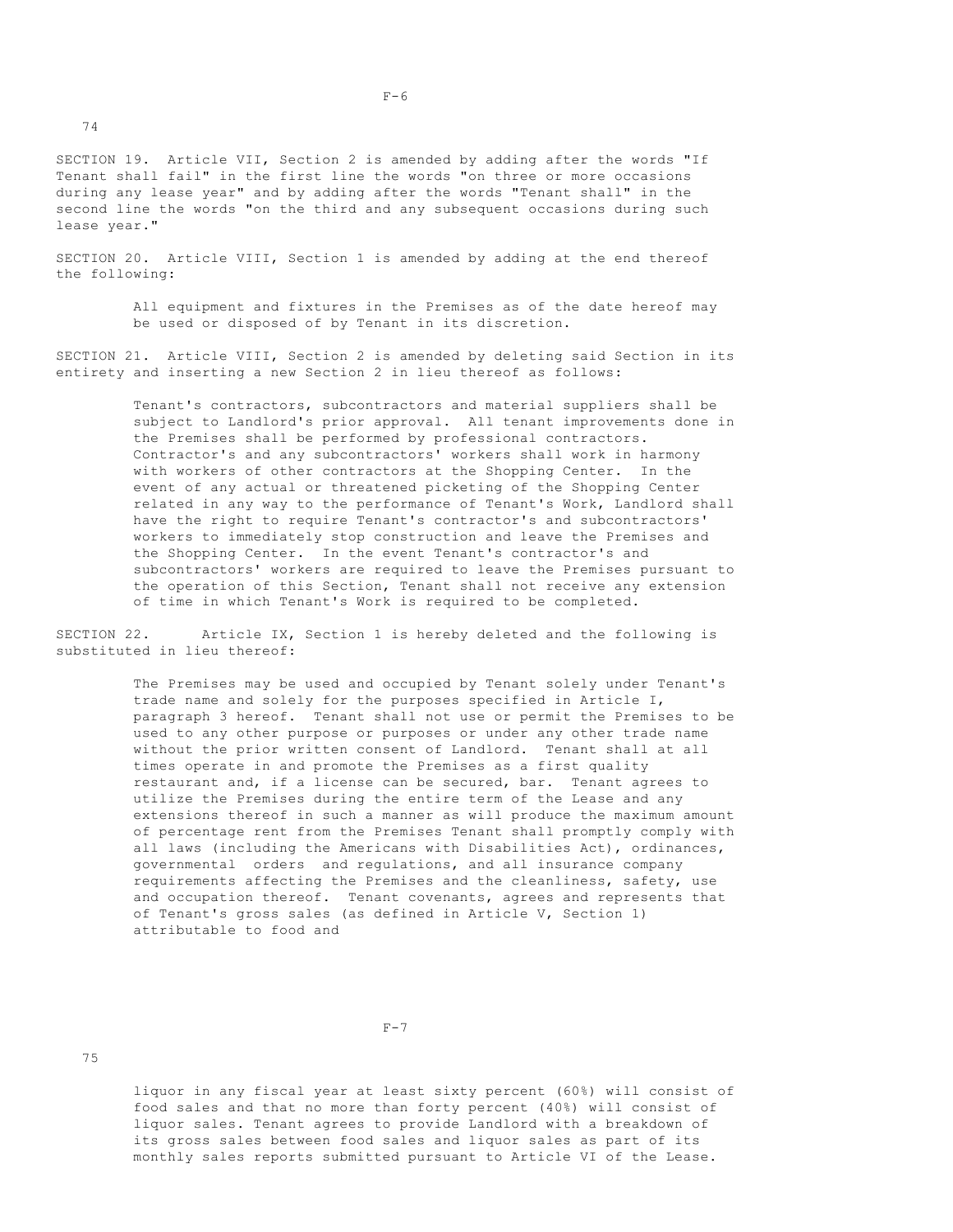SECTION 19. Article VII, Section 2 is amended by adding after the words "If Tenant shall fail" in the first line the words "on three or more occasions during any lease year" and by adding after the words "Tenant shall" in the second line the words "on the third and any subsequent occasions during such lease year."

SECTION 20. Article VIII, Section 1 is amended by adding at the end thereof the following:

> All equipment and fixtures in the Premises as of the date hereof may be used or disposed of by Tenant in its discretion.

SECTION 21. Article VIII, Section 2 is amended by deleting said Section in its entirety and inserting a new Section 2 in lieu thereof as follows:

> Tenant's contractors, subcontractors and material suppliers shall be subject to Landlord's prior approval. All tenant improvements done in the Premises shall be performed by professional contractors. Contractor's and any subcontractors' workers shall work in harmony with workers of other contractors at the Shopping Center. In the event of any actual or threatened picketing of the Shopping Center related in any way to the performance of Tenant's Work, Landlord shall have the right to require Tenant's contractor's and subcontractors' workers to immediately stop construction and leave the Premises and the Shopping Center. In the event Tenant's contractor's and subcontractors' workers are required to leave the Premises pursuant to the operation of this Section, Tenant shall not receive any extension of time in which Tenant's Work is required to be completed.

SECTION 22. Article IX, Section 1 is hereby deleted and the following is substituted in lieu thereof:

> The Premises may be used and occupied by Tenant solely under Tenant's trade name and solely for the purposes specified in Article I, paragraph 3 hereof. Tenant shall not use or permit the Premises to be used to any other purpose or purposes or under any other trade name without the prior written consent of Landlord. Tenant shall at all times operate in and promote the Premises as a first quality restaurant and, if a license can be secured, bar. Tenant agrees to utilize the Premises during the entire term of the Lease and any extensions thereof in such a manner as will produce the maximum amount of percentage rent from the Premises Tenant shall promptly comply with all laws (including the Americans with Disabilities Act), ordinances, governmental orders and regulations, and all insurance company requirements affecting the Premises and the cleanliness, safety, use and occupation thereof. Tenant covenants, agrees and represents that of Tenant's gross sales (as defined in Article V, Section 1) attributable to food and liquor in any fiscal year at least sixty percent (60%) will consist of food sales and that no more than forty percent (40%) will consist of liquor sales. Tenant agrees to provide Landlord with a breakdown of its gross sales between food sales and liquor sales as part of its monthly sales reports submitted pursuant to Article VI of the Lease.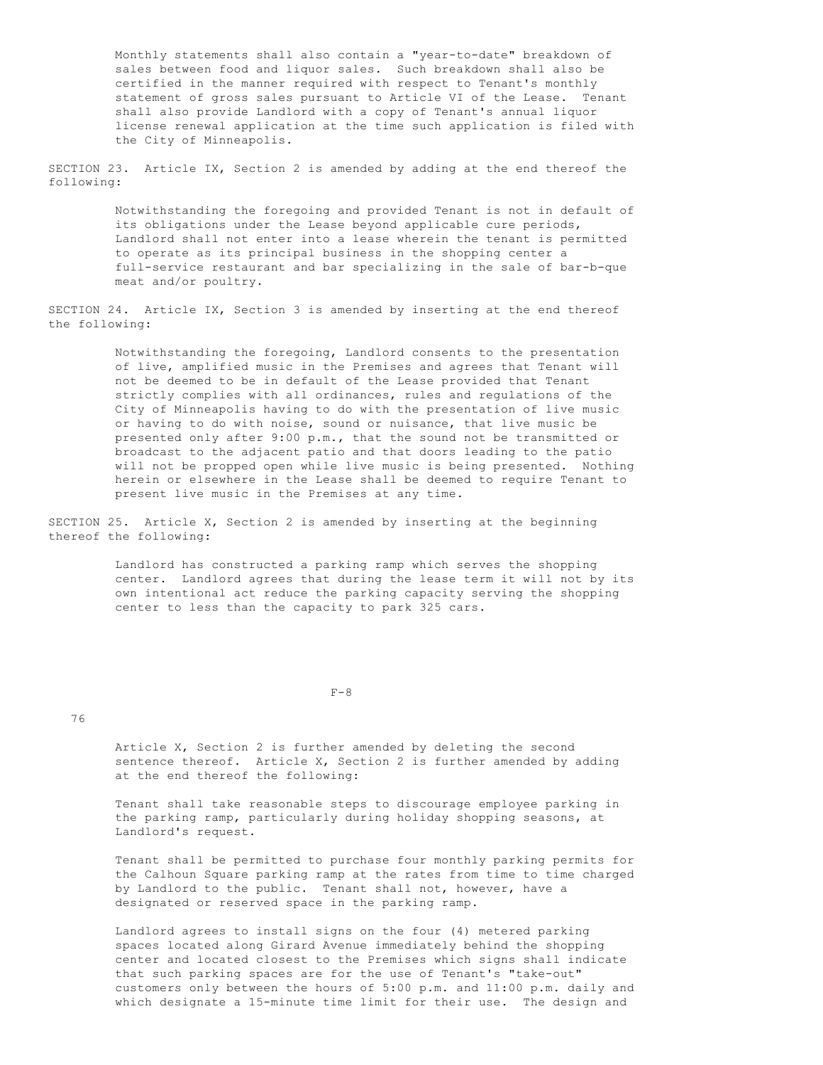Monthly statements shall also contain a "year-to-date" breakdown of sales between food and liquor sales. Such breakdown shall also be certified in the manner required with respect to Tenant's monthly statement of gross sales pursuant to Article VI of the Lease. Tenant shall also provide Landlord with a copy of Tenant's annual liquor license renewal application at the time such application is filed with the City of Minneapolis.

SECTION 23. Article IX, Section 2 is amended by adding at the end thereof the following:

> Notwithstanding the foregoing and provided Tenant is not in default of its obligations under the Lease beyond applicable cure periods, Landlord shall not enter into a lease wherein the tenant is permitted to operate as its principal business in the shopping center a full-service restaurant and bar specializing in the sale of bar-b-que meat and/or poultry.

SECTION 24. Article IX, Section 3 is amended by inserting at the end thereof the following:

> Notwithstanding the foregoing, Landlord consents to the presentation of live, amplified music in the Premises and agrees that Tenant will not be deemed to be in default of the Lease provided that Tenant strictly complies with all ordinances, rules and regulations of the City of Minneapolis having to do with the presentation of live music or having to do with noise, sound or nuisance, that live music be presented only after 9:00 p.m., that the sound not be transmitted or broadcast to the adjacent patio and that doors leading to the patio will not be propped open while live music is being presented. Nothing herein or elsewhere in the Lease shall be deemed to require Tenant to present live music in the Premises at any time.

SECTION 25. Article X, Section 2 is amended by inserting at the beginning thereof the following:

> Landlord has constructed a parking ramp which serves the shopping center. Landlord agrees that during the lease term it will not by its own intentional act reduce the parking capacity serving the shopping center to less than the capacity to park 325 cars.

> Article X, Section 2 is further amended by deleting the second sentence thereof. Article X, Section 2 is further amended by adding at the end thereof the following:

> Tenant shall take reasonable steps to discourage employee parking in the parking ramp, particularly during holiday shopping seasons, at Landlord's request.

> Tenant shall be permitted to purchase four monthly parking permits for the Calhoun Square parking ramp at the rates from time to time charged by Landlord to the public. Tenant shall not, however, have a designated or reserved space in the parking ramp.

> Landlord agrees to install signs on the four (4) metered parking spaces located along Girard Avenue immediately behind the shopping center and located closest to the Premises which signs shall indicate that such parking spaces are for the use of Tenant's "take-out" customers only between the hours of 5:00 p.m. and 11:00 p.m. daily and which designate a 15-minute time limit for their use. The design and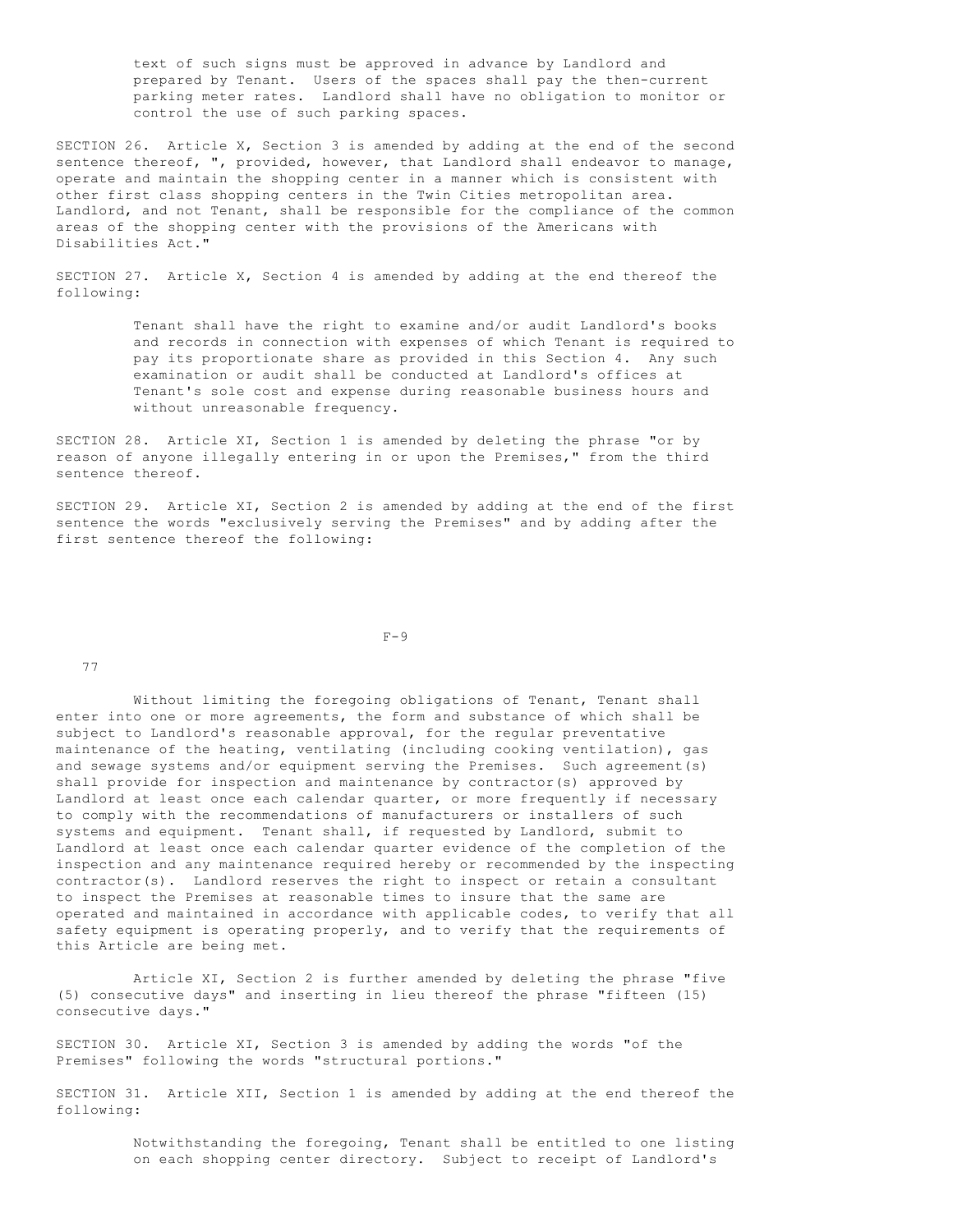text of such signs must be approved in advance by Landlord and prepared by Tenant. Users of the spaces shall pay the then-current parking meter rates. Landlord shall have no obligation to monitor or control the use of such parking spaces.

SECTION 26. Article X, Section 3 is amended by adding at the end of the second sentence thereof, ", provided, however, that Landlord shall endeavor to manage, operate and maintain the shopping center in a manner which is consistent with other first class shopping centers in the Twin Cities metropolitan area. Landlord, and not Tenant, shall be responsible for the compliance of the common areas of the shopping center with the provisions of the Americans with Disabilities Act."

SECTION 27. Article X, Section 4 is amended by adding at the end thereof the following:

> Tenant shall have the right to examine and/or audit Landlord's books and records in connection with expenses of which Tenant is required to pay its proportionate share as provided in this Section 4. Any such examination or audit shall be conducted at Landlord's offices at Tenant's sole cost and expense during reasonable business hours and without unreasonable frequency.

SECTION 28. Article XI, Section 1 is amended by deleting the phrase "or by reason of anyone illegally entering in or upon the Premises," from the third sentence thereof.

SECTION 29. Article XI, Section 2 is amended by adding at the end of the first sentence the words "exclusively serving the Premises" and by adding after the first sentence thereof the following:

Without limiting the foregoing obligations of Tenant, Tenant shall enter into one or more agreements, the form and substance of which shall be subject to Landlord's reasonable approval, for the regular preventative maintenance of the heating, ventilating (including cooking ventilation), gas and sewage systems and/or equipment serving the Premises. Such agreement(s) shall provide for inspection and maintenance by contractor(s) approved by Landlord at least once each calendar quarter, or more frequently if necessary to comply with the recommendations of manufacturers or installers of such systems and equipment. Tenant shall, if requested by Landlord, submit to Landlord at least once each calendar quarter evidence of the completion of the inspection and any maintenance required hereby or recommended by the inspecting contractor(s). Landlord reserves the right to inspect or retain a consultant to inspect the Premises at reasonable times to insure that the same are operated and maintained in accordance with applicable codes, to verify that all safety equipment is operating properly, and to verify that the requirements of this Article are being met.

Article XI, Section 2 is further amended by deleting the phrase "five (5) consecutive days" and inserting in lieu thereof the phrase "fifteen (15) consecutive days."

SECTION 30. Article XI, Section 3 is amended by adding the words "of the Premises" following the words "structural portions."

SECTION 31. Article XII, Section 1 is amended by adding at the end thereof the following:

> Notwithstanding the foregoing, Tenant shall be entitled to one listing on each shopping center directory. Subject to receipt of Landlord's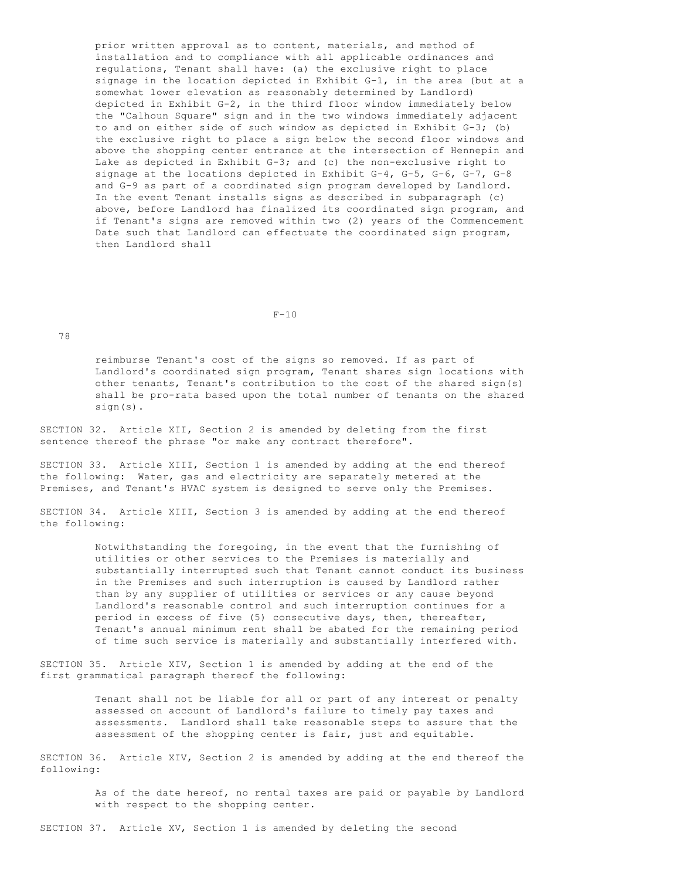prior written approval as to content, materials, and method of installation and to compliance with all applicable ordinances and regulations, Tenant shall have: (a) the exclusive right to place signage in the location depicted in Exhibit G-1, in the area (but at a somewhat lower elevation as reasonably determined by Landlord) depicted in Exhibit G-2, in the third floor window immediately below the "Calhoun Square" sign and in the two windows immediately adjacent to and on either side of such window as depicted in Exhibit G-3; (b) the exclusive right to place a sign below the second floor windows and above the shopping center entrance at the intersection of Hennepin and Lake as depicted in Exhibit G-3; and (c) the non-exclusive right to signage at the locations depicted in Exhibit G-4, G-5, G-6, G-7, G-8 and G-9 as part of a coordinated sign program developed by Landlord. In the event Tenant installs signs as described in subparagraph (c) above, before Landlord has finalized its coordinated sign program, and if Tenant's signs are removed within two (2) years of the Commencement Date such that Landlord can effectuate the coordinated sign program, then Landlord shall reimburse Tenant's cost of the signs so removed. If as part of Landlord's coordinated sign program, Tenant shares sign locations with other tenants, Tenant's contribution to the cost of the shared sign(s) shall be pro-rata based upon the total number of tenants on the shared sign(s).

SECTION 32. Article XII, Section 2 is amended by deleting from the first sentence thereof the phrase "or make any contract therefore".

SECTION 33. Article XIII, Section 1 is amended by adding at the end thereof the following: Water, gas and electricity are separately metered at the Premises, and Tenant's HVAC system is designed to serve only the Premises.

SECTION 34. Article XIII, Section 3 is amended by adding at the end thereof the following:

> Notwithstanding the foregoing, in the event that the furnishing of utilities or other services to the Premises is materially and substantially interrupted such that Tenant cannot conduct its business in the Premises and such interruption is caused by Landlord rather than by any supplier of utilities or services or any cause beyond Landlord's reasonable control and such interruption continues for a period in excess of five (5) consecutive days, then, thereafter, Tenant's annual minimum rent shall be abated for the remaining period of time such service is materially and substantially interfered with.

SECTION 35. Article XIV, Section 1 is amended by adding at the end of the first grammatical paragraph thereof the following:

> Tenant shall not be liable for all or part of any interest or penalty assessed on account of Landlord's failure to timely pay taxes and assessments. Landlord shall take reasonable steps to assure that the assessment of the shopping center is fair, just and equitable.

SECTION 36. Article XIV, Section 2 is amended by adding at the end thereof the following:

> As of the date hereof, no rental taxes are paid or payable by Landlord with respect to the shopping center.

SECTION 37. Article XV, Section 1 is amended by deleting the second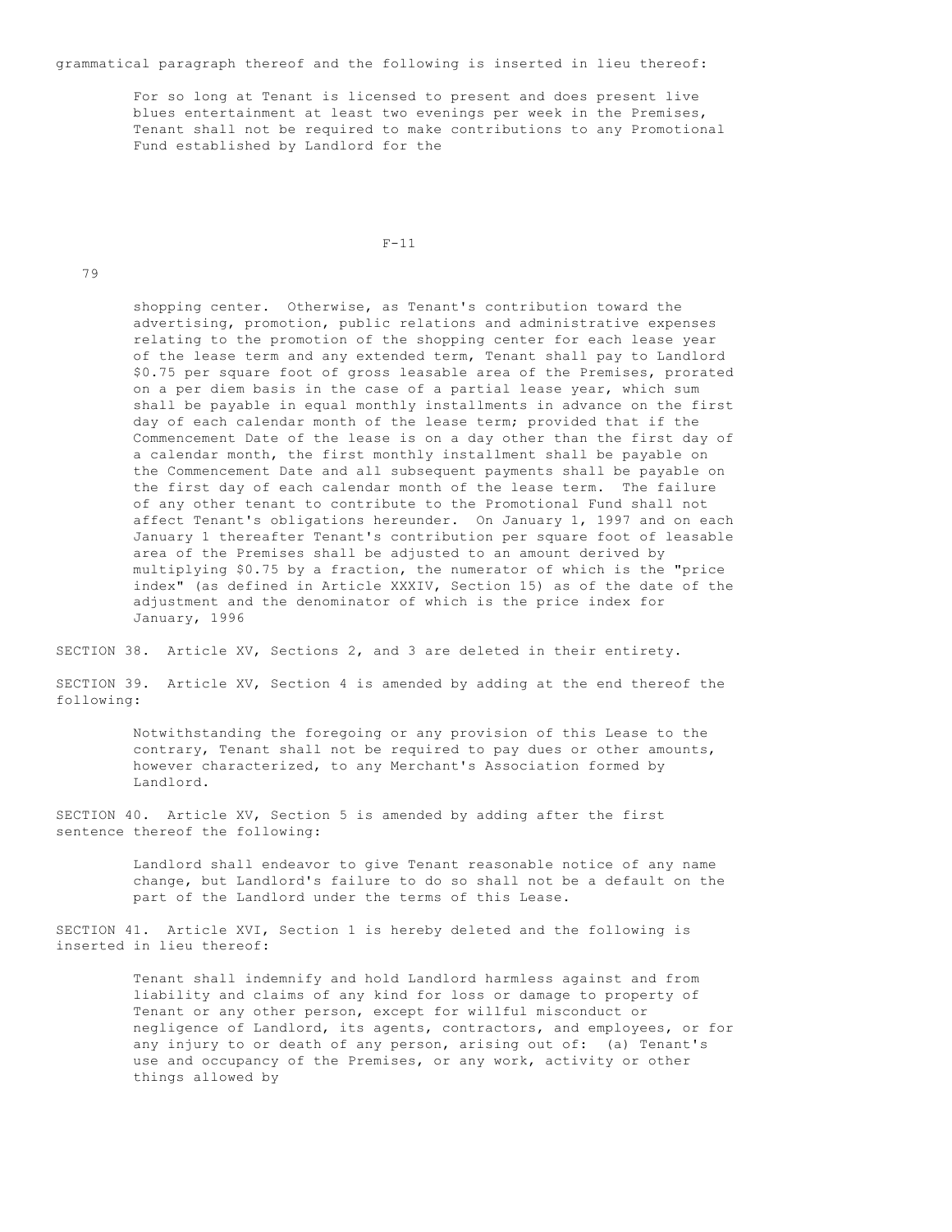grammatical paragraph thereof and the following is inserted in lieu thereof:

> For so long at Tenant is licensed to present and does present live blues entertainment at least two evenings per week in the Premises, Tenant shall not be required to make contributions to any Promotional Fund established by Landlord for the shopping center. Otherwise, as Tenant's contribution toward the advertising, promotion, public relations and administrative expenses relating to the promotion of the shopping center for each lease year of the lease term and any extended term, Tenant shall pay to Landlord $0.75 per square foot of gross leasable area of the Premises, prorated on a per diem basis in the case of a partial lease year, which sum shall be payable in equal monthly installments in advance on the first day of each calendar month of the lease term; provided that if the Commencement Date of the lease is on a day other than the first day of a calendar month, the first monthly installment shall be payable on the Commencement Date and all subsequent payments shall be payable on the first day of each calendar month of the lease term. The failure of any other tenant to contribute to the Promotional Fund shall not affect Tenant's obligations hereunder. On January 1, 1997 and on each January 1 thereafter Tenant's contribution per square foot of leasable area of the Premises shall be adjusted to an amount derived by multiplying $0.75 by a fraction, the numerator of which is the "price index" (as defined in Article XXXIV, Section 15) as of the date of the adjustment and the denominator of which is the price index for January, 1996

SECTION 38. Article XV, Sections 2, and 3 are deleted in their entirety.

SECTION 39. Article XV, Section 4 is amended by adding at the end thereof the following:

> Notwithstanding the foregoing or any provision of this Lease to the contrary, Tenant shall not be required to pay dues or other amounts, however characterized, to any Merchant's Association formed by Landlord.

SECTION 40. Article XV, Section 5 is amended by adding after the first sentence thereof the following:

> Landlord shall endeavor to give Tenant reasonable notice of any name change, but Landlord's failure to do so shall not be a default on the part of the Landlord under the terms of this Lease.

SECTION 41. Article XVI, Section 1 is hereby deleted and the following is inserted in lieu thereof:

> Tenant shall indemnify and hold Landlord harmless against and from liability and claims of any kind for loss or damage to property of Tenant or any other person, except for willful misconduct or negligence of Landlord, its agents, contractors, and employees, or for any injury to or death of any person, arising out of: (a) Tenant's use and occupancy of the Premises, or any work, activity or other things allowed by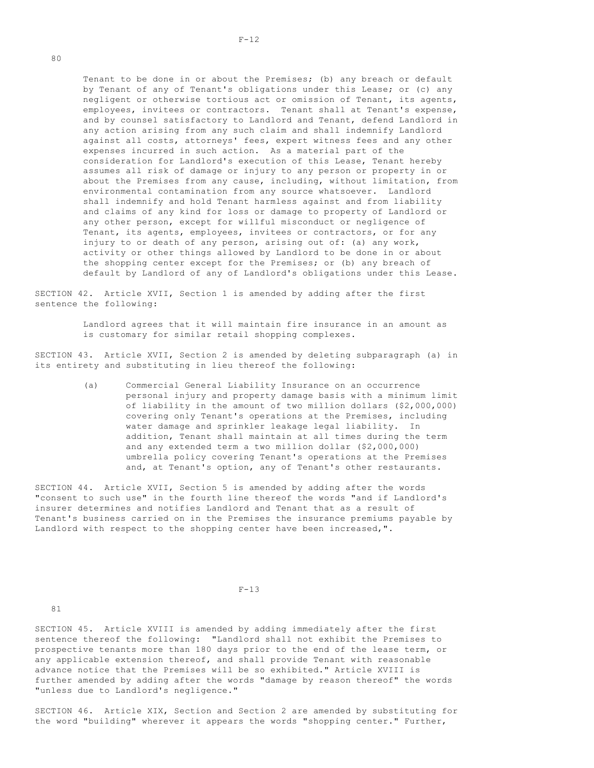Tenant to be done in or about the Premises; (b) any breach or default by Tenant of any of Tenant's obligations under this Lease; or (c) any negligent or otherwise tortious act or omission of Tenant, its agents, employees, invitees or contractors. Tenant shall at Tenant's expense, and by counsel satisfactory to Landlord and Tenant, defend Landlord in any action arising from any such claim and shall indemnify Landlord against all costs, attorneys' fees, expert witness fees and any other expenses incurred in such action. As a material part of the consideration for Landlord's execution of this Lease, Tenant hereby assumes all risk of damage or injury to any person or property in or about the Premises from any cause, including, without limitation, from environmental contamination from any source whatsoever. Landlord shall indemnify and hold Tenant harmless against and from liability and claims of any kind for loss or damage to property of Landlord or any other person, except for willful misconduct or negligence of Tenant, its agents, employees, invitees or contractors, or for any injury to or death of any person, arising out of: (a) any work, activity or other things allowed by Landlord to be done in or about the shopping center except for the Premises; or (b) any breach of default by Landlord of any of Landlord's obligations under this Lease.

SECTION 42. Article XVII, Section 1 is amended by adding after the first sentence the following:

> Landlord agrees that it will maintain fire insurance in an amount as is customary for similar retail shopping complexes.

SECTION 43. Article XVII, Section 2 is amended by deleting subparagraph (a) in its entirety and substituting in lieu thereof the following:

> (a) Commercial General Liability Insurance on an occurrence personal injury and property damage basis with a minimum limit of liability in the amount of two million dollars ($2,000,000) covering only Tenant's operations at the Premises, including water damage and sprinkler leakage legal liability. In addition, Tenant shall maintain at all times during the term and any extended term a two million dollar ($2,000,000) umbrella policy covering Tenant's operations at the Premises and, at Tenant's option, any of Tenant's other restaurants.

SECTION 44. Article XVII, Section 5 is amended by adding after the words "consent to such use" in the fourth line thereof the words "and if Landlord's insurer determines and notifies Landlord and Tenant that as a result of Tenant's business carried on in the Premises the insurance premiums payable by Landlord with respect to the shopping center have been increased,".

SECTION 45. Article XVIII is amended by adding immediately after the first sentence thereof the following: "Landlord shall not exhibit the Premises to prospective tenants more than 180 days prior to the end of the lease term, or any applicable extension thereof, and shall provide Tenant with reasonable advance notice that the Premises will be so exhibited." Article XVIII is further amended by adding after the words "damage by reason thereof" the words "unless due to Landlord's negligence."

SECTION 46. Article XIX, Section and Section 2 are amended by substituting for the word "building" wherever it appears the words "shopping center." Further,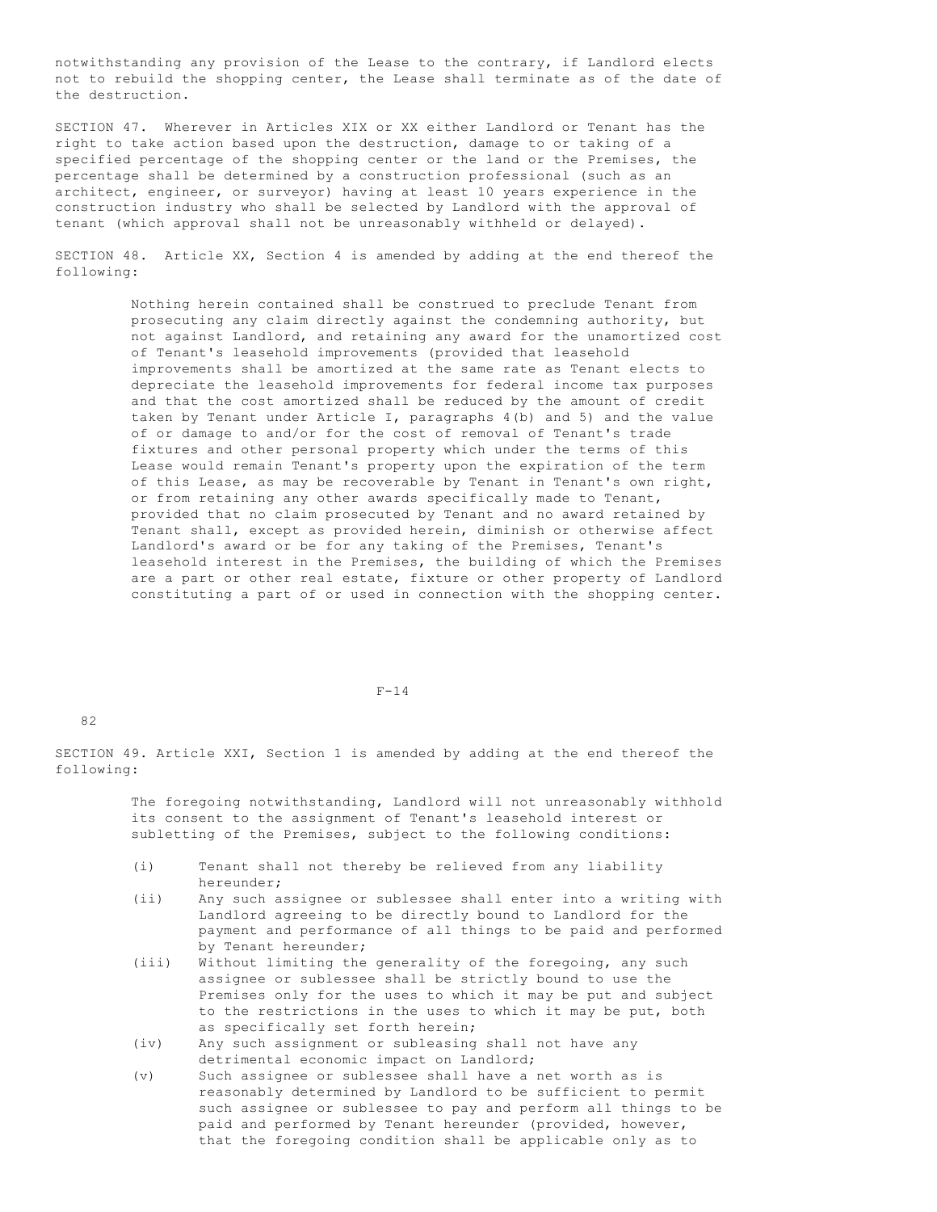notwithstanding any provision of the Lease to the contrary, if Landlord elects not to rebuild the shopping center, the Lease shall terminate as of the date of the destruction.

SECTION 47. Wherever in Articles XIX or XX either Landlord or Tenant has the right to take action based upon the destruction, damage to or taking of a specified percentage of the shopping center or the land or the Premises, the percentage shall be determined by a construction professional (such as an architect, engineer, or surveyor) having at least 10 years experience in the construction industry who shall be selected by Landlord with the approval of tenant (which approval shall not be unreasonably withheld or delayed).

SECTION 48. Article XX, Section 4 is amended by adding at the end thereof the following:

> Nothing herein contained shall be construed to preclude Tenant from prosecuting any claim directly against the condemning authority, but not against Landlord, and retaining any award for the unamortized cost of Tenant's leasehold improvements (provided that leasehold improvements shall be amortized at the same rate as Tenant elects to depreciate the leasehold improvements for federal income tax purposes and that the cost amortized shall be reduced by the amount of credit taken by Tenant under Article I, paragraphs 4(b) and 5) and the value of or damage to and/or for the cost of removal of Tenant's trade fixtures and other personal property which under the terms of this Lease would remain Tenant's property upon the expiration of the term of this Lease, as may be recoverable by Tenant in Tenant's own right, or from retaining any other awards specifically made to Tenant, provided that no claim prosecuted by Tenant and no award retained by Tenant shall, except as provided herein, diminish or otherwise affect Landlord's award or be for any taking of the Premises, Tenant's leasehold interest in the Premises, the building of which the Premises are a part or other real estate, fixture or other property of Landlord constituting a part of or used in connection with the shopping center.

SECTION 49. Article XXI, Section 1 is amended by adding at the end thereof the following:

> The foregoing notwithstanding, Landlord will not unreasonably withhold its consent to the assignment of Tenant's leasehold interest or subletting of the Premises, subject to the following conditions:
>
> (i) Tenant shall not thereby be relieved from any liability hereunder;
>
> (ii) Any such assignee or sublessee shall enter into a writing with Landlord agreeing to be directly bound to Landlord for the payment and performance of all things to be paid and performed by Tenant hereunder;
>
> (iii) Without limiting the generality of the foregoing, any such assignee or sublessee shall be strictly bound to use the Premises only for the uses to which it may be put and subject to the restrictions in the uses to which it may be put, both as specifically set forth herein;
>
> (iv) Any such assignment or subleasing shall not have any detrimental economic impact on Landlord;
>
> (v) Such assignee or sublessee shall have a net worth as is reasonably determined by Landlord to be sufficient to permit such assignee or sublessee to pay and perform all things to be paid and performed by Tenant hereunder (provided, however, that the foregoing condition shall be applicable only as to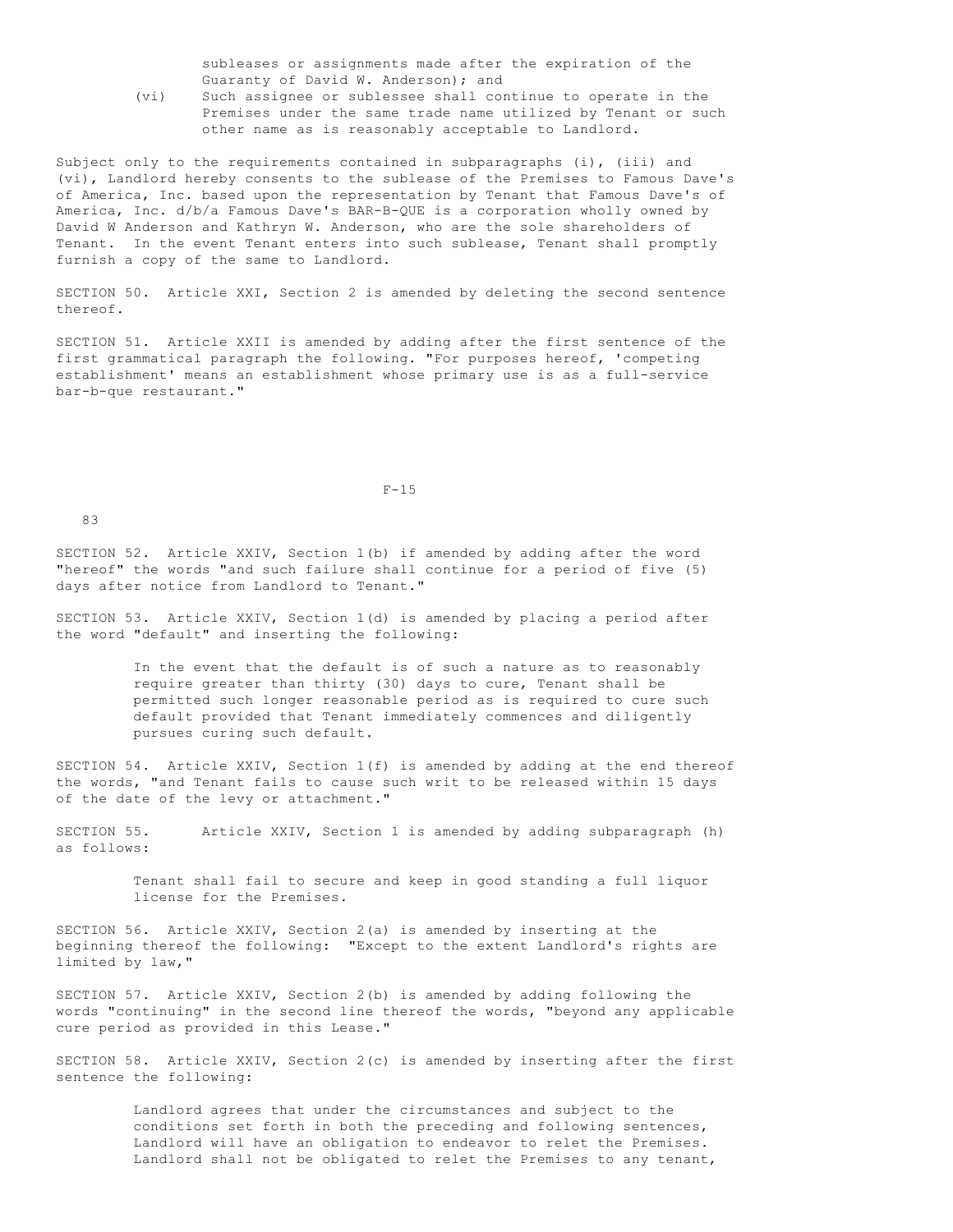subleases or assignments made after the expiration of the Guaranty of David W. Anderson); and

(vi) Such assignee or sublessee shall continue to operate in the Premises under the same trade name utilized by Tenant or such other name as is reasonably acceptable to Landlord.

Subject only to the requirements contained in subparagraphs (i), (iii) and (vi), Landlord hereby consents to the sublease of the Premises to Famous Dave's of America, Inc. based upon the representation by Tenant that Famous Dave's of America, Inc. d/b/a Famous Dave's BAR-B-QUE is a corporation wholly owned by David W Anderson and Kathryn W. Anderson, who are the sole shareholders of Tenant. In the event Tenant enters into such sublease, Tenant shall promptly furnish a copy of the same to Landlord.

SECTION 50. Article XXI, Section 2 is amended by deleting the second sentence thereof.

SECTION 51. Article XXII is amended by adding after the first sentence of the first grammatical paragraph the following. "For purposes hereof, 'competing establishment' means an establishment whose primary use is as a full-service bar-b-que restaurant."

SECTION 52. Article XXIV, Section 1(b) if amended by adding after the word "hereof" the words "and such failure shall continue for a period of five (5) days after notice from Landlord to Tenant."

SECTION 53. Article XXIV, Section 1(d) is amended by placing a period after the word "default" and inserting the following:

> In the event that the default is of such a nature as to reasonably require greater than thirty (30) days to cure, Tenant shall be permitted such longer reasonable period as is required to cure such default provided that Tenant immediately commences and diligently pursues curing such default.

SECTION 54. Article XXIV, Section 1(f) is amended by adding at the end thereof the words, "and Tenant fails to cause such writ to be released within 15 days of the date of the levy or attachment."

SECTION 55. Article XXIV, Section 1 is amended by adding subparagraph (h) as follows:

> Tenant shall fail to secure and keep in good standing a full liquor license for the Premises.

SECTION 56. Article XXIV, Section 2(a) is amended by inserting at the beginning thereof the following: "Except to the extent Landlord's rights are limited by law,"

SECTION 57. Article XXIV, Section 2(b) is amended by adding following the words "continuing" in the second line thereof the words, "beyond any applicable cure period as provided in this Lease."

SECTION 58. Article XXIV, Section 2(c) is amended by inserting after the first sentence the following:

> Landlord agrees that under the circumstances and subject to the conditions set forth in both the preceding and following sentences, Landlord will have an obligation to endeavor to relet the Premises. Landlord shall not be obligated to relet the Premises to any tenant,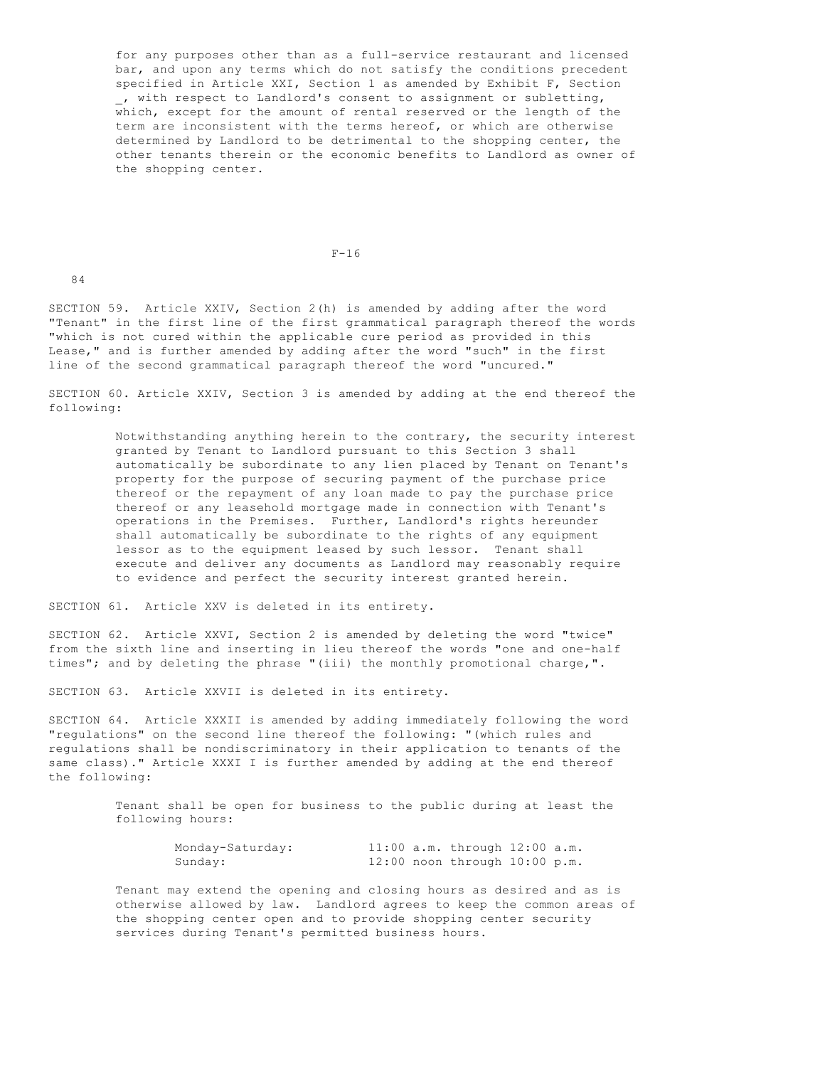for any purposes other than as a full-service restaurant and licensed bar, and upon any terms which do not satisfy the conditions precedent specified in Article XXI, Section 1 as amended by Exhibit F, Section _, with respect to Landlord's consent to assignment or subletting, which, except for the amount of rental reserved or the length of the term are inconsistent with the terms hereof, or which are otherwise determined by Landlord to be detrimental to the shopping center, the other tenants therein or the economic benefits to Landlord as owner of the shopping center.

SECTION 59. Article XXIV, Section 2(h) is amended by adding after the word "Tenant" in the first line of the first grammatical paragraph thereof the words "which is not cured within the applicable cure period as provided in this Lease," and is further amended by adding after the word "such" in the first line of the second grammatical paragraph thereof the word "uncured."

SECTION 60. Article XXIV, Section 3 is amended by adding at the end thereof the following:

> Notwithstanding anything herein to the contrary, the security interest granted by Tenant to Landlord pursuant to this Section 3 shall automatically be subordinate to any lien placed by Tenant on Tenant's property for the purpose of securing payment of the purchase price thereof or the repayment of any loan made to pay the purchase price thereof or any leasehold mortgage made in connection with Tenant's operations in the Premises. Further, Landlord's rights hereunder shall automatically be subordinate to the rights of any equipment lessor as to the equipment leased by such lessor. Tenant shall execute and deliver any documents as Landlord may reasonably require to evidence and perfect the security interest granted herein.

SECTION 61. Article XXV is deleted in its entirety.

SECTION 62. Article XXVI, Section 2 is amended by deleting the word "twice" from the sixth line and inserting in lieu thereof the words "one and one-half times"; and by deleting the phrase "(iii) the monthly promotional charge,".

SECTION 63. Article XXVII is deleted in its entirety.

SECTION 64. Article XXXII is amended by adding immediately following the word "regulations" on the second line thereof the following: "(which rules and regulations shall be nondiscriminatory in their application to tenants of the same class)." Article XXXI I is further amended by adding at the end thereof the following:

> Tenant shall be open for business to the public during at least the following hours:
>
> | | |
> |---|---|
> | Monday-Saturday: | 11:00 a.m. through 12:00 a.m. |
> | Sunday: | 12:00 noon through 10:00 p.m. |
>
> Tenant may extend the opening and closing hours as desired and as is otherwise allowed by law. Landlord agrees to keep the common areas of the shopping center open and to provide shopping center security services during Tenant's permitted business hours.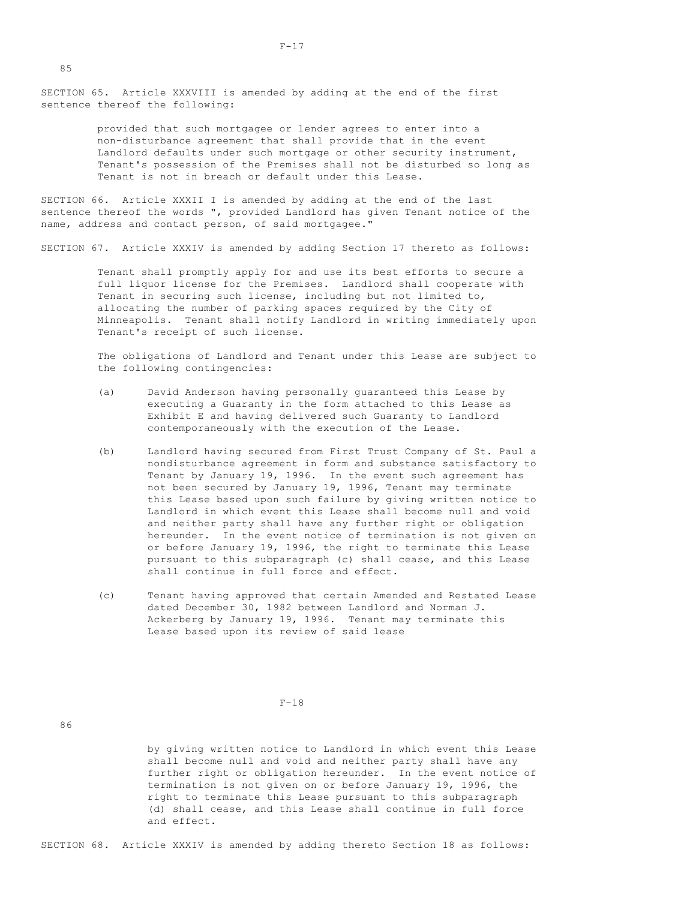SECTION 65. Article XXXVIII is amended by adding at the end of the first sentence thereof the following:

> provided that such mortgagee or lender agrees to enter into a non-disturbance agreement that shall provide that in the event Landlord defaults under such mortgage or other security instrument, Tenant's possession of the Premises shall not be disturbed so long as Tenant is not in breach or default under this Lease.

SECTION 66. Article XXXII I is amended by adding at the end of the last sentence thereof the words ", provided Landlord has given Tenant notice of the name, address and contact person, of said mortgagee."

SECTION 67. Article XXXIV is amended by adding Section 17 thereto as follows:

> Tenant shall promptly apply for and use its best efforts to secure a full liquor license for the Premises. Landlord shall cooperate with Tenant in securing such license, including but not limited to, allocating the number of parking spaces required by the City of Minneapolis. Tenant shall notify Landlord in writing immediately upon Tenant's receipt of such license.
>
> The obligations of Landlord and Tenant under this Lease are subject to the following contingencies:
>
> (a) David Anderson having personally guaranteed this Lease by executing a Guaranty in the form attached to this Lease as Exhibit E and having delivered such Guaranty to Landlord contemporaneously with the execution of the Lease.
>
> (b) Landlord having secured from First Trust Company of St. Paul a nondisturbance agreement in form and substance satisfactory to Tenant by January 19, 1996. In the event such agreement has not been secured by January 19, 1996, Tenant may terminate this Lease based upon such failure by giving written notice to Landlord in which event this Lease shall become null and void and neither party shall have any further right or obligation hereunder. In the event notice of termination is not given on or before January 19, 1996, the right to terminate this Lease pursuant to this subparagraph (c) shall cease, and this Lease shall continue in full force and effect.
>
> (c) Tenant having approved that certain Amended and Restated Lease dated December 30, 1982 between Landlord and Norman J. Ackerberg by January 19, 1996. Tenant may terminate this Lease based upon its review of said lease by giving written notice to Landlord in which event this Lease shall become null and void and neither party shall have any further right or obligation hereunder. In the event notice of termination is not given on or before January 19, 1996, the right to terminate this Lease pursuant to this subparagraph (d) shall cease, and this Lease shall continue in full force and effect.

SECTION 68. Article XXXIV is amended by adding thereto Section 18 as follows: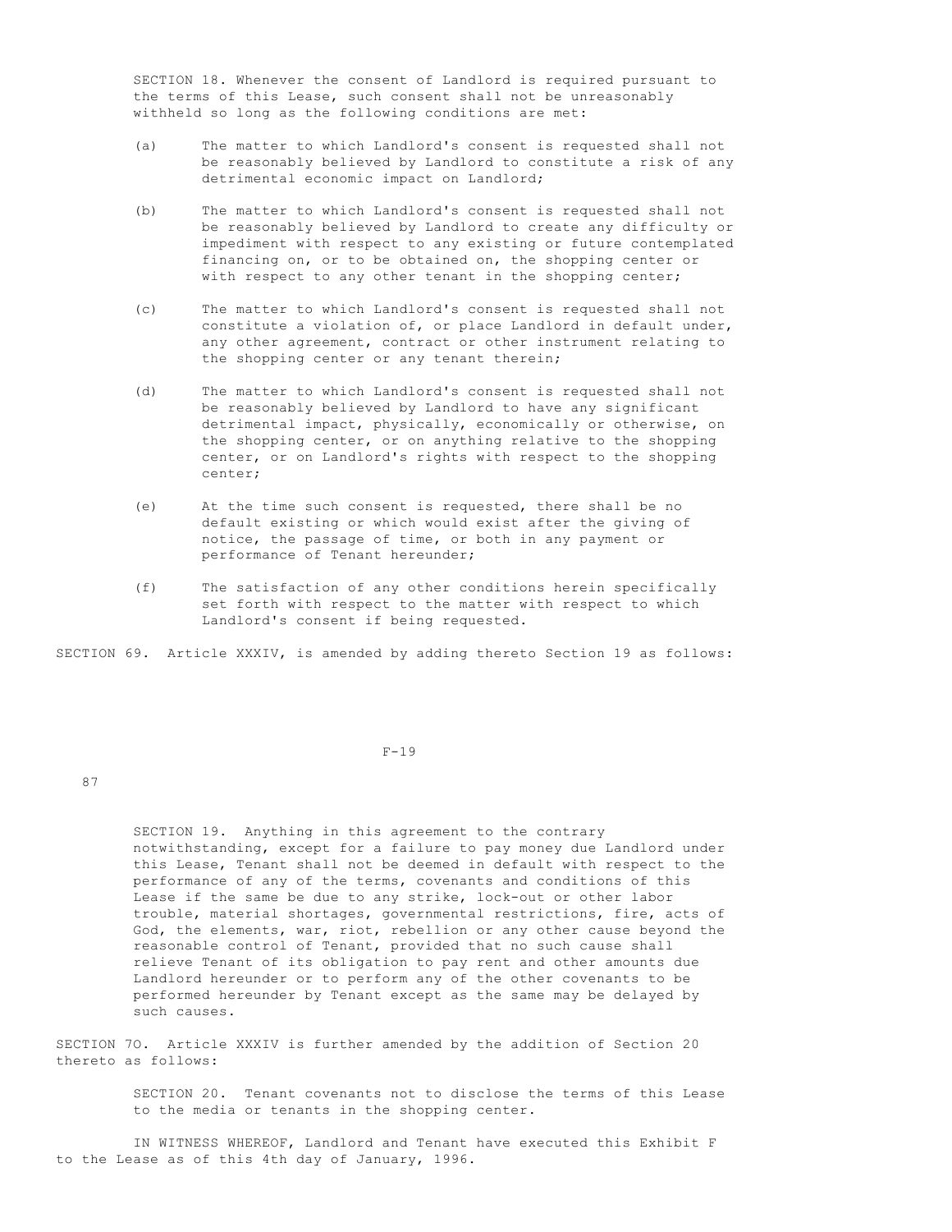SECTION 18. Whenever the consent of Landlord is required pursuant to the terms of this Lease, such consent shall not be unreasonably withheld so long as the following conditions are met:

(a) The matter to which Landlord's consent is requested shall not be reasonably believed by Landlord to constitute a risk of any detrimental economic impact on Landlord;

(b) The matter to which Landlord's consent is requested shall not be reasonably believed by Landlord to create any difficulty or impediment with respect to any existing or future contemplated financing on, or to be obtained on, the shopping center or with respect to any other tenant in the shopping center;

(c) The matter to which Landlord's consent is requested shall not constitute a violation of, or place Landlord in default under, any other agreement, contract or other instrument relating to the shopping center or any tenant therein;

(d) The matter to which Landlord's consent is requested shall not be reasonably believed by Landlord to have any significant detrimental impact, physically, economically or otherwise, on the shopping center, or on anything relative to the shopping center, or on Landlord's rights with respect to the shopping center;

(e) At the time such consent is requested, there shall be no default existing or which would exist after the giving of notice, the passage of time, or both in any payment or performance of Tenant hereunder;

(f) The satisfaction of any other conditions herein specifically set forth with respect to the matter with respect to which Landlord's consent if being requested.

SECTION 69. Article XXXIV, is amended by adding thereto Section 19 as follows:

SECTION 19. Anything in this agreement to the contrary notwithstanding, except for a failure to pay money due Landlord under this Lease, Tenant shall not be deemed in default with respect to the performance of any of the terms, covenants and conditions of this Lease if the same be due to any strike, lock-out or other labor trouble, material shortages, governmental restrictions, fire, acts of God, the elements, war, riot, rebellion or any other cause beyond the reasonable control of Tenant, provided that no such cause shall relieve Tenant of its obligation to pay rent and other amounts due Landlord hereunder or to perform any of the other covenants to be performed hereunder by Tenant except as the same may be delayed by such causes.

SECTION 7O. Article XXXIV is further amended by the addition of Section 20 thereto as follows:

SECTION 20. Tenant covenants not to disclose the terms of this Lease to the media or tenants in the shopping center.

IN WITNESS WHEREOF, Landlord and Tenant have executed this Exhibit F to the Lease as of this 4th day of January, 1996.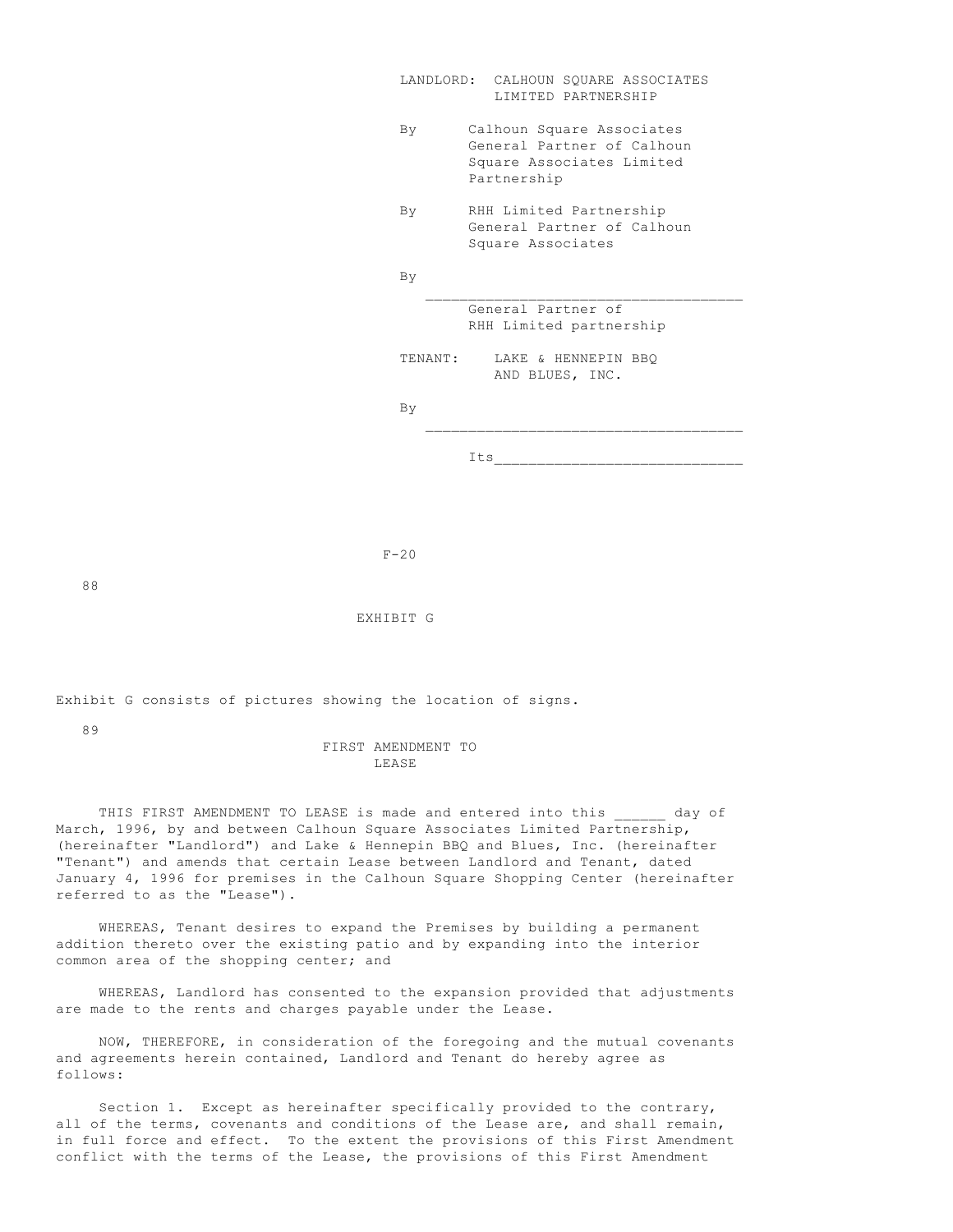LANDLORD: CALHOUN SQUARE ASSOCIATES LIMITED PARTNERSHIP

By Calhoun Square Associates General Partner of Calhoun Square Associates Limited Partnership

By RHH Limited Partnership General Partner of Calhoun Square Associates

By ___________________________________
General Partner of RHH Limited partnership

TENANT: LAKE & HENNEPIN BBQ AND BLUES, INC.

By ___________________________________

Its___________________________

F-20

EXHIBIT G

Exhibit G consists of pictures showing the location of signs.

FIRST AMENDMENT TO LEASE

THIS FIRST AMENDMENT TO LEASE is made and entered into this ______ day of March, 1996, by and between Calhoun Square Associates Limited Partnership, (hereinafter "Landlord") and Lake & Hennepin BBQ and Blues, Inc. (hereinafter "Tenant") and amends that certain Lease between Landlord and Tenant, dated January 4, 1996 for premises in the Calhoun Square Shopping Center (hereinafter referred to as the "Lease").

WHEREAS, Tenant desires to expand the Premises by building a permanent addition thereto over the existing patio and by expanding into the interior common area of the shopping center; and

WHEREAS, Landlord has consented to the expansion provided that adjustments are made to the rents and charges payable under the Lease.

NOW, THEREFORE, in consideration of the foregoing and the mutual covenants and agreements herein contained, Landlord and Tenant do hereby agree as follows:

Section 1. Except as hereinafter specifically provided to the contrary, all of the terms, covenants and conditions of the Lease are, and shall remain, in full force and effect. To the extent the provisions of this First Amendment conflict with the terms of the Lease, the provisions of this First Amendment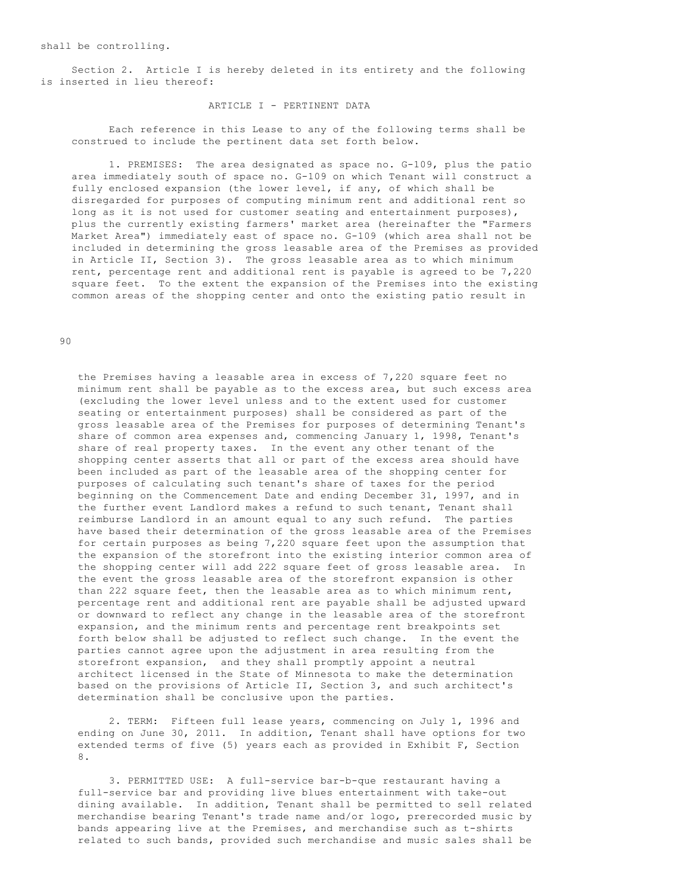shall be controlling.

Section 2. Article I is hereby deleted in its entirety and the following is inserted in lieu thereof:

ARTICLE I - PERTINENT DATA

Each reference in this Lease to any of the following terms shall be construed to include the pertinent data set forth below.

1. PREMISES: The area designated as space no. G-109, plus the patio area immediately south of space no. G-109 on which Tenant will construct a fully enclosed expansion (the lower level, if any, of which shall be disregarded for purposes of computing minimum rent and additional rent so long as it is not used for customer seating and entertainment purposes), plus the currently existing farmers' market area (hereinafter the "Farmers Market Area") immediately east of space no. G-109 (which area shall not be included in determining the gross leasable area of the Premises as provided in Article II, Section 3). The gross leasable area as to which minimum rent, percentage rent and additional rent is payable is agreed to be 7,220 square feet. To the extent the expansion of the Premises into the existing common areas of the shopping center and onto the existing patio result in the Premises having a leasable area in excess of 7,220 square feet no minimum rent shall be payable as to the excess area, but such excess area (excluding the lower level unless and to the extent used for customer seating or entertainment purposes) shall be considered as part of the gross leasable area of the Premises for purposes of determining Tenant's share of common area expenses and, commencing January 1, 1998, Tenant's share of real property taxes. In the event any other tenant of the shopping center asserts that all or part of the excess area should have been included as part of the leasable area of the shopping center for purposes of calculating such tenant's share of taxes for the period beginning on the Commencement Date and ending December 31, 1997, and in the further event Landlord makes a refund to such tenant, Tenant shall reimburse Landlord in an amount equal to any such refund. The parties have based their determination of the gross leasable area of the Premises for certain purposes as being 7,220 square feet upon the assumption that the expansion of the storefront into the existing interior common area of the shopping center will add 222 square feet of gross leasable area. In the event the gross leasable area of the storefront expansion is other than 222 square feet, then the leasable area as to which minimum rent, percentage rent and additional rent are payable shall be adjusted upward or downward to reflect any change in the leasable area of the storefront expansion, and the minimum rents and percentage rent breakpoints set forth below shall be adjusted to reflect such change. In the event the parties cannot agree upon the adjustment in area resulting from the storefront expansion, and they shall promptly appoint a neutral architect licensed in the State of Minnesota to make the determination based on the provisions of Article II, Section 3, and such architect's determination shall be conclusive upon the parties.

2. TERM: Fifteen full lease years, commencing on July 1, 1996 and ending on June 30, 2011. In addition, Tenant shall have options for two extended terms of five (5) years each as provided in Exhibit F, Section 8.

3. PERMITTED USE: A full-service bar-b-que restaurant having a full-service bar and providing live blues entertainment with take-out dining available. In addition, Tenant shall be permitted to sell related merchandise bearing Tenant's trade name and/or logo, prerecorded music by bands appearing live at the Premises, and merchandise such as t-shirts related to such bands, provided such merchandise and music sales shall be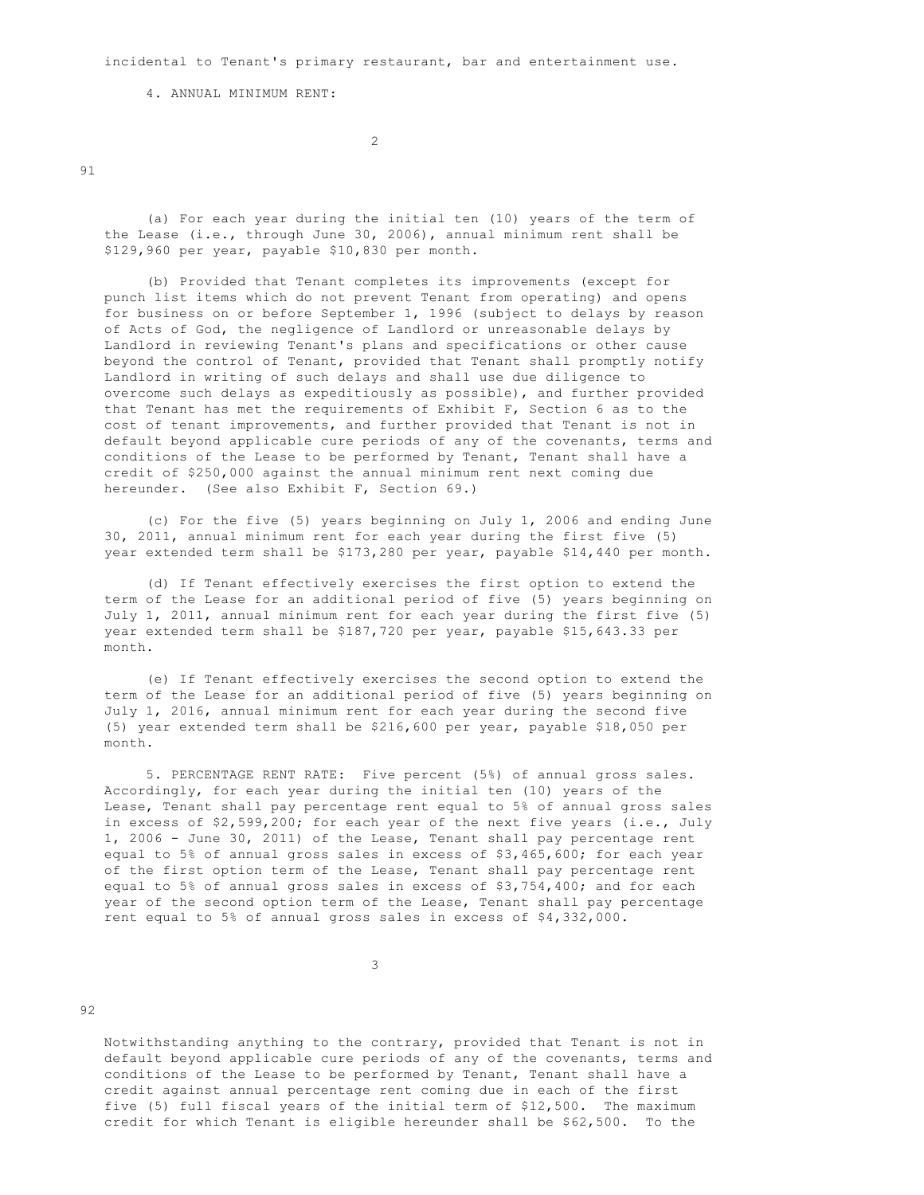incidental to Tenant's primary restaurant, bar and entertainment use.

4. ANNUAL MINIMUM RENT:

(a) For each year during the initial ten (10) years of the term of the Lease (i.e., through June 30, 2006), annual minimum rent shall be $129,960 per year, payable $10,830 per month.

(b) Provided that Tenant completes its improvements (except for punch list items which do not prevent Tenant from operating) and opens for business on or before September 1, 1996 (subject to delays by reason of Acts of God, the negligence of Landlord or unreasonable delays by Landlord in reviewing Tenant's plans and specifications or other cause beyond the control of Tenant, provided that Tenant shall promptly notify Landlord in writing of such delays and shall use due diligence to overcome such delays as expeditiously as possible), and further provided that Tenant has met the requirements of Exhibit F, Section 6 as to the cost of tenant improvements, and further provided that Tenant is not in default beyond applicable cure periods of any of the covenants, terms and conditions of the Lease to be performed by Tenant, Tenant shall have a credit of $250,000 against the annual minimum rent next coming due hereunder. (See also Exhibit F, Section 69.)

(c) For the five (5) years beginning on July 1, 2006 and ending June 30, 2011, annual minimum rent for each year during the first five (5) year extended term shall be $173,280 per year, payable $14,440 per month.

(d) If Tenant effectively exercises the first option to extend the term of the Lease for an additional period of five (5) years beginning on July 1, 2011, annual minimum rent for each year during the first five (5) year extended term shall be $187,720 per year, payable $15,643.33 per month.

(e) If Tenant effectively exercises the second option to extend the term of the Lease for an additional period of five (5) years beginning on July 1, 2016, annual minimum rent for each year during the second five (5) year extended term shall be $216,600 per year, payable $18,050 per month.

5. PERCENTAGE RENT RATE: Five percent (5%) of annual gross sales. Accordingly, for each year during the initial ten (10) years of the Lease, Tenant shall pay percentage rent equal to 5% of annual gross sales in excess of $2,599,200; for each year of the next five years (i.e., July 1, 2006 - June 30, 2011) of the Lease, Tenant shall pay percentage rent equal to 5% of annual gross sales in excess of $3,465,600; for each year of the first option term of the Lease, Tenant shall pay percentage rent equal to 5% of annual gross sales in excess of $3,754,400; and for each year of the second option term of the Lease, Tenant shall pay percentage rent equal to 5% of annual gross sales in excess of $4,332,000.

Notwithstanding anything to the contrary, provided that Tenant is not in default beyond applicable cure periods of any of the covenants, terms and conditions of the Lease to be performed by Tenant, Tenant shall have a credit against annual percentage rent coming due in each of the first five (5) full fiscal years of the initial term of $12,500. The maximum credit for which Tenant is eligible hereunder shall be $62,500. To the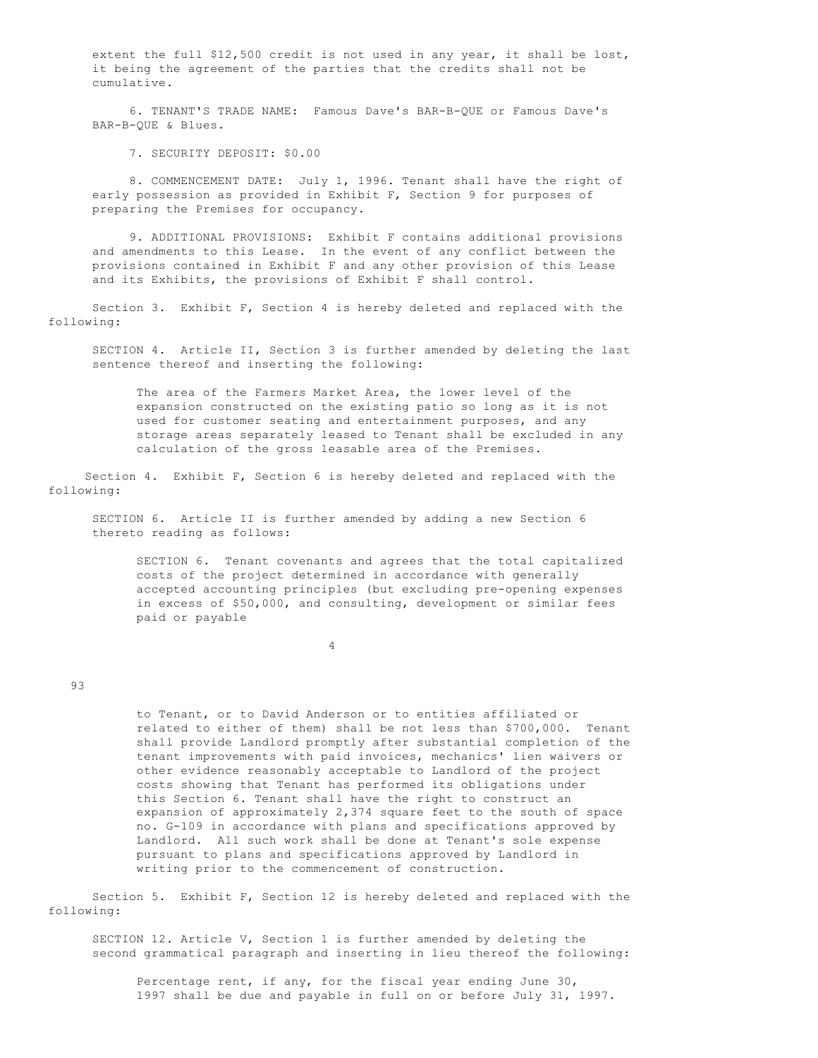extent the full $12,500 credit is not used in any year, it shall be lost, it being the agreement of the parties that the credits shall not be cumulative.

6. TENANT'S TRADE NAME: Famous Dave's BAR-B-QUE or Famous Dave's BAR-B-QUE & Blues.

7. SECURITY DEPOSIT: $0.00

8. COMMENCEMENT DATE: July 1, 1996. Tenant shall have the right of early possession as provided in Exhibit F, Section 9 for purposes of preparing the Premises for occupancy.

9. ADDITIONAL PROVISIONS: Exhibit F contains additional provisions and amendments to this Lease. In the event of any conflict between the provisions contained in Exhibit F and any other provision of this Lease and its Exhibits, the provisions of Exhibit F shall control.

Section 3. Exhibit F, Section 4 is hereby deleted and replaced with the following:

SECTION 4. Article II, Section 3 is further amended by deleting the last sentence thereof and inserting the following:

> The area of the Farmers Market Area, the lower level of the expansion constructed on the existing patio so long as it is not used for customer seating and entertainment purposes, and any storage areas separately leased to Tenant shall be excluded in any calculation of the gross leasable area of the Premises.

Section 4. Exhibit F, Section 6 is hereby deleted and replaced with the following:

SECTION 6. Article II is further amended by adding a new Section 6 thereto reading as follows:

> SECTION 6. Tenant covenants and agrees that the total capitalized costs of the project determined in accordance with generally accepted accounting principles (but excluding pre-opening expenses in excess of $50,000, and consulting, development or similar fees paid or payable to Tenant, or to David Anderson or to entities affiliated or related to either of them) shall be not less than $700,000. Tenant shall provide Landlord promptly after substantial completion of the tenant improvements with paid invoices, mechanics' lien waivers or other evidence reasonably acceptable to Landlord of the project costs showing that Tenant has performed its obligations under this Section 6. Tenant shall have the right to construct an expansion of approximately 2,374 square feet to the south of space no. G-109 in accordance with plans and specifications approved by Landlord. All such work shall be done at Tenant's sole expense pursuant to plans and specifications approved by Landlord in writing prior to the commencement of construction.

Section 5. Exhibit F, Section 12 is hereby deleted and replaced with the following:

SECTION 12. Article V, Section 1 is further amended by deleting the second grammatical paragraph and inserting in lieu thereof the following:

> Percentage rent, if any, for the fiscal year ending June 30, 1997 shall be due and payable in full on or before July 31, 1997.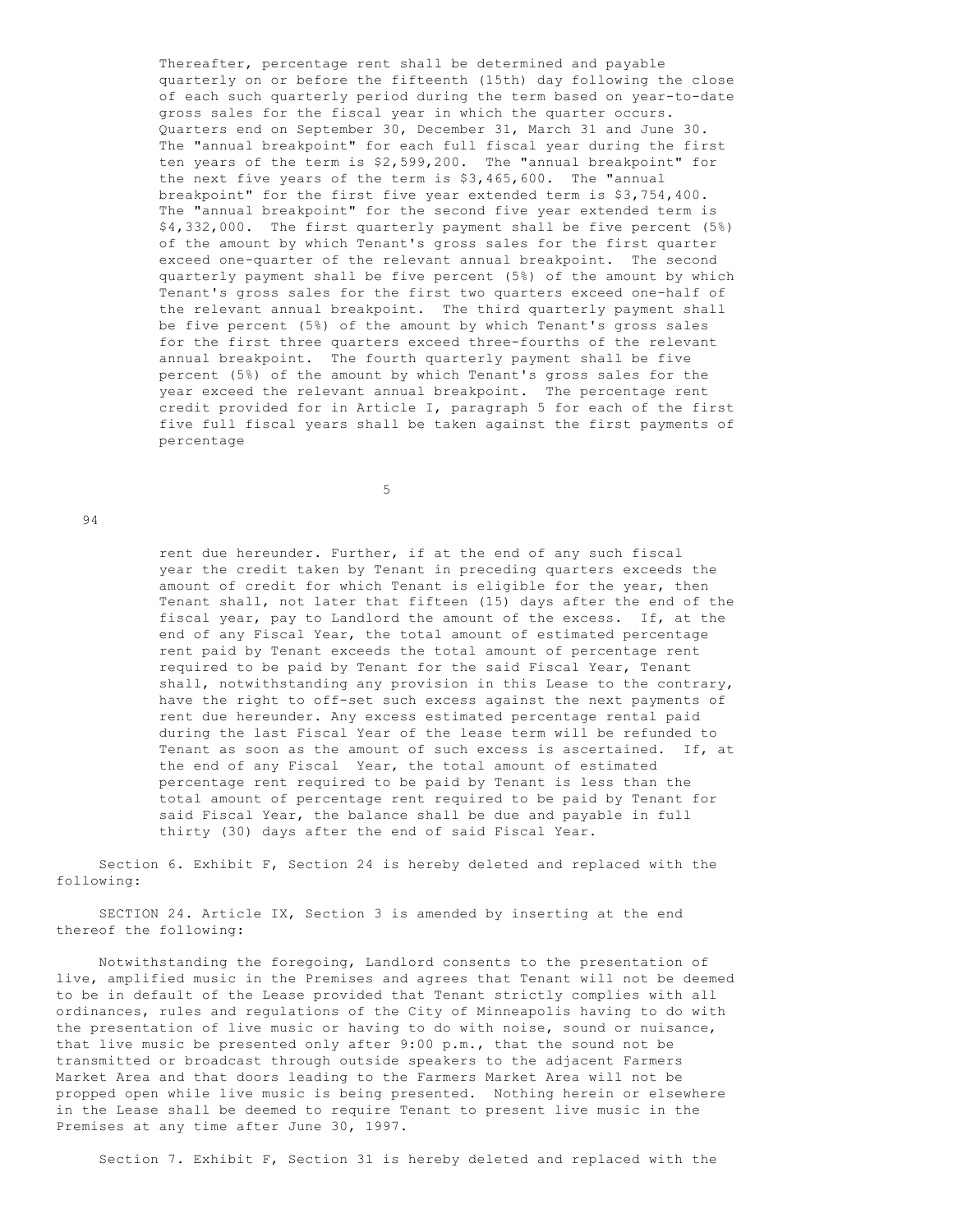Thereafter, percentage rent shall be determined and payable quarterly on or before the fifteenth (15th) day following the close of each such quarterly period during the term based on year-to-date gross sales for the fiscal year in which the quarter occurs. Quarters end on September 30, December 31, March 31 and June 30. The "annual breakpoint" for each full fiscal year during the first ten years of the term is $2,599,200. The "annual breakpoint" for the next five years of the term is $3,465,600. The "annual breakpoint" for the first five year extended term is $3,754,400. The "annual breakpoint" for the second five year extended term is $4,332,000. The first quarterly payment shall be five percent (5%) of the amount by which Tenant's gross sales for the first quarter exceed one-quarter of the relevant annual breakpoint. The second quarterly payment shall be five percent (5%) of the amount by which Tenant's gross sales for the first two quarters exceed one-half of the relevant annual breakpoint. The third quarterly payment shall be five percent (5%) of the amount by which Tenant's gross sales for the first three quarters exceed three-fourths of the relevant annual breakpoint. The fourth quarterly payment shall be five percent (5%) of the amount by which Tenant's gross sales for the year exceed the relevant annual breakpoint. The percentage rent credit provided for in Article I, paragraph 5 for each of the first five full fiscal years shall be taken against the first payments of percentage rent due hereunder. Further, if at the end of any such fiscal year the credit taken by Tenant in preceding quarters exceeds the amount of credit for which Tenant is eligible for the year, then Tenant shall, not later that fifteen (15) days after the end of the fiscal year, pay to Landlord the amount of the excess. If, at the end of any Fiscal Year, the total amount of estimated percentage rent paid by Tenant exceeds the total amount of percentage rent required to be paid by Tenant for the said Fiscal Year, Tenant shall, notwithstanding any provision in this Lease to the contrary, have the right to off-set such excess against the next payments of rent due hereunder. Any excess estimated percentage rental paid during the last Fiscal Year of the lease term will be refunded to Tenant as soon as the amount of such excess is ascertained. If, at the end of any Fiscal Year, the total amount of estimated percentage rent required to be paid by Tenant is less than the total amount of percentage rent required to be paid by Tenant for said Fiscal Year, the balance shall be due and payable in full thirty (30) days after the end of said Fiscal Year.

Section 6. Exhibit F, Section 24 is hereby deleted and replaced with the following:

SECTION 24. Article IX, Section 3 is amended by inserting at the end thereof the following:

Notwithstanding the foregoing, Landlord consents to the presentation of live, amplified music in the Premises and agrees that Tenant will not be deemed to be in default of the Lease provided that Tenant strictly complies with all ordinances, rules and regulations of the City of Minneapolis having to do with the presentation of live music or having to do with noise, sound or nuisance, that live music be presented only after 9:00 p.m., that the sound not be transmitted or broadcast through outside speakers to the adjacent Farmers Market Area and that doors leading to the Farmers Market Area will not be propped open while live music is being presented. Nothing herein or elsewhere in the Lease shall be deemed to require Tenant to present live music in the Premises at any time after June 30, 1997.

Section 7. Exhibit F, Section 31 is hereby deleted and replaced with the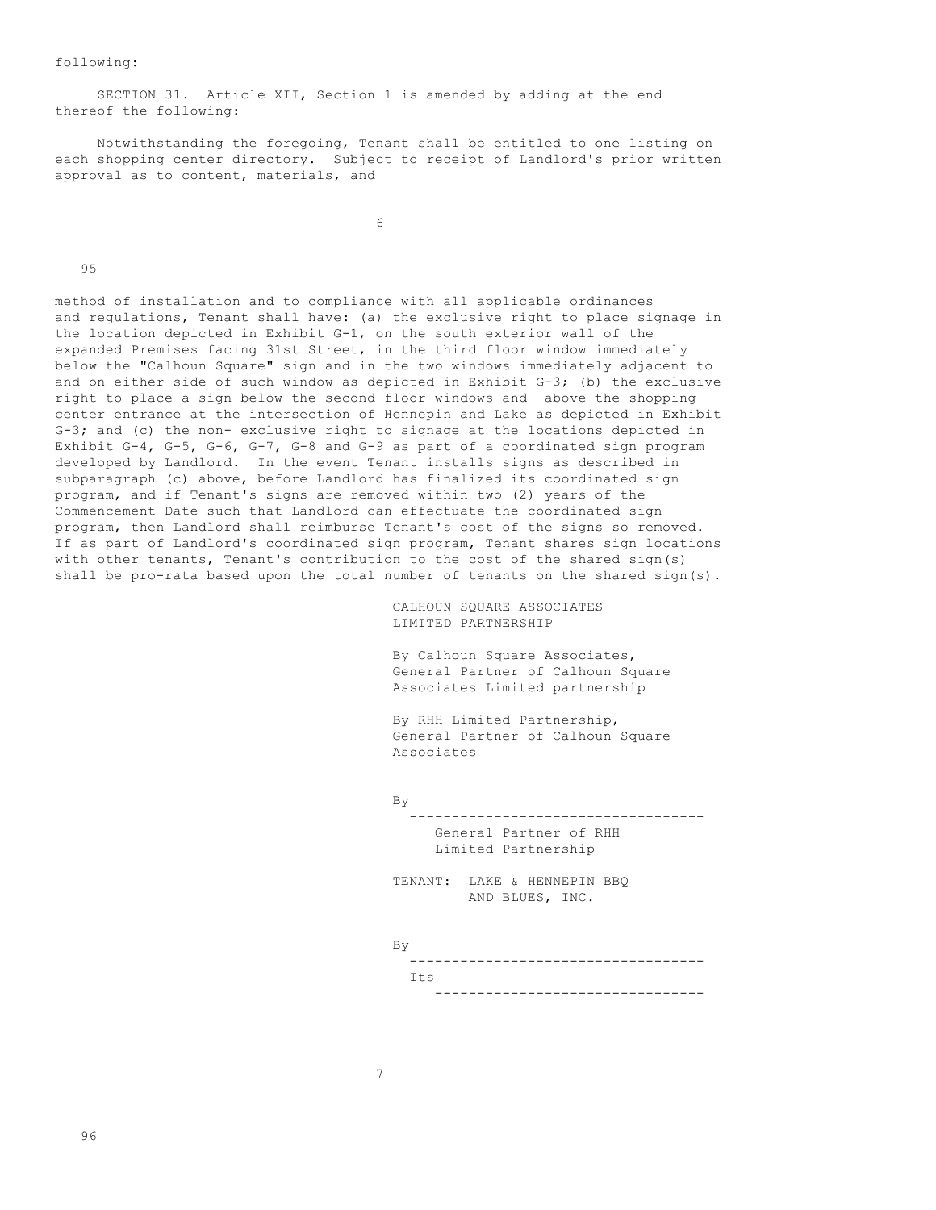following:

SECTION 31. Article XII, Section 1 is amended by adding at the end thereof the following:

Notwithstanding the foregoing, Tenant shall be entitled to one listing on each shopping center directory. Subject to receipt of Landlord's prior written approval as to content, materials, and

method of installation and to compliance with all applicable ordinances and regulations, Tenant shall have: (a) the exclusive right to place signage in the location depicted in Exhibit G-1, on the south exterior wall of the expanded Premises facing 31st Street, in the third floor window immediately below the "Calhoun Square" sign and in the two windows immediately adjacent to and on either side of such window as depicted in Exhibit G-3; (b) the exclusive right to place a sign below the second floor windows and above the shopping center entrance at the intersection of Hennepin and Lake as depicted in Exhibit G-3; and (c) the non- exclusive right to signage at the locations depicted in Exhibit G-4, G-5, G-6, G-7, G-8 and G-9 as part of a coordinated sign program developed by Landlord. In the event Tenant installs signs as described in subparagraph (c) above, before Landlord has finalized its coordinated sign program, and if Tenant's signs are removed within two (2) years of the Commencement Date such that Landlord can effectuate the coordinated sign program, then Landlord shall reimburse Tenant's cost of the signs so removed. If as part of Landlord's coordinated sign program, Tenant shares sign locations with other tenants, Tenant's contribution to the cost of the shared sign(s) shall be pro-rata based upon the total number of tenants on the shared sign(s).

CALHOUN SQUARE ASSOCIATES
LIMITED PARTNERSHIP

By Calhoun Square Associates,
General Partner of Calhoun Square
Associates Limited partnership

By RHH Limited Partnership,
General Partner of Calhoun Square
Associates

By
___________________________________
General Partner of RHH
Limited Partnership

TENANT: LAKE & HENNEPIN BBQ
AND BLUES, INC.

By
___________________________________
Its
________________________________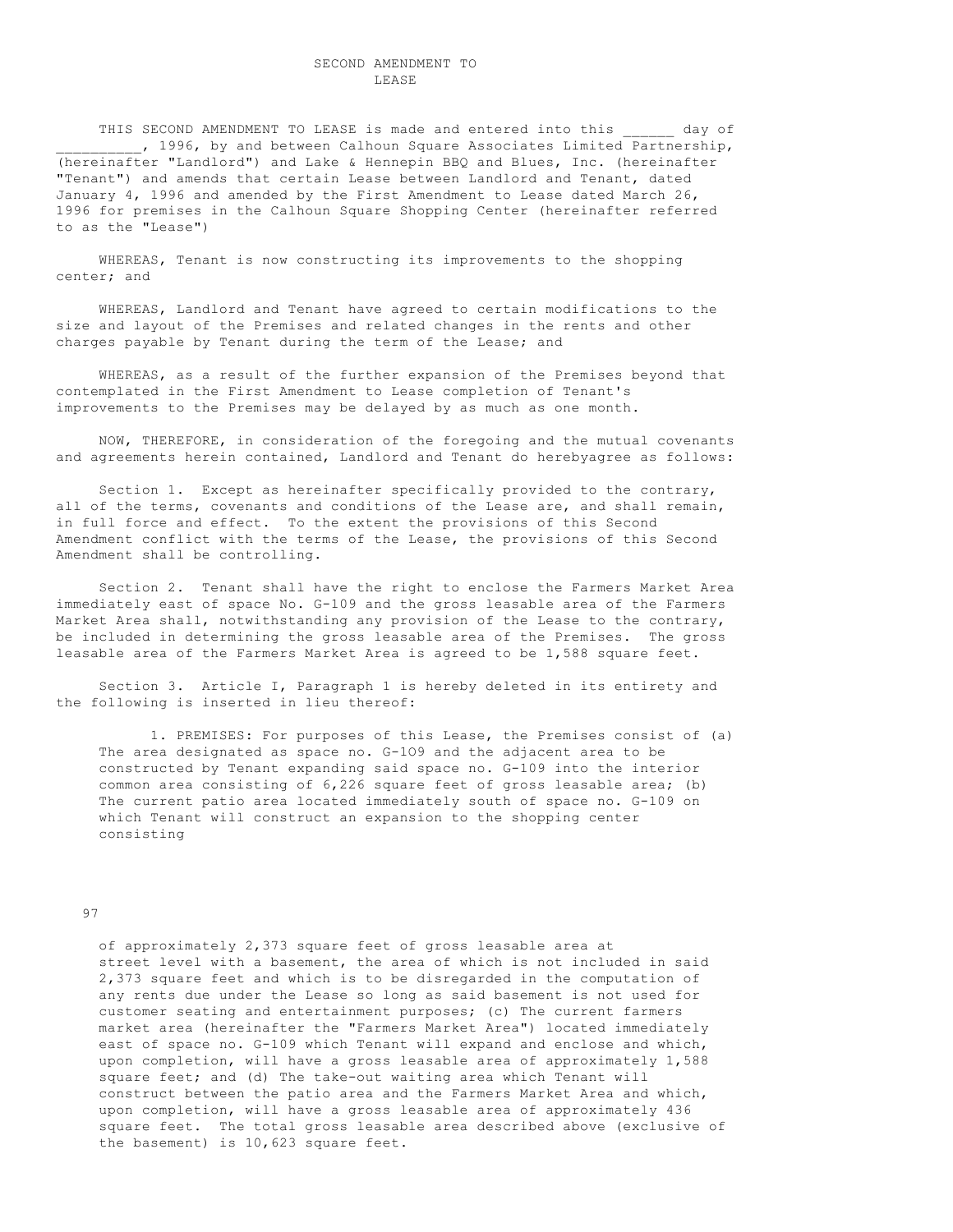# SECOND AMENDMENT TO LEASE

THIS SECOND AMENDMENT TO LEASE is made and entered into this ______ day of __________, 1996, by and between Calhoun Square Associates Limited Partnership, (hereinafter "Landlord") and Lake & Hennepin BBQ and Blues, Inc. (hereinafter "Tenant") and amends that certain Lease between Landlord and Tenant, dated January 4, 1996 and amended by the First Amendment to Lease dated March 26, 1996 for premises in the Calhoun Square Shopping Center (hereinafter referred to as the "Lease")

WHEREAS, Tenant is now constructing its improvements to the shopping center; and

WHEREAS, Landlord and Tenant have agreed to certain modifications to the size and layout of the Premises and related changes in the rents and other charges payable by Tenant during the term of the Lease; and

WHEREAS, as a result of the further expansion of the Premises beyond that contemplated in the First Amendment to Lease completion of Tenant's improvements to the Premises may be delayed by as much as one month.

NOW, THEREFORE, in consideration of the foregoing and the mutual covenants and agreements herein contained, Landlord and Tenant do herebyagree as follows:

Section 1. Except as hereinafter specifically provided to the contrary, all of the terms, covenants and conditions of the Lease are, and shall remain, in full force and effect. To the extent the provisions of this Second Amendment conflict with the terms of the Lease, the provisions of this Second Amendment shall be controlling.

Section 2. Tenant shall have the right to enclose the Farmers Market Area immediately east of space No. G-109 and the gross leasable area of the Farmers Market Area shall, notwithstanding any provision of the Lease to the contrary, be included in determining the gross leasable area of the Premises. The gross leasable area of the Farmers Market Area is agreed to be 1,588 square feet.

Section 3. Article I, Paragraph 1 is hereby deleted in its entirety and the following is inserted in lieu thereof:

> 1. PREMISES: For purposes of this Lease, the Premises consist of (a) The area designated as space no. G-1O9 and the adjacent area to be constructed by Tenant expanding said space no. G-109 into the interior common area consisting of 6,226 square feet of gross leasable area; (b) The current patio area located immediately south of space no. G-109 on which Tenant will construct an expansion to the shopping center consisting of approximately 2,373 square feet of gross leasable area at street level with a basement, the area of which is not included in said 2,373 square feet and which is to be disregarded in the computation of any rents due under the Lease so long as said basement is not used for customer seating and entertainment purposes; (c) The current farmers market area (hereinafter the "Farmers Market Area") located immediately east of space no. G-109 which Tenant will expand and enclose and which, upon completion, will have a gross leasable area of approximately 1,588 square feet; and (d) The take-out waiting area which Tenant will construct between the patio area and the Farmers Market Area and which, upon completion, will have a gross leasable area of approximately 436 square feet. The total gross leasable area described above (exclusive of the basement) is 10,623 square feet.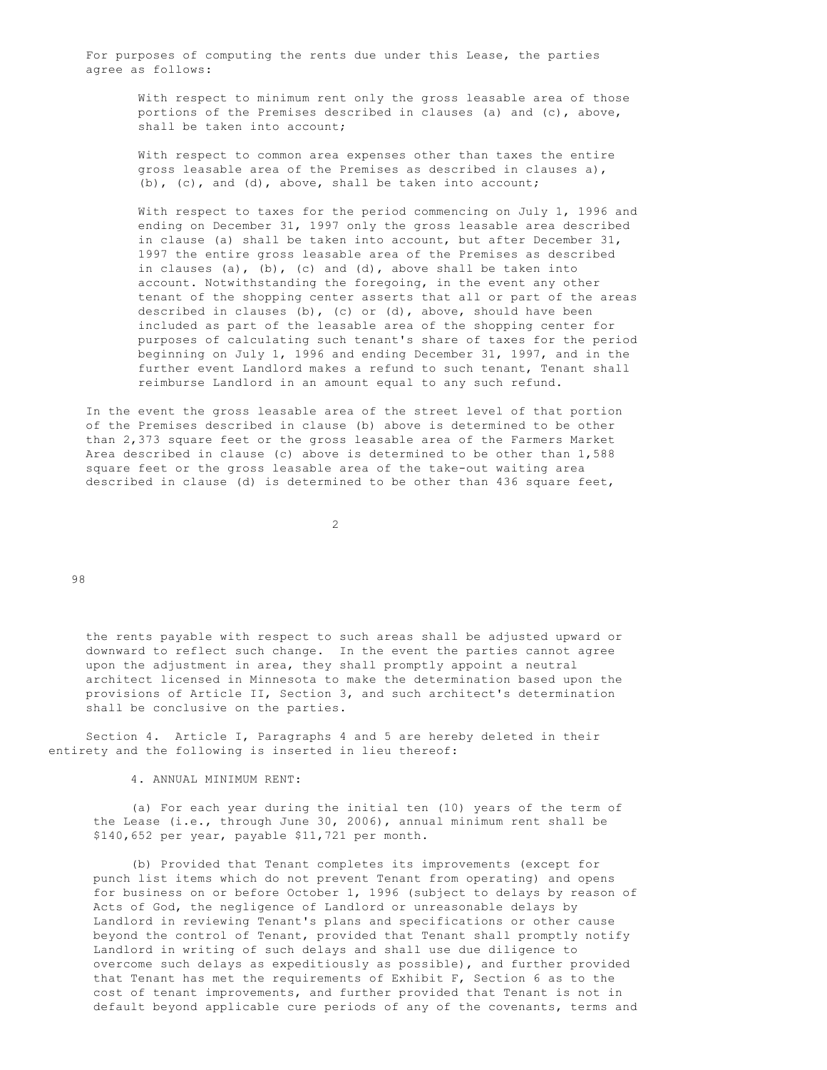For purposes of computing the rents due under this Lease, the parties agree as follows:

With respect to minimum rent only the gross leasable area of those portions of the Premises described in clauses (a) and (c), above, shall be taken into account;

With respect to common area expenses other than taxes the entire gross leasable area of the Premises as described in clauses a), (b), (c), and (d), above, shall be taken into account;

With respect to taxes for the period commencing on July 1, 1996 and ending on December 31, 1997 only the gross leasable area described in clause (a) shall be taken into account, but after December 31, 1997 the entire gross leasable area of the Premises as described in clauses (a), (b), (c) and (d), above shall be taken into account. Notwithstanding the foregoing, in the event any other tenant of the shopping center asserts that all or part of the areas described in clauses (b), (c) or (d), above, should have been included as part of the leasable area of the shopping center for purposes of calculating such tenant's share of taxes for the period beginning on July 1, 1996 and ending December 31, 1997, and in the further event Landlord makes a refund to such tenant, Tenant shall reimburse Landlord in an amount equal to any such refund.

In the event the gross leasable area of the street level of that portion of the Premises described in clause (b) above is determined to be other than 2,373 square feet or the gross leasable area of the Farmers Market Area described in clause (c) above is determined to be other than 1,588 square feet or the gross leasable area of the take-out waiting area described in clause (d) is determined to be other than 436 square feet, the rents payable with respect to such areas shall be adjusted upward or downward to reflect such change. In the event the parties cannot agree upon the adjustment in area, they shall promptly appoint a neutral architect licensed in Minnesota to make the determination based upon the provisions of Article II, Section 3, and such architect's determination shall be conclusive on the parties.

Section 4. Article I, Paragraphs 4 and 5 are hereby deleted in their entirety and the following is inserted in lieu thereof:

4. ANNUAL MINIMUM RENT:

(a) For each year during the initial ten (10) years of the term of the Lease (i.e., through June 30, 2006), annual minimum rent shall be $140,652 per year, payable $11,721 per month.

(b) Provided that Tenant completes its improvements (except for punch list items which do not prevent Tenant from operating) and opens for business on or before October 1, 1996 (subject to delays by reason of Acts of God, the negligence of Landlord or unreasonable delays by Landlord in reviewing Tenant's plans and specifications or other cause beyond the control of Tenant, provided that Tenant shall promptly notify Landlord in writing of such delays and shall use due diligence to overcome such delays as expeditiously as possible), and further provided that Tenant has met the requirements of Exhibit F, Section 6 as to the cost of tenant improvements, and further provided that Tenant is not in default beyond applicable cure periods of any of the covenants, terms and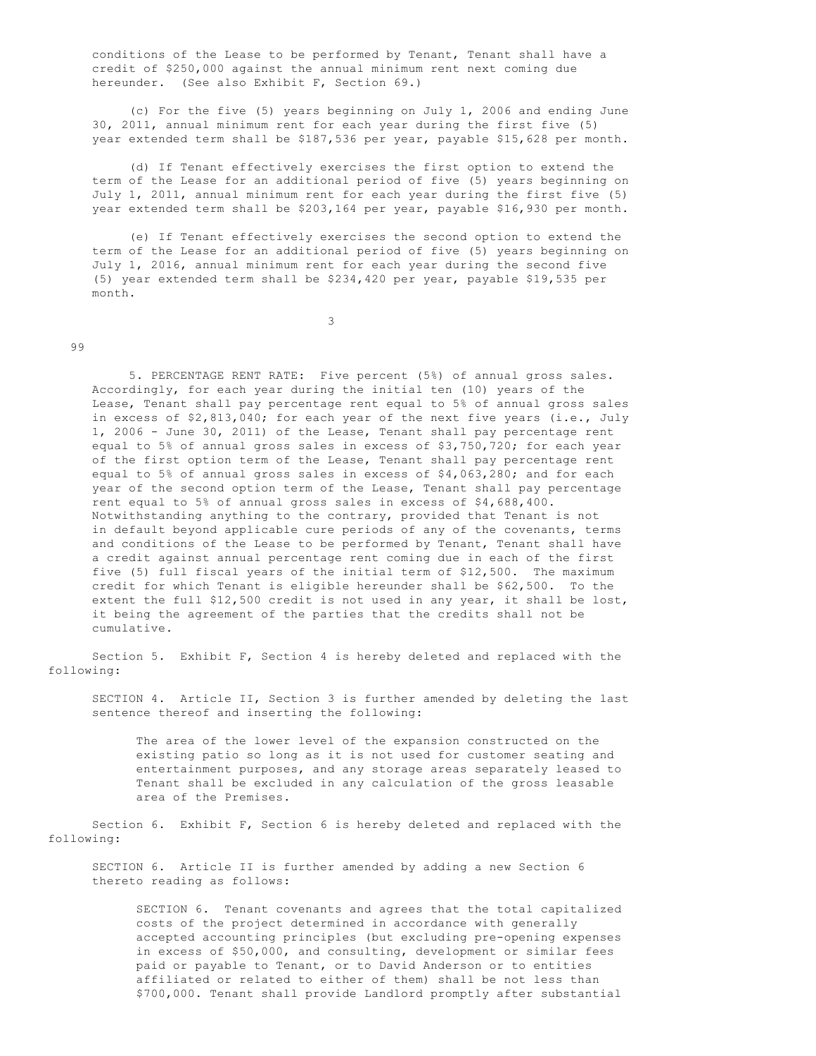conditions of the Lease to be performed by Tenant, Tenant shall have a credit of $250,000 against the annual minimum rent next coming due hereunder. (See also Exhibit F, Section 69.)

(c) For the five (5) years beginning on July 1, 2006 and ending June 30, 2011, annual minimum rent for each year during the first five (5) year extended term shall be $187,536 per year, payable $15,628 per month.

(d) If Tenant effectively exercises the first option to extend the term of the Lease for an additional period of five (5) years beginning on July 1, 2011, annual minimum rent for each year during the first five (5) year extended term shall be $203,164 per year, payable $16,930 per month.

(e) If Tenant effectively exercises the second option to extend the term of the Lease for an additional period of five (5) years beginning on July 1, 2016, annual minimum rent for each year during the second five (5) year extended term shall be $234,420 per year, payable $19,535 per month.

5. PERCENTAGE RENT RATE: Five percent (5%) of annual gross sales. Accordingly, for each year during the initial ten (10) years of the Lease, Tenant shall pay percentage rent equal to 5% of annual gross sales in excess of $2,813,040; for each year of the next five years (i.e., July 1, 2006 - June 30, 2011) of the Lease, Tenant shall pay percentage rent equal to 5% of annual gross sales in excess of $3,750,720; for each year of the first option term of the Lease, Tenant shall pay percentage rent equal to 5% of annual gross sales in excess of $4,063,280; and for each year of the second option term of the Lease, Tenant shall pay percentage rent equal to 5% of annual gross sales in excess of $4,688,400. Notwithstanding anything to the contrary, provided that Tenant is not in default beyond applicable cure periods of any of the covenants, terms and conditions of the Lease to be performed by Tenant, Tenant shall have a credit against annual percentage rent coming due in each of the first five (5) full fiscal years of the initial term of $12,500. The maximum credit for which Tenant is eligible hereunder shall be $62,500. To the extent the full $12,500 credit is not used in any year, it shall be lost, it being the agreement of the parties that the credits shall not be cumulative.

Section 5. Exhibit F, Section 4 is hereby deleted and replaced with the following:

SECTION 4. Article II, Section 3 is further amended by deleting the last sentence thereof and inserting the following:

> The area of the lower level of the expansion constructed on the existing patio so long as it is not used for customer seating and entertainment purposes, and any storage areas separately leased to Tenant shall be excluded in any calculation of the gross leasable area of the Premises.

Section 6. Exhibit F, Section 6 is hereby deleted and replaced with the following:

SECTION 6. Article II is further amended by adding a new Section 6 thereto reading as follows:

> SECTION 6. Tenant covenants and agrees that the total capitalized costs of the project determined in accordance with generally accepted accounting principles (but excluding pre-opening expenses in excess of $50,000, and consulting, development or similar fees paid or payable to Tenant, or to David Anderson or to entities affiliated or related to either of them) shall be not less than $700,000. Tenant shall provide Landlord promptly after substantial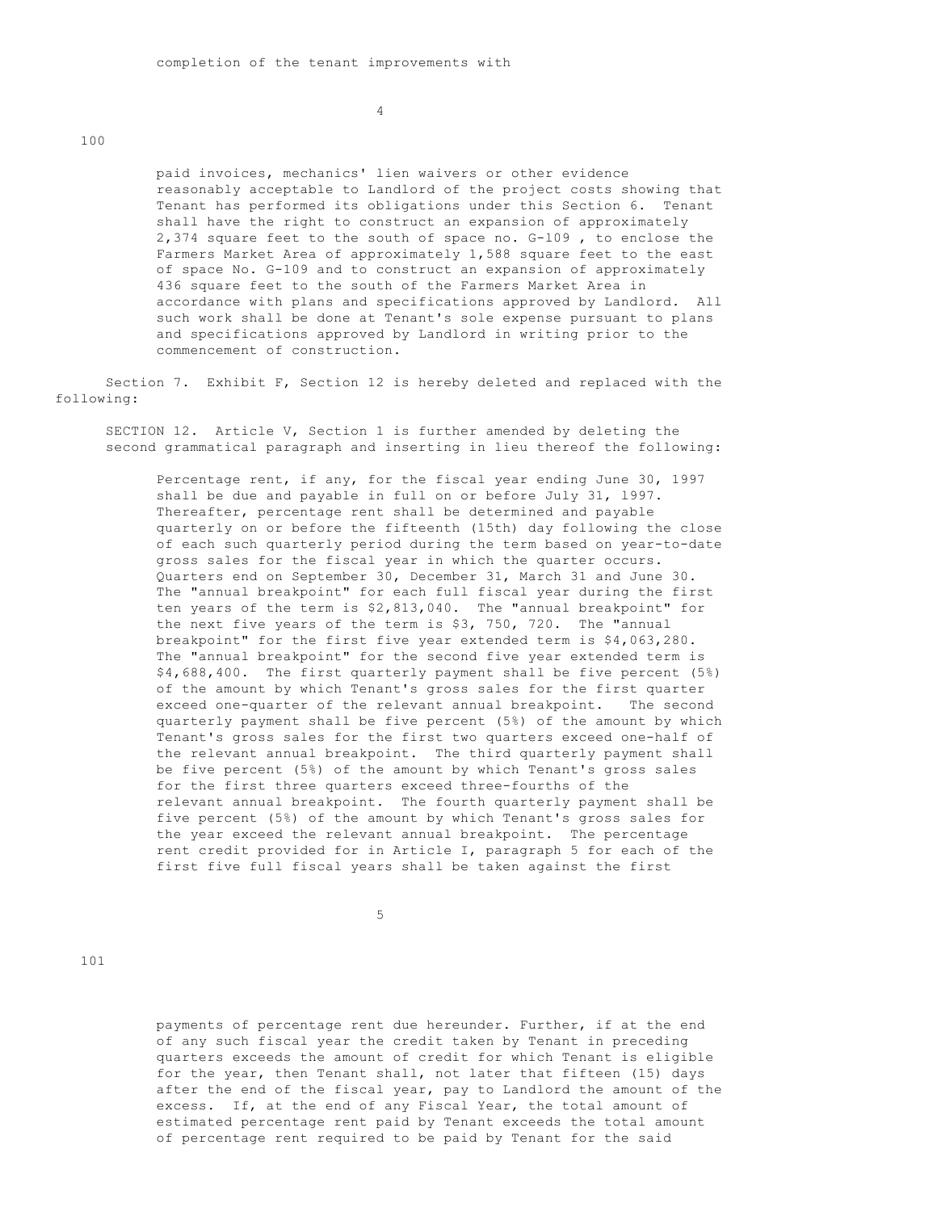completion of the tenant improvements with

paid invoices, mechanics' lien waivers or other evidence reasonably acceptable to Landlord of the project costs showing that Tenant has performed its obligations under this Section 6. Tenant shall have the right to construct an expansion of approximately 2,374 square feet to the south of space no. G-109 , to enclose the Farmers Market Area of approximately 1,588 square feet to the east of space No. G-109 and to construct an expansion of approximately 436 square feet to the south of the Farmers Market Area in accordance with plans and specifications approved by Landlord. All such work shall be done at Tenant's sole expense pursuant to plans and specifications approved by Landlord in writing prior to the commencement of construction.

Section 7. Exhibit F, Section 12 is hereby deleted and replaced with the following:

SECTION 12. Article V, Section 1 is further amended by deleting the second grammatical paragraph and inserting in lieu thereof the following:

Percentage rent, if any, for the fiscal year ending June 30, 1997 shall be due and payable in full on or before July 31, 1997. Thereafter, percentage rent shall be determined and payable quarterly on or before the fifteenth (15th) day following the close of each such quarterly period during the term based on year-to-date gross sales for the fiscal year in which the quarter occurs. Quarters end on September 30, December 31, March 31 and June 30. The "annual breakpoint" for each full fiscal year during the first ten years of the term is $2,813,040. The "annual breakpoint" for the next five years of the term is $3, 750, 720. The "annual breakpoint" for the first five year extended term is $4,063,280. The "annual breakpoint" for the second five year extended term is $4,688,400. The first quarterly payment shall be five percent (5%) of the amount by which Tenant's gross sales for the first quarter exceed one-quarter of the relevant annual breakpoint. The second quarterly payment shall be five percent (5%) of the amount by which Tenant's gross sales for the first two quarters exceed one-half of the relevant annual breakpoint. The third quarterly payment shall be five percent (5%) of the amount by which Tenant's gross sales for the first three quarters exceed three-fourths of the relevant annual breakpoint. The fourth quarterly payment shall be five percent (5%) of the amount by which Tenant's gross sales for the year exceed the relevant annual breakpoint. The percentage rent credit provided for in Article I, paragraph 5 for each of the first five full fiscal years shall be taken against the first

payments of percentage rent due hereunder. Further, if at the end of any such fiscal year the credit taken by Tenant in preceding quarters exceeds the amount of credit for which Tenant is eligible for the year, then Tenant shall, not later that fifteen (15) days after the end of the fiscal year, pay to Landlord the amount of the excess. If, at the end of any Fiscal Year, the total amount of estimated percentage rent paid by Tenant exceeds the total amount of percentage rent required to be paid by Tenant for the said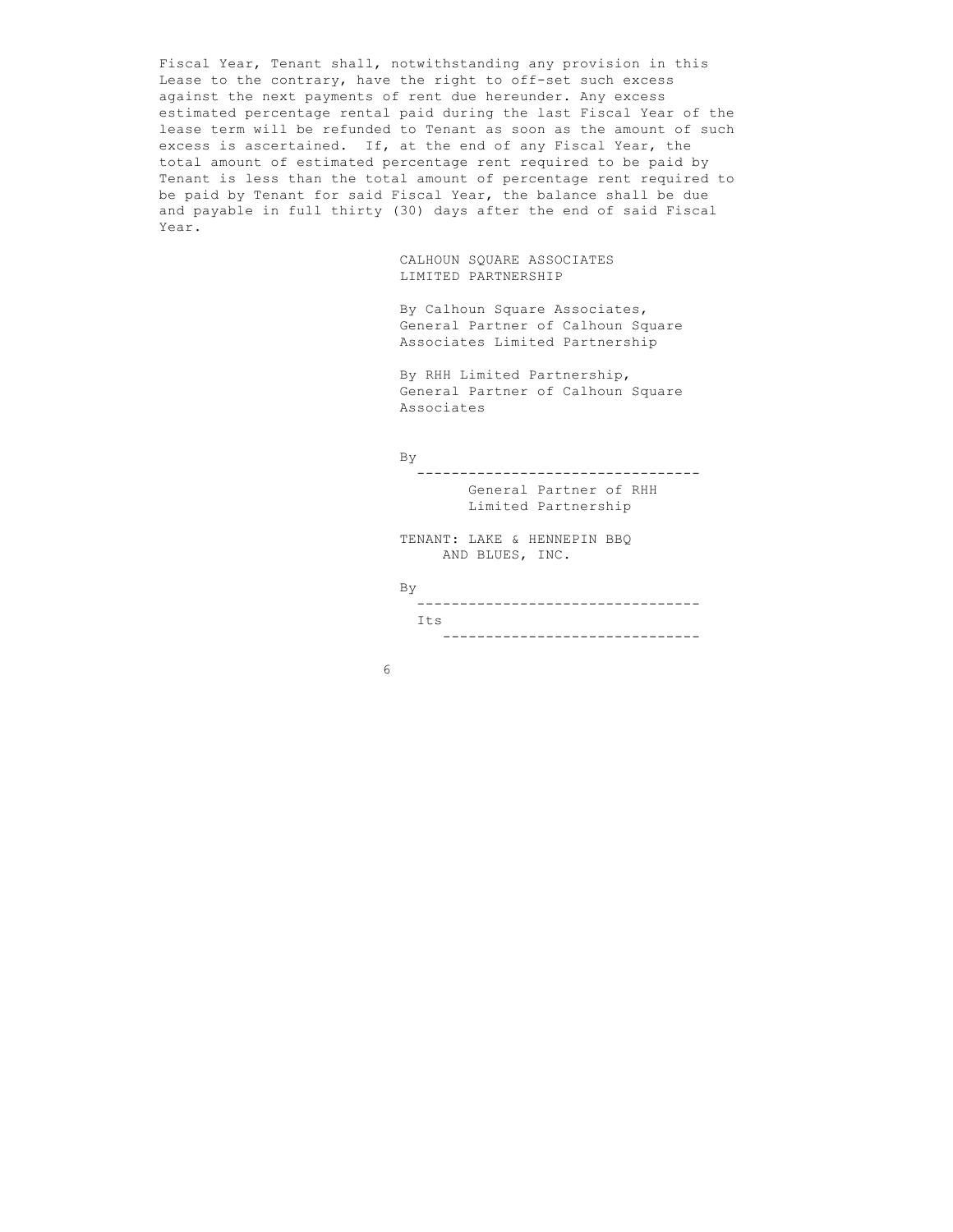Fiscal Year, Tenant shall, notwithstanding any provision in this Lease to the contrary, have the right to off-set such excess against the next payments of rent due hereunder. Any excess estimated percentage rental paid during the last Fiscal Year of the lease term will be refunded to Tenant as soon as the amount of such excess is ascertained. If, at the end of any Fiscal Year, the total amount of estimated percentage rent required to be paid by Tenant is less than the total amount of percentage rent required to be paid by Tenant for said Fiscal Year, the balance shall be due and payable in full thirty (30) days after the end of said Fiscal Year.

CALHOUN SQUARE ASSOCIATES
LIMITED PARTNERSHIP

By Calhoun Square Associates,
General Partner of Calhoun Square
Associates Limited Partnership

By RHH Limited Partnership,
General Partner of Calhoun Square
Associates

By
\_\_\_\_\_\_\_\_\_\_\_\_\_\_\_\_\_\_\_\_\_\_\_\_\_\_\_\_\_\_\_\_\_
General Partner of RHH
Limited Partnership

TENANT: LAKE & HENNEPIN BBQ
AND BLUES, INC.

By
\_\_\_\_\_\_\_\_\_\_\_\_\_\_\_\_\_\_\_\_\_\_\_\_\_\_\_\_\_\_\_\_\_
Its
\_\_\_\_\_\_\_\_\_\_\_\_\_\_\_\_\_\_\_\_\_\_\_\_\_\_\_\_\_\_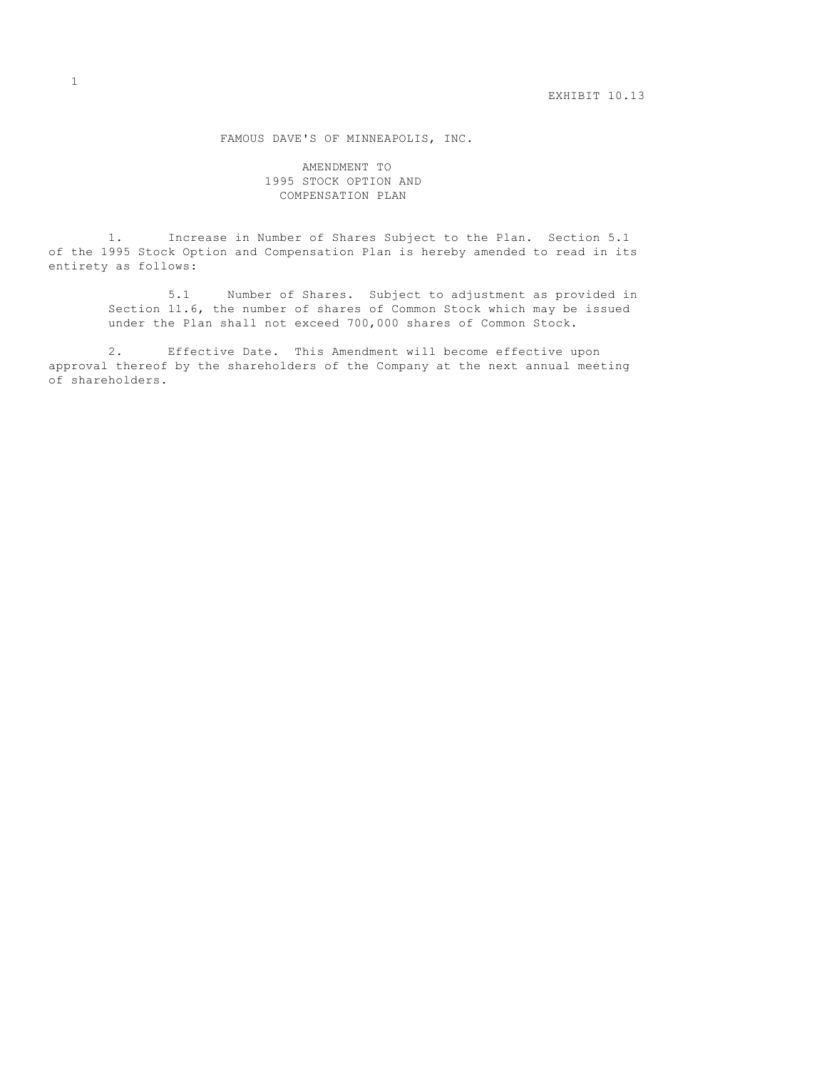EXHIBIT 10.13

# FAMOUS DAVE'S OF MINNEAPOLIS, INC.

## AMENDMENT TO 1995 STOCK OPTION AND COMPENSATION PLAN

1. Increase in Number of Shares Subject to the Plan. Section 5.1 of the 1995 Stock Option and Compensation Plan is hereby amended to read in its entirety as follows:

> 5.1 Number of Shares. Subject to adjustment as provided in Section 11.6, the number of shares of Common Stock which may be issued under the Plan shall not exceed 700,000 shares of Common Stock.

2. Effective Date. This Amendment will become effective upon approval thereof by the shareholders of the Company at the next annual meeting of shareholders.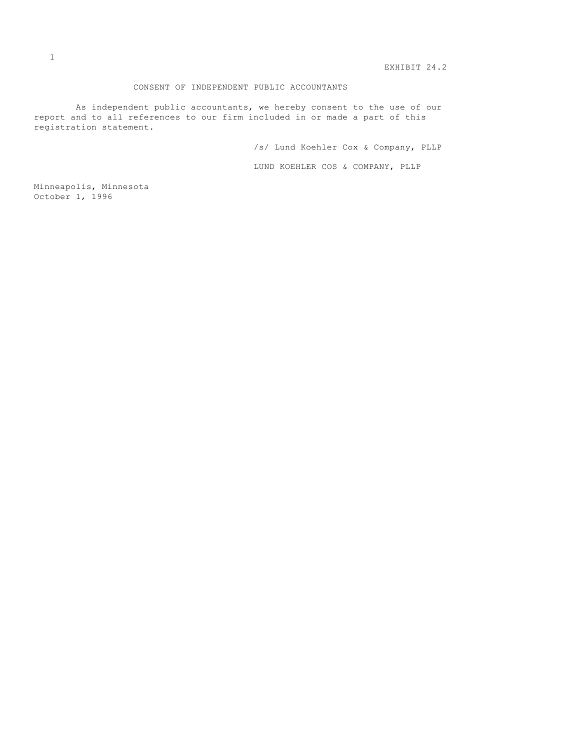EXHIBIT 24.2

# CONSENT OF INDEPENDENT PUBLIC ACCOUNTANTS

As independent public accountants, we hereby consent to the use of our report and to all references to our firm included in or made a part of this registration statement.

/s/ Lund Koehler Cox & Company, PLLP

LUND KOEHLER COS & COMPANY, PLLP

Minneapolis, Minnesota
October 1, 1996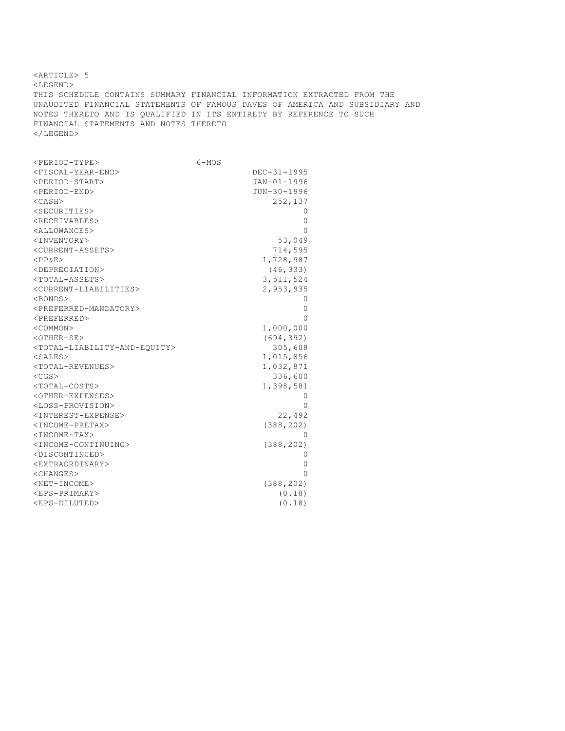<ARTICLE> 5
<LEGEND>
THIS SCHEDULE CONTAINS SUMMARY FINANCIAL INFORMATION EXTRACTED FROM THE UNAUDITED FINANCIAL STATEMENTS OF FAMOUS DAVES OF AMERICA AND SUBSIDIARY AND NOTES THERETO AND IS QUALIFIED IN ITS ENTIRETY BY REFERENCE TO SUCH FINANCIAL STATEMENTS AND NOTES THERETO
</LEGEND>

| | | |
|---|---|---|
| <PERIOD-TYPE> | 6-MOS | |
| <FISCAL-YEAR-END> | | DEC-31-1995 |
| <PERIOD-START> | | JAN-01-1996 |
| <PERIOD-END> | | JUN-30-1996 |
| <CASH> | | 252,137 |
| <SECURITIES> | | 0 |
| <RECEIVABLES> | | 0 |
| <ALLOWANCES> | | 0 |
| <INVENTORY> | | 53,049 |
| <CURRENT-ASSETS> | | 714,595 |
| <PP&E> | | 1,728,987 |
| <DEPRECIATION> | | (46,333) |
| <TOTAL-ASSETS> | | 3,511,524 |
| <CURRENT-LIABILITIES> | | 2,953,935 |
| <BONDS> | | 0 |
| <PREFERRED-MANDATORY> | | 0 |
| <PREFERRED> | | 0 |
| <COMMON> | | 1,000,000 |
| <OTHER-SE> | | (694,392) |
| <TOTAL-LIABILITY-AND-EQUITY> | | 305,608 |
| <SALES> | | 1,015,856 |
| <TOTAL-REVENUES> | | 1,032,871 |
| <CGS> | | 336,600 |
| <TOTAL-COSTS> | | 1,398,581 |
| <OTHER-EXPENSES> | | 0 |
| <LOSS-PROVISION> | | 0 |
| <INTEREST-EXPENSE> | | 22,492 |
| <INCOME-PRETAX> | | (388,202) |
| <INCOME-TAX> | | 0 |
| <INCOME-CONTINUING> | | (388,202) |
| <DISCONTINUED> | | 0 |
| <EXTRAORDINARY> | | 0 |
| <CHANGES> | | 0 |
| <NET-INCOME> | | (388,202) |
| <EPS-PRIMARY> | | (0.18) |
| <EPS-DILUTED> | | (0.18) |